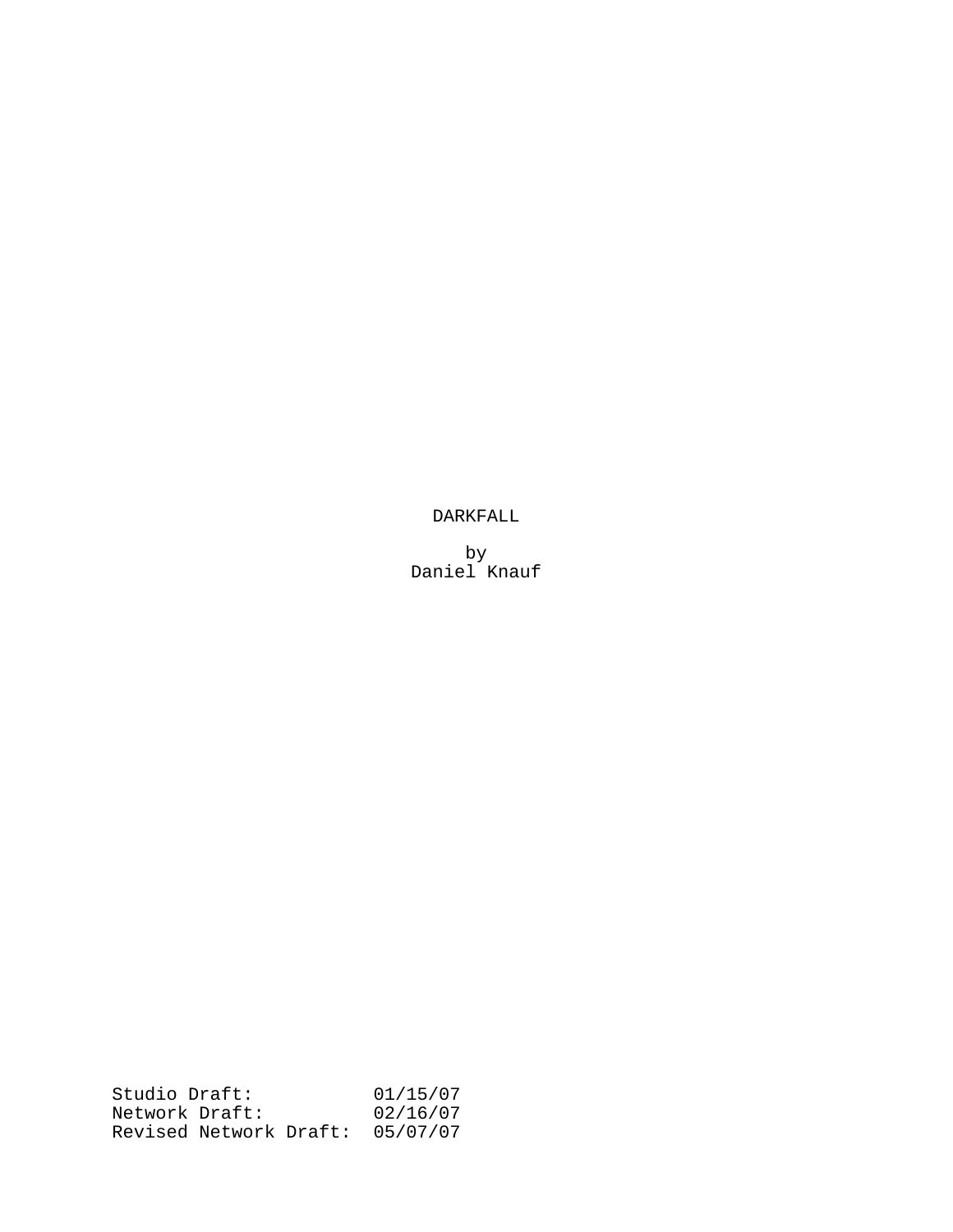# DARKFALL

by
Daniel Knauf

| | |
|---|---|
| Studio Draft: | 01/15/07 |
| Network Draft: | 02/16/07 |
| Revised Network Draft: | 05/07/07 |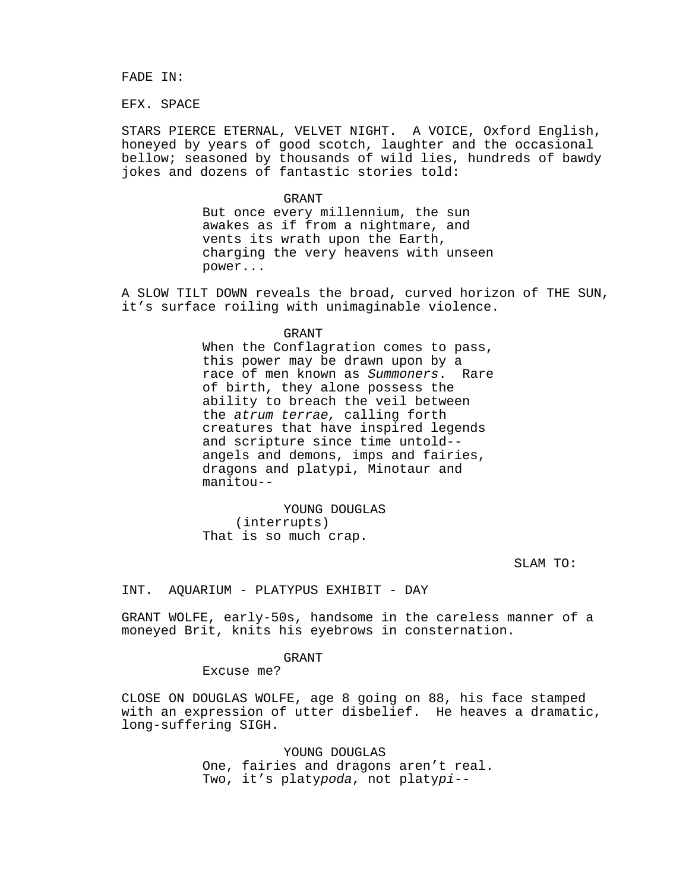FADE IN:

EFX. SPACE

STARS PIERCE ETERNAL, VELVET NIGHT.  A VOICE, Oxford English, honeyed by years of good scotch, laughter and the occasional bellow; seasoned by thousands of wild lies, hundreds of bawdy jokes and dozens of fantastic stories told:

GRANT
But once every millennium, the sun awakes as if from a nightmare, and vents its wrath upon the Earth, charging the very heavens with unseen power...

A SLOW TILT DOWN reveals the broad, curved horizon of THE SUN, it's surface roiling with unimaginable violence.

GRANT
When the Conflagration comes to pass, this power may be drawn upon by a race of men known as *Summoners*.  Rare of birth, they alone possess the ability to breach the veil between the *atrum terrae,* calling forth creatures that have inspired legends and scripture since time untold-- angels and demons, imps and fairies, dragons and platypi, Minotaur and manitou--

YOUNG DOUGLAS
(interrupts)
That is so much crap.

SLAM TO:

INT.  AQUARIUM - PLATYPUS EXHIBIT - DAY

GRANT WOLFE, early-50s, handsome in the careless manner of a moneyed Brit, knits his eyebrows in consternation.

GRANT
Excuse me?

CLOSE ON DOUGLAS WOLFE, age 8 going on 88, his face stamped with an expression of utter disbelief.  He heaves a dramatic, long-suffering SIGH.

YOUNG DOUGLAS
One, fairies and dragons aren't real. Two, it's platy*poda*, not platy*pi*--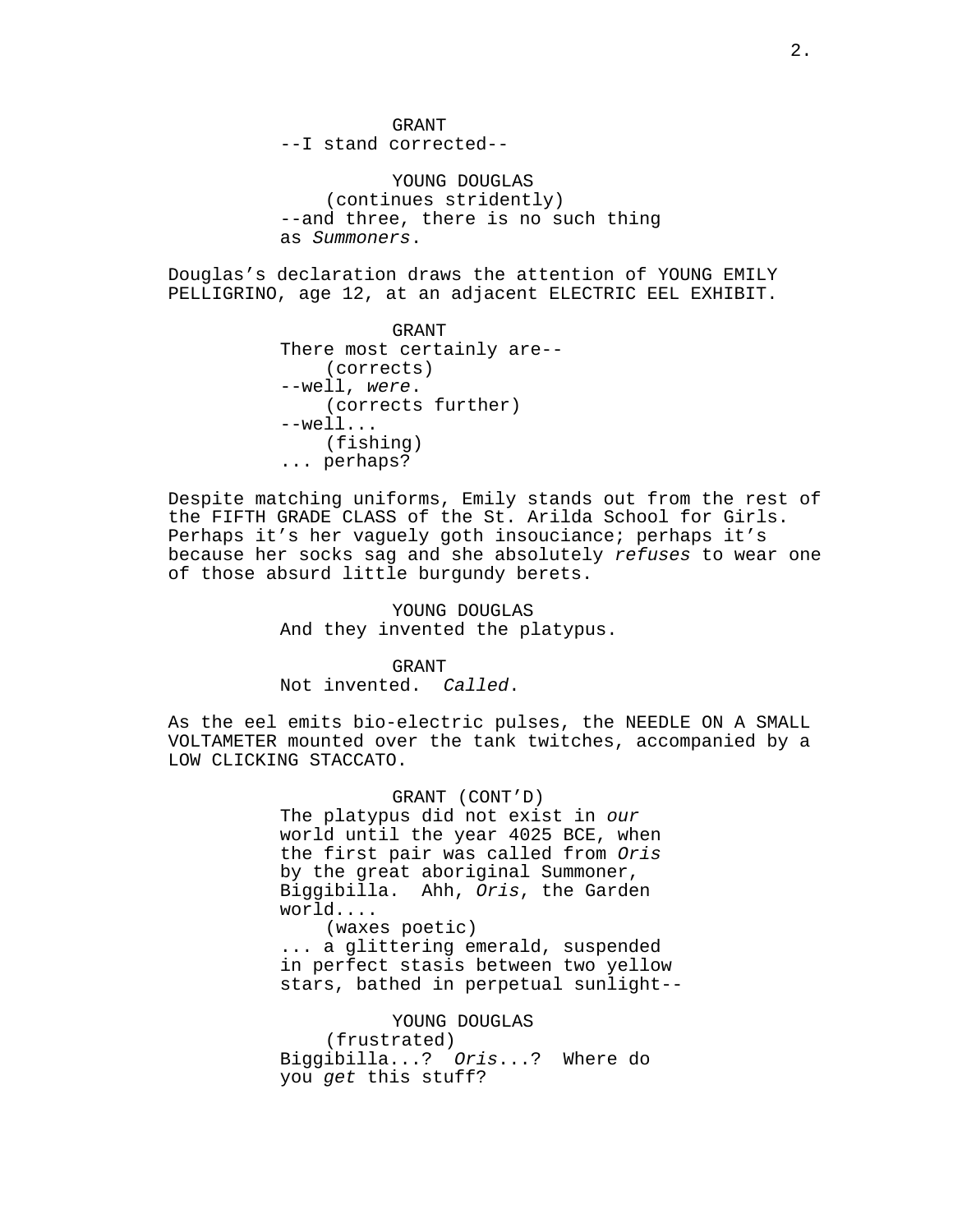GRANT
--I stand corrected--

YOUNG DOUGLAS
(continues stridently)
--and three, there is no such thing as *Summoners*.

Douglas's declaration draws the attention of YOUNG EMILY PELLIGRINO, age 12, at an adjacent ELECTRIC EEL EXHIBIT.

GRANT
There most certainly are--
(corrects)
--well, *were*.
(corrects further)
--well...
(fishing)
... perhaps?

Despite matching uniforms, Emily stands out from the rest of the FIFTH GRADE CLASS of the St. Arilda School for Girls. Perhaps it's her vaguely goth insouciance; perhaps it's because her socks sag and she absolutely *refuses* to wear one of those absurd little burgundy berets.

YOUNG DOUGLAS
And they invented the platypus.

GRANT
Not invented. *Called*.

As the eel emits bio-electric pulses, the NEEDLE ON A SMALL VOLTAMETER mounted over the tank twitches, accompanied by a LOW CLICKING STACCATO.

GRANT (CONT'D)
The platypus did not exist in *our* world until the year 4025 BCE, when the first pair was called from *Oris* by the great aboriginal Summoner, Biggibilla. Ahh, *Oris*, the Garden world....
(waxes poetic)
... a glittering emerald, suspended in perfect stasis between two yellow stars, bathed in perpetual sunlight--

YOUNG DOUGLAS
(frustrated)
Biggibilla...? *Oris*...? Where do you *get* this stuff?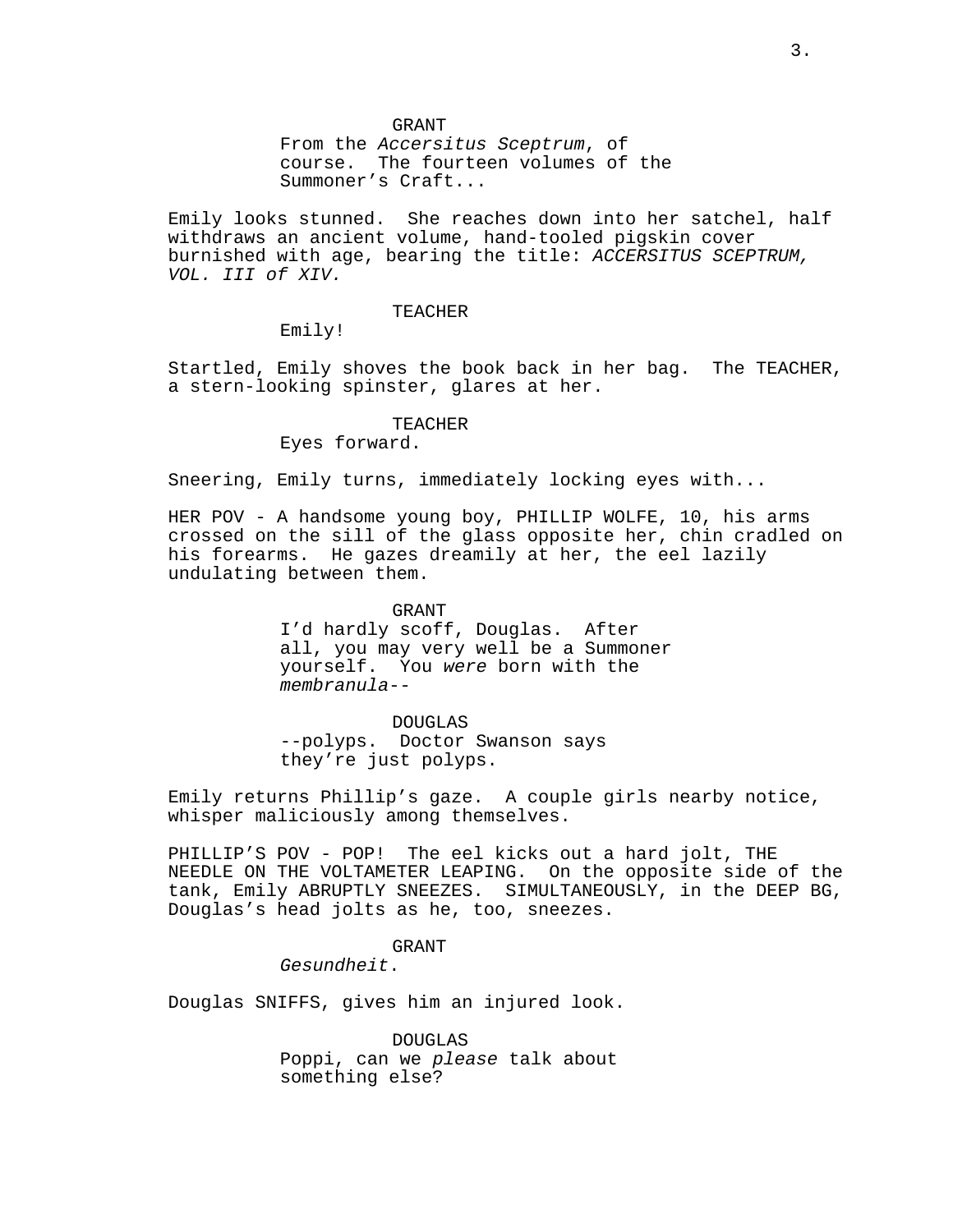GRANT
From the *Accersitus Sceptrum*, of course. The fourteen volumes of the Summoner's Craft...

Emily looks stunned. She reaches down into her satchel, half withdraws an ancient volume, hand-tooled pigskin cover burnished with age, bearing the title: *ACCERSITUS SCEPTRUM, VOL. III of XIV.*

TEACHER
Emily!

Startled, Emily shoves the book back in her bag. The TEACHER, a stern-looking spinster, glares at her.

TEACHER
Eyes forward.

Sneering, Emily turns, immediately locking eyes with...

HER POV - A handsome young boy, PHILLIP WOLFE, 10, his arms crossed on the sill of the glass opposite her, chin cradled on his forearms. He gazes dreamily at her, the eel lazily undulating between them.

GRANT
I'd hardly scoff, Douglas. After all, you may very well be a Summoner yourself. You *were* born with the *membranula*--

DOUGLAS
--polyps. Doctor Swanson says they're just polyps.

Emily returns Phillip's gaze. A couple girls nearby notice, whisper maliciously among themselves.

PHILLIP'S POV - POP! The eel kicks out a hard jolt, THE NEEDLE ON THE VOLTAMETER LEAPING. On the opposite side of the tank, Emily ABRUPTLY SNEEZES. SIMULTANEOUSLY, in the DEEP BG, Douglas's head jolts as he, too, sneezes.

GRANT
*Gesundheit*.

Douglas SNIFFS, gives him an injured look.

DOUGLAS
Poppi, can we *please* talk about something else?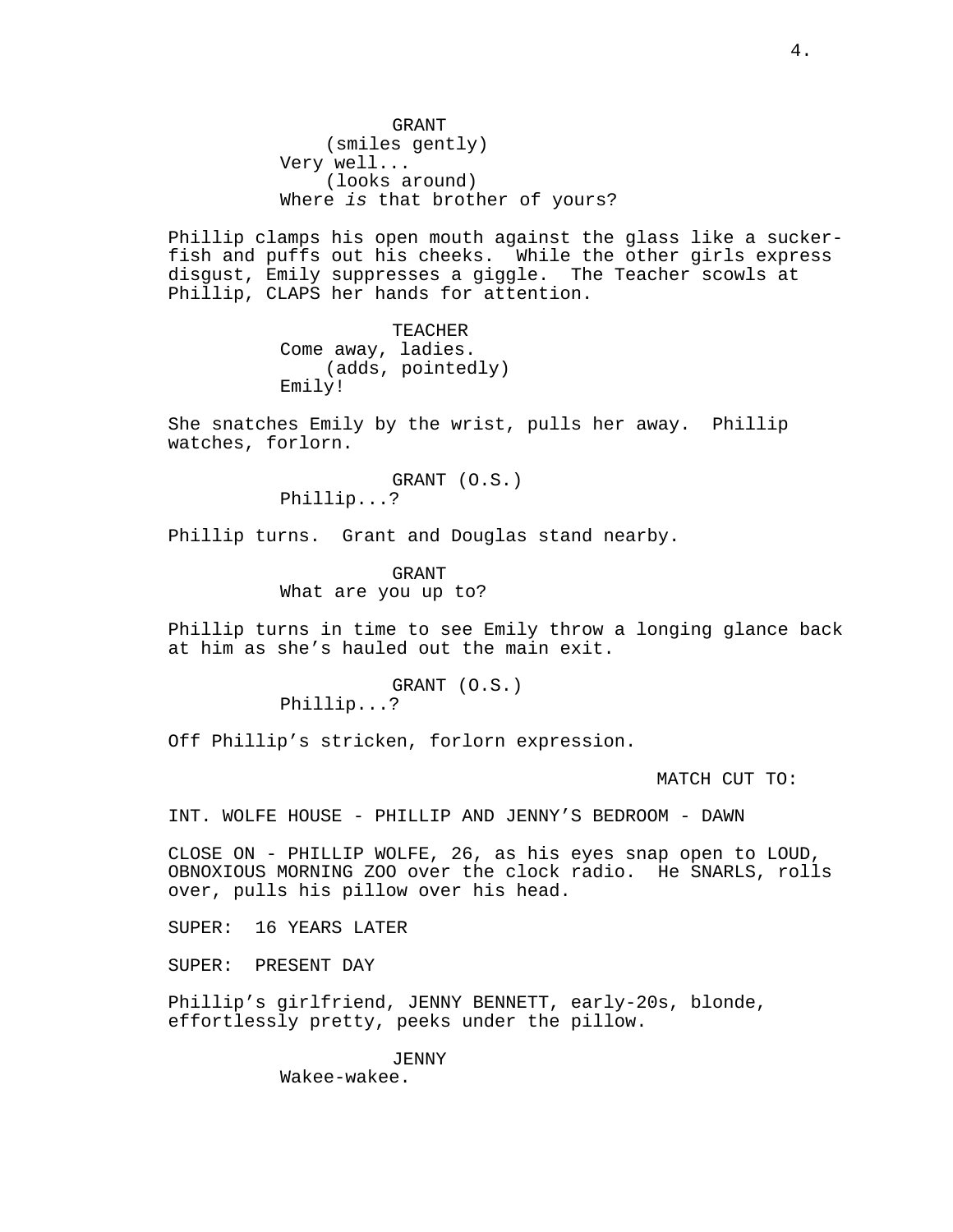GRANT
(smiles gently)
Very well...
(looks around)
Where *is* that brother of yours?

Phillip clamps his open mouth against the glass like a sucker-fish and puffs out his cheeks. While the other girls express disgust, Emily suppresses a giggle. The Teacher scowls at Phillip, CLAPS her hands for attention.

TEACHER
Come away, ladies.
(adds, pointedly)
Emily!

She snatches Emily by the wrist, pulls her away. Phillip watches, forlorn.

GRANT (O.S.)
Phillip...?

Phillip turns. Grant and Douglas stand nearby.

GRANT
What are you up to?

Phillip turns in time to see Emily throw a longing glance back at him as she's hauled out the main exit.

GRANT (O.S.)
Phillip...?

Off Phillip's stricken, forlorn expression.

MATCH CUT TO:

INT. WOLFE HOUSE - PHILLIP AND JENNY'S BEDROOM - DAWN

CLOSE ON - PHILLIP WOLFE, 26, as his eyes snap open to LOUD, OBNOXIOUS MORNING ZOO over the clock radio. He SNARLS, rolls over, pulls his pillow over his head.

SUPER: 16 YEARS LATER

SUPER: PRESENT DAY

Phillip's girlfriend, JENNY BENNETT, early-20s, blonde, effortlessly pretty, peeks under the pillow.

JENNY
Wakee-wakee.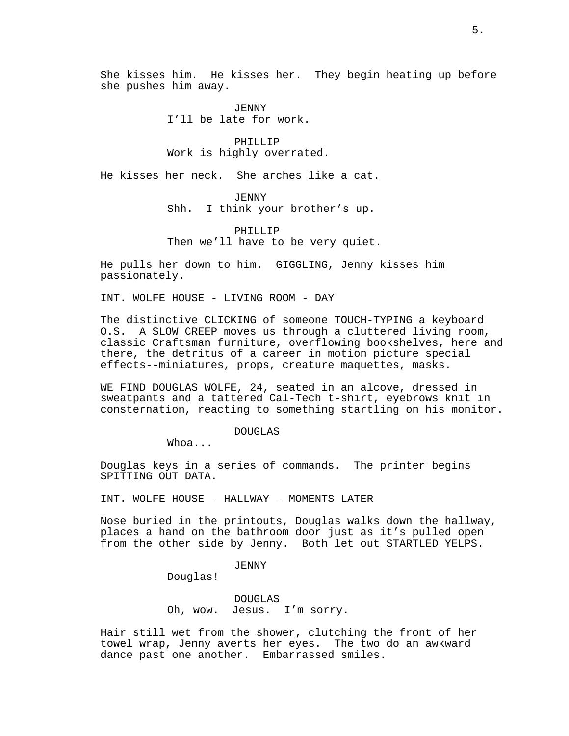She kisses him. He kisses her. They begin heating up before she pushes him away.

JENNY
I'll be late for work.

PHILLIP
Work is highly overrated.

He kisses her neck. She arches like a cat.

JENNY
Shh. I think your brother's up.

PHILLIP
Then we'll have to be very quiet.

He pulls her down to him. GIGGLING, Jenny kisses him passionately.

INT. WOLFE HOUSE - LIVING ROOM - DAY

The distinctive CLICKING of someone TOUCH-TYPING a keyboard O.S. A SLOW CREEP moves us through a cluttered living room, classic Craftsman furniture, overflowing bookshelves, here and there, the detritus of a career in motion picture special effects--miniatures, props, creature maquettes, masks.

WE FIND DOUGLAS WOLFE, 24, seated in an alcove, dressed in sweatpants and a tattered Cal-Tech t-shirt, eyebrows knit in consternation, reacting to something startling on his monitor.

DOUGLAS
Whoa...

Douglas keys in a series of commands. The printer begins SPITTING OUT DATA.

INT. WOLFE HOUSE - HALLWAY - MOMENTS LATER

Nose buried in the printouts, Douglas walks down the hallway, places a hand on the bathroom door just as it's pulled open from the other side by Jenny. Both let out STARTLED YELPS.

JENNY
Douglas!

DOUGLAS
Oh, wow. Jesus. I'm sorry.

Hair still wet from the shower, clutching the front of her towel wrap, Jenny averts her eyes. The two do an awkward dance past one another. Embarrassed smiles.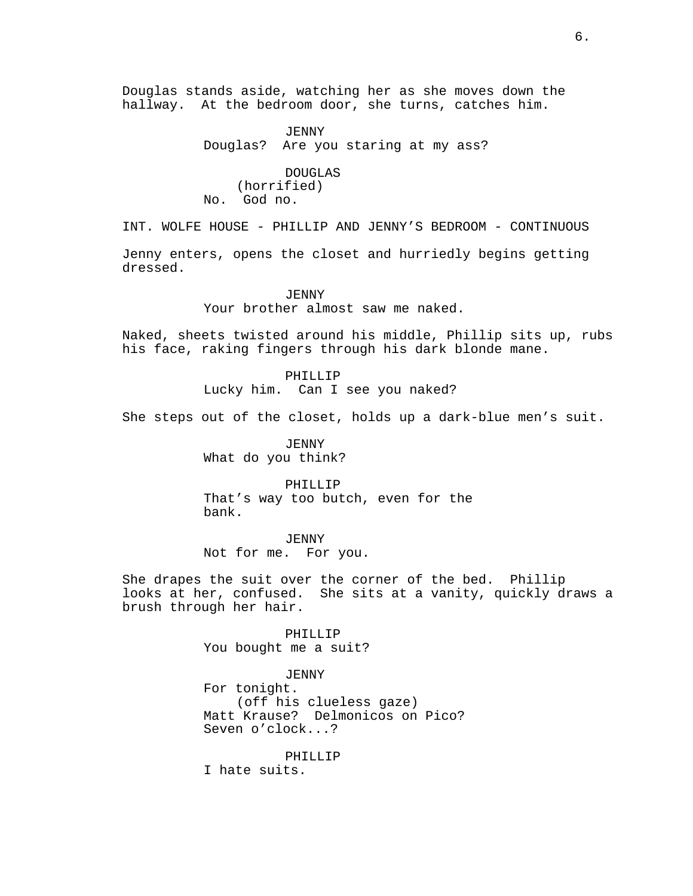Douglas stands aside, watching her as she moves down the hallway. At the bedroom door, she turns, catches him.

JENNY
Douglas? Are you staring at my ass?

DOUGLAS
(horrified)
No. God no.

INT. WOLFE HOUSE - PHILLIP AND JENNY'S BEDROOM - CONTINUOUS

Jenny enters, opens the closet and hurriedly begins getting dressed.

JENNY
Your brother almost saw me naked.

Naked, sheets twisted around his middle, Phillip sits up, rubs his face, raking fingers through his dark blonde mane.

PHILLIP
Lucky him. Can I see you naked?

She steps out of the closet, holds up a dark-blue men's suit.

JENNY
What do you think?

PHILLIP
That's way too butch, even for the bank.

JENNY
Not for me. For you.

She drapes the suit over the corner of the bed. Phillip looks at her, confused. She sits at a vanity, quickly draws a brush through her hair.

PHILLIP
You bought me a suit?

JENNY
For tonight.
(off his clueless gaze)
Matt Krause? Delmonicos on Pico? Seven o'clock...?

PHILLIP
I hate suits.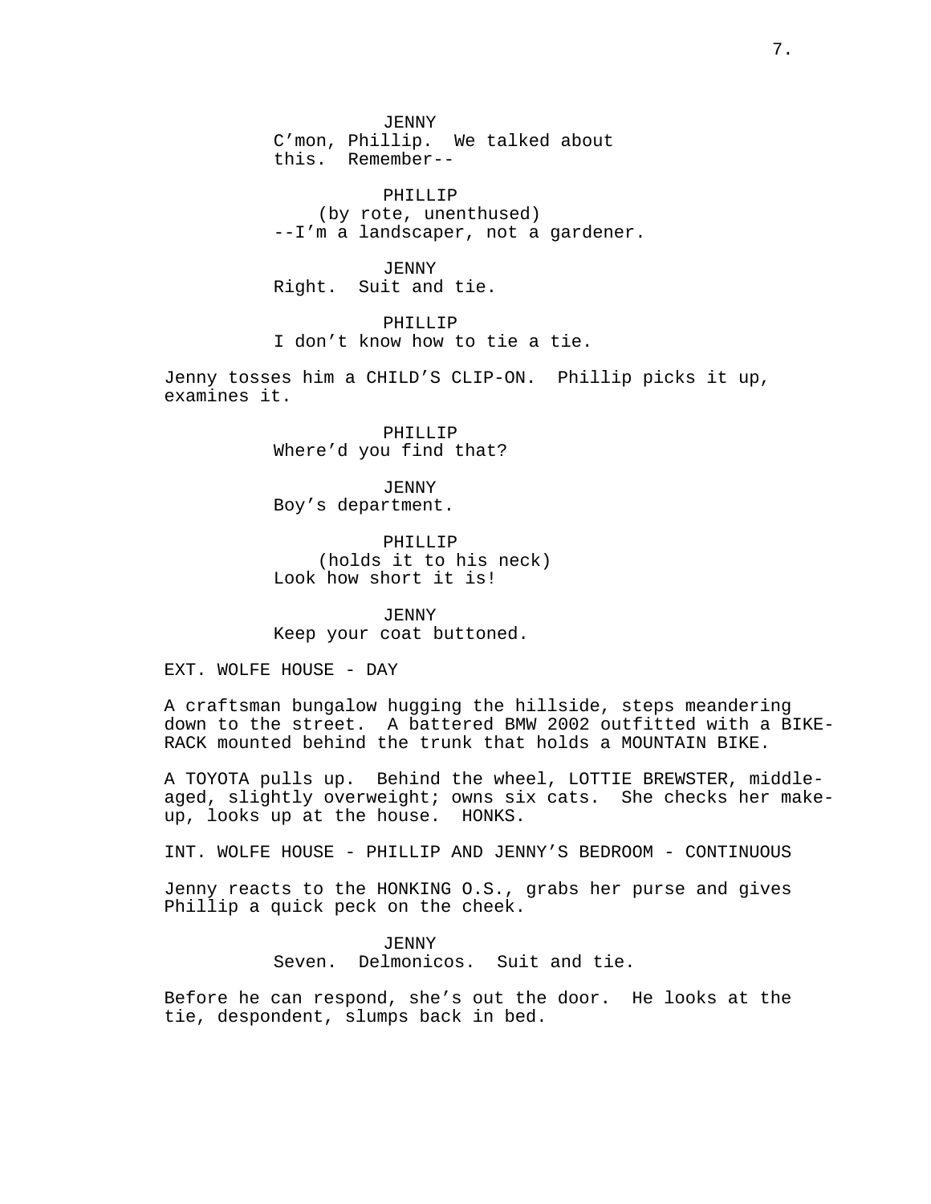JENNY
C'mon, Phillip.  We talked about this.  Remember--

PHILLIP
(by rote, unenthused)
--I'm a landscaper, not a gardener.

JENNY
Right.  Suit and tie.

PHILLIP
I don't know how to tie a tie.

Jenny tosses him a CHILD'S CLIP-ON.  Phillip picks it up, examines it.

PHILLIP
Where'd you find that?

JENNY
Boy's department.

PHILLIP
(holds it to his neck)
Look how short it is!

JENNY
Keep your coat buttoned.

EXT. WOLFE HOUSE - DAY

A craftsman bungalow hugging the hillside, steps meandering down to the street.  A battered BMW 2002 outfitted with a BIKE-RACK mounted behind the trunk that holds a MOUNTAIN BIKE.

A TOYOTA pulls up.  Behind the wheel, LOTTIE BREWSTER, middle-aged, slightly overweight; owns six cats.  She checks her make-up, looks up at the house.  HONKS.

INT. WOLFE HOUSE - PHILLIP AND JENNY'S BEDROOM - CONTINUOUS

Jenny reacts to the HONKING O.S., grabs her purse and gives Phillip a quick peck on the cheek.

JENNY
Seven.  Delmonicos.  Suit and tie.

Before he can respond, she's out the door.  He looks at the tie, despondent, slumps back in bed.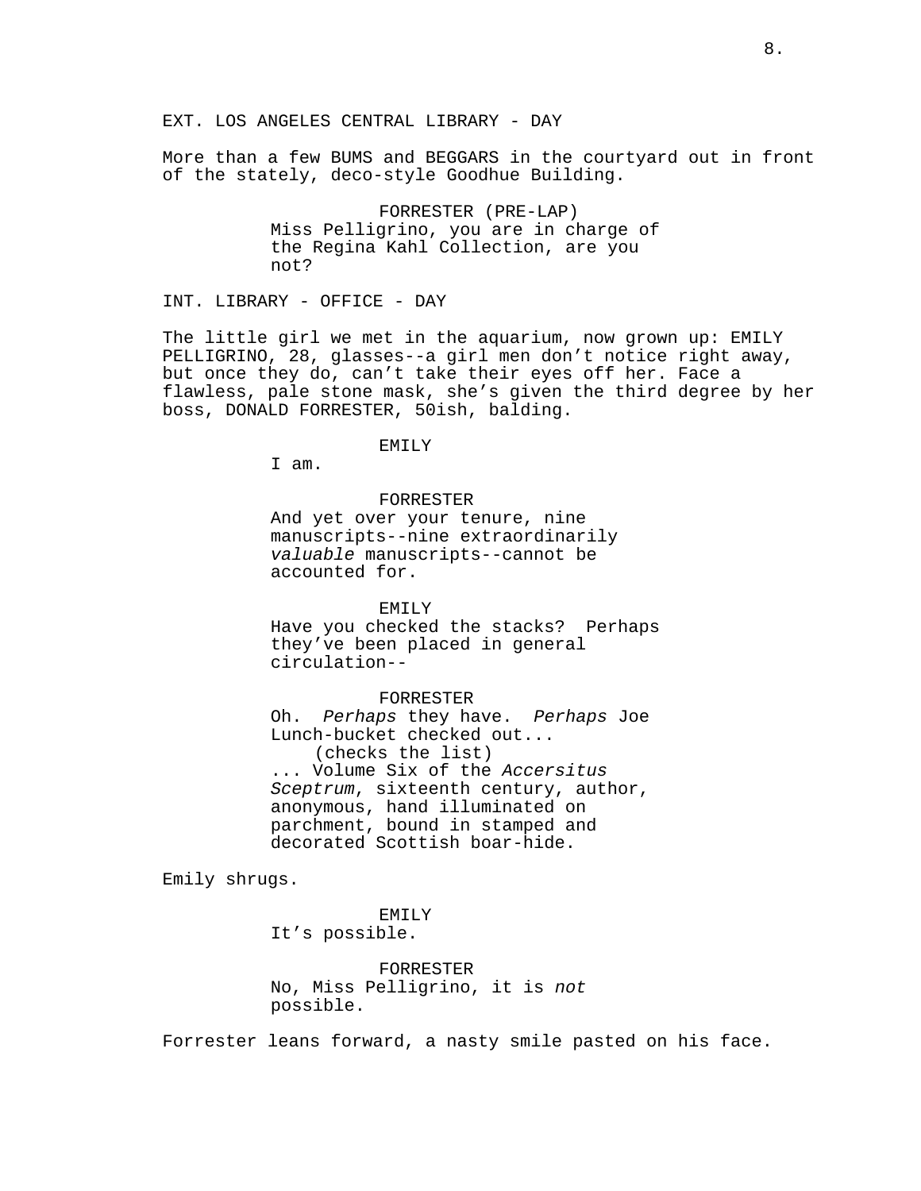EXT. LOS ANGELES CENTRAL LIBRARY - DAY

More than a few BUMS and BEGGARS in the courtyard out in front of the stately, deco-style Goodhue Building.

FORRESTER (PRE-LAP)
Miss Pelligrino, you are in charge of the Regina Kahl Collection, are you not?

INT. LIBRARY - OFFICE - DAY

The little girl we met in the aquarium, now grown up: EMILY PELLIGRINO, 28, glasses--a girl men don't notice right away, but once they do, can't take their eyes off her. Face a flawless, pale stone mask, she's given the third degree by her boss, DONALD FORRESTER, 50ish, balding.

EMILY
I am.

FORRESTER
And yet over your tenure, nine manuscripts--nine extraordinarily *valuable* manuscripts--cannot be accounted for.

EMILY
Have you checked the stacks? Perhaps they've been placed in general circulation--

FORRESTER
Oh. *Perhaps* they have. *Perhaps* Joe Lunch-bucket checked out...
(checks the list)
... Volume Six of the *Accersitus Sceptrum*, sixteenth century, author, anonymous, hand illuminated on parchment, bound in stamped and decorated Scottish boar-hide.

Emily shrugs.

EMILY
It's possible.

FORRESTER
No, Miss Pelligrino, it is *not* possible.

Forrester leans forward, a nasty smile pasted on his face.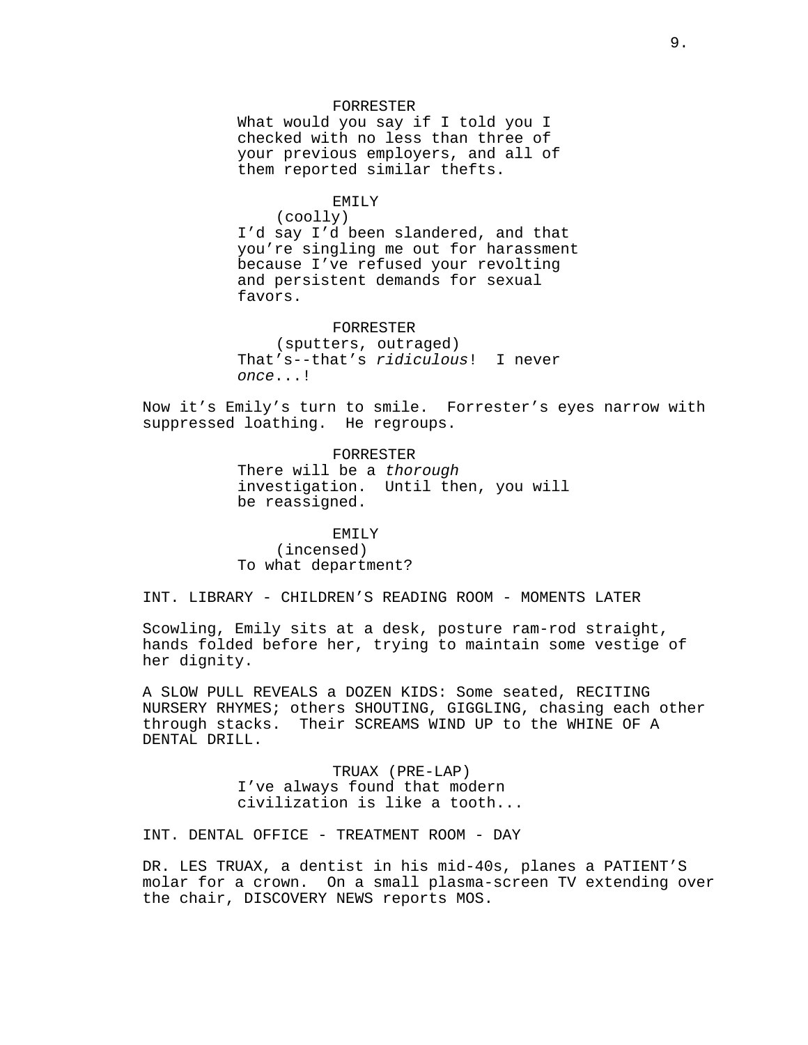FORRESTER

What would you say if I told you I checked with no less than three of your previous employers, and all of them reported similar thefts.

EMILY

(coolly)

I'd say I'd been slandered, and that you're singling me out for harassment because I've refused your revolting and persistent demands for sexual favors.

FORRESTER

(sputters, outraged)

That's--that's *ridiculous*! I never *once*...!

Now it's Emily's turn to smile. Forrester's eyes narrow with suppressed loathing. He regroups.

FORRESTER

There will be a *thorough* investigation. Until then, you will be reassigned.

EMILY

(incensed)

To what department?

INT. LIBRARY - CHILDREN'S READING ROOM - MOMENTS LATER

Scowling, Emily sits at a desk, posture ram-rod straight, hands folded before her, trying to maintain some vestige of her dignity.

A SLOW PULL REVEALS a DOZEN KIDS: Some seated, RECITING NURSERY RHYMES; others SHOUTING, GIGGLING, chasing each other through stacks. Their SCREAMS WIND UP to the WHINE OF A DENTAL DRILL.

TRUAX (PRE-LAP)

I've always found that modern civilization is like a tooth...

INT. DENTAL OFFICE - TREATMENT ROOM - DAY

DR. LES TRUAX, a dentist in his mid-40s, planes a PATIENT'S molar for a crown. On a small plasma-screen TV extending over the chair, DISCOVERY NEWS reports MOS.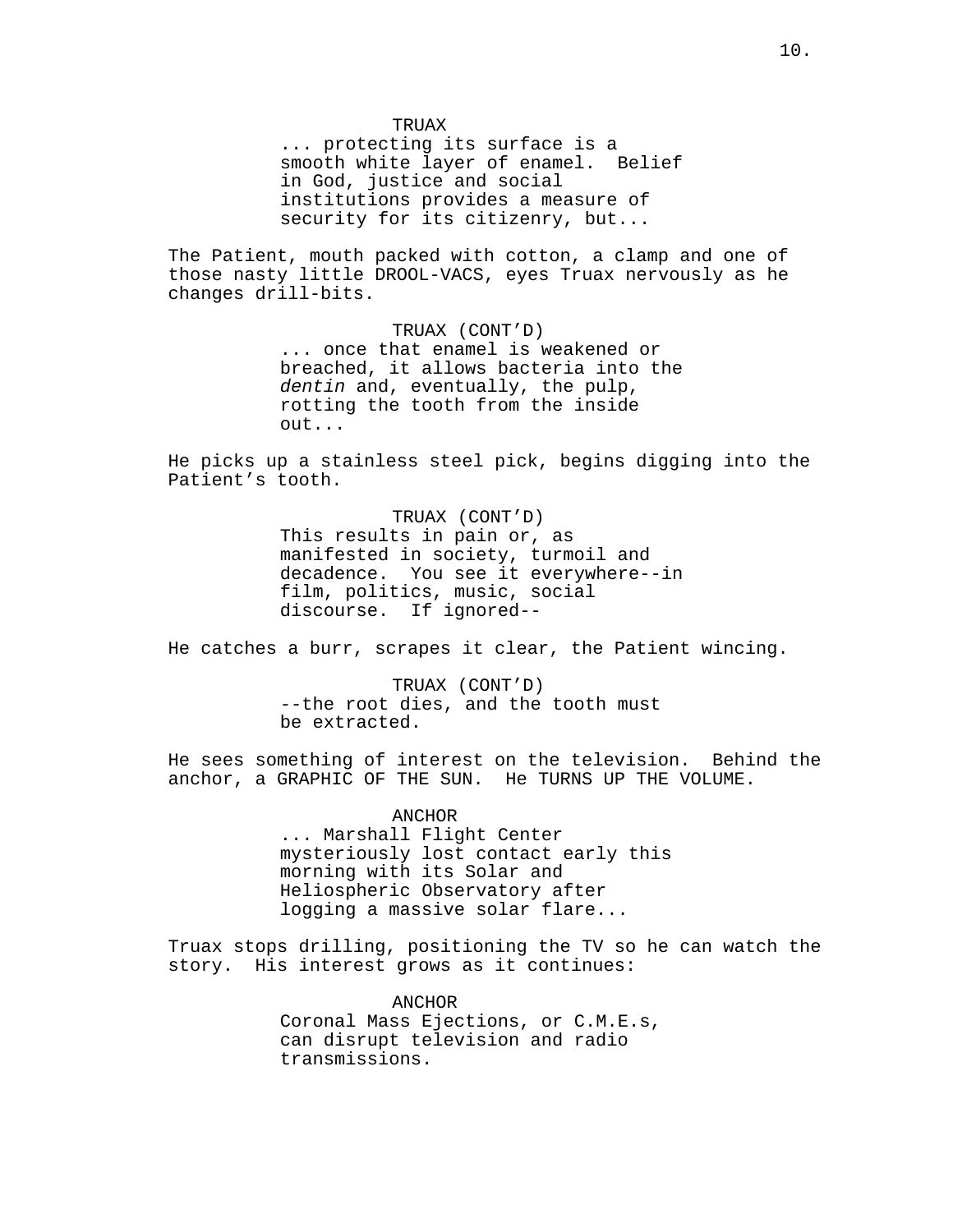TRUAX
... protecting its surface is a smooth white layer of enamel. Belief in God, justice and social institutions provides a measure of security for its citizenry, but...

The Patient, mouth packed with cotton, a clamp and one of those nasty little DROOL-VACS, eyes Truax nervously as he changes drill-bits.

TRUAX (CONT'D)
... once that enamel is weakened or breached, it allows bacteria into the *dentin* and, eventually, the pulp, rotting the tooth from the inside out...

He picks up a stainless steel pick, begins digging into the Patient's tooth.

TRUAX (CONT'D)
This results in pain or, as manifested in society, turmoil and decadence. You see it everywhere--in film, politics, music, social discourse. If ignored--

He catches a burr, scrapes it clear, the Patient wincing.

TRUAX (CONT'D)
--the root dies, and the tooth must be extracted.

He sees something of interest on the television. Behind the anchor, a GRAPHIC OF THE SUN. He TURNS UP THE VOLUME.

ANCHOR
... Marshall Flight Center mysteriously lost contact early this morning with its Solar and Heliospheric Observatory after logging a massive solar flare...

Truax stops drilling, positioning the TV so he can watch the story. His interest grows as it continues:

ANCHOR
Coronal Mass Ejections, or C.M.E.s, can disrupt television and radio transmissions.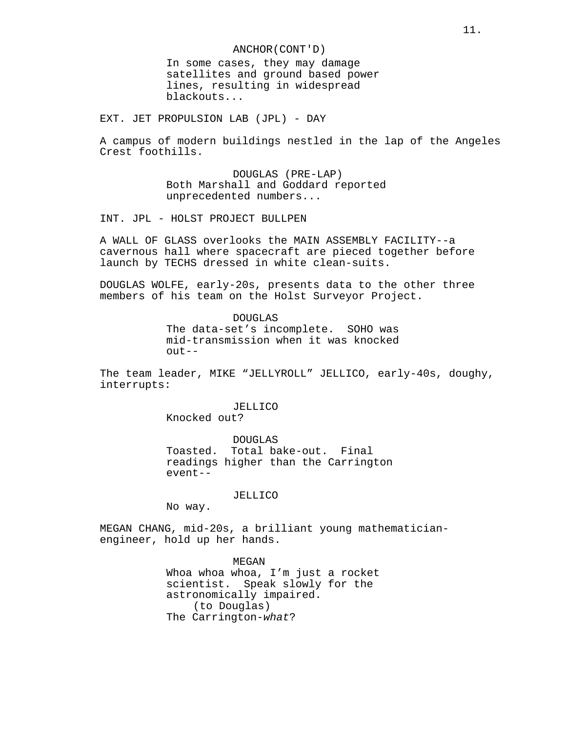ANCHOR(CONT'D)
In some cases, they may damage satellites and ground based power lines, resulting in widespread blackouts...

EXT. JET PROPULSION LAB (JPL) - DAY

A campus of modern buildings nestled in the lap of the Angeles Crest foothills.

DOUGLAS (PRE-LAP)
Both Marshall and Goddard reported unprecedented numbers...

INT. JPL - HOLST PROJECT BULLPEN

A WALL OF GLASS overlooks the MAIN ASSEMBLY FACILITY--a cavernous hall where spacecraft are pieced together before launch by TECHS dressed in white clean-suits.

DOUGLAS WOLFE, early-20s, presents data to the other three members of his team on the Holst Surveyor Project.

DOUGLAS
The data-set’s incomplete. SOHO was mid-transmission when it was knocked out--

The team leader, MIKE “JELLYROLL” JELLICO, early-40s, doughy, interrupts:

JELLICO
Knocked out?

DOUGLAS
Toasted. Total bake-out. Final readings higher than the Carrington event--

JELLICO
No way.

MEGAN CHANG, mid-20s, a brilliant young mathematician-engineer, hold up her hands.

MEGAN
Whoa whoa whoa, I’m just a rocket scientist. Speak slowly for the astronomically impaired.
(to Douglas)
The Carrington-*what*?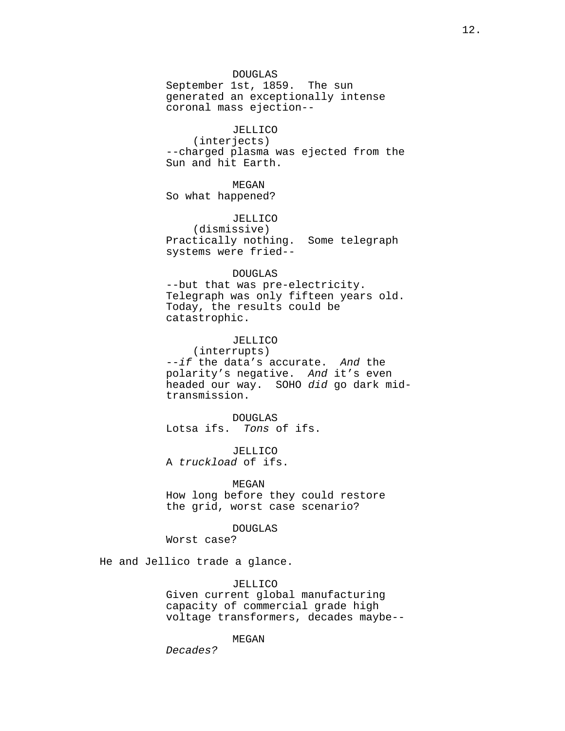DOUGLAS
September 1st, 1859. The sun generated an exceptionally intense coronal mass ejection--

JELLICO
(interjects)
--charged plasma was ejected from the Sun and hit Earth.

MEGAN
So what happened?

JELLICO
(dismissive)
Practically nothing. Some telegraph systems were fried--

DOUGLAS
--but that was pre-electricity. Telegraph was only fifteen years old. Today, the results could be catastrophic.

JELLICO
(interrupts)
--*if* the data's accurate. *And* the polarity's negative. *And* it's even headed our way. SOHO *did* go dark mid-transmission.

DOUGLAS
Lotsa ifs. *Tons* of ifs.

JELLICO
A *truckload* of ifs.

MEGAN
How long before they could restore the grid, worst case scenario?

DOUGLAS
Worst case?

He and Jellico trade a glance.

JELLICO
Given current global manufacturing capacity of commercial grade high voltage transformers, decades maybe--

MEGAN
*Decades?*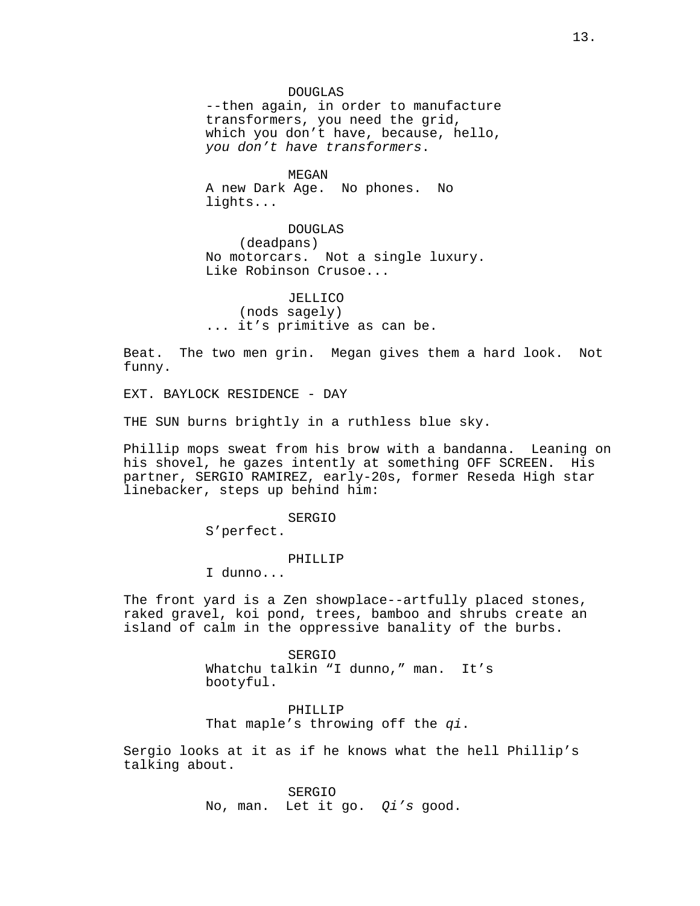DOUGLAS
--then again, in order to manufacture transformers, you need the grid, which you don't have, because, hello, *you don't have transformers*.

MEGAN
A new Dark Age. No phones. No lights...

DOUGLAS
(deadpans)
No motorcars. Not a single luxury. Like Robinson Crusoe...

JELLICO
(nods sagely)
... it's primitive as can be.

Beat. The two men grin. Megan gives them a hard look. Not funny.

EXT. BAYLOCK RESIDENCE - DAY

THE SUN burns brightly in a ruthless blue sky.

Phillip mops sweat from his brow with a bandanna. Leaning on his shovel, he gazes intently at something OFF SCREEN. His partner, SERGIO RAMIREZ, early-20s, former Reseda High star linebacker, steps up behind him:

SERGIO
S'perfect.

PHILLIP
I dunno...

The front yard is a Zen showplace--artfully placed stones, raked gravel, koi pond, trees, bamboo and shrubs create an island of calm in the oppressive banality of the burbs.

SERGIO
Whatchu talkin "I dunno," man. It's bootyful.

PHILLIP
That maple's throwing off the *qi*.

Sergio looks at it as if he knows what the hell Phillip's talking about.

SERGIO
No, man. Let it go. *Qi's* good.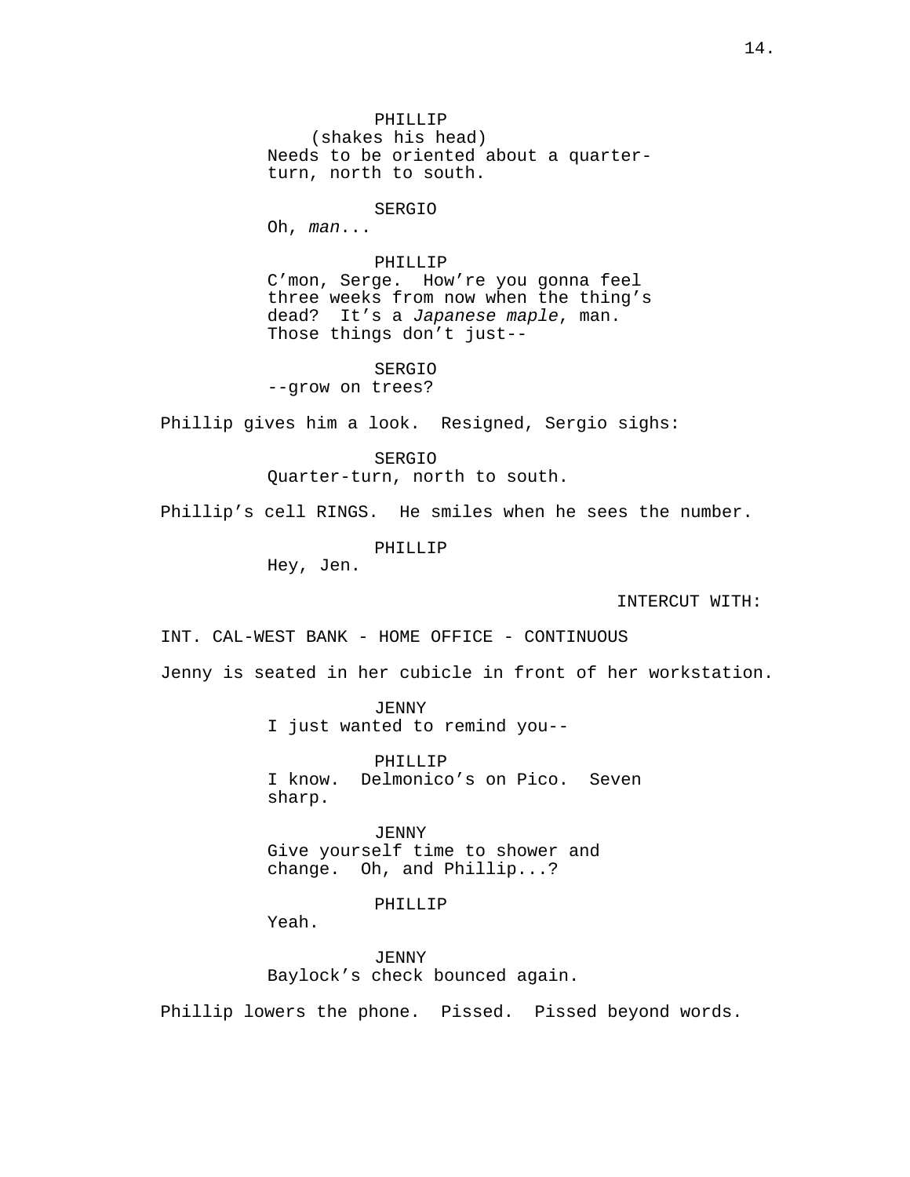PHILLIP
(shakes his head)
Needs to be oriented about a quarter-turn, north to south.

SERGIO
Oh, *man*...

PHILLIP
C'mon, Serge. How're you gonna feel three weeks from now when the thing's dead? It's a *Japanese maple*, man. Those things don't just--

SERGIO
--grow on trees?

Phillip gives him a look. Resigned, Sergio sighs:

SERGIO
Quarter-turn, north to south.

Phillip's cell RINGS. He smiles when he sees the number.

PHILLIP
Hey, Jen.

INTERCUT WITH:

INT. CAL-WEST BANK - HOME OFFICE - CONTINUOUS

Jenny is seated in her cubicle in front of her workstation.

JENNY
I just wanted to remind you--

PHILLIP
I know. Delmonico's on Pico. Seven sharp.

JENNY
Give yourself time to shower and change. Oh, and Phillip...?

PHILLIP
Yeah.

JENNY
Baylock's check bounced again.

Phillip lowers the phone. Pissed. Pissed beyond words.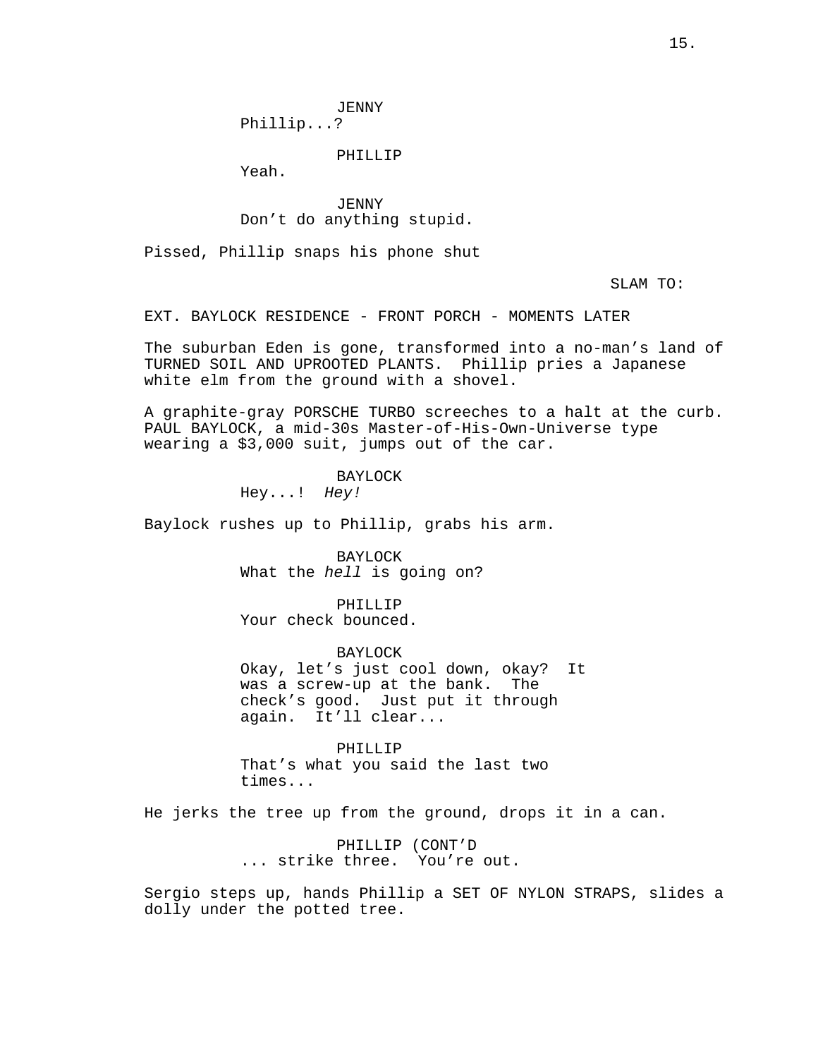JENNY
Phillip...?

PHILLIP
Yeah.

JENNY
Don't do anything stupid.

Pissed, Phillip snaps his phone shut

SLAM TO:

EXT. BAYLOCK RESIDENCE - FRONT PORCH - MOMENTS LATER

The suburban Eden is gone, transformed into a no-man's land of TURNED SOIL AND UPROOTED PLANTS. Phillip pries a Japanese white elm from the ground with a shovel.

A graphite-gray PORSCHE TURBO screeches to a halt at the curb. PAUL BAYLOCK, a mid-30s Master-of-His-Own-Universe type wearing a $3,000 suit, jumps out of the car.

BAYLOCK
Hey...! *Hey!*

Baylock rushes up to Phillip, grabs his arm.

BAYLOCK
What the *hell* is going on?

PHILLIP
Your check bounced.

BAYLOCK
Okay, let's just cool down, okay? It was a screw-up at the bank. The check's good. Just put it through again. It'll clear...

PHILLIP
That's what you said the last two times...

He jerks the tree up from the ground, drops it in a can.

PHILLIP (CONT'D
... strike three. You're out.

Sergio steps up, hands Phillip a SET OF NYLON STRAPS, slides a dolly under the potted tree.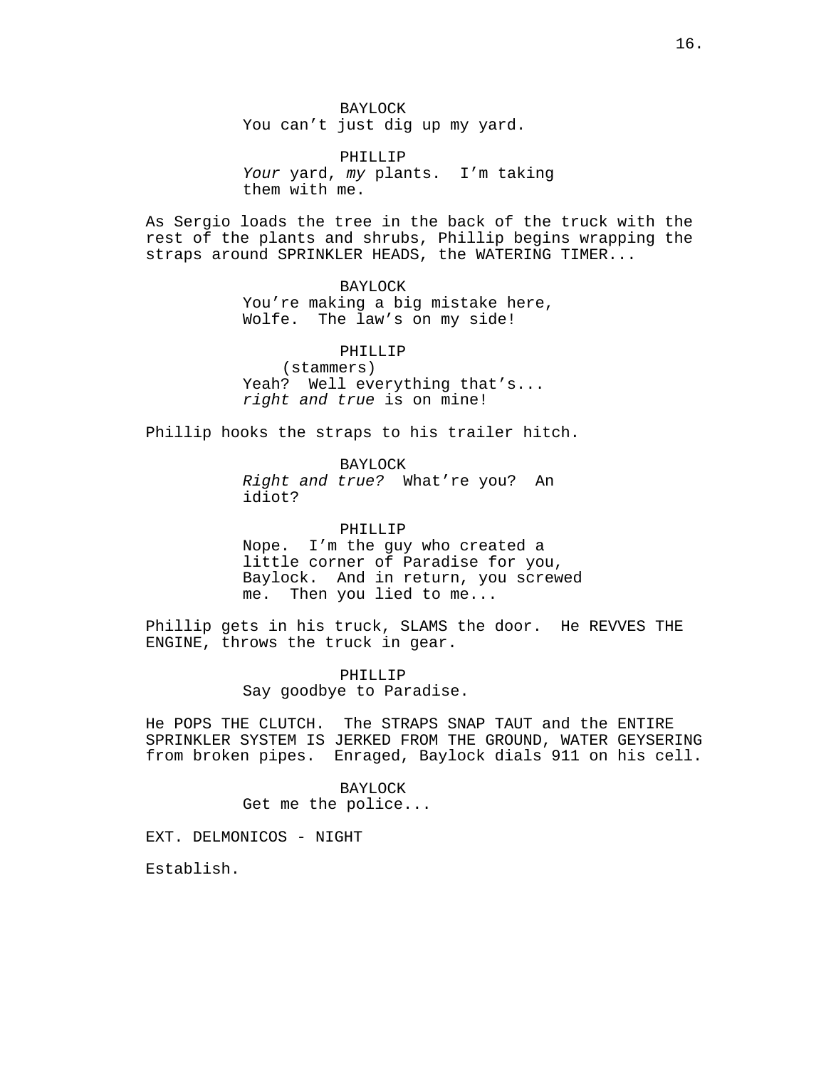BAYLOCK
You can't just dig up my yard.

PHILLIP
*Your* yard, *my* plants. I'm taking them with me.

As Sergio loads the tree in the back of the truck with the rest of the plants and shrubs, Phillip begins wrapping the straps around SPRINKLER HEADS, the WATERING TIMER...

BAYLOCK
You're making a big mistake here, Wolfe. The law's on my side!

PHILLIP
(stammers)
Yeah? Well everything that's... *right and true* is on mine!

Phillip hooks the straps to his trailer hitch.

BAYLOCK
*Right and true?* What're you? An idiot?

PHILLIP
Nope. I'm the guy who created a little corner of Paradise for you, Baylock. And in return, you screwed me. Then you lied to me...

Phillip gets in his truck, SLAMS the door. He REVVES THE ENGINE, throws the truck in gear.

PHILLIP
Say goodbye to Paradise.

He POPS THE CLUTCH. The STRAPS SNAP TAUT and the ENTIRE SPRINKLER SYSTEM IS JERKED FROM THE GROUND, WATER GEYSERING from broken pipes. Enraged, Baylock dials 911 on his cell.

BAYLOCK
Get me the police...

EXT. DELMONICOS - NIGHT

Establish.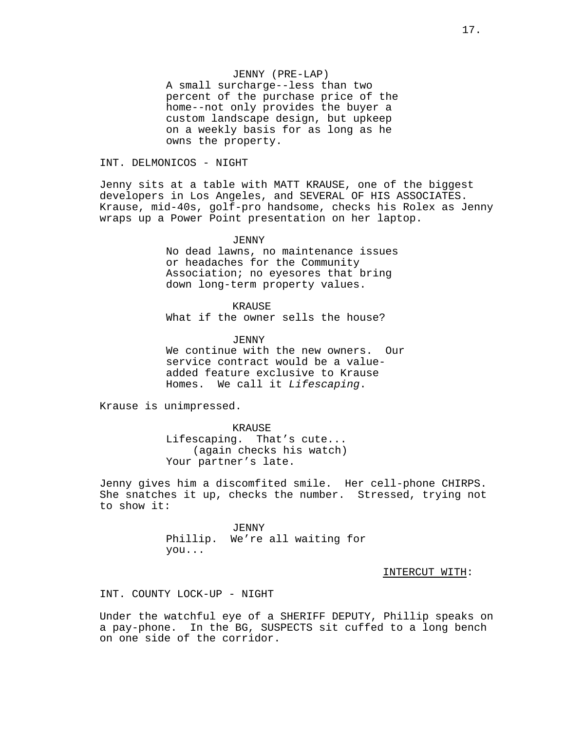JENNY (PRE-LAP)
A small surcharge--less than two percent of the purchase price of the home--not only provides the buyer a custom landscape design, but upkeep on a weekly basis for as long as he owns the property.

INT. DELMONICOS - NIGHT

Jenny sits at a table with MATT KRAUSE, one of the biggest developers in Los Angeles, and SEVERAL OF HIS ASSOCIATES. Krause, mid-40s, golf-pro handsome, checks his Rolex as Jenny wraps up a Power Point presentation on her laptop.

JENNY
No dead lawns, no maintenance issues or headaches for the Community Association; no eyesores that bring down long-term property values.

KRAUSE
What if the owner sells the house?

JENNY
We continue with the new owners. Our service contract would be a value-added feature exclusive to Krause Homes. We call it *Lifescaping*.

Krause is unimpressed.

KRAUSE
Lifescaping. That's cute...
(again checks his watch)
Your partner's late.

Jenny gives him a discomfited smile. Her cell-phone CHIRPS. She snatches it up, checks the number. Stressed, trying not to show it:

JENNY
Phillip. We're all waiting for you...

INTERCUT WITH:

INT. COUNTY LOCK-UP - NIGHT

Under the watchful eye of a SHERIFF DEPUTY, Phillip speaks on a pay-phone. In the BG, SUSPECTS sit cuffed to a long bench on one side of the corridor.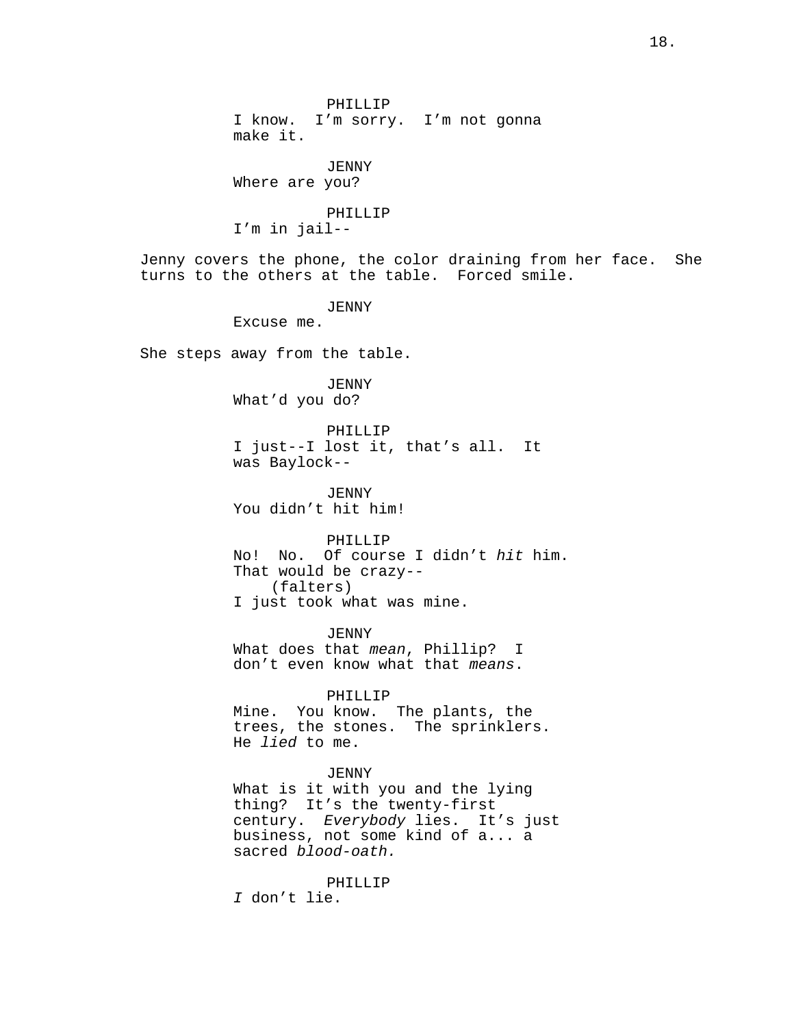PHILLIP
I know.  I'm sorry.  I'm not gonna make it.

JENNY
Where are you?

PHILLIP
I'm in jail--

Jenny covers the phone, the color draining from her face.  She turns to the others at the table.  Forced smile.

JENNY
Excuse me.

She steps away from the table.

JENNY
What'd you do?

PHILLIP
I just--I lost it, that's all.  It was Baylock--

JENNY
You didn't hit him!

PHILLIP
No!  No.  Of course I didn't *hit* him.  That would be crazy--
(falters)
I just took what was mine.

JENNY
What does that *mean*, Phillip?  I don't even know what that *means*.

PHILLIP
Mine.  You know.  The plants, the trees, the stones.  The sprinklers.  He *lied* to me.

JENNY
What is it with you and the lying thing?  It's the twenty-first century.  *Everybody* lies.  It's just business, not some kind of a... a sacred *blood-oath.*

PHILLIP
*I* don't lie.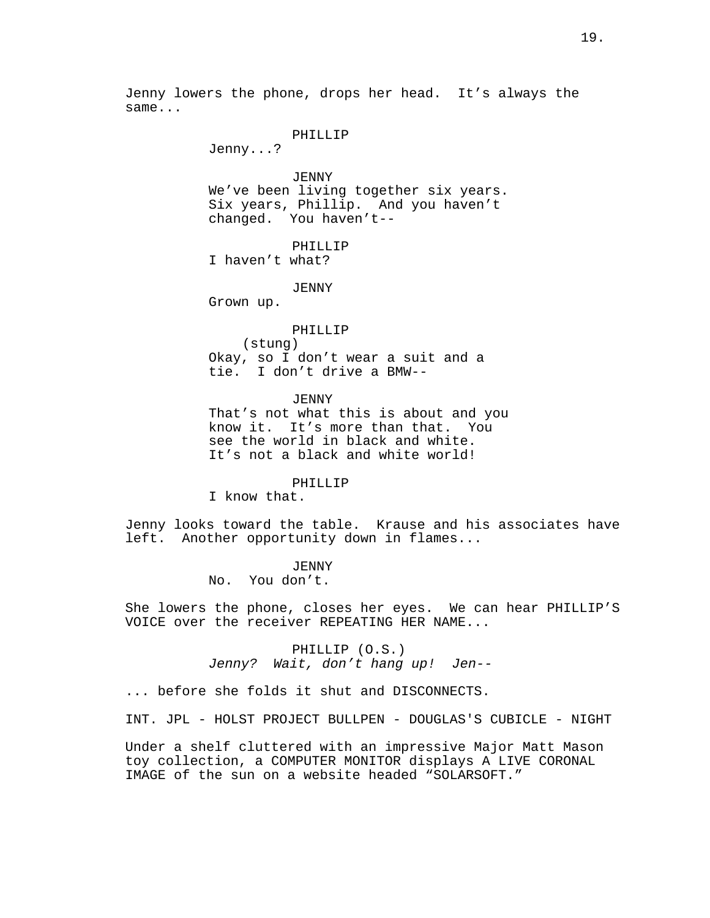Jenny lowers the phone, drops her head. It's always the same...

PHILLIP
Jenny...?

JENNY
We've been living together six years. Six years, Phillip. And you haven't changed. You haven't--

PHILLIP
I haven't what?

JENNY
Grown up.

PHILLIP
(stung)
Okay, so I don't wear a suit and a tie. I don't drive a BMW--

JENNY
That's not what this is about and you know it. It's more than that. You see the world in black and white. It's not a black and white world!

PHILLIP
I know that.

Jenny looks toward the table. Krause and his associates have left. Another opportunity down in flames...

JENNY
No. You don't.

She lowers the phone, closes her eyes. We can hear PHILLIP'S VOICE over the receiver REPEATING HER NAME...

PHILLIP (O.S.)
*Jenny? Wait, don't hang up! Jen--*

... before she folds it shut and DISCONNECTS.

INT. JPL - HOLST PROJECT BULLPEN - DOUGLAS'S CUBICLE - NIGHT

Under a shelf cluttered with an impressive Major Matt Mason toy collection, a COMPUTER MONITOR displays A LIVE CORONAL IMAGE of the sun on a website headed "SOLARSOFT."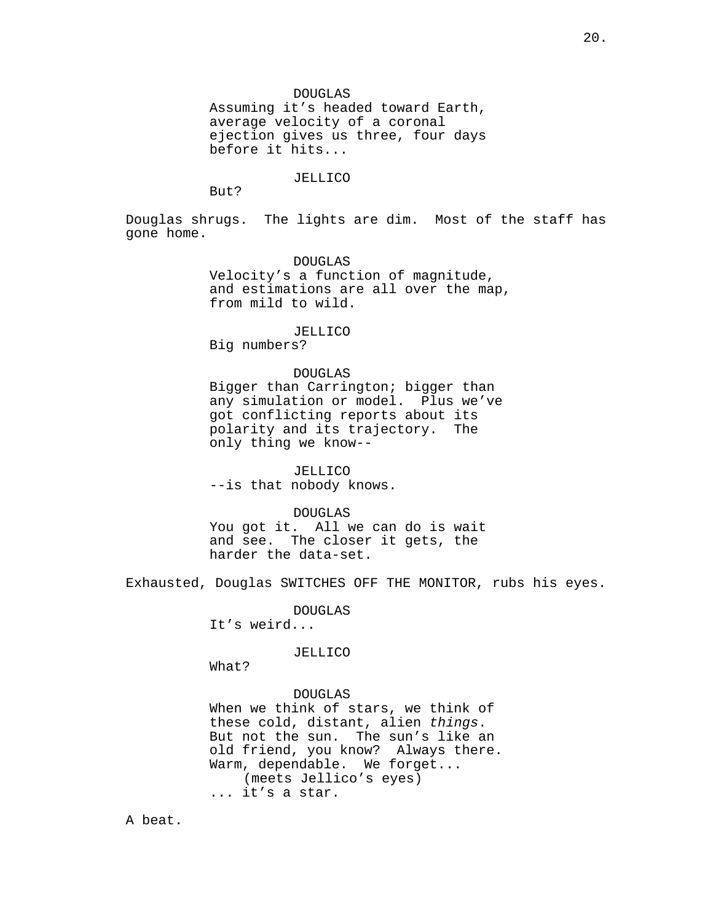DOUGLAS
Assuming it’s headed toward Earth, average velocity of a coronal ejection gives us three, four days before it hits...

JELLICO
But?

Douglas shrugs. The lights are dim. Most of the staff has gone home.

DOUGLAS
Velocity’s a function of magnitude, and estimations are all over the map, from mild to wild.

JELLICO
Big numbers?

DOUGLAS
Bigger than Carrington; bigger than any simulation or model. Plus we’ve got conflicting reports about its polarity and its trajectory. The only thing we know--

JELLICO
--is that nobody knows.

DOUGLAS
You got it. All we can do is wait and see. The closer it gets, the harder the data-set.

Exhausted, Douglas SWITCHES OFF THE MONITOR, rubs his eyes.

DOUGLAS
It’s weird...

JELLICO
What?

DOUGLAS
When we think of stars, we think of these cold, distant, alien *things*. But not the sun. The sun’s like an old friend, you know? Always there. Warm, dependable. We forget...
(meets Jellico’s eyes)
... it’s a star.

A beat.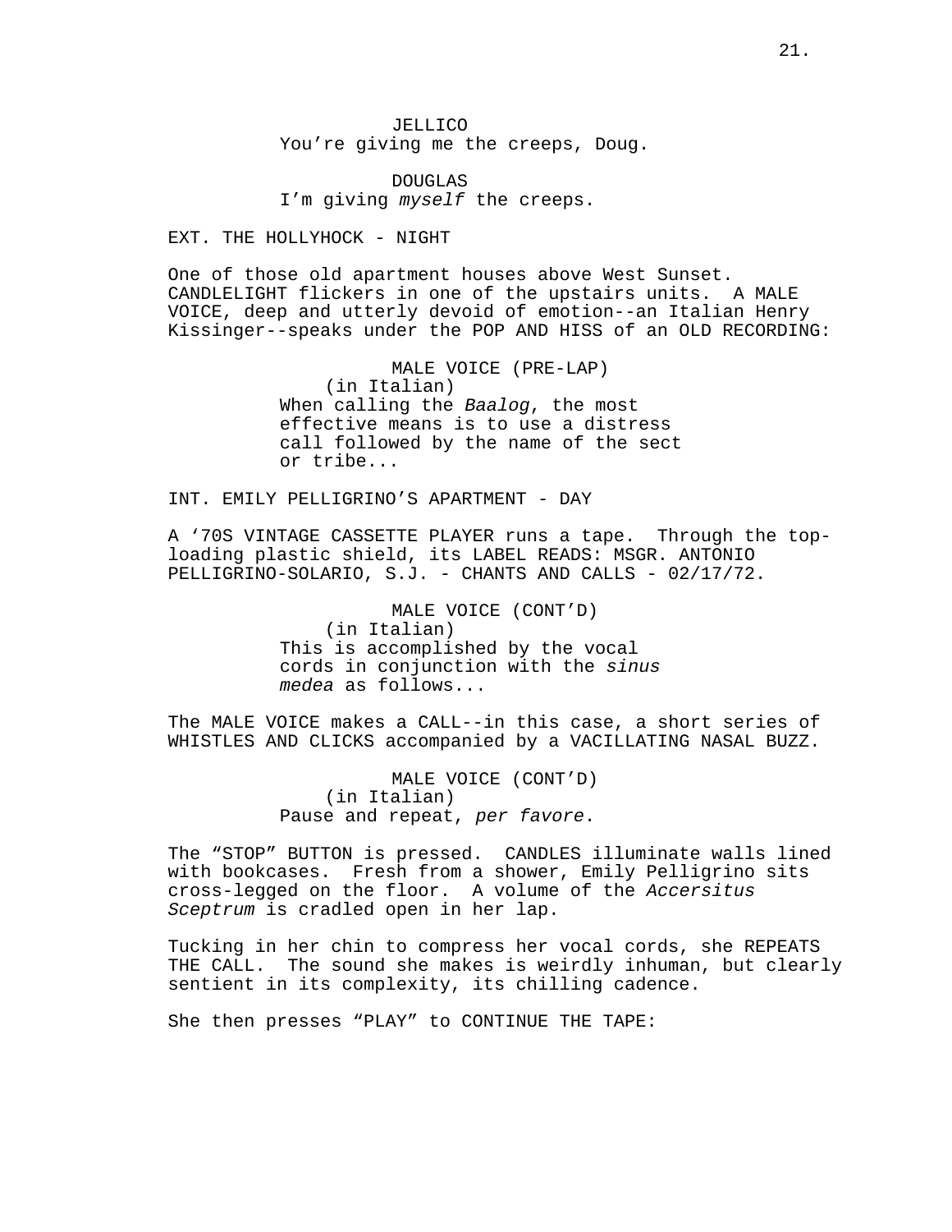JELLICO
You're giving me the creeps, Doug.

DOUGLAS
I'm giving *myself* the creeps.

EXT. THE HOLLYHOCK - NIGHT

One of those old apartment houses above West Sunset. CANDLELIGHT flickers in one of the upstairs units. A MALE VOICE, deep and utterly devoid of emotion--an Italian Henry Kissinger--speaks under the POP AND HISS of an OLD RECORDING:

MALE VOICE (PRE-LAP)
(in Italian)
When calling the *Baalog*, the most effective means is to use a distress call followed by the name of the sect or tribe...

INT. EMILY PELLIGRINO'S APARTMENT - DAY

A '70S VINTAGE CASSETTE PLAYER runs a tape. Through the top-loading plastic shield, its LABEL READS: MSGR. ANTONIO PELLIGRINO-SOLARIO, S.J. - CHANTS AND CALLS - 02/17/72.

MALE VOICE (CONT'D)
(in Italian)
This is accomplished by the vocal cords in conjunction with the *sinus medea* as follows...

The MALE VOICE makes a CALL--in this case, a short series of WHISTLES AND CLICKS accompanied by a VACILLATING NASAL BUZZ.

MALE VOICE (CONT'D)
(in Italian)
Pause and repeat, *per favore*.

The "STOP" BUTTON is pressed. CANDLES illuminate walls lined with bookcases. Fresh from a shower, Emily Pelligrino sits cross-legged on the floor. A volume of the *Accersitus Sceptrum* is cradled open in her lap.

Tucking in her chin to compress her vocal cords, she REPEATS THE CALL. The sound she makes is weirdly inhuman, but clearly sentient in its complexity, its chilling cadence.

She then presses "PLAY" to CONTINUE THE TAPE: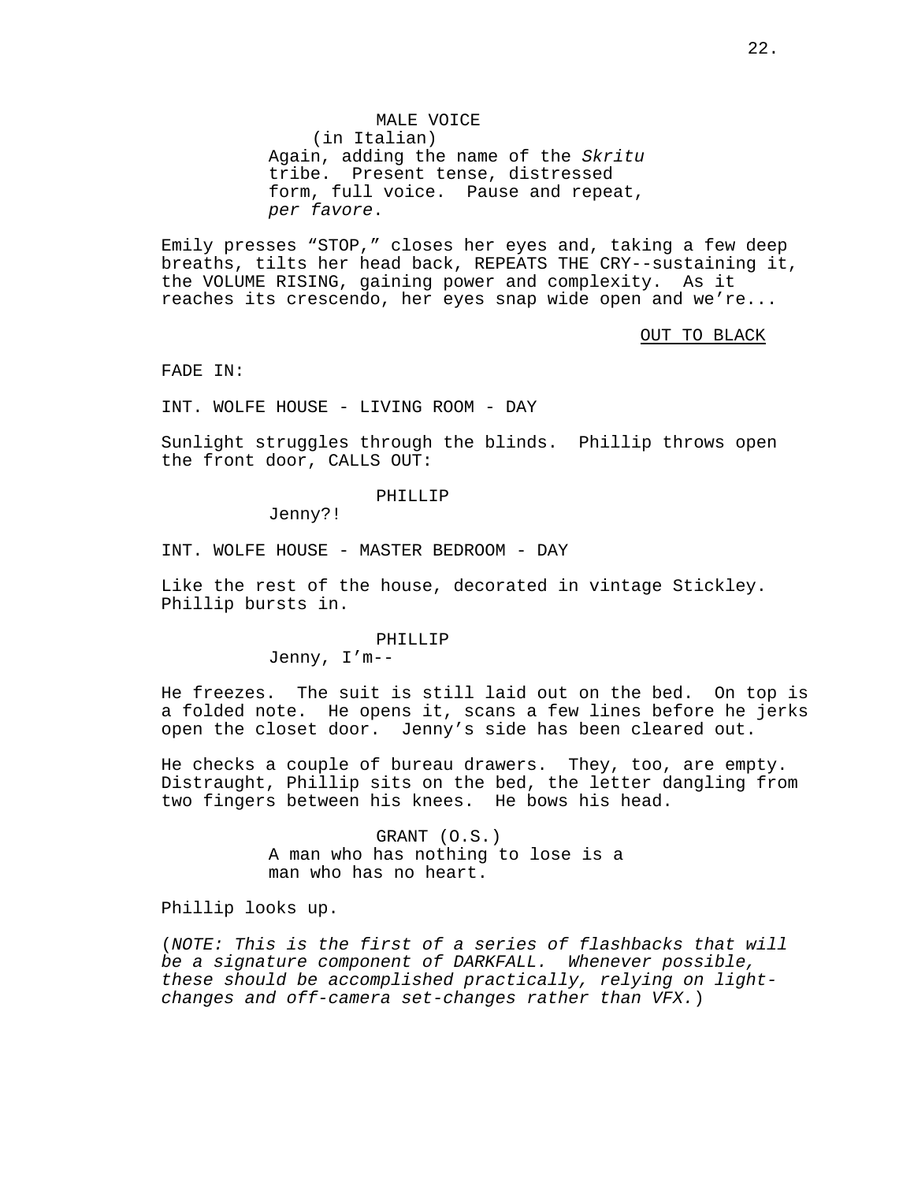MALE VOICE
(in Italian)
Again, adding the name of the *Skritu* tribe. Present tense, distressed form, full voice. Pause and repeat, *per favore*.

Emily presses "STOP," closes her eyes and, taking a few deep breaths, tilts her head back, REPEATS THE CRY--sustaining it, the VOLUME RISING, gaining power and complexity. As it reaches its crescendo, her eyes snap wide open and we're...

OUT TO BLACK

FADE IN:

INT. WOLFE HOUSE - LIVING ROOM - DAY

Sunlight struggles through the blinds. Phillip throws open the front door, CALLS OUT:

PHILLIP
Jenny?!

INT. WOLFE HOUSE - MASTER BEDROOM - DAY

Like the rest of the house, decorated in vintage Stickley. Phillip bursts in.

PHILLIP
Jenny, I'm--

He freezes. The suit is still laid out on the bed. On top is a folded note. He opens it, scans a few lines before he jerks open the closet door. Jenny's side has been cleared out.

He checks a couple of bureau drawers. They, too, are empty. Distraught, Phillip sits on the bed, the letter dangling from two fingers between his knees. He bows his head.

GRANT (O.S.)
A man who has nothing to lose is a man who has no heart.

Phillip looks up.

(*NOTE: This is the first of a series of flashbacks that will be a signature component of DARKFALL. Whenever possible, these should be accomplished practically, relying on light-changes and off-camera set-changes rather than VFX.*)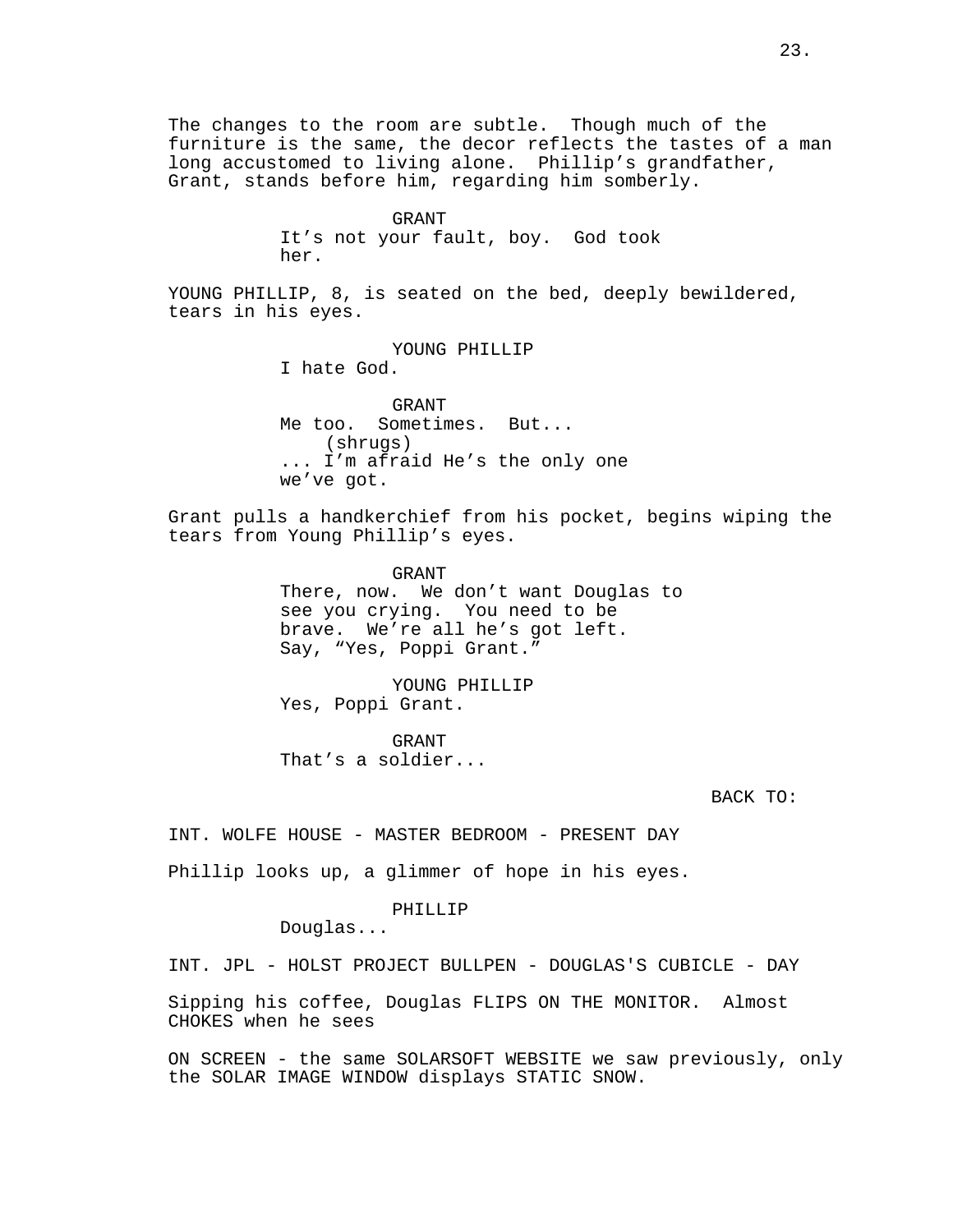The changes to the room are subtle. Though much of the furniture is the same, the decor reflects the tastes of a man long accustomed to living alone. Phillip's grandfather, Grant, stands before him, regarding him somberly.

GRANT
It's not your fault, boy. God took her.

YOUNG PHILLIP, 8, is seated on the bed, deeply bewildered, tears in his eyes.

YOUNG PHILLIP
I hate God.

GRANT
Me too. Sometimes. But...
(shrugs)
... I'm afraid He's the only one we've got.

Grant pulls a handkerchief from his pocket, begins wiping the tears from Young Phillip's eyes.

GRANT
There, now. We don't want Douglas to see you crying. You need to be brave. We're all he's got left. Say, "Yes, Poppi Grant."

YOUNG PHILLIP
Yes, Poppi Grant.

GRANT
That's a soldier...

BACK TO:

INT. WOLFE HOUSE - MASTER BEDROOM - PRESENT DAY

Phillip looks up, a glimmer of hope in his eyes.

PHILLIP
Douglas...

INT. JPL - HOLST PROJECT BULLPEN - DOUGLAS'S CUBICLE - DAY

Sipping his coffee, Douglas FLIPS ON THE MONITOR. Almost CHOKES when he sees

ON SCREEN - the same SOLARSOFT WEBSITE we saw previously, only the SOLAR IMAGE WINDOW displays STATIC SNOW.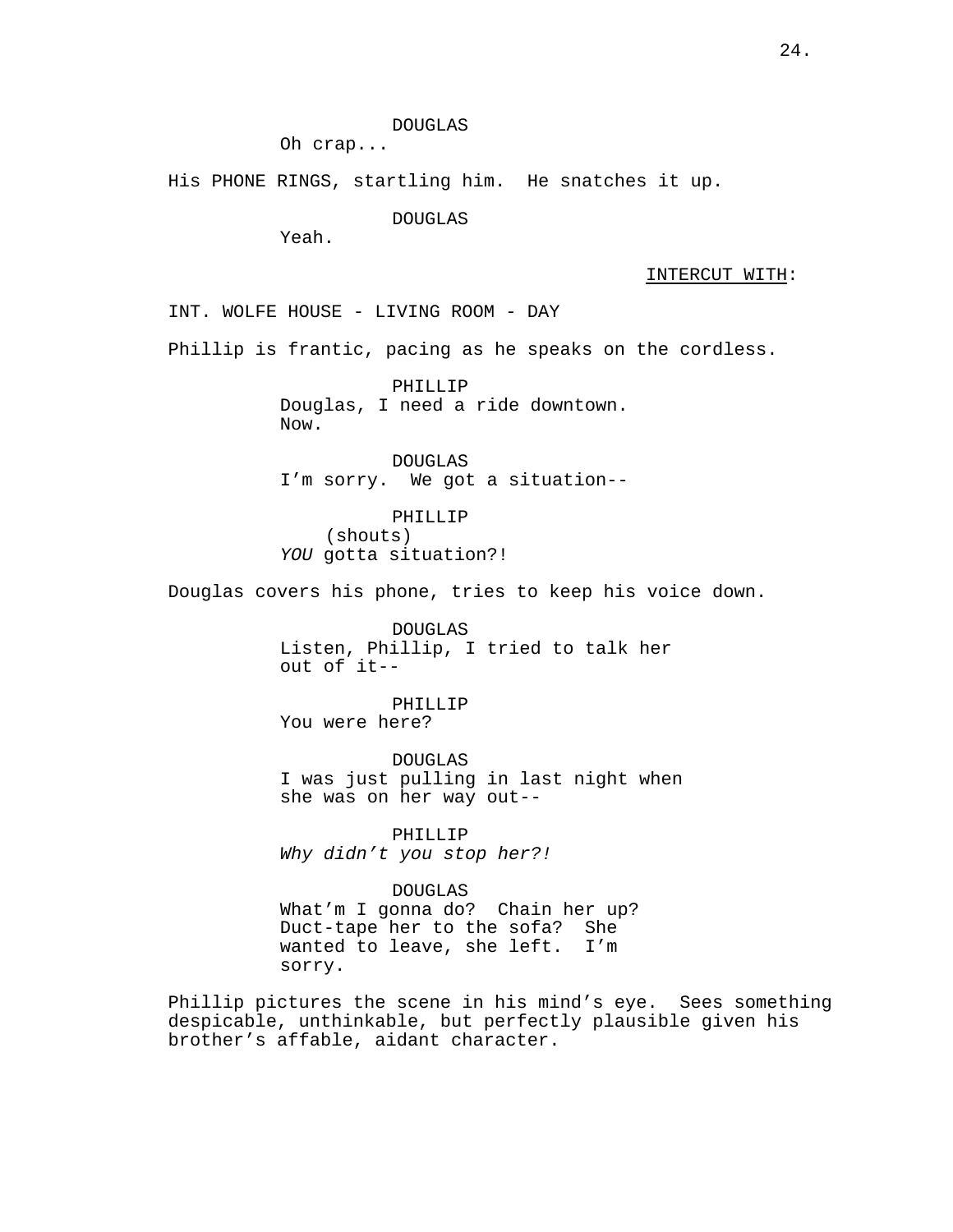DOUGLAS
Oh crap...

His PHONE RINGS, startling him. He snatches it up.

DOUGLAS
Yeah.

<u>INTERCUT WITH</u>:

INT. WOLFE HOUSE - LIVING ROOM - DAY

Phillip is frantic, pacing as he speaks on the cordless.

PHILLIP
Douglas, I need a ride downtown. Now.

DOUGLAS
I'm sorry. We got a situation--

PHILLIP
(shouts)
*YOU* gotta situation?!

Douglas covers his phone, tries to keep his voice down.

DOUGLAS
Listen, Phillip, I tried to talk her out of it--

PHILLIP
You were here?

DOUGLAS
I was just pulling in last night when she was on her way out--

PHILLIP
*Why didn't you stop her?!*

DOUGLAS
What'm I gonna do? Chain her up? Duct-tape her to the sofa? She wanted to leave, she left. I'm sorry.

Phillip pictures the scene in his mind's eye. Sees something despicable, unthinkable, but perfectly plausible given his brother's affable, aidant character.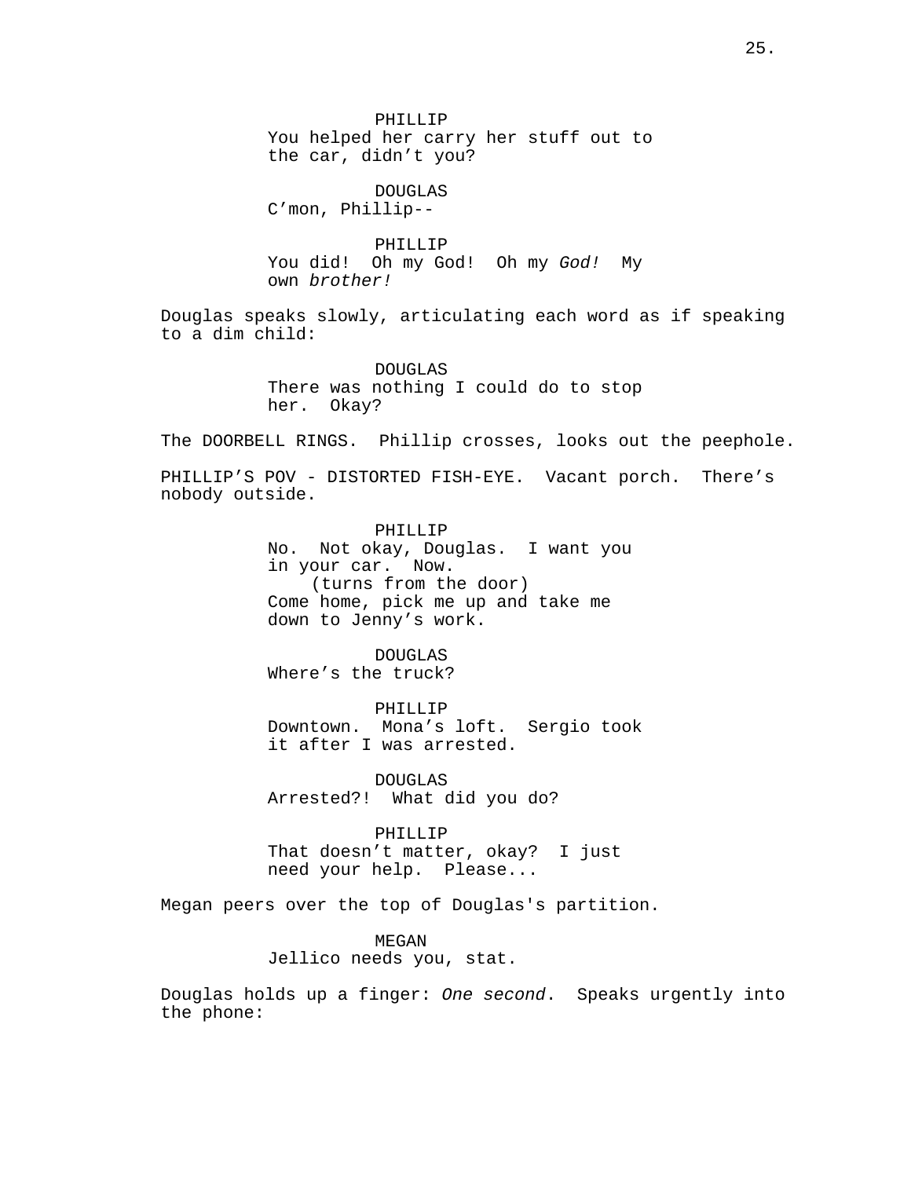PHILLIP
You helped her carry her stuff out to the car, didn't you?

DOUGLAS
C'mon, Phillip--

PHILLIP
You did! Oh my God! Oh my *God!* My own *brother!*

Douglas speaks slowly, articulating each word as if speaking to a dim child:

DOUGLAS
There was nothing I could do to stop her. Okay?

The DOORBELL RINGS. Phillip crosses, looks out the peephole.

PHILLIP'S POV - DISTORTED FISH-EYE. Vacant porch. There's nobody outside.

PHILLIP
No. Not okay, Douglas. I want you in your car. Now.
(turns from the door)
Come home, pick me up and take me down to Jenny's work.

DOUGLAS
Where's the truck?

PHILLIP
Downtown. Mona's loft. Sergio took it after I was arrested.

DOUGLAS
Arrested?! What did you do?

PHILLIP
That doesn't matter, okay? I just need your help. Please...

Megan peers over the top of Douglas's partition.

MEGAN
Jellico needs you, stat.

Douglas holds up a finger: *One second.* Speaks urgently into the phone: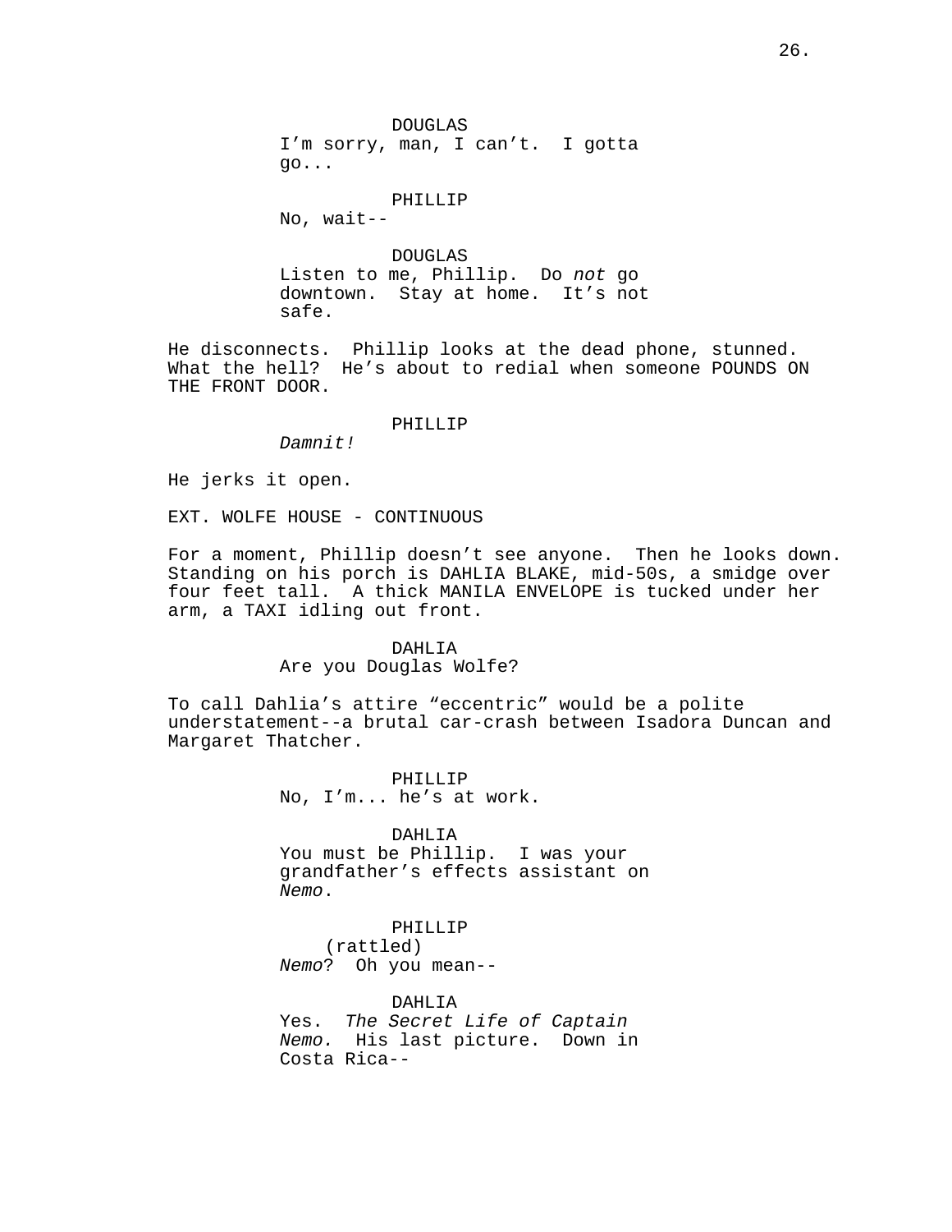DOUGLAS
I'm sorry, man, I can't. I gotta go...

PHILLIP
No, wait--

DOUGLAS
Listen to me, Phillip. Do *not* go downtown. Stay at home. It's not safe.

He disconnects. Phillip looks at the dead phone, stunned. What the hell? He's about to redial when someone POUNDS ON THE FRONT DOOR.

PHILLIP
*Damnit!*

He jerks it open.

EXT. WOLFE HOUSE - CONTINUOUS

For a moment, Phillip doesn't see anyone. Then he looks down. Standing on his porch is DAHLIA BLAKE, mid-50s, a smidge over four feet tall. A thick MANILA ENVELOPE is tucked under her arm, a TAXI idling out front.

DAHLIA
Are you Douglas Wolfe?

To call Dahlia's attire "eccentric" would be a polite understatement--a brutal car-crash between Isadora Duncan and Margaret Thatcher.

PHILLIP
No, I'm... he's at work.

DAHLIA
You must be Phillip. I was your grandfather's effects assistant on *Nemo*.

PHILLIP
(rattled)
*Nemo*? Oh you mean--

DAHLIA
Yes. *The Secret Life of Captain Nemo.* His last picture. Down in Costa Rica--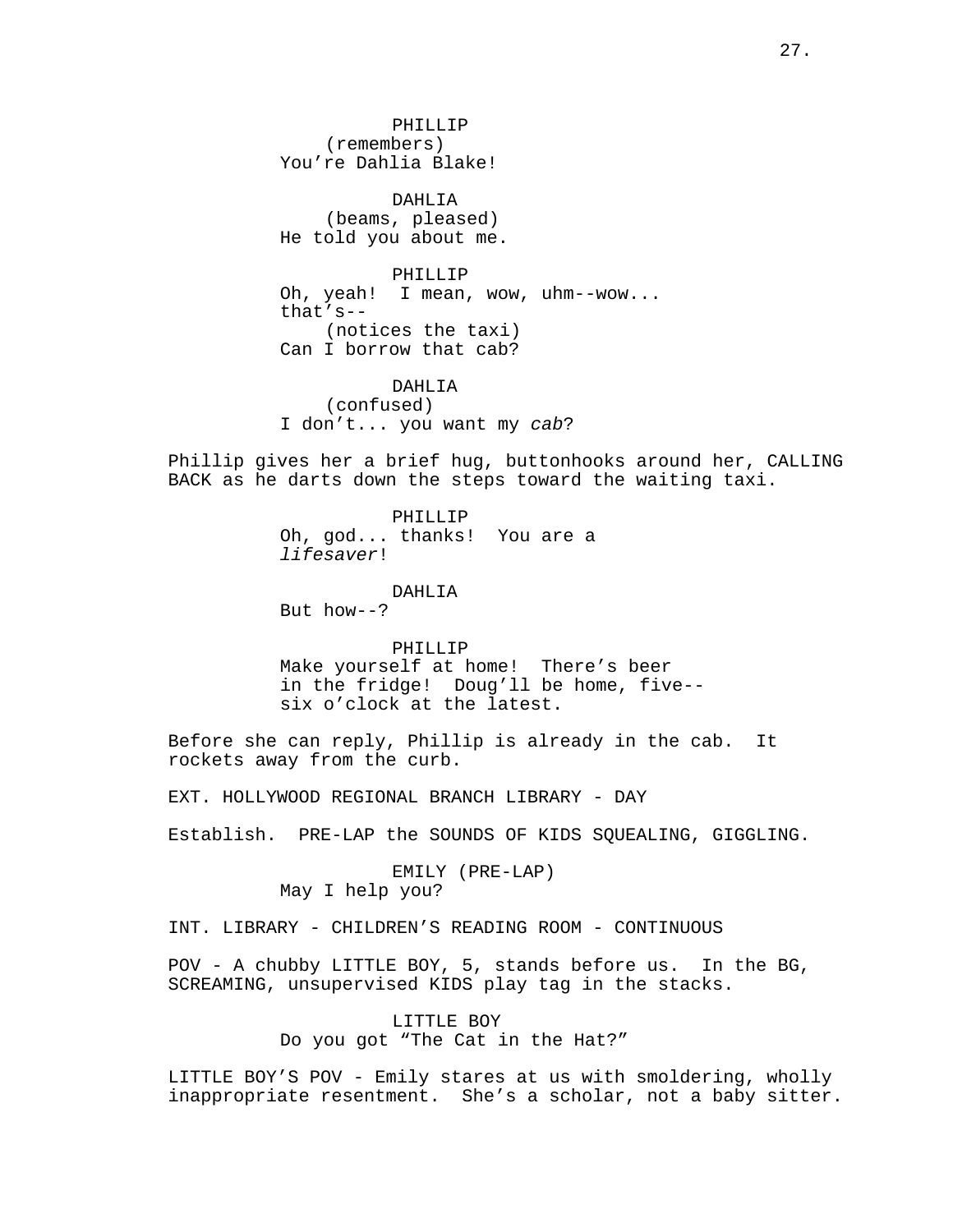PHILLIP
(remembers)
You're Dahlia Blake!

DAHLIA
(beams, pleased)
He told you about me.

PHILLIP
Oh, yeah! I mean, wow, uhm--wow...
that's--
(notices the taxi)
Can I borrow that cab?

DAHLIA
(confused)
I don't... you want my *cab*?

Phillip gives her a brief hug, buttonhooks around her, CALLING BACK as he darts down the steps toward the waiting taxi.

PHILLIP
Oh, god... thanks! You are a
*lifesaver*!

DAHLIA
But how--?

PHILLIP
Make yourself at home! There's beer
in the fridge! Doug'll be home, five--
six o'clock at the latest.

Before she can reply, Phillip is already in the cab. It rockets away from the curb.

EXT. HOLLYWOOD REGIONAL BRANCH LIBRARY - DAY

Establish. PRE-LAP the SOUNDS OF KIDS SQUEALING, GIGGLING.

EMILY (PRE-LAP)
May I help you?

INT. LIBRARY - CHILDREN'S READING ROOM - CONTINUOUS

POV - A chubby LITTLE BOY, 5, stands before us. In the BG, SCREAMING, unsupervised KIDS play tag in the stacks.

LITTLE BOY
Do you got "The Cat in the Hat?"

LITTLE BOY'S POV - Emily stares at us with smoldering, wholly inappropriate resentment. She's a scholar, not a baby sitter.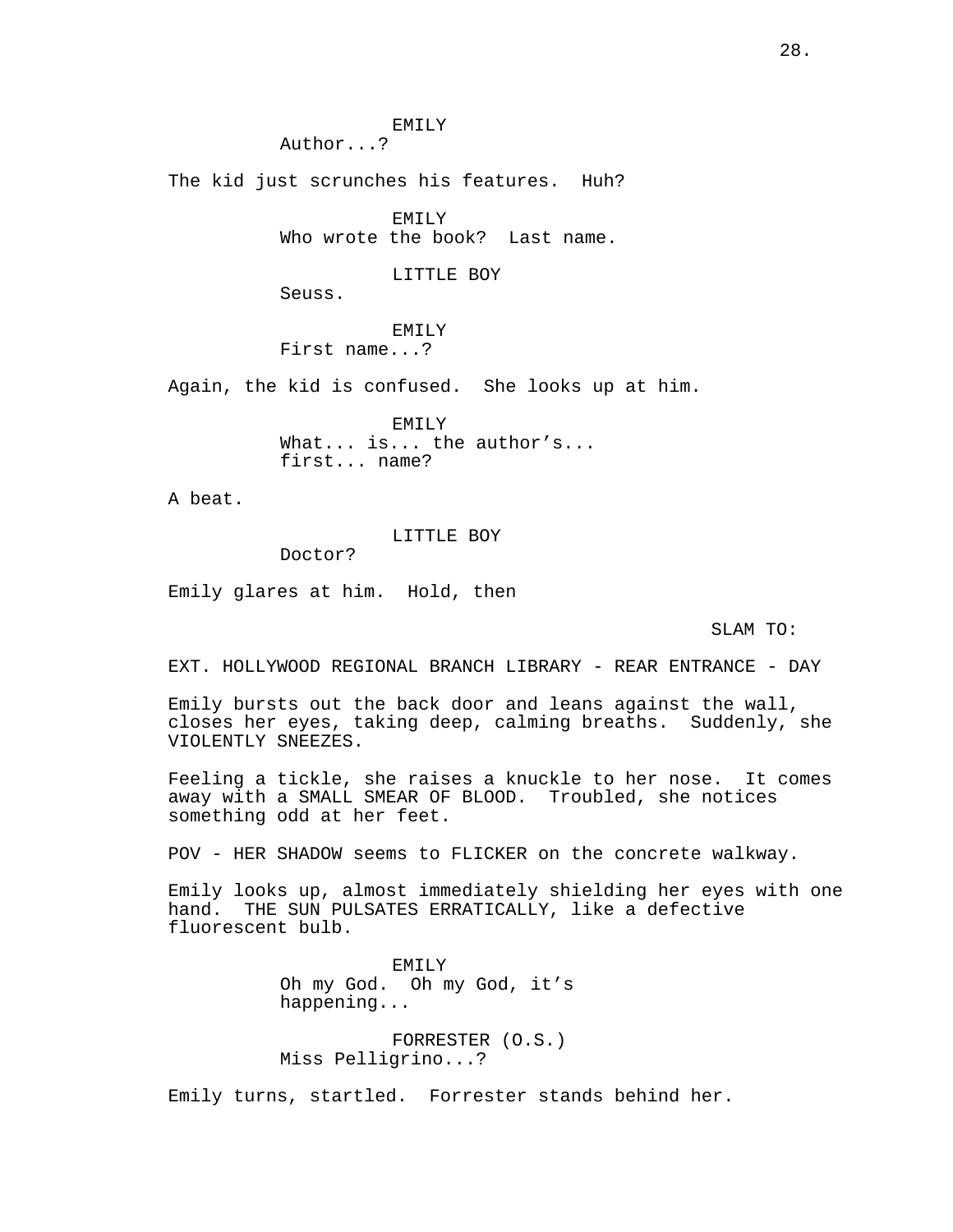EMILY
Author...?

The kid just scrunches his features. Huh?

EMILY
Who wrote the book? Last name.

LITTLE BOY
Seuss.

EMILY
First name...?

Again, the kid is confused. She looks up at him.

EMILY
What... is... the author's...
first... name?

A beat.

LITTLE BOY
Doctor?

Emily glares at him. Hold, then

SLAM TO:

EXT. HOLLYWOOD REGIONAL BRANCH LIBRARY - REAR ENTRANCE - DAY

Emily bursts out the back door and leans against the wall, closes her eyes, taking deep, calming breaths. Suddenly, she VIOLENTLY SNEEZES.

Feeling a tickle, she raises a knuckle to her nose. It comes away with a SMALL SMEAR OF BLOOD. Troubled, she notices something odd at her feet.

POV - HER SHADOW seems to FLICKER on the concrete walkway.

Emily looks up, almost immediately shielding her eyes with one hand. THE SUN PULSATES ERRATICALLY, like a defective fluorescent bulb.

EMILY
Oh my God. Oh my God, it's
happening...

FORRESTER (O.S.)
Miss Pelligrino...?

Emily turns, startled. Forrester stands behind her.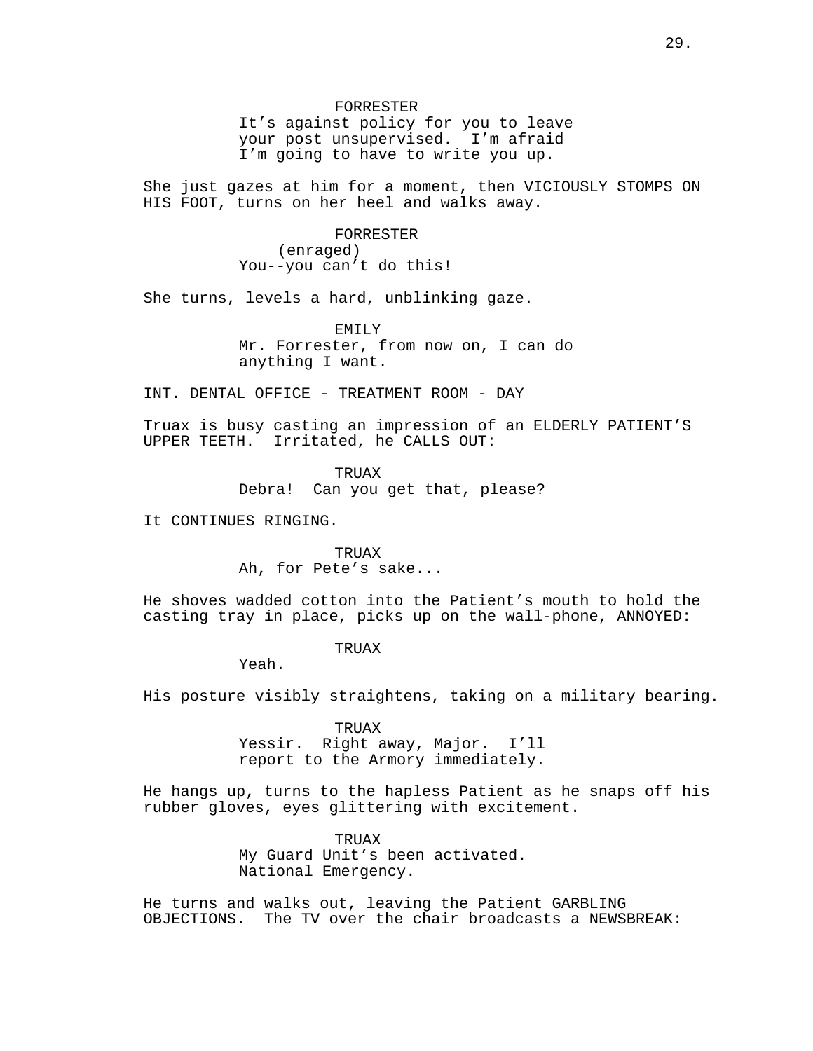FORRESTER

It's against policy for you to leave your post unsupervised. I'm afraid I'm going to have to write you up.

She just gazes at him for a moment, then VICIOUSLY STOMPS ON HIS FOOT, turns on her heel and walks away.

FORRESTER

(enraged)

You--you can't do this!

She turns, levels a hard, unblinking gaze.

EMILY

Mr. Forrester, from now on, I can do anything I want.

INT. DENTAL OFFICE - TREATMENT ROOM - DAY

Truax is busy casting an impression of an ELDERLY PATIENT'S UPPER TEETH. Irritated, he CALLS OUT:

TRUAX

Debra! Can you get that, please?

It CONTINUES RINGING.

TRUAX

Ah, for Pete's sake...

He shoves wadded cotton into the Patient's mouth to hold the casting tray in place, picks up on the wall-phone, ANNOYED:

TRUAX

Yeah.

His posture visibly straightens, taking on a military bearing.

TRUAX

Yessir. Right away, Major. I'll report to the Armory immediately.

He hangs up, turns to the hapless Patient as he snaps off his rubber gloves, eyes glittering with excitement.

TRUAX

My Guard Unit's been activated. National Emergency.

He turns and walks out, leaving the Patient GARBLING OBJECTIONS. The TV over the chair broadcasts a NEWSBREAK: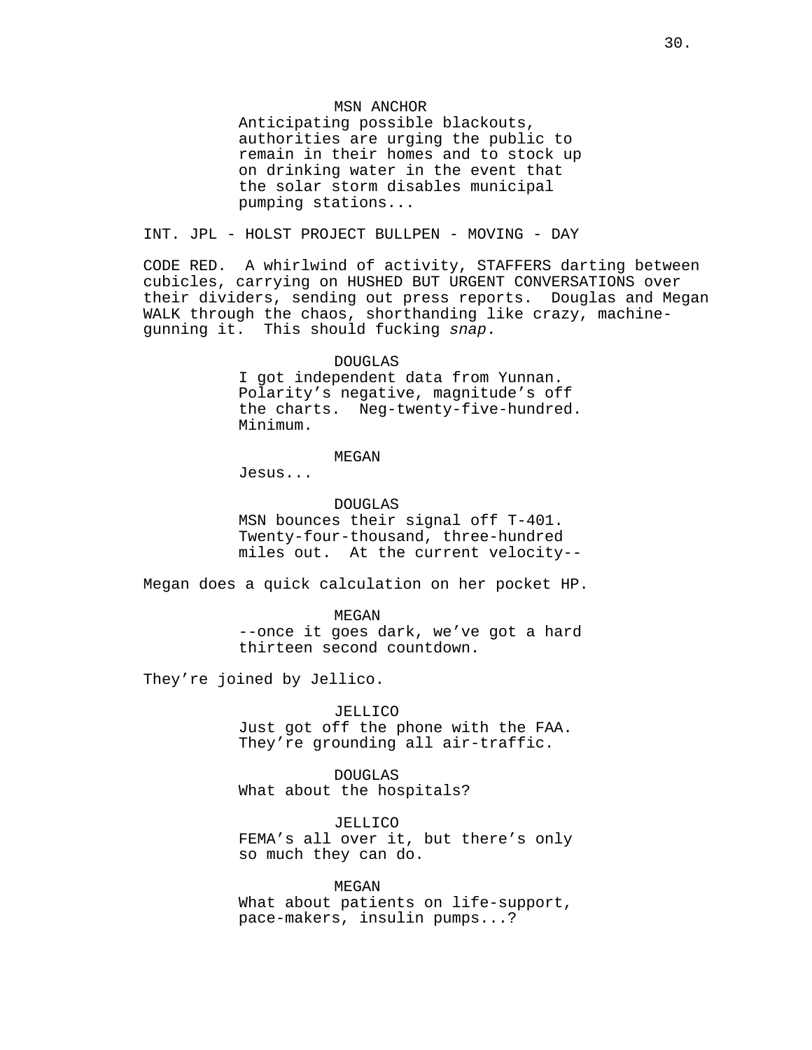MSN ANCHOR
Anticipating possible blackouts, authorities are urging the public to remain in their homes and to stock up on drinking water in the event that the solar storm disables municipal pumping stations...

INT. JPL - HOLST PROJECT BULLPEN - MOVING - DAY

CODE RED. A whirlwind of activity, STAFFERS darting between cubicles, carrying on HUSHED BUT URGENT CONVERSATIONS over their dividers, sending out press reports. Douglas and Megan WALK through the chaos, shorthanding like crazy, machine-gunning it. This should fucking *snap*.

DOUGLAS
I got independent data from Yunnan. Polarity's negative, magnitude's off the charts. Neg-twenty-five-hundred. Minimum.

MEGAN
Jesus...

DOUGLAS
MSN bounces their signal off T-401. Twenty-four-thousand, three-hundred miles out. At the current velocity--

Megan does a quick calculation on her pocket HP.

MEGAN
--once it goes dark, we've got a hard thirteen second countdown.

They're joined by Jellico.

JELLICO
Just got off the phone with the FAA. They're grounding all air-traffic.

DOUGLAS
What about the hospitals?

JELLICO
FEMA's all over it, but there's only so much they can do.

MEGAN
What about patients on life-support, pace-makers, insulin pumps...?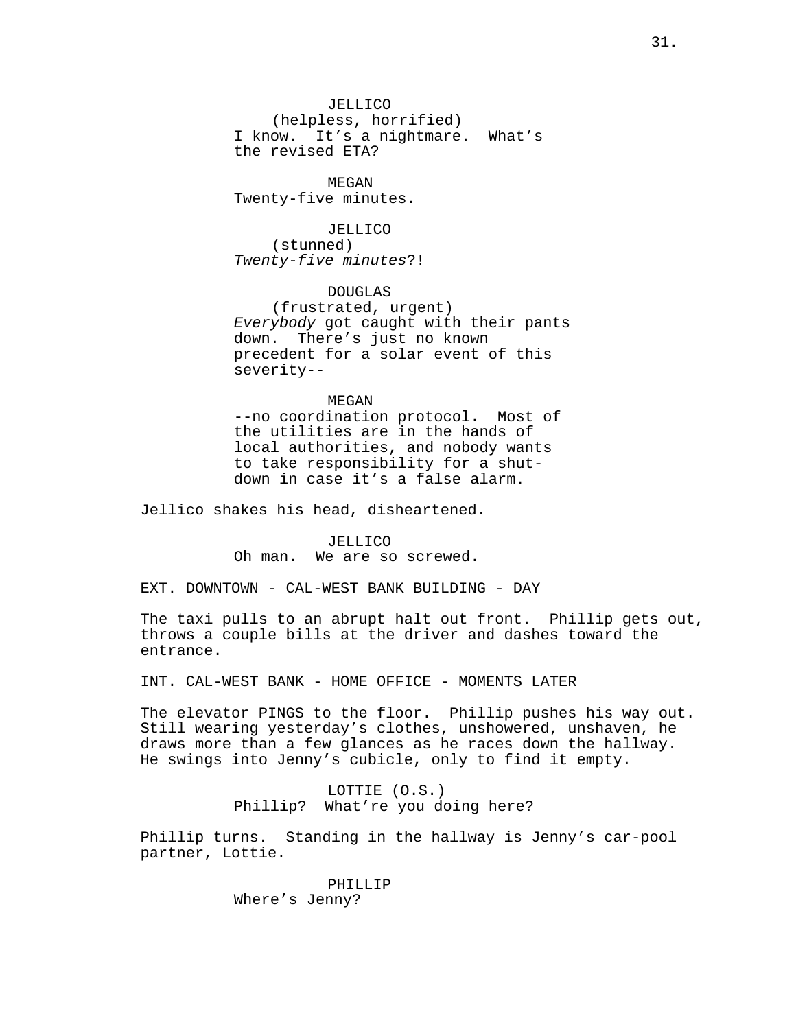JELLICO
(helpless, horrified)
I know. It's a nightmare. What's the revised ETA?

MEGAN
Twenty-five minutes.

JELLICO
(stunned)
*Twenty-five minutes*?!

DOUGLAS
(frustrated, urgent)
*Everybody* got caught with their pants down. There's just no known precedent for a solar event of this severity--

MEGAN
--no coordination protocol. Most of the utilities are in the hands of local authorities, and nobody wants to take responsibility for a shut-down in case it's a false alarm.

Jellico shakes his head, disheartened.

JELLICO
Oh man. We are so screwed.

EXT. DOWNTOWN - CAL-WEST BANK BUILDING - DAY

The taxi pulls to an abrupt halt out front. Phillip gets out, throws a couple bills at the driver and dashes toward the entrance.

INT. CAL-WEST BANK - HOME OFFICE - MOMENTS LATER

The elevator PINGS to the floor. Phillip pushes his way out. Still wearing yesterday's clothes, unshowered, unshaven, he draws more than a few glances as he races down the hallway. He swings into Jenny's cubicle, only to find it empty.

LOTTIE (O.S.)
Phillip? What're you doing here?

Phillip turns. Standing in the hallway is Jenny's car-pool partner, Lottie.

PHILLIP
Where's Jenny?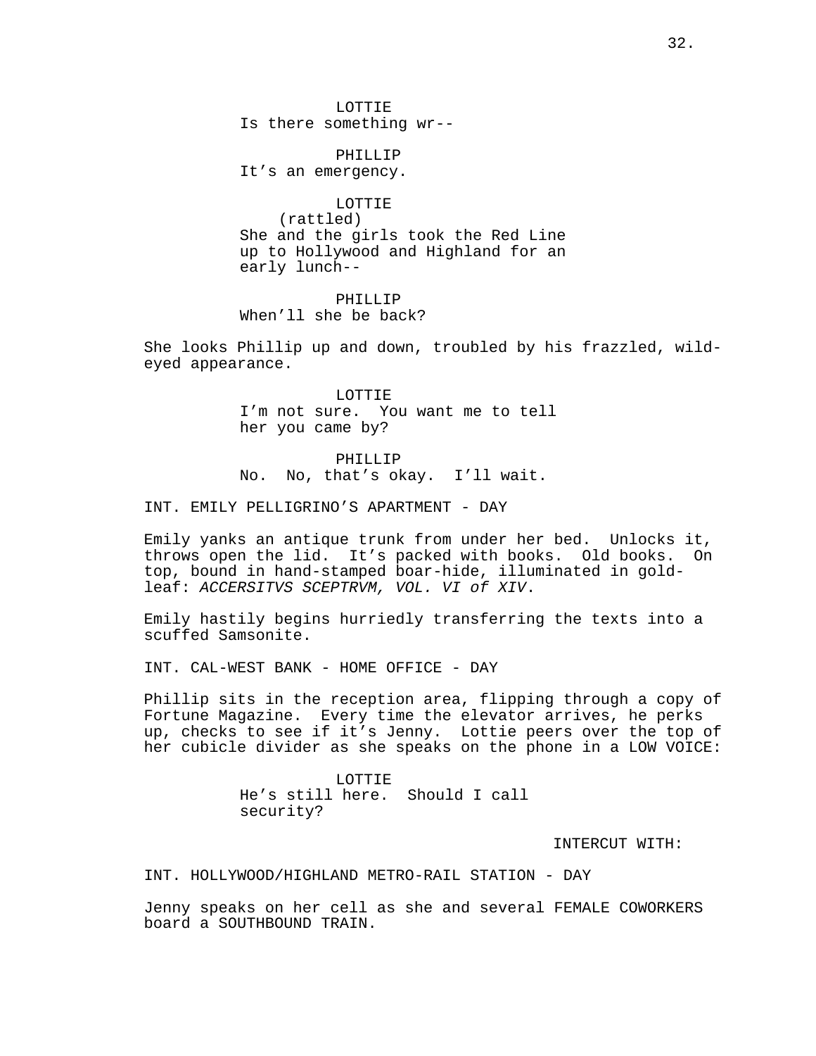LOTTIE
Is there something wr--

PHILLIP
It's an emergency.

LOTTIE
(rattled)
She and the girls took the Red Line up to Hollywood and Highland for an early lunch--

PHILLIP
When'll she be back?

She looks Phillip up and down, troubled by his frazzled, wild-eyed appearance.

LOTTIE
I'm not sure. You want me to tell her you came by?

PHILLIP
No. No, that's okay. I'll wait.

INT. EMILY PELLIGRINO'S APARTMENT - DAY

Emily yanks an antique trunk from under her bed. Unlocks it, throws open the lid. It's packed with books. Old books. On top, bound in hand-stamped boar-hide, illuminated in gold-leaf: *ACCERSITVS SCEPTRVM, VOL. VI of XIV*.

Emily hastily begins hurriedly transferring the texts into a scuffed Samsonite.

INT. CAL-WEST BANK - HOME OFFICE - DAY

Phillip sits in the reception area, flipping through a copy of Fortune Magazine. Every time the elevator arrives, he perks up, checks to see if it's Jenny. Lottie peers over the top of her cubicle divider as she speaks on the phone in a LOW VOICE:

LOTTIE
He's still here. Should I call security?

INTERCUT WITH:

INT. HOLLYWOOD/HIGHLAND METRO-RAIL STATION - DAY

Jenny speaks on her cell as she and several FEMALE COWORKERS board a SOUTHBOUND TRAIN.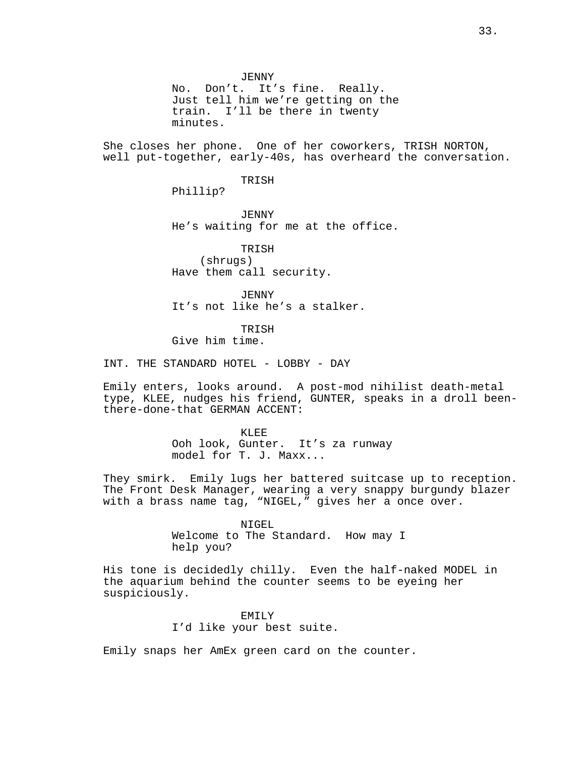JENNY
No. Don't. It's fine. Really.
Just tell him we're getting on the
train. I'll be there in twenty
minutes.

She closes her phone. One of her coworkers, TRISH NORTON, well put-together, early-40s, has overheard the conversation.

TRISH
Phillip?

JENNY
He's waiting for me at the office.

TRISH
(shrugs)
Have them call security.

JENNY
It's not like he's a stalker.

TRISH
Give him time.

INT. THE STANDARD HOTEL - LOBBY - DAY

Emily enters, looks around. A post-mod nihilist death-metal type, KLEE, nudges his friend, GUNTER, speaks in a droll been-there-done-that GERMAN ACCENT:

KLEE
Ooh look, Gunter. It's za runway
model for T. J. Maxx...

They smirk. Emily lugs her battered suitcase up to reception. The Front Desk Manager, wearing a very snappy burgundy blazer with a brass name tag, "NIGEL," gives her a once over.

NIGEL
Welcome to The Standard. How may I
help you?

His tone is decidedly chilly. Even the half-naked MODEL in the aquarium behind the counter seems to be eyeing her suspiciously.

EMILY
I'd like your best suite.

Emily snaps her AmEx green card on the counter.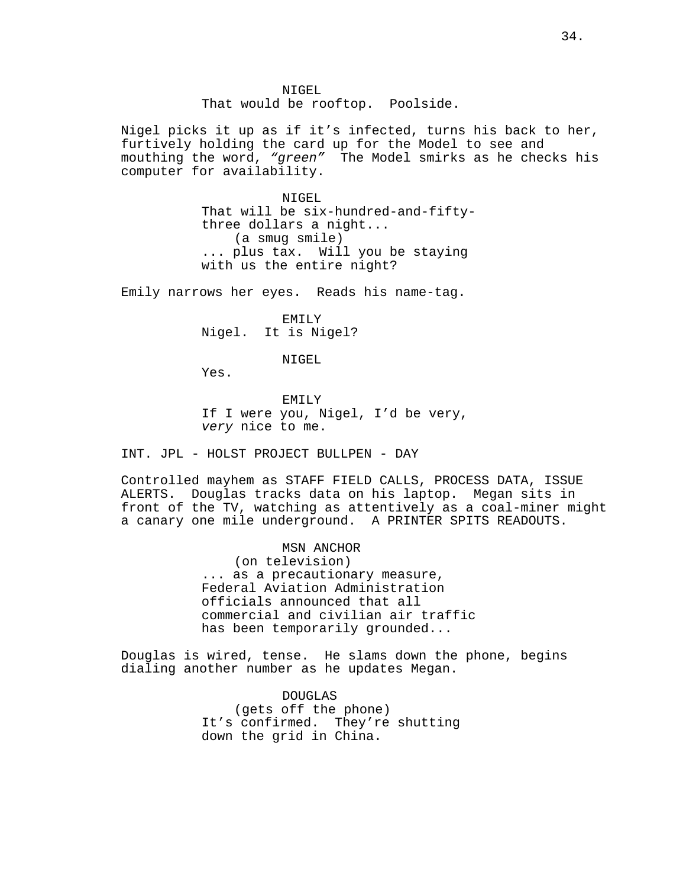NIGEL
That would be rooftop. Poolside.

Nigel picks it up as if it's infected, turns his back to her, furtively holding the card up for the Model to see and mouthing the word, *"green"* The Model smirks as he checks his computer for availability.

NIGEL
That will be six-hundred-and-fifty-three dollars a night...
(a smug smile)
... plus tax. Will you be staying with us the entire night?

Emily narrows her eyes. Reads his name-tag.

EMILY
Nigel. It is Nigel?

NIGEL
Yes.

EMILY
If I were you, Nigel, I'd be very, *very* nice to me.

INT. JPL - HOLST PROJECT BULLPEN - DAY

Controlled mayhem as STAFF FIELD CALLS, PROCESS DATA, ISSUE ALERTS. Douglas tracks data on his laptop. Megan sits in front of the TV, watching as attentively as a coal-miner might a canary one mile underground. A PRINTER SPITS READOUTS.

MSN ANCHOR
(on television)
... as a precautionary measure, Federal Aviation Administration officials announced that all commercial and civilian air traffic has been temporarily grounded...

Douglas is wired, tense. He slams down the phone, begins dialing another number as he updates Megan.

DOUGLAS
(gets off the phone)
It's confirmed. They're shutting down the grid in China.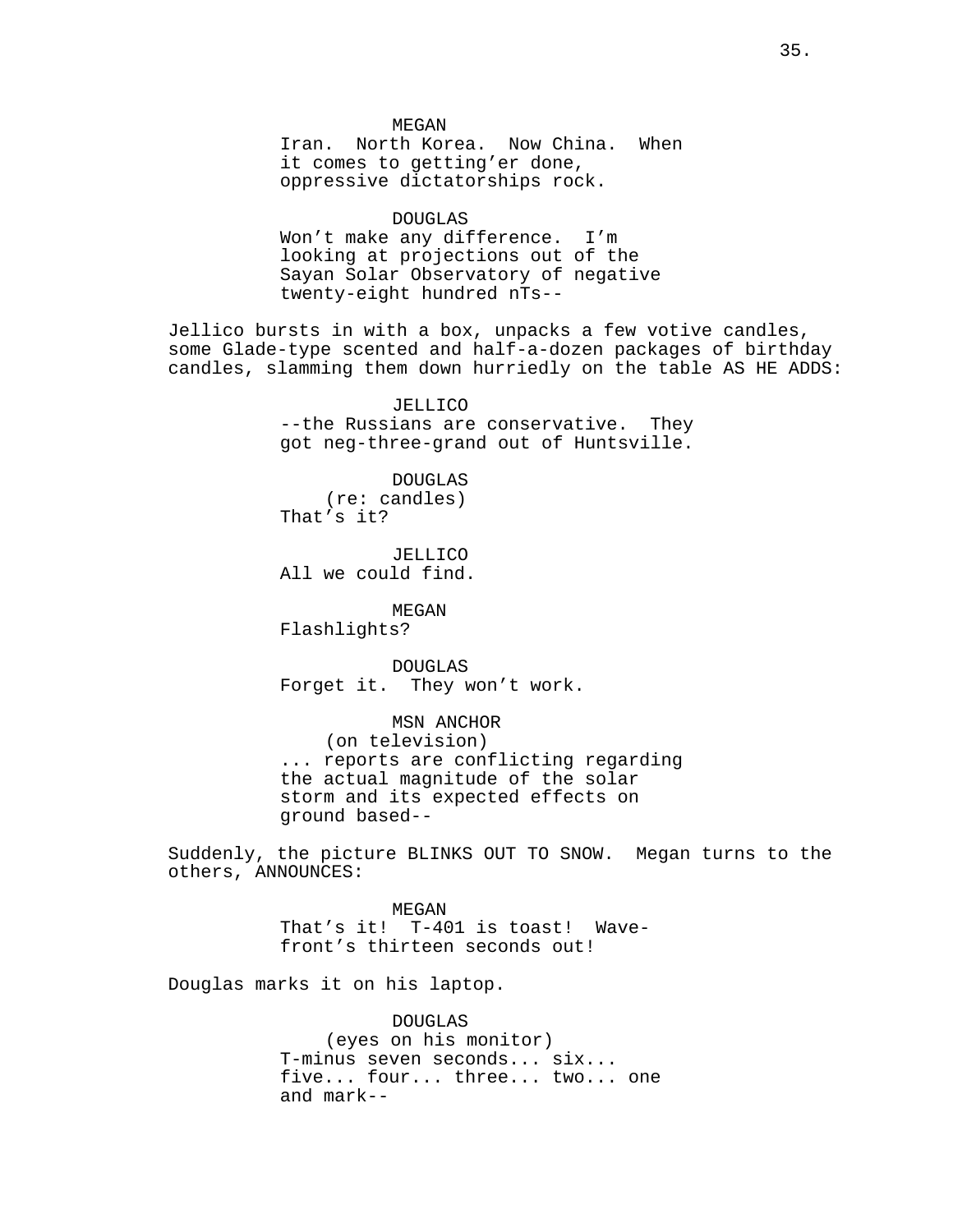MEGAN
Iran. North Korea. Now China. When it comes to getting'er done, oppressive dictatorships rock.

DOUGLAS
Won't make any difference. I'm looking at projections out of the Sayan Solar Observatory of negative twenty-eight hundred nTs--

Jellico bursts in with a box, unpacks a few votive candles, some Glade-type scented and half-a-dozen packages of birthday candles, slamming them down hurriedly on the table AS HE ADDS:

JELLICO
--the Russians are conservative. They got neg-three-grand out of Huntsville.

DOUGLAS
(re: candles)
That's it?

JELLICO
All we could find.

MEGAN
Flashlights?

DOUGLAS
Forget it. They won't work.

MSN ANCHOR
(on television)
... reports are conflicting regarding the actual magnitude of the solar storm and its expected effects on ground based--

Suddenly, the picture BLINKS OUT TO SNOW. Megan turns to the others, ANNOUNCES:

MEGAN
That's it! T-401 is toast! Wave-front's thirteen seconds out!

Douglas marks it on his laptop.

DOUGLAS
(eyes on his monitor)
T-minus seven seconds... six... five... four... three... two... one and mark--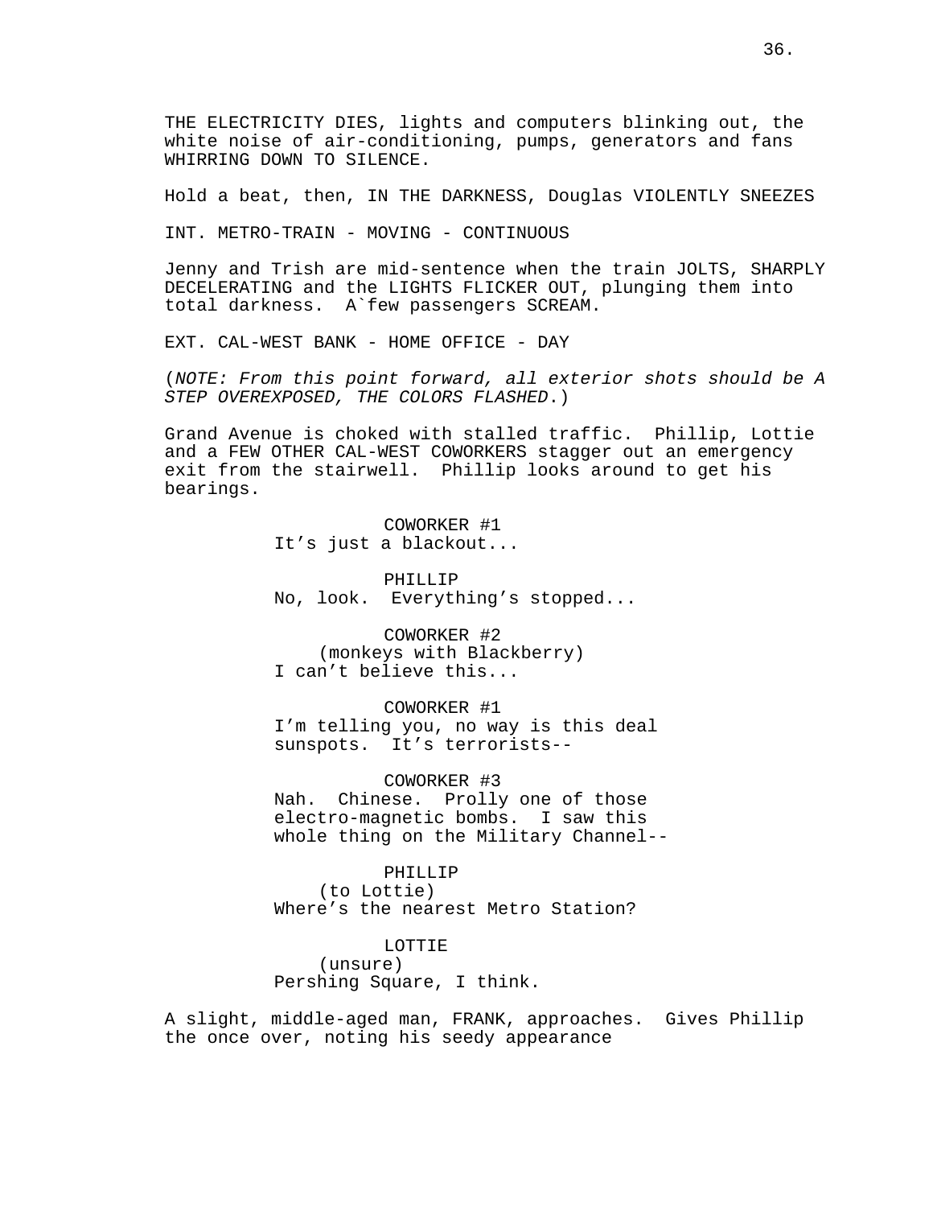THE ELECTRICITY DIES, lights and computers blinking out, the white noise of air-conditioning, pumps, generators and fans WHIRRING DOWN TO SILENCE.

Hold a beat, then, IN THE DARKNESS, Douglas VIOLENTLY SNEEZES

INT. METRO-TRAIN - MOVING - CONTINUOUS

Jenny and Trish are mid-sentence when the train JOLTS, SHARPLY DECELERATING and the LIGHTS FLICKER OUT, plunging them into total darkness. A`few passengers SCREAM.

EXT. CAL-WEST BANK - HOME OFFICE - DAY

(*NOTE: From this point forward, all exterior shots should be A STEP OVEREXPOSED, THE COLORS FLASHED*.)

Grand Avenue is choked with stalled traffic. Phillip, Lottie and a FEW OTHER CAL-WEST COWORKERS stagger out an emergency exit from the stairwell. Phillip looks around to get his bearings.

COWORKER #1
It's just a blackout...

PHILLIP
No, look. Everything's stopped...

COWORKER #2
(monkeys with Blackberry)
I can't believe this...

COWORKER #1
I'm telling you, no way is this deal sunspots. It's terrorists--

COWORKER #3
Nah. Chinese. Prolly one of those electro-magnetic bombs. I saw this whole thing on the Military Channel--

PHILLIP
(to Lottie)
Where's the nearest Metro Station?

LOTTIE
(unsure)
Pershing Square, I think.

A slight, middle-aged man, FRANK, approaches. Gives Phillip the once over, noting his seedy appearance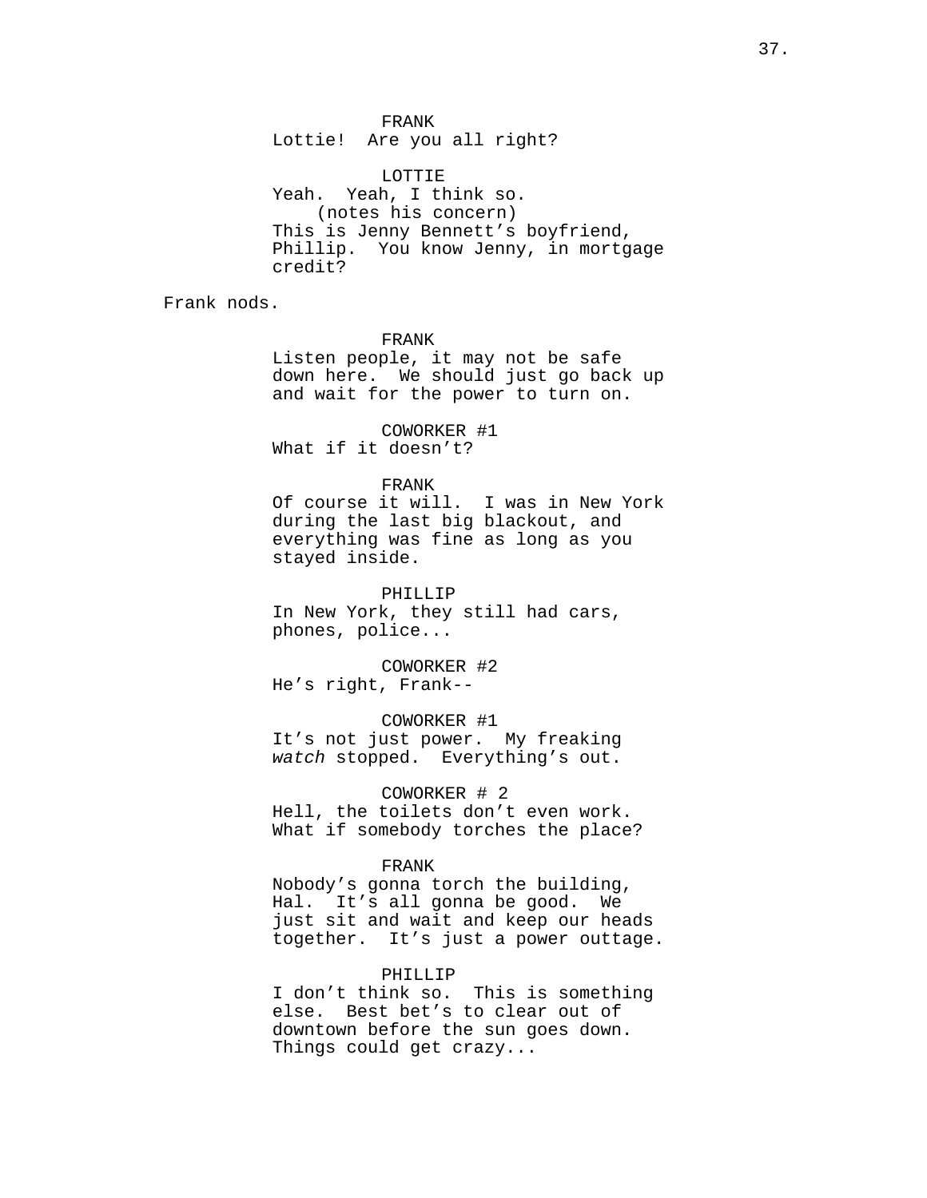FRANK
Lottie! Are you all right?

LOTTIE
Yeah. Yeah, I think so.
(notes his concern)
This is Jenny Bennett's boyfriend, Phillip. You know Jenny, in mortgage credit?

Frank nods.

FRANK
Listen people, it may not be safe down here. We should just go back up and wait for the power to turn on.

COWORKER #1
What if it doesn't?

FRANK
Of course it will. I was in New York during the last big blackout, and everything was fine as long as you stayed inside.

PHILLIP
In New York, they still had cars, phones, police...

COWORKER #2
He's right, Frank--

COWORKER #1
It's not just power. My freaking *watch* stopped. Everything's out.

COWORKER # 2
Hell, the toilets don't even work. What if somebody torches the place?

FRANK
Nobody's gonna torch the building, Hal. It's all gonna be good. We just sit and wait and keep our heads together. It's just a power outtage.

PHILLIP
I don't think so. This is something else. Best bet's to clear out of downtown before the sun goes down. Things could get crazy...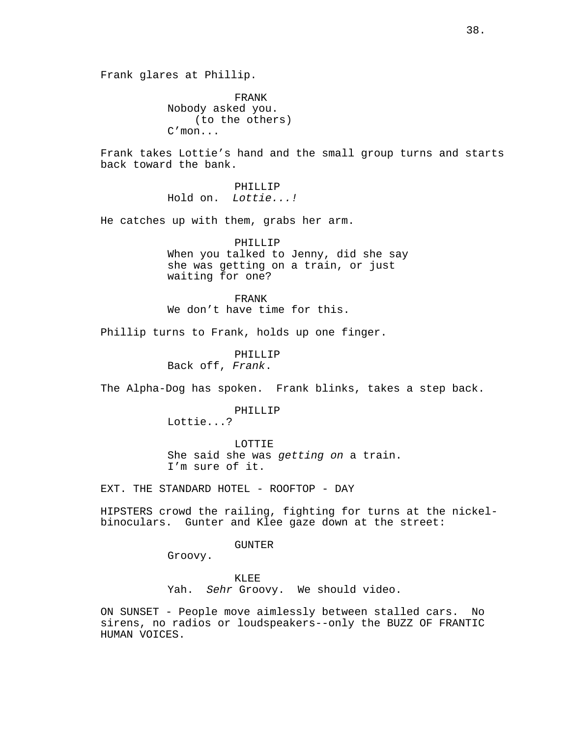Frank glares at Phillip.

FRANK
Nobody asked you.
(to the others)
C'mon...

Frank takes Lottie's hand and the small group turns and starts back toward the bank.

PHILLIP
Hold on. *Lottie...!*

He catches up with them, grabs her arm.

PHILLIP
When you talked to Jenny, did she say she was getting on a train, or just waiting for one?

FRANK
We don't have time for this.

Phillip turns to Frank, holds up one finger.

PHILLIP
Back off, *Frank*.

The Alpha-Dog has spoken. Frank blinks, takes a step back.

PHILLIP
Lottie...?

LOTTIE
She said she was *getting on* a train. I'm sure of it.

EXT. THE STANDARD HOTEL - ROOFTOP - DAY

HIPSTERS crowd the railing, fighting for turns at the nickel-binoculars. Gunter and Klee gaze down at the street:

GUNTER
Groovy.

KLEE
Yah. *Sehr* Groovy. We should video.

ON SUNSET - People move aimlessly between stalled cars. No sirens, no radios or loudspeakers--only the BUZZ OF FRANTIC HUMAN VOICES.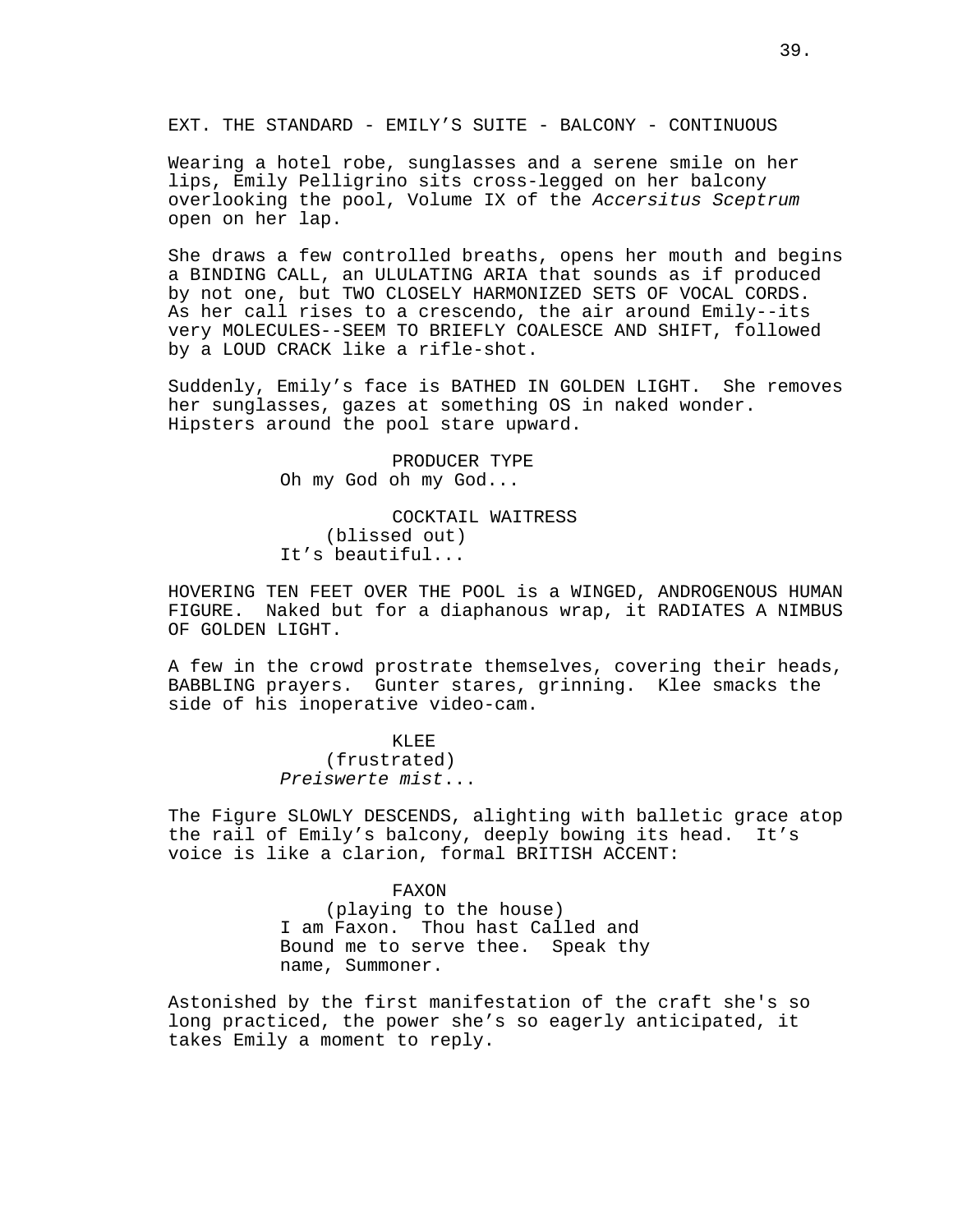EXT. THE STANDARD - EMILY'S SUITE - BALCONY - CONTINUOUS

Wearing a hotel robe, sunglasses and a serene smile on her lips, Emily Pelligrino sits cross-legged on her balcony overlooking the pool, Volume IX of the *Accersitus Sceptrum* open on her lap.

She draws a few controlled breaths, opens her mouth and begins a BINDING CALL, an ULULATING ARIA that sounds as if produced by not one, but TWO CLOSELY HARMONIZED SETS OF VOCAL CORDS. As her call rises to a crescendo, the air around Emily--its very MOLECULES--SEEM TO BRIEFLY COALESCE AND SHIFT, followed by a LOUD CRACK like a rifle-shot.

Suddenly, Emily's face is BATHED IN GOLDEN LIGHT. She removes her sunglasses, gazes at something OS in naked wonder. Hipsters around the pool stare upward.

PRODUCER TYPE
Oh my God oh my God...

COCKTAIL WAITRESS
(blissed out)
It's beautiful...

HOVERING TEN FEET OVER THE POOL is a WINGED, ANDROGENOUS HUMAN FIGURE. Naked but for a diaphanous wrap, it RADIATES A NIMBUS OF GOLDEN LIGHT.

A few in the crowd prostrate themselves, covering their heads, BABBLING prayers. Gunter stares, grinning. Klee smacks the side of his inoperative video-cam.

KLEE
(frustrated)
*Preiswerte mist*...

The Figure SLOWLY DESCENDS, alighting with balletic grace atop the rail of Emily's balcony, deeply bowing its head. It's voice is like a clarion, formal BRITISH ACCENT:

FAXON
(playing to the house)
I am Faxon. Thou hast Called and Bound me to serve thee. Speak thy name, Summoner.

Astonished by the first manifestation of the craft she's so long practiced, the power she's so eagerly anticipated, it takes Emily a moment to reply.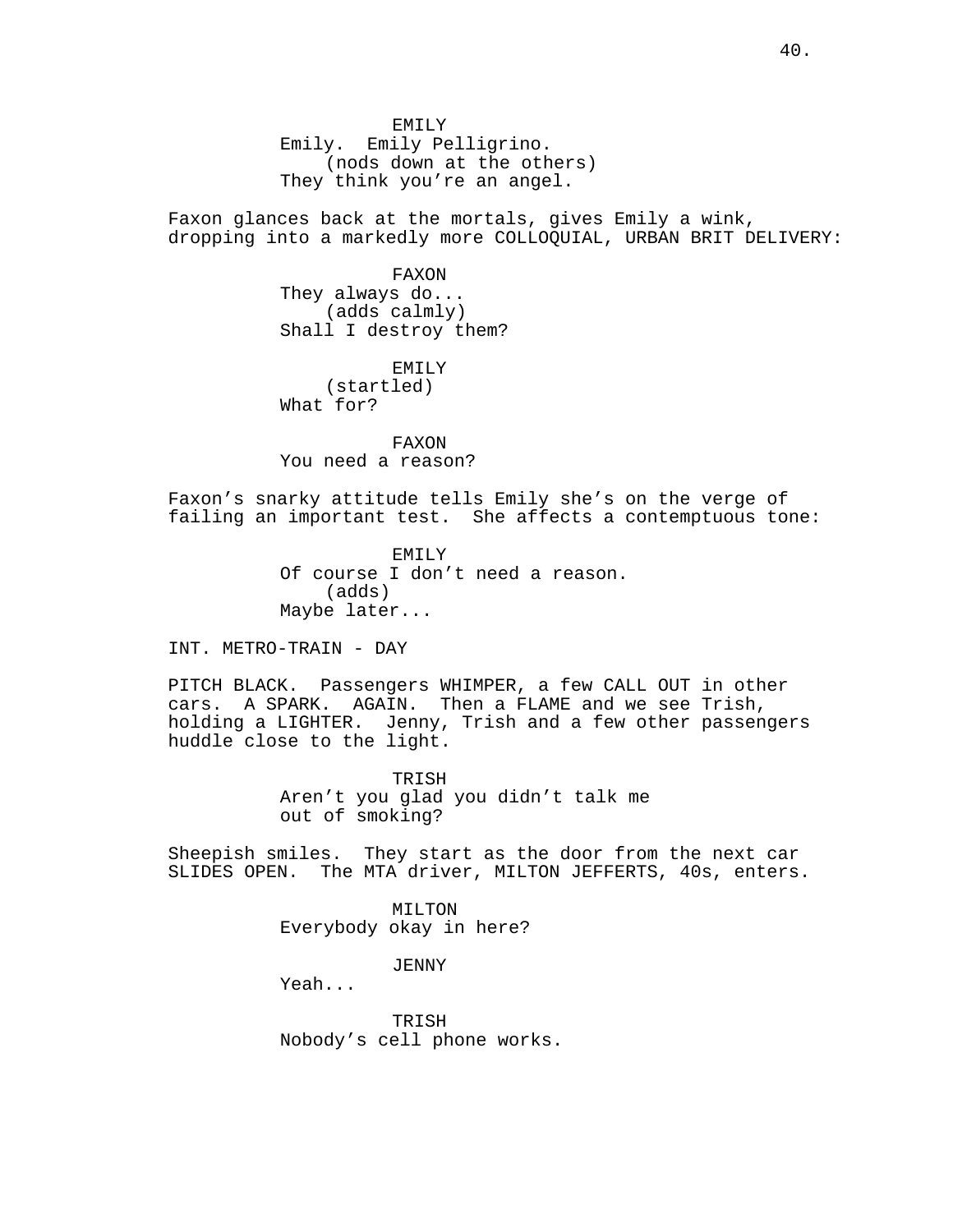EMILY
Emily. Emily Pelligrino.
(nods down at the others)
They think you're an angel.

Faxon glances back at the mortals, gives Emily a wink, dropping into a markedly more COLLOQUIAL, URBAN BRIT DELIVERY:

FAXON
They always do...
(adds calmly)
Shall I destroy them?

EMILY
(startled)
What for?

FAXON
You need a reason?

Faxon's snarky attitude tells Emily she's on the verge of failing an important test. She affects a contemptuous tone:

EMILY
Of course I don't need a reason.
(adds)
Maybe later...

INT. METRO-TRAIN - DAY

PITCH BLACK. Passengers WHIMPER, a few CALL OUT in other cars. A SPARK. AGAIN. Then a FLAME and we see Trish, holding a LIGHTER. Jenny, Trish and a few other passengers huddle close to the light.

TRISH
Aren't you glad you didn't talk me
out of smoking?

Sheepish smiles. They start as the door from the next car SLIDES OPEN. The MTA driver, MILTON JEFFERTS, 40s, enters.

MILTON
Everybody okay in here?

JENNY
Yeah...

TRISH
Nobody's cell phone works.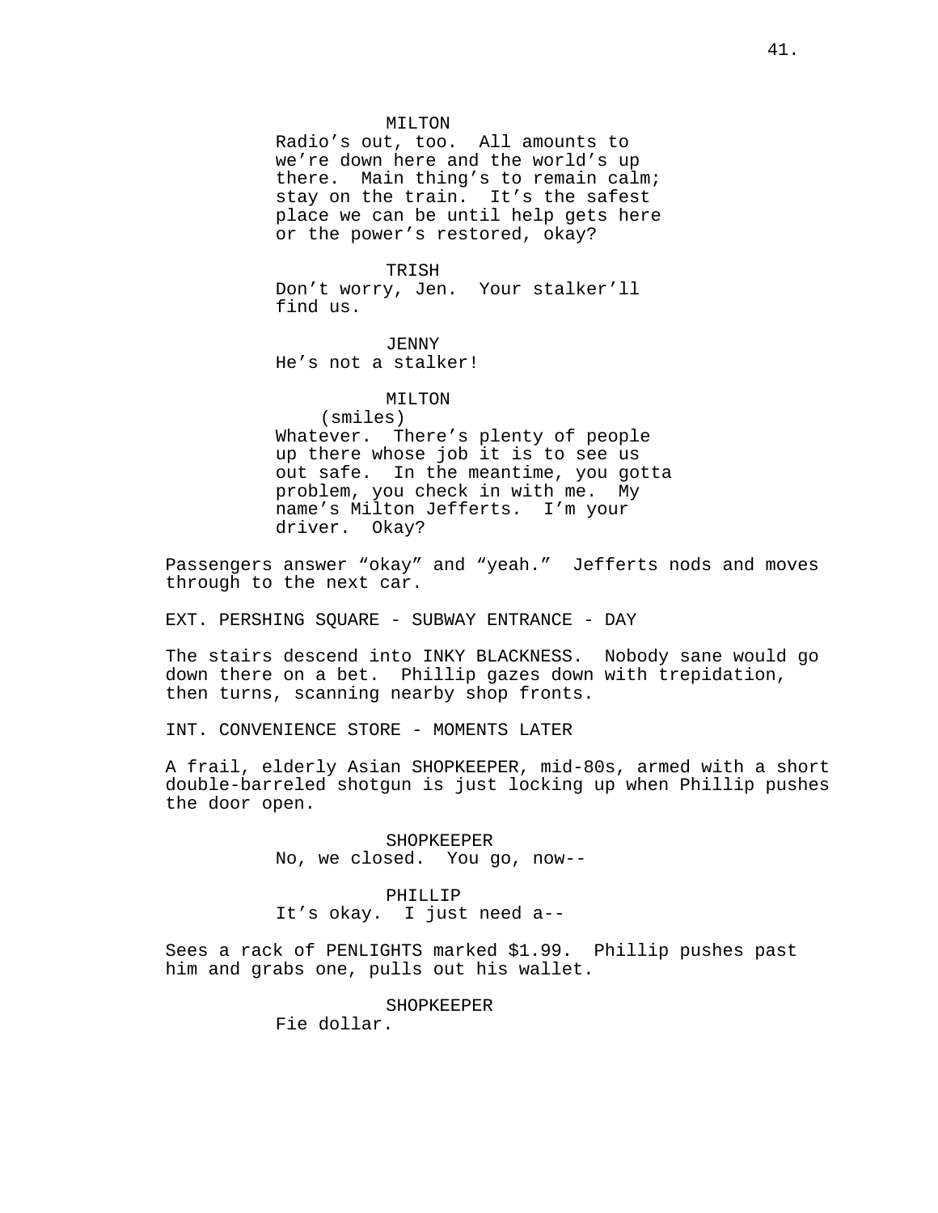MILTON
Radio's out, too. All amounts to we're down here and the world's up there. Main thing's to remain calm; stay on the train. It's the safest place we can be until help gets here or the power's restored, okay?

TRISH
Don't worry, Jen. Your stalker'll find us.

JENNY
He's not a stalker!

MILTON
(smiles)
Whatever. There's plenty of people up there whose job it is to see us out safe. In the meantime, you gotta problem, you check in with me. My name's Milton Jefferts. I'm your driver. Okay?

Passengers answer "okay" and "yeah." Jefferts nods and moves through to the next car.

EXT. PERSHING SQUARE - SUBWAY ENTRANCE - DAY

The stairs descend into INKY BLACKNESS. Nobody sane would go down there on a bet. Phillip gazes down with trepidation, then turns, scanning nearby shop fronts.

INT. CONVENIENCE STORE - MOMENTS LATER

A frail, elderly Asian SHOPKEEPER, mid-80s, armed with a short double-barreled shotgun is just locking up when Phillip pushes the door open.

SHOPKEEPER
No, we closed. You go, now--

PHILLIP
It's okay. I just need a--

Sees a rack of PENLIGHTS marked $1.99. Phillip pushes past him and grabs one, pulls out his wallet.

SHOPKEEPER
Fie dollar.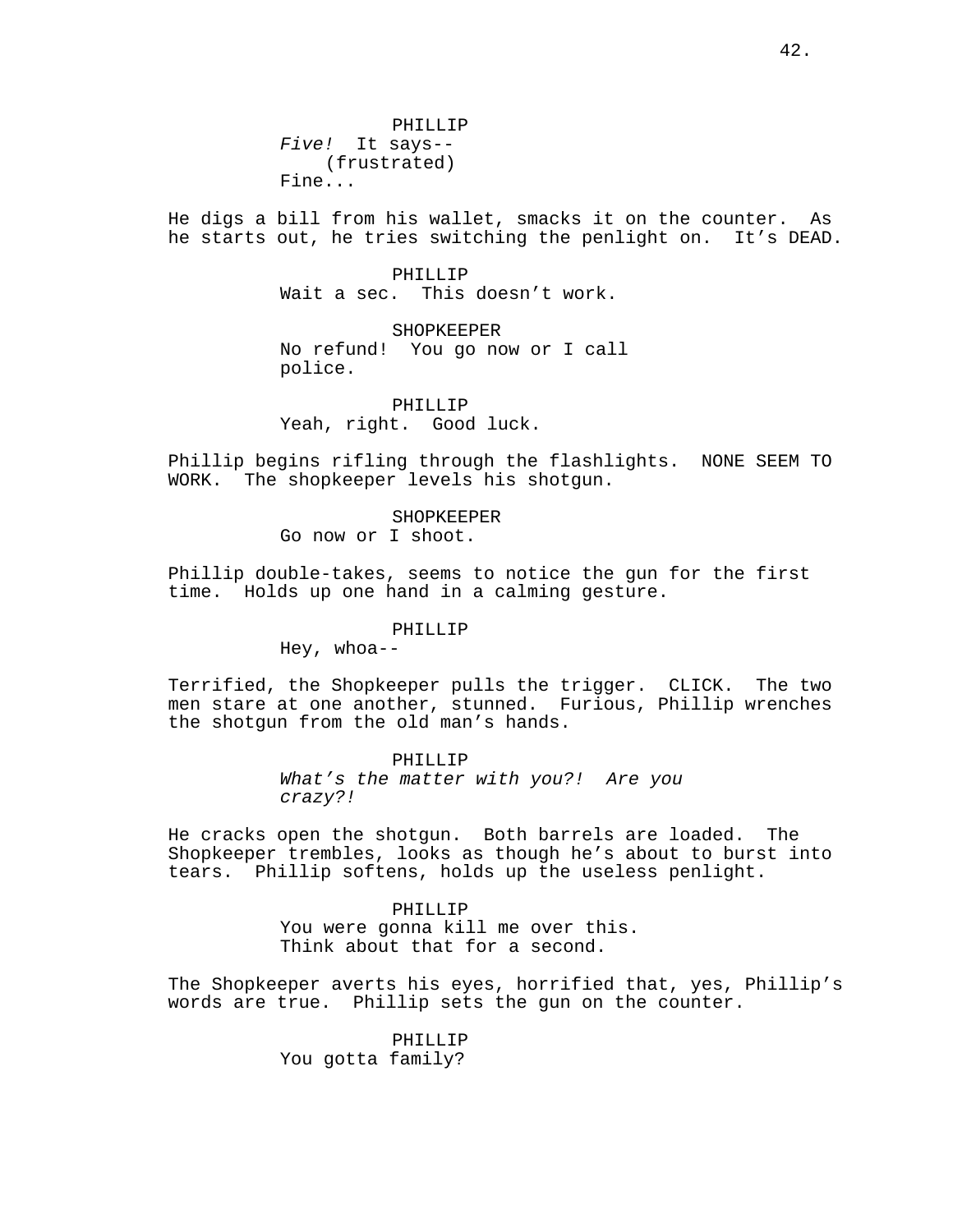PHILLIP
*Five!* It says--
(frustrated)
Fine...

He digs a bill from his wallet, smacks it on the counter. As he starts out, he tries switching the penlight on. It's DEAD.

PHILLIP
Wait a sec. This doesn't work.

SHOPKEEPER
No refund! You go now or I call police.

PHILLIP
Yeah, right. Good luck.

Phillip begins rifling through the flashlights. NONE SEEM TO WORK. The shopkeeper levels his shotgun.

SHOPKEEPER
Go now or I shoot.

Phillip double-takes, seems to notice the gun for the first time. Holds up one hand in a calming gesture.

PHILLIP
Hey, whoa--

Terrified, the Shopkeeper pulls the trigger. CLICK. The two men stare at one another, stunned. Furious, Phillip wrenches the shotgun from the old man's hands.

PHILLIP
*What's the matter with you?! Are you crazy?!*

He cracks open the shotgun. Both barrels are loaded. The Shopkeeper trembles, looks as though he's about to burst into tears. Phillip softens, holds up the useless penlight.

PHILLIP
You were gonna kill me over this.
Think about that for a second.

The Shopkeeper averts his eyes, horrified that, yes, Phillip's words are true. Phillip sets the gun on the counter.

PHILLIP
You gotta family?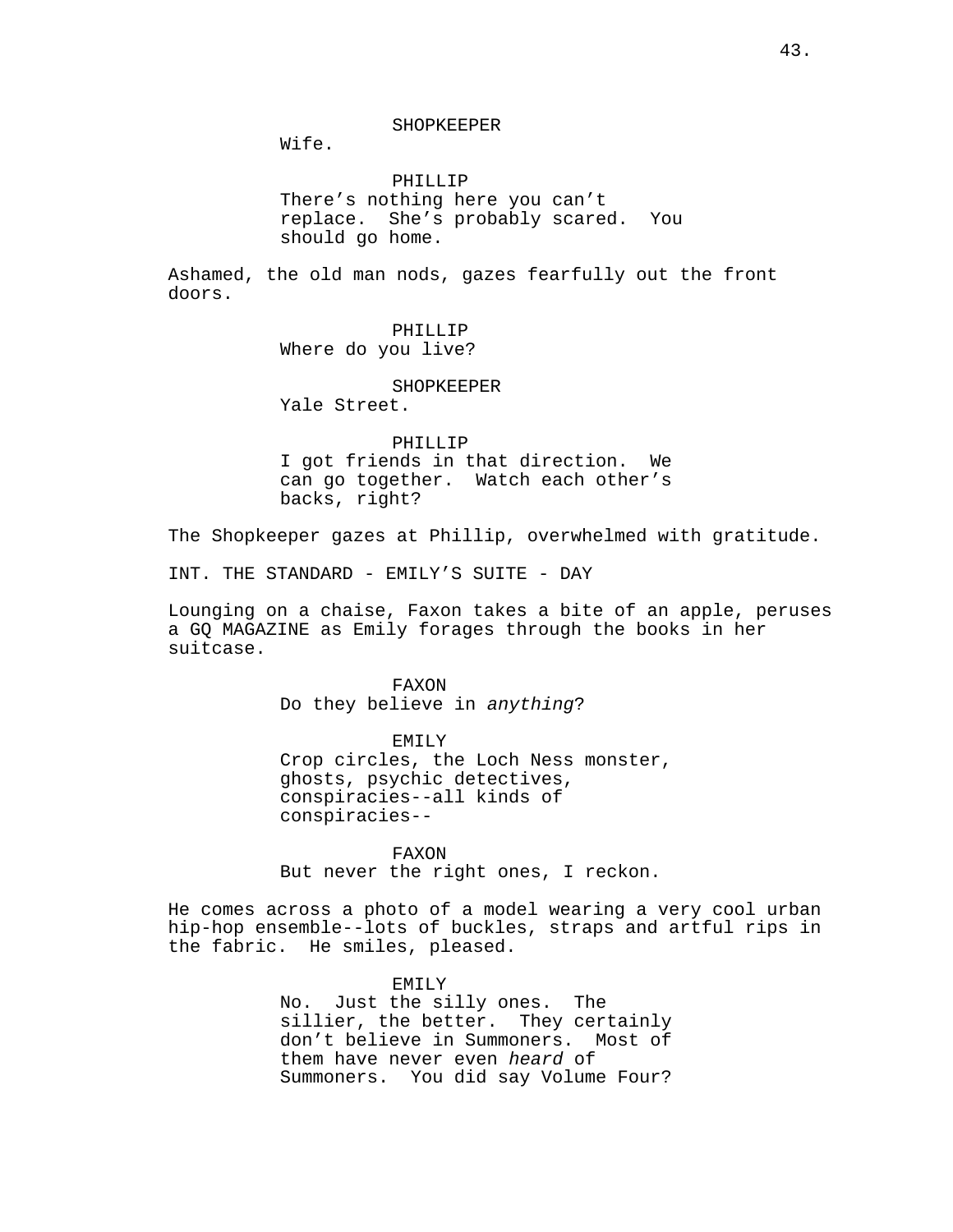SHOPKEEPER
Wife.

PHILLIP
There's nothing here you can't replace. She's probably scared. You should go home.

Ashamed, the old man nods, gazes fearfully out the front doors.

PHILLIP
Where do you live?

SHOPKEEPER
Yale Street.

PHILLIP
I got friends in that direction. We can go together. Watch each other's backs, right?

The Shopkeeper gazes at Phillip, overwhelmed with gratitude.

INT. THE STANDARD - EMILY'S SUITE - DAY

Lounging on a chaise, Faxon takes a bite of an apple, peruses a GQ MAGAZINE as Emily forages through the books in her suitcase.

FAXON
Do they believe in *anything*?

EMILY
Crop circles, the Loch Ness monster, ghosts, psychic detectives, conspiracies--all kinds of conspiracies--

FAXON
But never the right ones, I reckon.

He comes across a photo of a model wearing a very cool urban hip-hop ensemble--lots of buckles, straps and artful rips in the fabric. He smiles, pleased.

EMILY
No. Just the silly ones. The sillier, the better. They certainly don't believe in Summoners. Most of them have never even *heard* of Summoners. You did say Volume Four?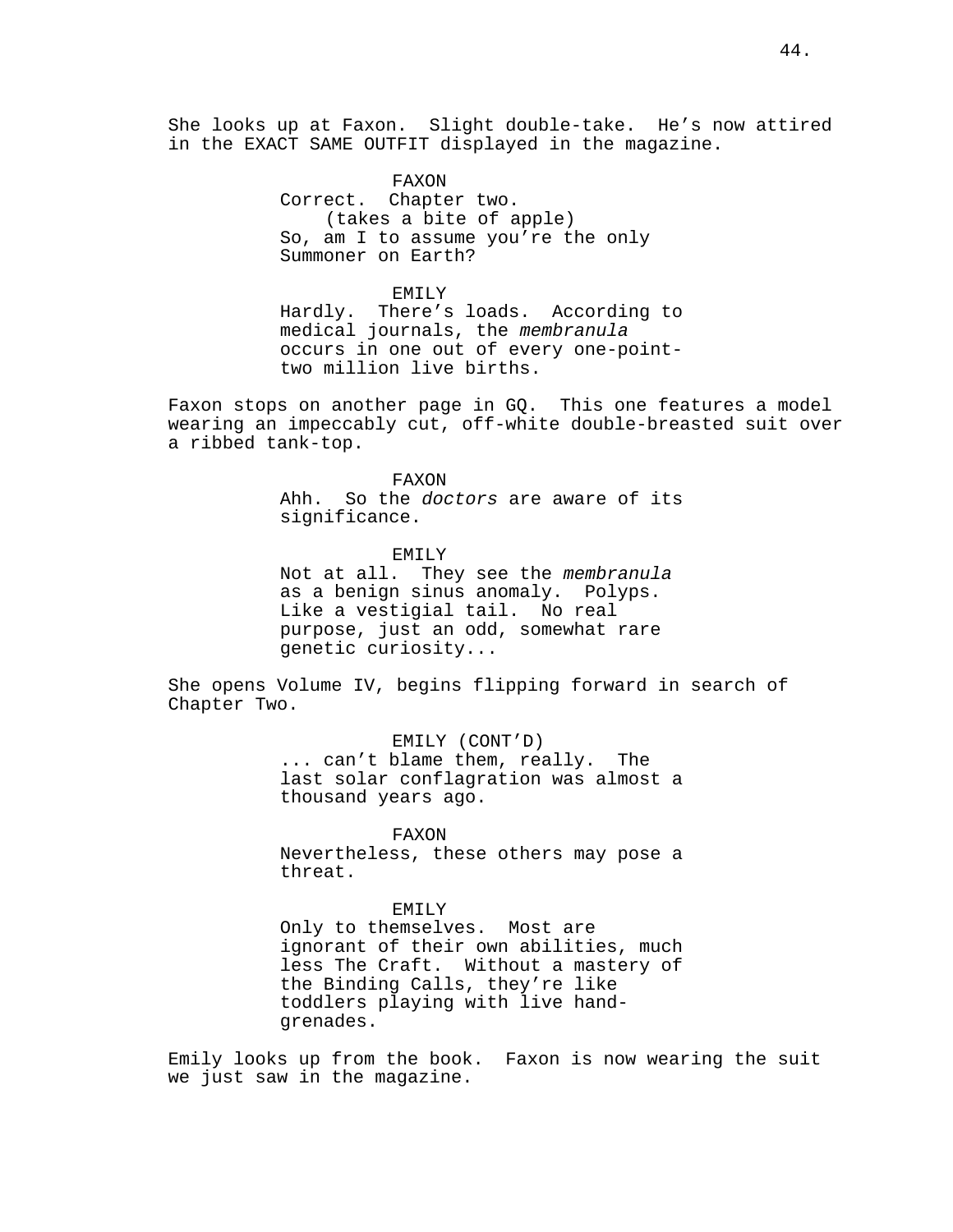She looks up at Faxon. Slight double-take. He's now attired in the EXACT SAME OUTFIT displayed in the magazine.

FAXON
Correct. Chapter two.
(takes a bite of apple)
So, am I to assume you're the only Summoner on Earth?

EMILY
Hardly. There's loads. According to medical journals, the *membranula* occurs in one out of every one-point-two million live births.

Faxon stops on another page in GQ. This one features a model wearing an impeccably cut, off-white double-breasted suit over a ribbed tank-top.

FAXON
Ahh. So the *doctors* are aware of its significance.

EMILY
Not at all. They see the *membranula* as a benign sinus anomaly. Polyps. Like a vestigial tail. No real purpose, just an odd, somewhat rare genetic curiosity...

She opens Volume IV, begins flipping forward in search of Chapter Two.

EMILY (CONT'D)
... can't blame them, really. The last solar conflagration was almost a thousand years ago.

FAXON
Nevertheless, these others may pose a threat.

EMILY
Only to themselves. Most are ignorant of their own abilities, much less The Craft. Without a mastery of the Binding Calls, they're like toddlers playing with live hand-grenades.

Emily looks up from the book. Faxon is now wearing the suit we just saw in the magazine.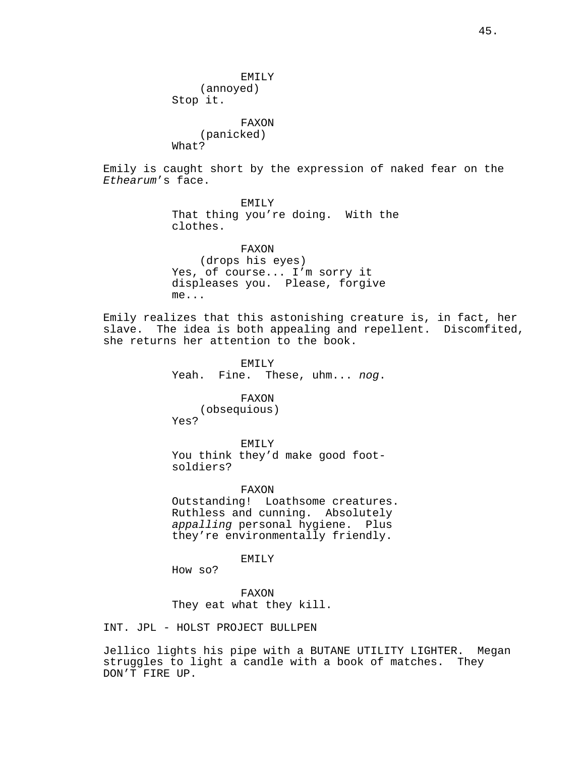EMILY
(annoyed)
Stop it.

FAXON
(panicked)
What?

Emily is caught short by the expression of naked fear on the *Ethearum*'s face.

EMILY
That thing you're doing. With the clothes.

FAXON
(drops his eyes)
Yes, of course... I'm sorry it displeases you. Please, forgive me...

Emily realizes that this astonishing creature is, in fact, her slave. The idea is both appealing and repellent. Discomfited, she returns her attention to the book.

EMILY
Yeah. Fine. These, uhm... *nog*.

FAXON
(obsequious)
Yes?

EMILY
You think they'd make good foot-soldiers?

FAXON
Outstanding! Loathsome creatures. Ruthless and cunning. Absolutely *appalling* personal hygiene. Plus they're environmentally friendly.

EMILY
How so?

FAXON
They eat what they kill.

INT. JPL - HOLST PROJECT BULLPEN

Jellico lights his pipe with a BUTANE UTILITY LIGHTER. Megan struggles to light a candle with a book of matches. They DON'T FIRE UP.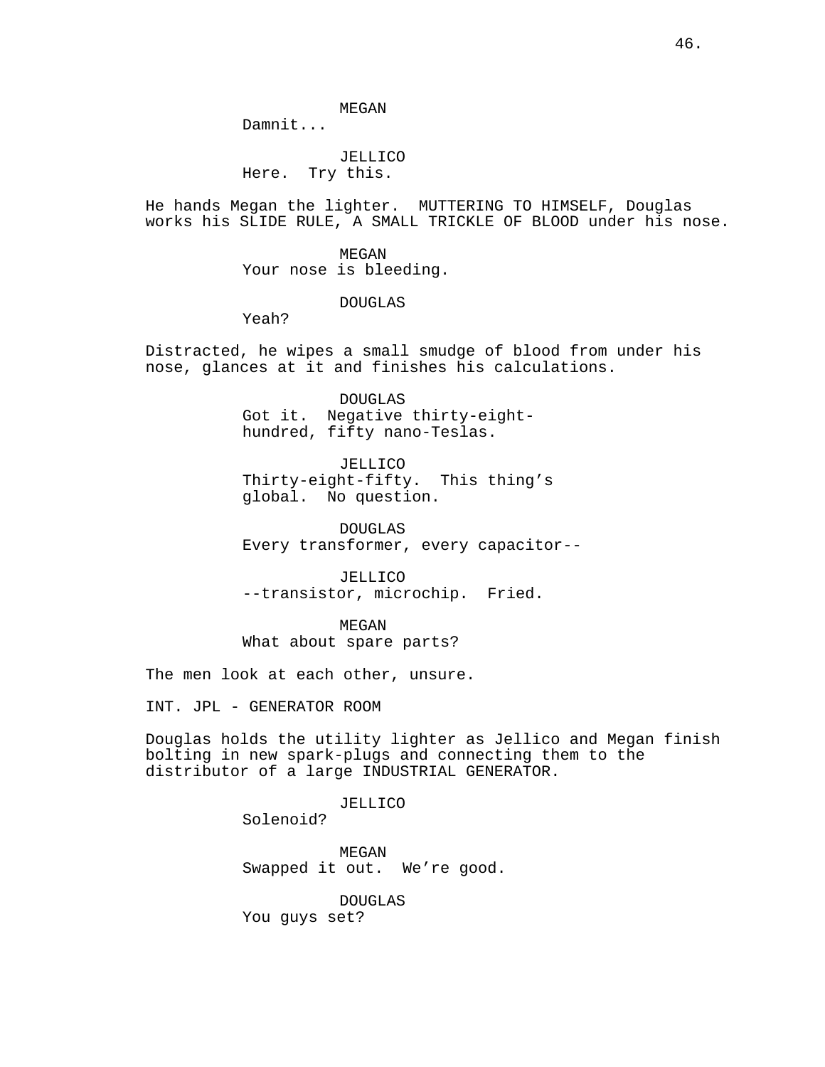MEGAN
Damnit...

JELLICO
Here.  Try this.

He hands Megan the lighter.  MUTTERING TO HIMSELF, Douglas works his SLIDE RULE, A SMALL TRICKLE OF BLOOD under his nose.

MEGAN
Your nose is bleeding.

DOUGLAS
Yeah?

Distracted, he wipes a small smudge of blood from under his nose, glances at it and finishes his calculations.

DOUGLAS
Got it.  Negative thirty-eight-hundred, fifty nano-Teslas.

JELLICO
Thirty-eight-fifty.  This thing's global.  No question.

DOUGLAS
Every transformer, every capacitor--

JELLICO
--transistor, microchip.  Fried.

MEGAN
What about spare parts?

The men look at each other, unsure.

INT. JPL - GENERATOR ROOM

Douglas holds the utility lighter as Jellico and Megan finish bolting in new spark-plugs and connecting them to the distributor of a large INDUSTRIAL GENERATOR.

JELLICO
Solenoid?

MEGAN
Swapped it out.  We're good.

DOUGLAS
You guys set?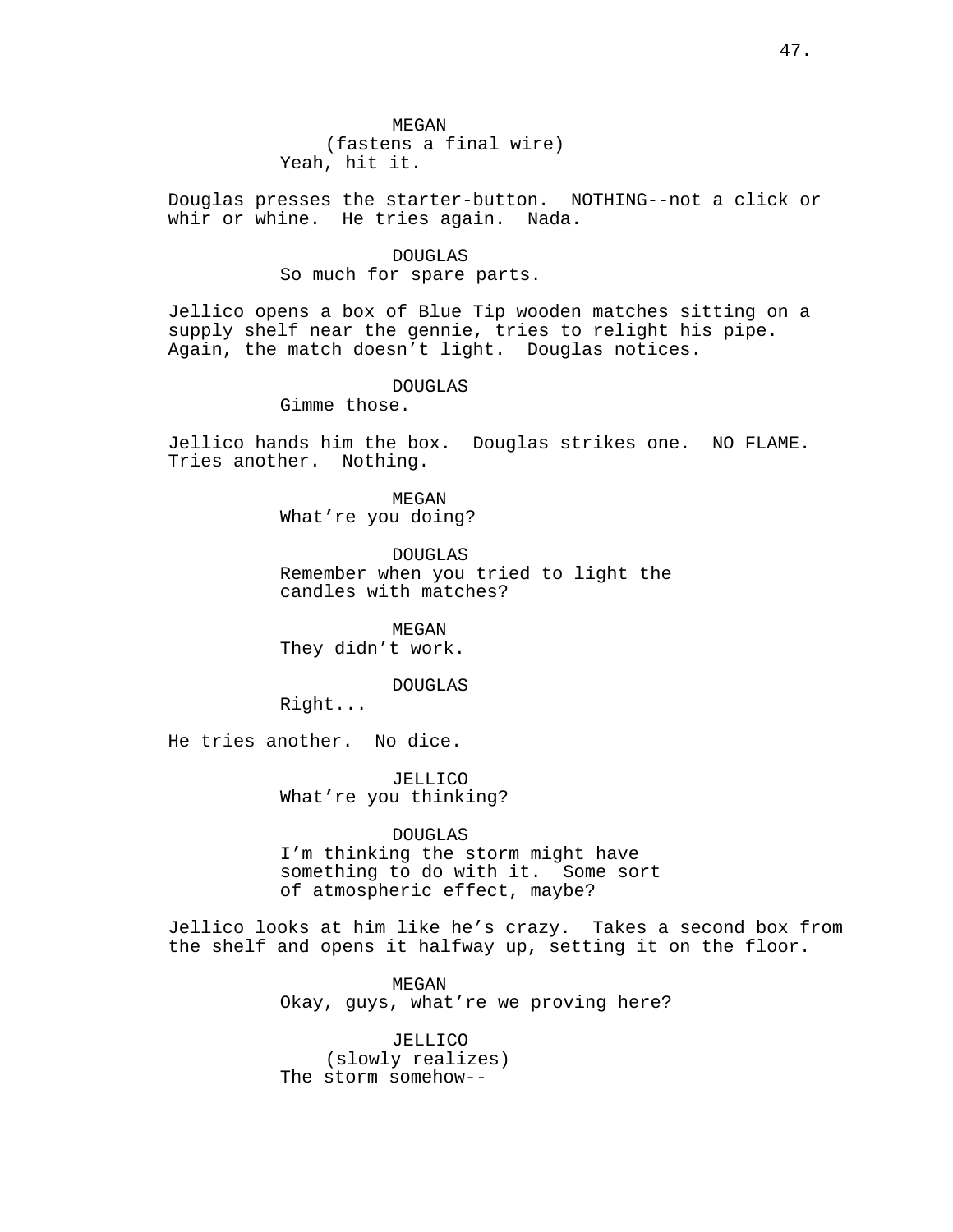MEGAN
(fastens a final wire)
Yeah, hit it.

Douglas presses the starter-button. NOTHING--not a click or whir or whine. He tries again. Nada.

DOUGLAS
So much for spare parts.

Jellico opens a box of Blue Tip wooden matches sitting on a supply shelf near the gennie, tries to relight his pipe. Again, the match doesn't light. Douglas notices.

DOUGLAS
Gimme those.

Jellico hands him the box. Douglas strikes one. NO FLAME. Tries another. Nothing.

MEGAN
What're you doing?

DOUGLAS
Remember when you tried to light the candles with matches?

MEGAN
They didn't work.

DOUGLAS
Right...

He tries another. No dice.

JELLICO
What're you thinking?

DOUGLAS
I'm thinking the storm might have something to do with it. Some sort of atmospheric effect, maybe?

Jellico looks at him like he's crazy. Takes a second box from the shelf and opens it halfway up, setting it on the floor.

MEGAN
Okay, guys, what're we proving here?

JELLICO
(slowly realizes)
The storm somehow--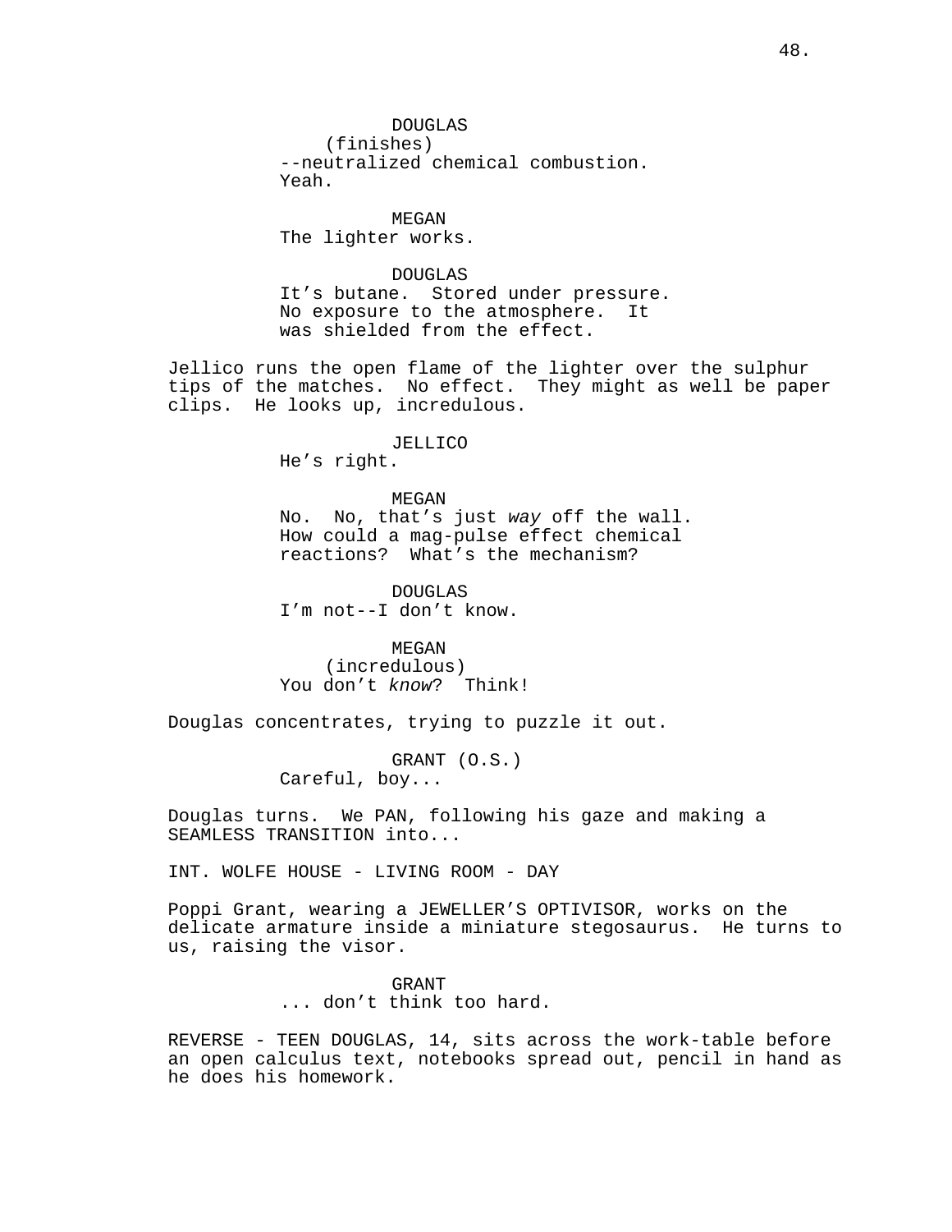DOUGLAS
(finishes)
--neutralized chemical combustion.
Yeah.

MEGAN
The lighter works.

DOUGLAS
It's butane. Stored under pressure.
No exposure to the atmosphere. It
was shielded from the effect.

Jellico runs the open flame of the lighter over the sulphur tips of the matches. No effect. They might as well be paper clips. He looks up, incredulous.

JELLICO
He's right.

MEGAN
No. No, that's just *way* off the wall.
How could a mag-pulse effect chemical
reactions? What's the mechanism?

DOUGLAS
I'm not--I don't know.

MEGAN
(incredulous)
You don't *know*? Think!

Douglas concentrates, trying to puzzle it out.

GRANT (O.S.)
Careful, boy...

Douglas turns. We PAN, following his gaze and making a SEAMLESS TRANSITION into...

INT. WOLFE HOUSE - LIVING ROOM - DAY

Poppi Grant, wearing a JEWELLER'S OPTIVISOR, works on the delicate armature inside a miniature stegosaurus. He turns to us, raising the visor.

GRANT
... don't think too hard.

REVERSE - TEEN DOUGLAS, 14, sits across the work-table before an open calculus text, notebooks spread out, pencil in hand as he does his homework.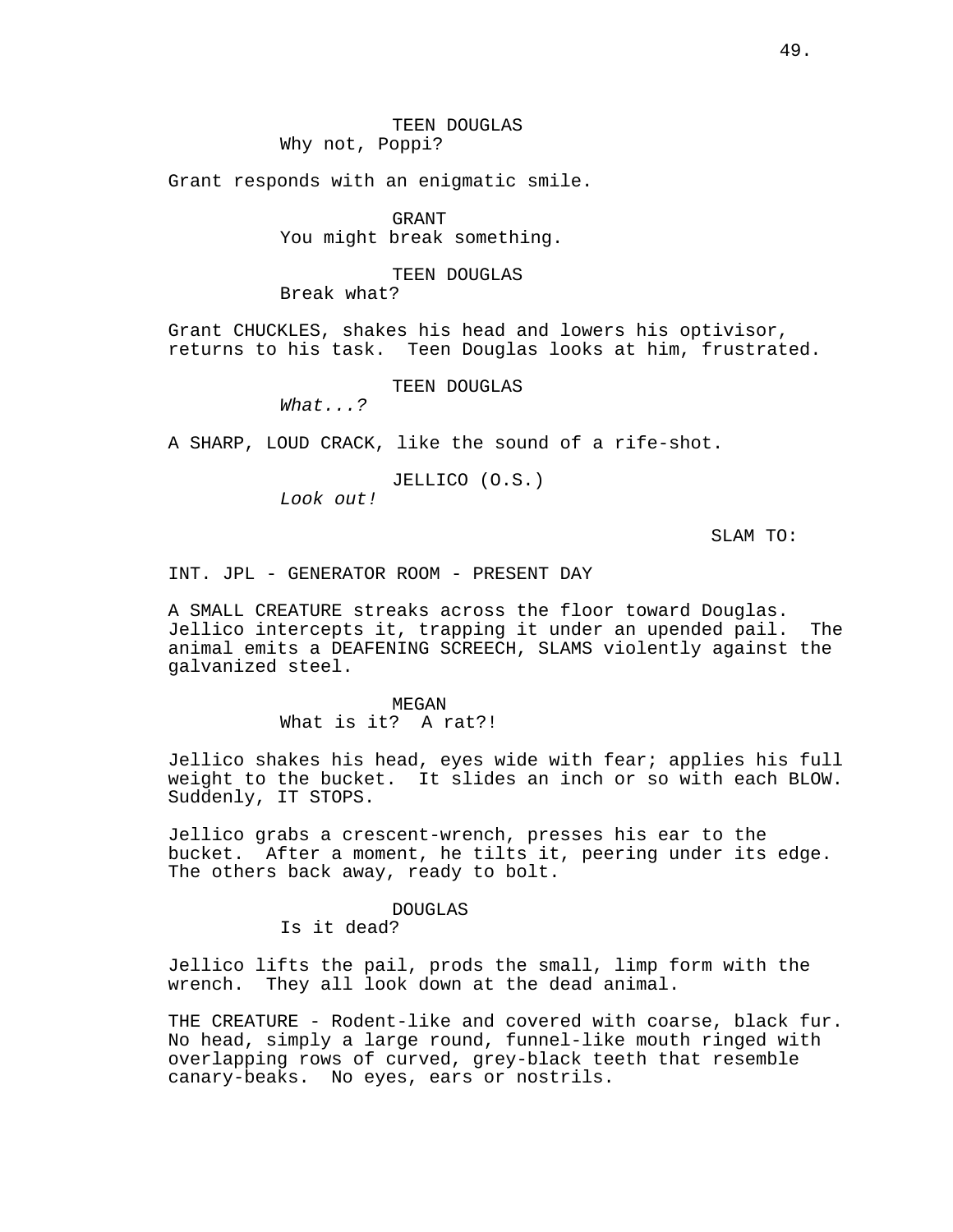TEEN DOUGLAS
Why not, Poppi?

Grant responds with an enigmatic smile.

GRANT
You might break something.

TEEN DOUGLAS
Break what?

Grant CHUCKLES, shakes his head and lowers his optivisor, returns to his task. Teen Douglas looks at him, frustrated.

TEEN DOUGLAS
*What...?*

A SHARP, LOUD CRACK, like the sound of a rife-shot.

JELLICO (O.S.)
*Look out!*

SLAM TO:

INT. JPL - GENERATOR ROOM - PRESENT DAY

A SMALL CREATURE streaks across the floor toward Douglas. Jellico intercepts it, trapping it under an upended pail. The animal emits a DEAFENING SCREECH, SLAMS violently against the galvanized steel.

MEGAN
What is it? A rat?!

Jellico shakes his head, eyes wide with fear; applies his full weight to the bucket. It slides an inch or so with each BLOW. Suddenly, IT STOPS.

Jellico grabs a crescent-wrench, presses his ear to the bucket. After a moment, he tilts it, peering under its edge. The others back away, ready to bolt.

DOUGLAS
Is it dead?

Jellico lifts the pail, prods the small, limp form with the wrench. They all look down at the dead animal.

THE CREATURE - Rodent-like and covered with coarse, black fur. No head, simply a large round, funnel-like mouth ringed with overlapping rows of curved, grey-black teeth that resemble canary-beaks. No eyes, ears or nostrils.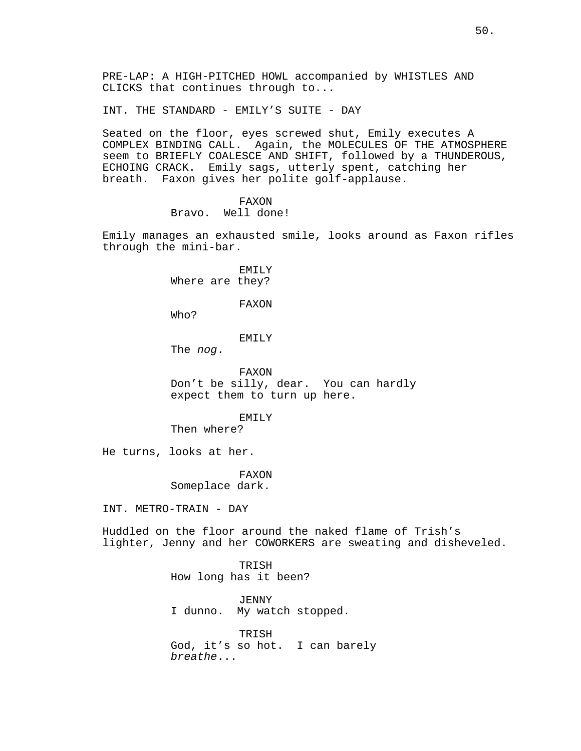PRE-LAP: A HIGH-PITCHED HOWL accompanied by WHISTLES AND CLICKS that continues through to...

INT. THE STANDARD - EMILY'S SUITE - DAY

Seated on the floor, eyes screwed shut, Emily executes A COMPLEX BINDING CALL. Again, the MOLECULES OF THE ATMOSPHERE seem to BRIEFLY COALESCE AND SHIFT, followed by a THUNDEROUS, ECHOING CRACK. Emily sags, utterly spent, catching her breath. Faxon gives her polite golf-applause.

FAXON
Bravo. Well done!

Emily manages an exhausted smile, looks around as Faxon rifles through the mini-bar.

EMILY
Where are they?

FAXON
Who?

EMILY
The *nog*.

FAXON
Don't be silly, dear. You can hardly expect them to turn up here.

EMILY
Then where?

He turns, looks at her.

FAXON
Someplace dark.

INT. METRO-TRAIN - DAY

Huddled on the floor around the naked flame of Trish's lighter, Jenny and her COWORKERS are sweating and disheveled.

TRISH
How long has it been?

JENNY
I dunno. My watch stopped.

TRISH
God, it's so hot. I can barely *breathe*...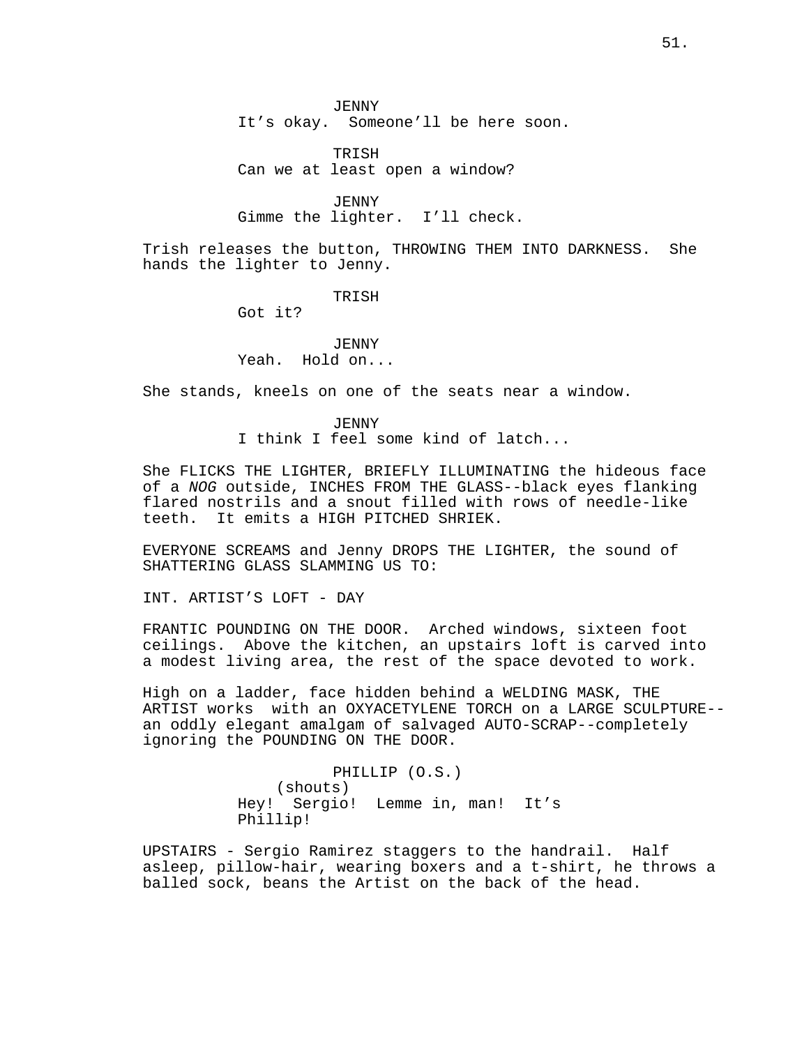JENNY
It's okay.  Someone'll be here soon.

TRISH
Can we at least open a window?

JENNY
Gimme the lighter.  I'll check.

Trish releases the button, THROWING THEM INTO DARKNESS.  She hands the lighter to Jenny.

TRISH
Got it?

JENNY
Yeah.  Hold on...

She stands, kneels on one of the seats near a window.

JENNY
I think I feel some kind of latch...

She FLICKS THE LIGHTER, BRIEFLY ILLUMINATING the hideous face of a *NOG* outside, INCHES FROM THE GLASS--black eyes flanking flared nostrils and a snout filled with rows of needle-like teeth.  It emits a HIGH PITCHED SHRIEK.

EVERYONE SCREAMS and Jenny DROPS THE LIGHTER, the sound of SHATTERING GLASS SLAMMING US TO:

INT. ARTIST'S LOFT - DAY

FRANTIC POUNDING ON THE DOOR.  Arched windows, sixteen foot ceilings.  Above the kitchen, an upstairs loft is carved into a modest living area, the rest of the space devoted to work.

High on a ladder, face hidden behind a WELDING MASK, THE ARTIST works  with an OXYACETYLENE TORCH on a LARGE SCULPTURE--an oddly elegant amalgam of salvaged AUTO-SCRAP--completely ignoring the POUNDING ON THE DOOR.

PHILLIP (O.S.)
(shouts)
Hey!  Sergio!  Lemme in, man!  It's Phillip!

UPSTAIRS - Sergio Ramirez staggers to the handrail.  Half asleep, pillow-hair, wearing boxers and a t-shirt, he throws a balled sock, beans the Artist on the back of the head.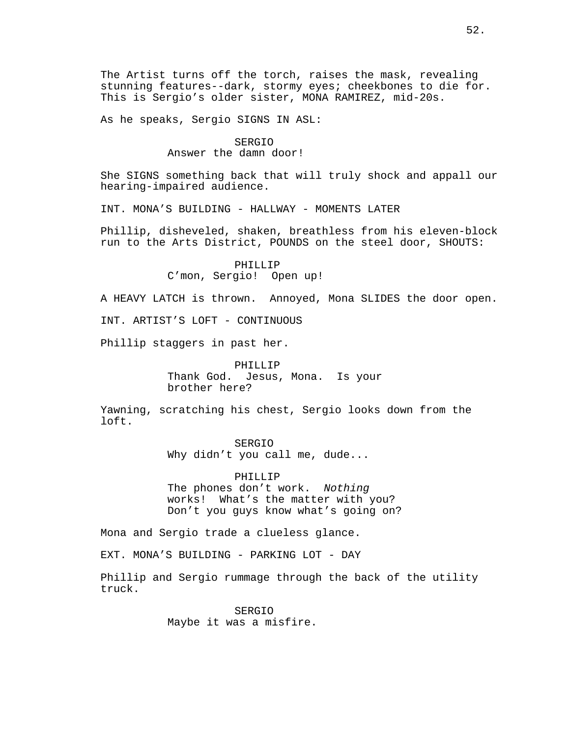The Artist turns off the torch, raises the mask, revealing stunning features--dark, stormy eyes; cheekbones to die for. This is Sergio's older sister, MONA RAMIREZ, mid-20s.

As he speaks, Sergio SIGNS IN ASL:

SERGIO
Answer the damn door!

She SIGNS something back that will truly shock and appall our hearing-impaired audience.

INT. MONA'S BUILDING - HALLWAY - MOMENTS LATER

Phillip, disheveled, shaken, breathless from his eleven-block run to the Arts District, POUNDS on the steel door, SHOUTS:

PHILLIP
C'mon, Sergio! Open up!

A HEAVY LATCH is thrown. Annoyed, Mona SLIDES the door open.

INT. ARTIST'S LOFT - CONTINUOUS

Phillip staggers in past her.

PHILLIP
Thank God. Jesus, Mona. Is your brother here?

Yawning, scratching his chest, Sergio looks down from the loft.

SERGIO
Why didn't you call me, dude...

PHILLIP
The phones don't work. *Nothing* works! What's the matter with you? Don't you guys know what's going on?

Mona and Sergio trade a clueless glance.

EXT. MONA'S BUILDING - PARKING LOT - DAY

Phillip and Sergio rummage through the back of the utility truck.

SERGIO
Maybe it was a misfire.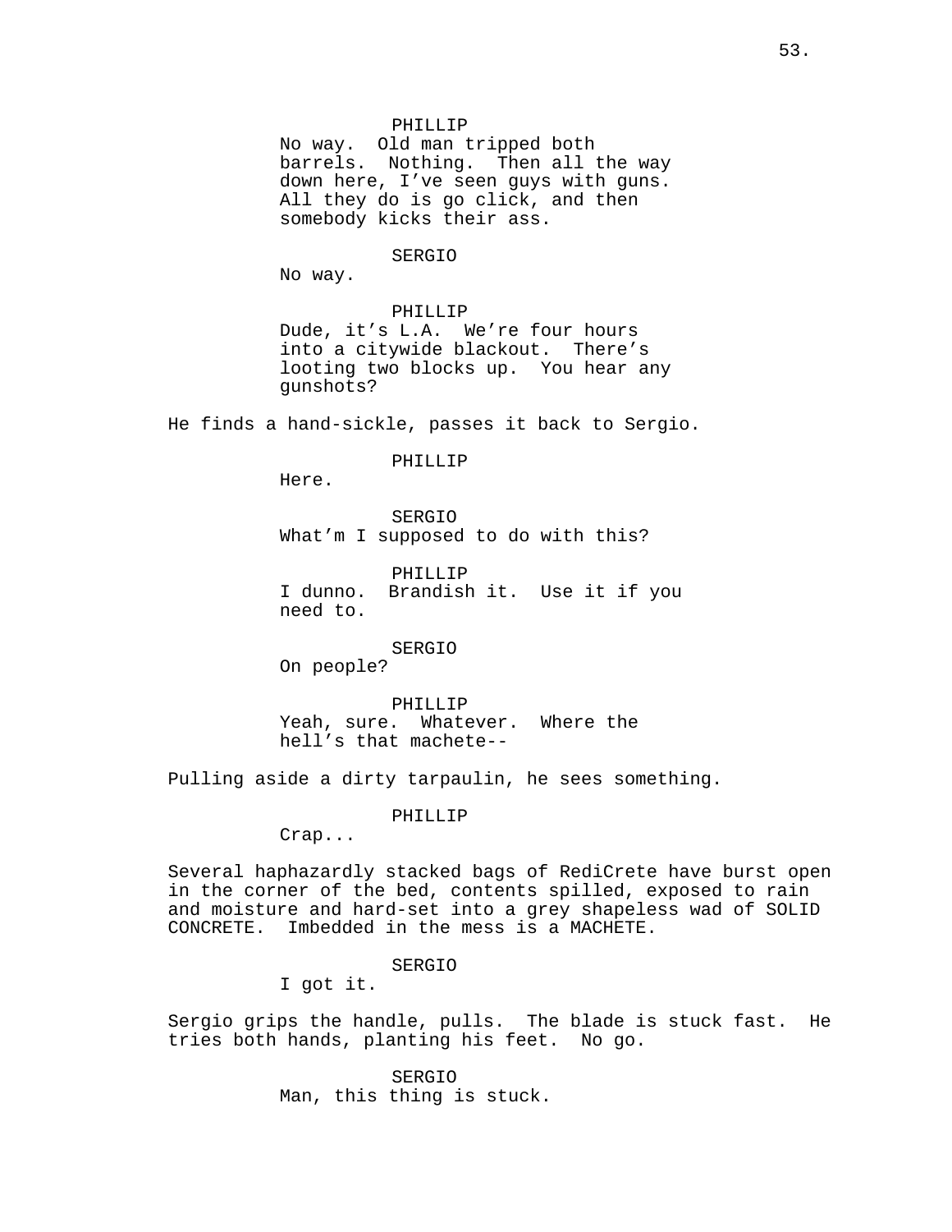PHILLIP
No way. Old man tripped both barrels. Nothing. Then all the way down here, I've seen guys with guns. All they do is go click, and then somebody kicks their ass.

SERGIO
No way.

PHILLIP
Dude, it's L.A. We're four hours into a citywide blackout. There's looting two blocks up. You hear any gunshots?

He finds a hand-sickle, passes it back to Sergio.

PHILLIP
Here.

SERGIO
What'm I supposed to do with this?

PHILLIP
I dunno. Brandish it. Use it if you need to.

SERGIO
On people?

PHILLIP
Yeah, sure. Whatever. Where the hell's that machete--

Pulling aside a dirty tarpaulin, he sees something.

PHILLIP
Crap...

Several haphazardly stacked bags of RediCrete have burst open in the corner of the bed, contents spilled, exposed to rain and moisture and hard-set into a grey shapeless wad of SOLID CONCRETE. Imbedded in the mess is a MACHETE.

SERGIO
I got it.

Sergio grips the handle, pulls. The blade is stuck fast. He tries both hands, planting his feet. No go.

SERGIO
Man, this thing is stuck.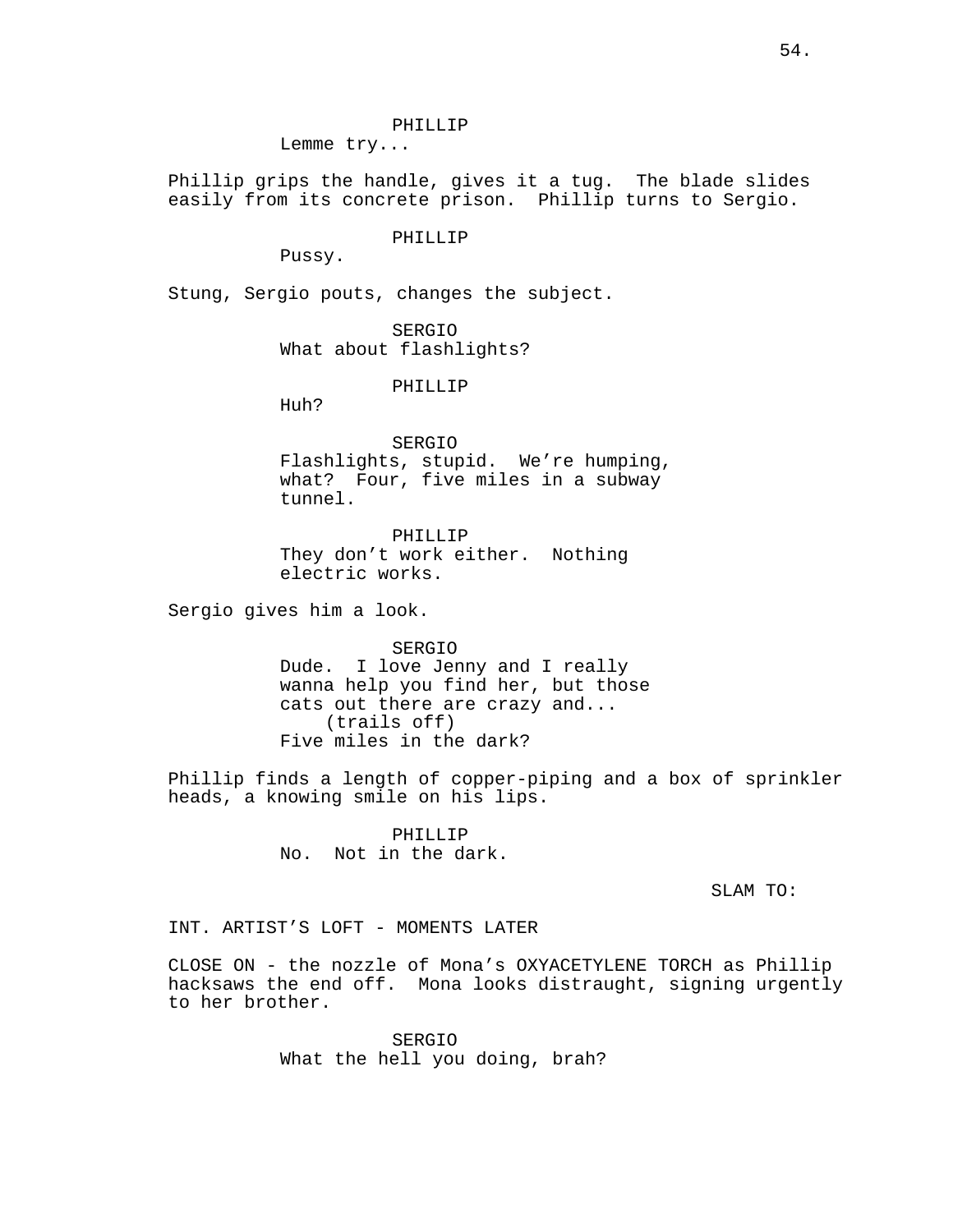PHILLIP
Lemme try...

Phillip grips the handle, gives it a tug.  The blade slides easily from its concrete prison.  Phillip turns to Sergio.

PHILLIP
Pussy.

Stung, Sergio pouts, changes the subject.

SERGIO
What about flashlights?

PHILLIP
Huh?

SERGIO
Flashlights, stupid.  We're humping, what?  Four, five miles in a subway tunnel.

PHILLIP
They don't work either.  Nothing electric works.

Sergio gives him a look.

SERGIO
Dude.  I love Jenny and I really wanna help you find her, but those cats out there are crazy and...
(trails off)
Five miles in the dark?

Phillip finds a length of copper-piping and a box of sprinkler heads, a knowing smile on his lips.

PHILLIP
No.  Not in the dark.

SLAM TO:

INT. ARTIST'S LOFT - MOMENTS LATER

CLOSE ON - the nozzle of Mona's OXYACETYLENE TORCH as Phillip hacksaws the end off.  Mona looks distraught, signing urgently to her brother.

SERGIO
What the hell you doing, brah?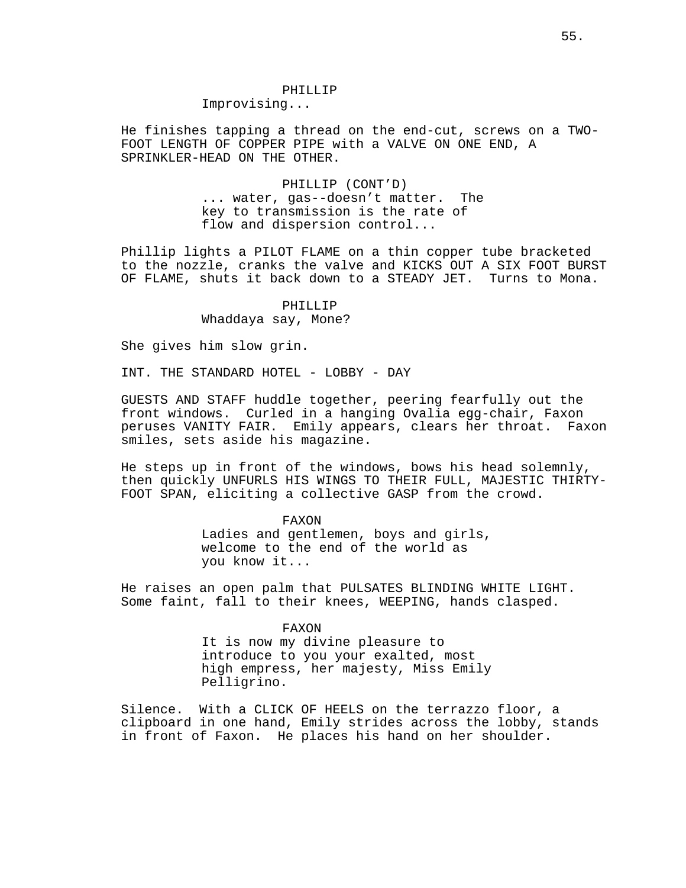PHILLIP
Improvising...

He finishes tapping a thread on the end-cut, screws on a TWO-FOOT LENGTH OF COPPER PIPE with a VALVE ON ONE END, A SPRINKLER-HEAD ON THE OTHER.

PHILLIP (CONT'D)
... water, gas--doesn't matter. The key to transmission is the rate of flow and dispersion control...

Phillip lights a PILOT FLAME on a thin copper tube bracketed to the nozzle, cranks the valve and KICKS OUT A SIX FOOT BURST OF FLAME, shuts it back down to a STEADY JET. Turns to Mona.

PHILLIP
Whaddaya say, Mone?

She gives him slow grin.

INT. THE STANDARD HOTEL - LOBBY - DAY

GUESTS AND STAFF huddle together, peering fearfully out the front windows. Curled in a hanging Ovalia egg-chair, Faxon peruses VANITY FAIR. Emily appears, clears her throat. Faxon smiles, sets aside his magazine.

He steps up in front of the windows, bows his head solemnly, then quickly UNFURLS HIS WINGS TO THEIR FULL, MAJESTIC THIRTY-FOOT SPAN, eliciting a collective GASP from the crowd.

FAXON
Ladies and gentlemen, boys and girls, welcome to the end of the world as you know it...

He raises an open palm that PULSATES BLINDING WHITE LIGHT. Some faint, fall to their knees, WEEPING, hands clasped.

FAXON
It is now my divine pleasure to introduce to you your exalted, most high empress, her majesty, Miss Emily Pelligrino.

Silence. With a CLICK OF HEELS on the terrazzo floor, a clipboard in one hand, Emily strides across the lobby, stands in front of Faxon. He places his hand on her shoulder.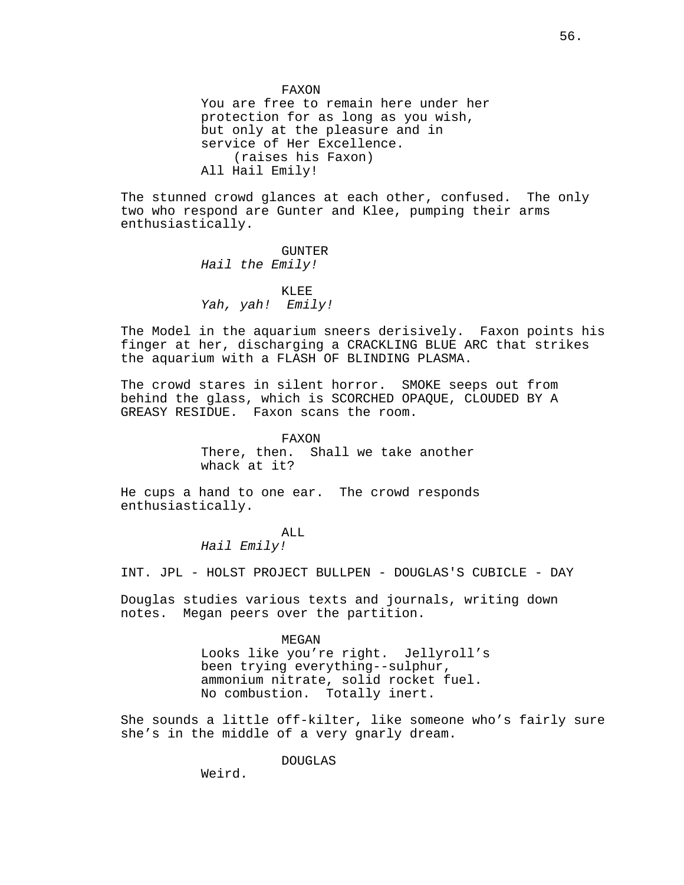FAXON

You are free to remain here under her protection for as long as you wish, but only at the pleasure and in service of Her Excellence.

(raises his Faxon)

All Hail Emily!

The stunned crowd glances at each other, confused. The only two who respond are Gunter and Klee, pumping their arms enthusiastically.

GUNTER

*Hail the Emily!*

KLEE

*Yah, yah! Emily!*

The Model in the aquarium sneers derisively. Faxon points his finger at her, discharging a CRACKLING BLUE ARC that strikes the aquarium with a FLASH OF BLINDING PLASMA.

The crowd stares in silent horror. SMOKE seeps out from behind the glass, which is SCORCHED OPAQUE, CLOUDED BY A GREASY RESIDUE. Faxon scans the room.

FAXON

There, then. Shall we take another whack at it?

He cups a hand to one ear. The crowd responds enthusiastically.

ALL

*Hail Emily!*

INT. JPL - HOLST PROJECT BULLPEN - DOUGLAS'S CUBICLE - DAY

Douglas studies various texts and journals, writing down notes. Megan peers over the partition.

MEGAN

Looks like you're right. Jellyroll's been trying everything--sulphur, ammonium nitrate, solid rocket fuel. No combustion. Totally inert.

She sounds a little off-kilter, like someone who's fairly sure she's in the middle of a very gnarly dream.

DOUGLAS

Weird.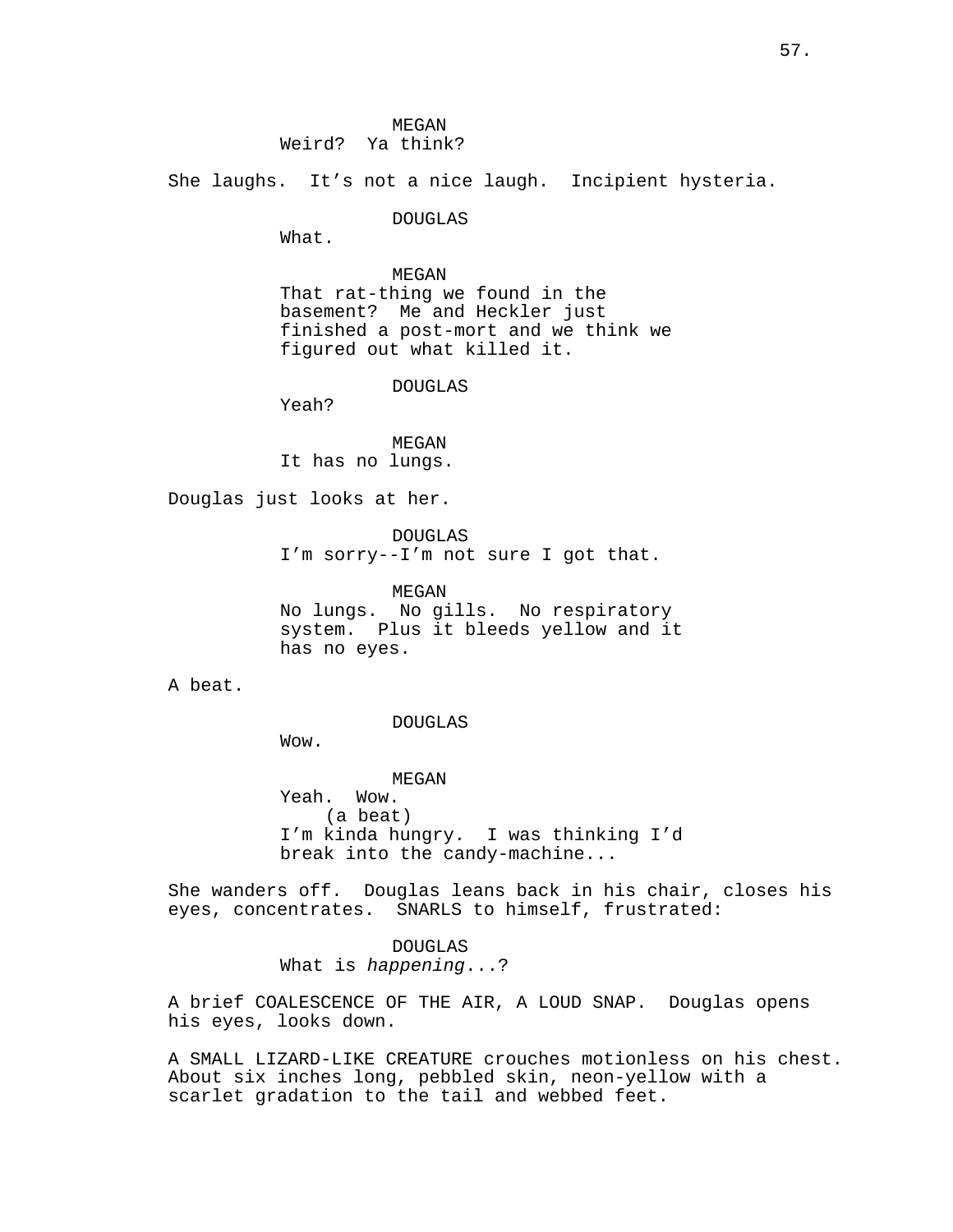MEGAN
Weird?  Ya think?

She laughs.  It's not a nice laugh.  Incipient hysteria.

DOUGLAS
What.

MEGAN
That rat-thing we found in the basement?  Me and Heckler just finished a post-mort and we think we figured out what killed it.

DOUGLAS
Yeah?

MEGAN
It has no lungs.

Douglas just looks at her.

DOUGLAS
I'm sorry--I'm not sure I got that.

MEGAN
No lungs.  No gills.  No respiratory system.  Plus it bleeds yellow and it has no eyes.

A beat.

DOUGLAS
Wow.

MEGAN
Yeah.  Wow.
(a beat)
I'm kinda hungry.  I was thinking I'd break into the candy-machine...

She wanders off.  Douglas leans back in his chair, closes his eyes, concentrates.  SNARLS to himself, frustrated:

DOUGLAS
What is *happening*...?

A brief COALESCENCE OF THE AIR, A LOUD SNAP.  Douglas opens his eyes, looks down.

A SMALL LIZARD-LIKE CREATURE crouches motionless on his chest.  About six inches long, pebbled skin, neon-yellow with a scarlet gradation to the tail and webbed feet.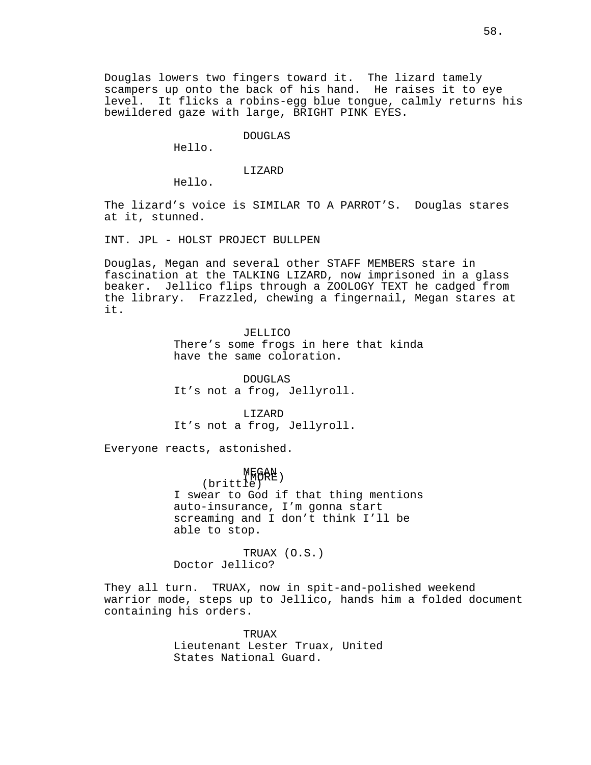Douglas lowers two fingers toward it. The lizard tamely scampers up onto the back of his hand. He raises it to eye level. It flicks a robins-egg blue tongue, calmly returns his bewildered gaze with large, BRIGHT PINK EYES.

DOUGLAS
Hello.

LIZARD
Hello.

The lizard's voice is SIMILAR TO A PARROT'S. Douglas stares at it, stunned.

INT. JPL - HOLST PROJECT BULLPEN

Douglas, Megan and several other STAFF MEMBERS stare in fascination at the TALKING LIZARD, now imprisoned in a glass beaker. Jellico flips through a ZOOLOGY TEXT he cadged from the library. Frazzled, chewing a fingernail, Megan stares at it.

JELLICO
There's some frogs in here that kinda have the same coloration.

DOUGLAS
It's not a frog, Jellyroll.

LIZARD
It's not a frog, Jellyroll.

Everyone reacts, astonished.

MEGAN
(brittle)
I swear to God if that thing mentions auto-insurance, I'm gonna start screaming and I don't think I'll be able to stop.
(MORE)

TRUAX (O.S.)
Doctor Jellico?

They all turn. TRUAX, now in spit-and-polished weekend warrior mode, steps up to Jellico, hands him a folded document containing his orders.

TRUAX
Lieutenant Lester Truax, United States National Guard.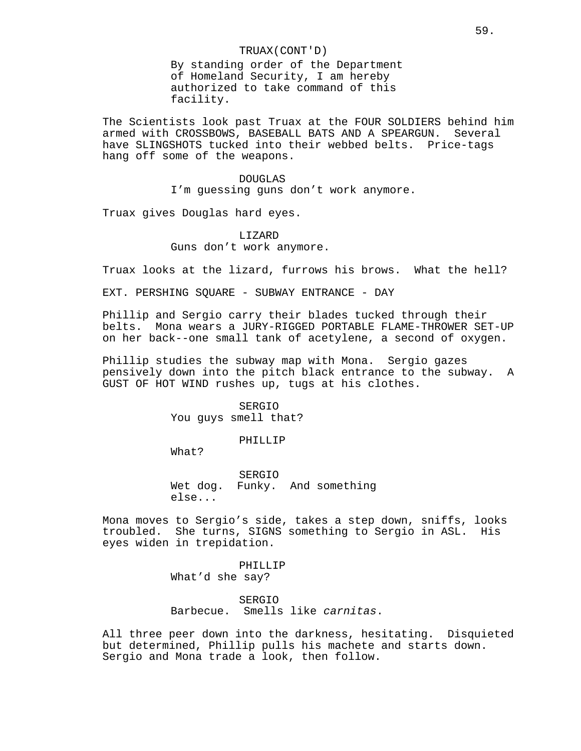TRUAX(CONT'D)
By standing order of the Department of Homeland Security, I am hereby authorized to take command of this facility.

The Scientists look past Truax at the FOUR SOLDIERS behind him armed with CROSSBOWS, BASEBALL BATS AND A SPEARGUN. Several have SLINGSHOTS tucked into their webbed belts. Price-tags hang off some of the weapons.

DOUGLAS
I'm guessing guns don't work anymore.

Truax gives Douglas hard eyes.

LIZARD
Guns don't work anymore.

Truax looks at the lizard, furrows his brows. What the hell?

EXT. PERSHING SQUARE - SUBWAY ENTRANCE - DAY

Phillip and Sergio carry their blades tucked through their belts. Mona wears a JURY-RIGGED PORTABLE FLAME-THROWER SET-UP on her back--one small tank of acetylene, a second of oxygen.

Phillip studies the subway map with Mona. Sergio gazes pensively down into the pitch black entrance to the subway. A GUST OF HOT WIND rushes up, tugs at his clothes.

SERGIO
You guys smell that?

PHILLIP
What?

SERGIO
Wet dog. Funky. And something else...

Mona moves to Sergio's side, takes a step down, sniffs, looks troubled. She turns, SIGNS something to Sergio in ASL. His eyes widen in trepidation.

PHILLIP
What'd she say?

SERGIO
Barbecue. Smells like *carnitas*.

All three peer down into the darkness, hesitating. Disquieted but determined, Phillip pulls his machete and starts down. Sergio and Mona trade a look, then follow.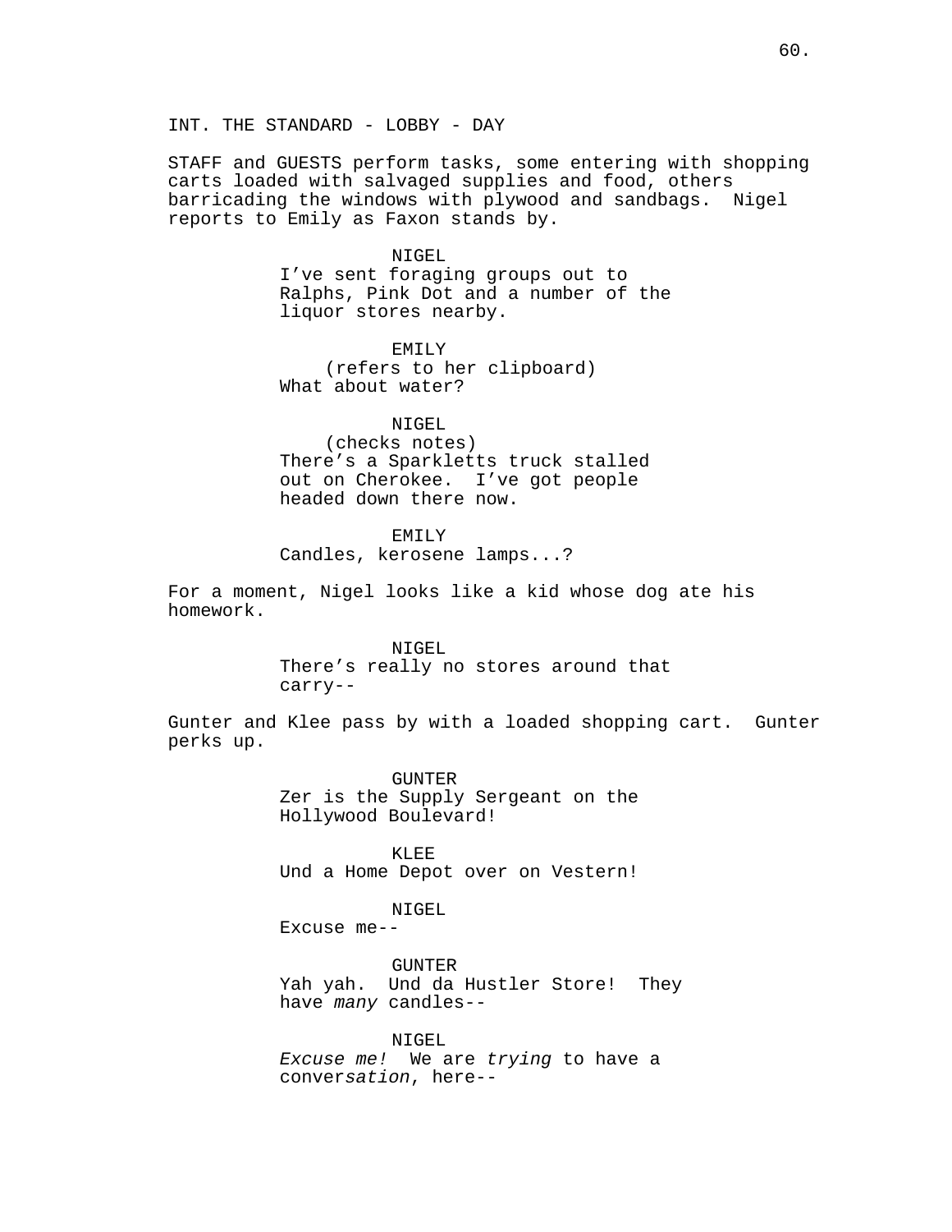INT. THE STANDARD - LOBBY - DAY

STAFF and GUESTS perform tasks, some entering with shopping carts loaded with salvaged supplies and food, others barricading the windows with plywood and sandbags. Nigel reports to Emily as Faxon stands by.

NIGEL
I've sent foraging groups out to Ralphs, Pink Dot and a number of the liquor stores nearby.

EMILY
(refers to her clipboard)
What about water?

NIGEL
(checks notes)
There's a Sparkletts truck stalled out on Cherokee. I've got people headed down there now.

EMILY
Candles, kerosene lamps...?

For a moment, Nigel looks like a kid whose dog ate his homework.

NIGEL
There's really no stores around that carry--

Gunter and Klee pass by with a loaded shopping cart. Gunter perks up.

GUNTER
Zer is the Supply Sergeant on the Hollywood Boulevard!

KLEE
Und a Home Depot over on Vestern!

NIGEL
Excuse me--

GUNTER
Yah yah. Und da Hustler Store! They have *many* candles--

NIGEL
*Excuse me!* We are *trying* to have a conver*sation*, here--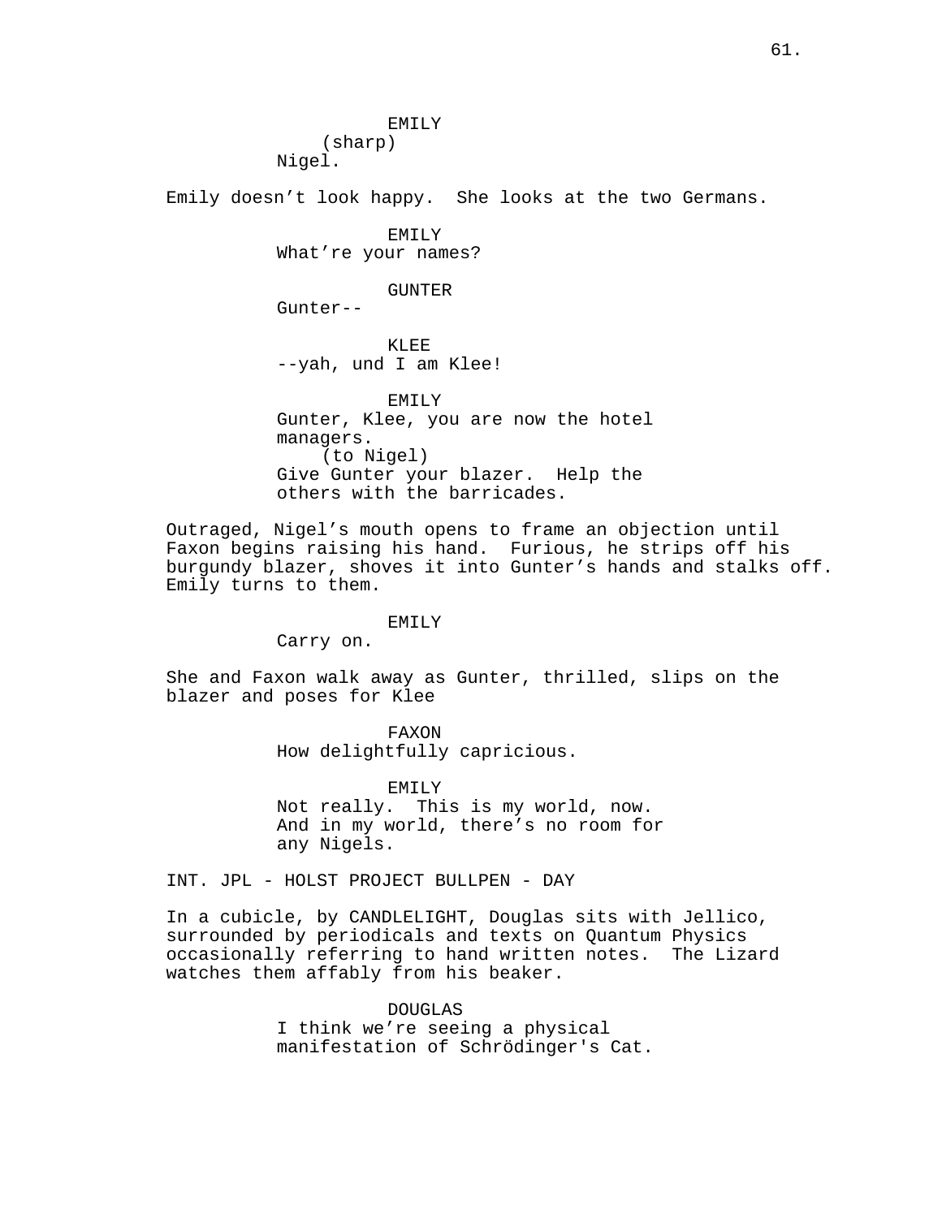EMILY
(sharp)
Nigel.

Emily doesn't look happy. She looks at the two Germans.

EMILY
What're your names?

GUNTER
Gunter--

KLEE
--yah, und I am Klee!

EMILY
Gunter, Klee, you are now the hotel managers.
(to Nigel)
Give Gunter your blazer. Help the others with the barricades.

Outraged, Nigel's mouth opens to frame an objection until Faxon begins raising his hand. Furious, he strips off his burgundy blazer, shoves it into Gunter's hands and stalks off. Emily turns to them.

EMILY
Carry on.

She and Faxon walk away as Gunter, thrilled, slips on the blazer and poses for Klee

FAXON
How delightfully capricious.

EMILY
Not really. This is my world, now. And in my world, there's no room for any Nigels.

INT. JPL - HOLST PROJECT BULLPEN - DAY

In a cubicle, by CANDLELIGHT, Douglas sits with Jellico, surrounded by periodicals and texts on Quantum Physics occasionally referring to hand written notes. The Lizard watches them affably from his beaker.

DOUGLAS
I think we're seeing a physical manifestation of Schrödinger's Cat.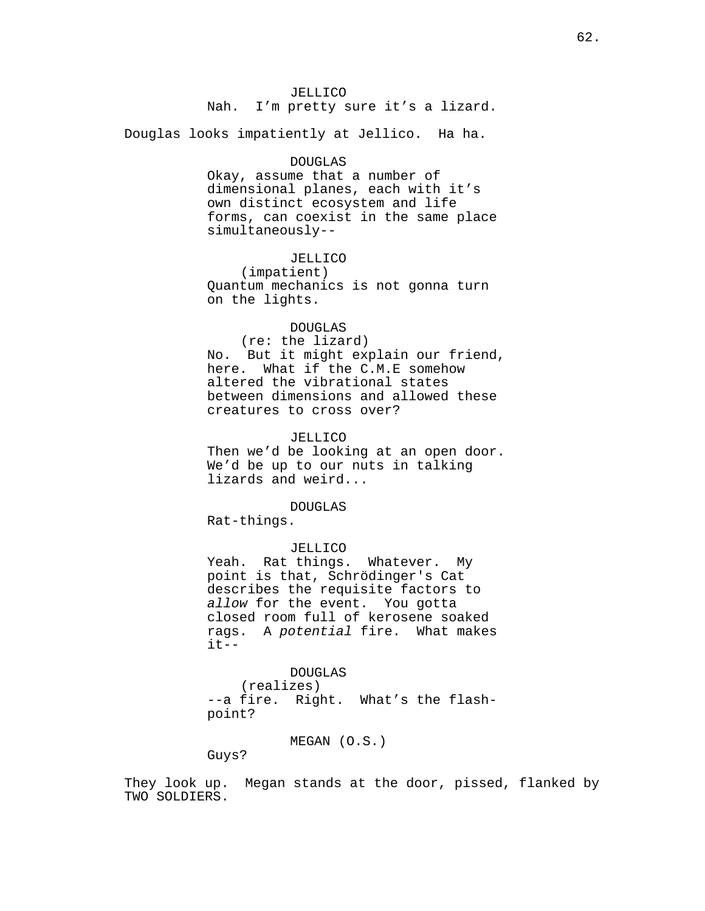JELLICO

Nah.  I'm pretty sure it's a lizard.

Douglas looks impatiently at Jellico.  Ha ha.

DOUGLAS

Okay, assume that a number of dimensional planes, each with it's own distinct ecosystem and life forms, can coexist in the same place simultaneously--

JELLICO

(impatient)

Quantum mechanics is not gonna turn on the lights.

DOUGLAS

(re: the lizard)

No.  But it might explain our friend, here.  What if the C.M.E somehow altered the vibrational states between dimensions and allowed these creatures to cross over?

JELLICO

Then we'd be looking at an open door. We'd be up to our nuts in talking lizards and weird...

DOUGLAS

Rat-things.

JELLICO

Yeah.  Rat things.  Whatever.  My point is that, Schrödinger's Cat describes the requisite factors to *allow* for the event.  You gotta closed room full of kerosene soaked rags.  A *potential* fire.  What makes it--

DOUGLAS

(realizes)

--a fire.  Right.  What's the flash-point?

MEGAN (O.S.)

Guys?

They look up.  Megan stands at the door, pissed, flanked by TWO SOLDIERS.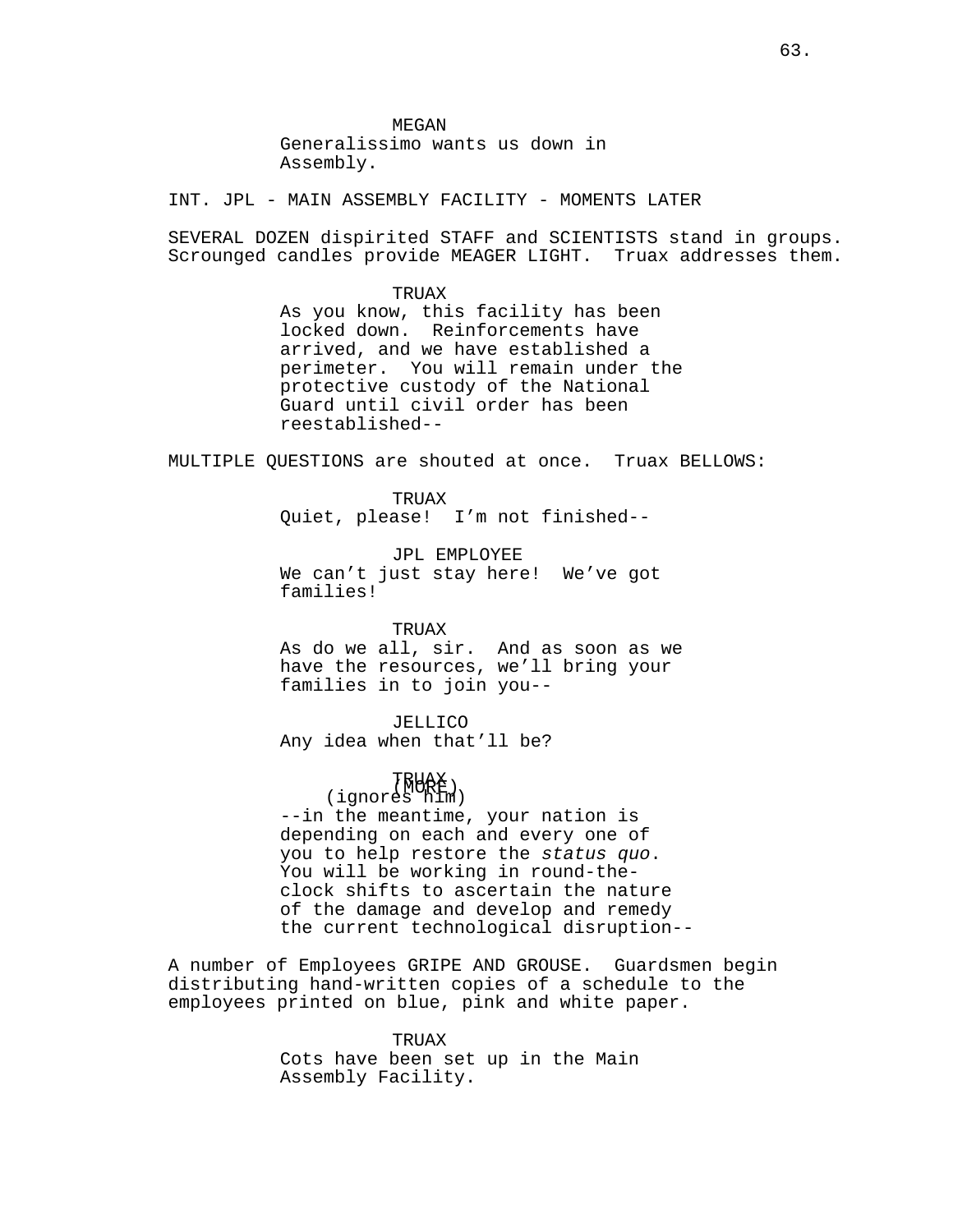MEGAN
Generalissimo wants us down in Assembly.

INT. JPL - MAIN ASSEMBLY FACILITY - MOMENTS LATER

SEVERAL DOZEN dispirited STAFF and SCIENTISTS stand in groups. Scrounged candles provide MEAGER LIGHT. Truax addresses them.

TRUAX
As you know, this facility has been locked down. Reinforcements have arrived, and we have established a perimeter. You will remain under the protective custody of the National Guard until civil order has been reestablished--

MULTIPLE QUESTIONS are shouted at once. Truax BELLOWS:

TRUAX
Quiet, please! I'm not finished--

JPL EMPLOYEE
We can't just stay here! We've got families!

TRUAX
As do we all, sir. And as soon as we have the resources, we'll bring your families in to join you--

JELLICO
Any idea when that'll be?

(MORE)

TRUAX
(ignores him)
--in the meantime, your nation is depending on each and every one of you to help restore the *status quo*. You will be working in round-the-clock shifts to ascertain the nature of the damage and develop and remedy the current technological disruption--

A number of Employees GRIPE AND GROUSE. Guardsmen begin distributing hand-written copies of a schedule to the employees printed on blue, pink and white paper.

TRUAX
Cots have been set up in the Main Assembly Facility.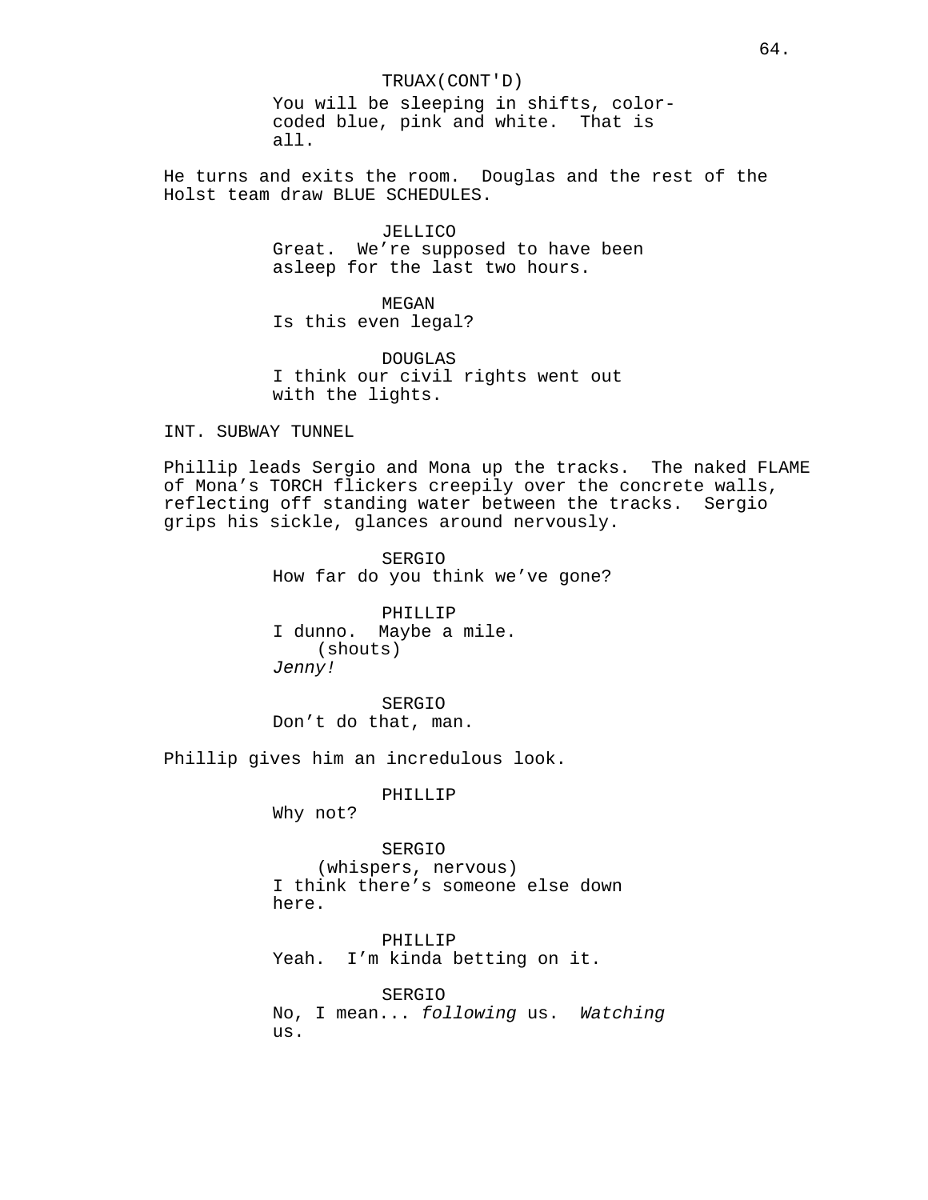TRUAX(CONT'D)
You will be sleeping in shifts, color-coded blue, pink and white. That is all.

He turns and exits the room. Douglas and the rest of the Holst team draw BLUE SCHEDULES.

JELLICO
Great. We're supposed to have been asleep for the last two hours.

MEGAN
Is this even legal?

DOUGLAS
I think our civil rights went out with the lights.

INT. SUBWAY TUNNEL

Phillip leads Sergio and Mona up the tracks. The naked FLAME of Mona's TORCH flickers creepily over the concrete walls, reflecting off standing water between the tracks. Sergio grips his sickle, glances around nervously.

SERGIO
How far do you think we've gone?

PHILLIP
I dunno. Maybe a mile.
(shouts)
*Jenny!*

SERGIO
Don't do that, man.

Phillip gives him an incredulous look.

PHILLIP
Why not?

SERGIO
(whispers, nervous)
I think there's someone else down here.

PHILLIP
Yeah. I'm kinda betting on it.

SERGIO
No, I mean... *following* us. *Watching* us.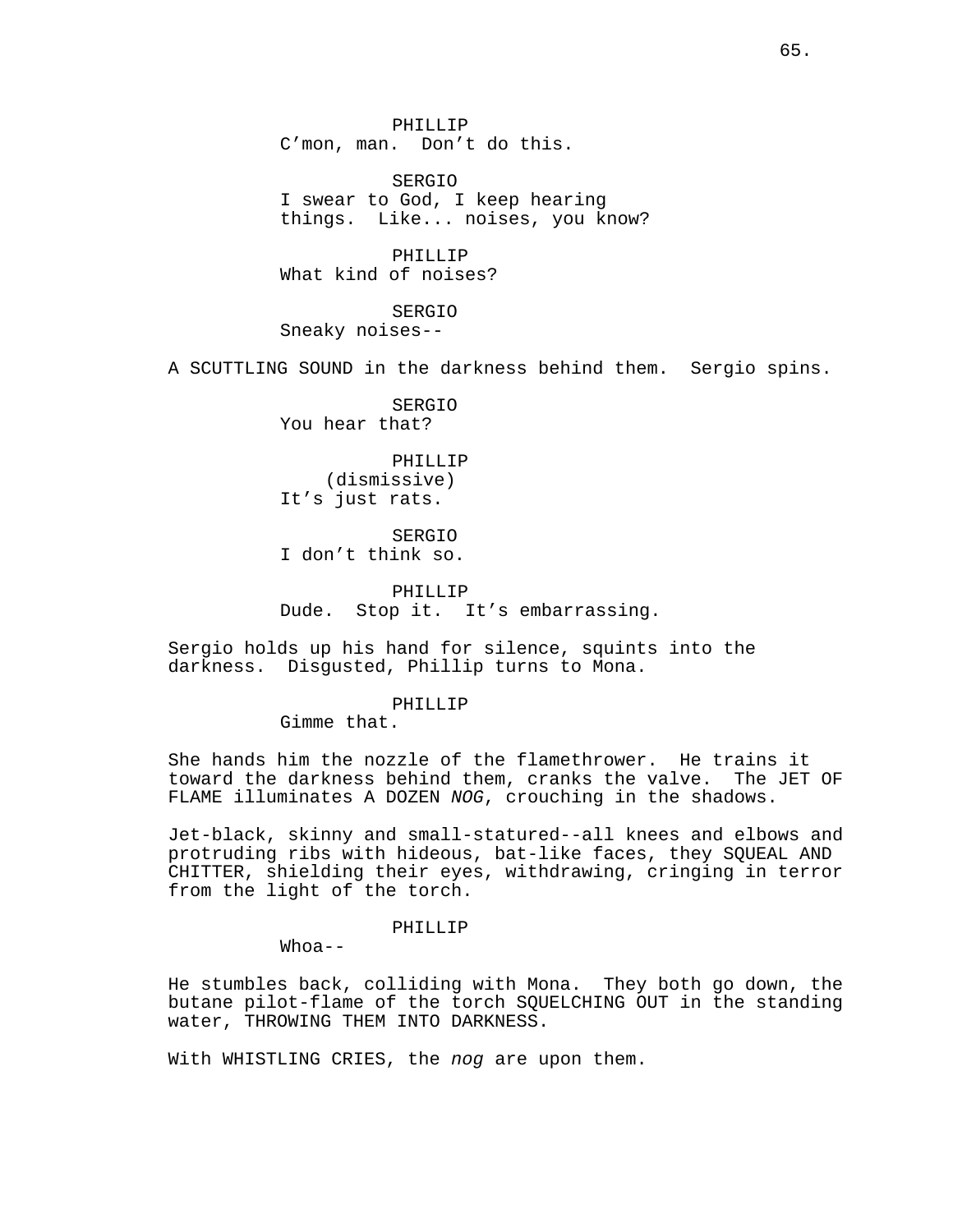PHILLIP
C'mon, man.  Don't do this.

SERGIO
I swear to God, I keep hearing things.  Like... noises, you know?

PHILLIP
What kind of noises?

SERGIO
Sneaky noises--

A SCUTTLING SOUND in the darkness behind them.  Sergio spins.

SERGIO
You hear that?

PHILLIP
(dismissive)
It's just rats.

SERGIO
I don't think so.

PHILLIP
Dude.  Stop it.  It's embarrassing.

Sergio holds up his hand for silence, squints into the darkness.  Disgusted, Phillip turns to Mona.

PHILLIP
Gimme that.

She hands him the nozzle of the flamethrower.  He trains it toward the darkness behind them, cranks the valve.  The JET OF FLAME illuminates A DOZEN *NOG*, crouching in the shadows.

Jet-black, skinny and small-statured--all knees and elbows and protruding ribs with hideous, bat-like faces, they SQUEAL AND CHITTER, shielding their eyes, withdrawing, cringing in terror from the light of the torch.

PHILLIP
Whoa--

He stumbles back, colliding with Mona.  They both go down, the butane pilot-flame of the torch SQUELCHING OUT in the standing water, THROWING THEM INTO DARKNESS.

With WHISTLING CRIES, the *nog* are upon them.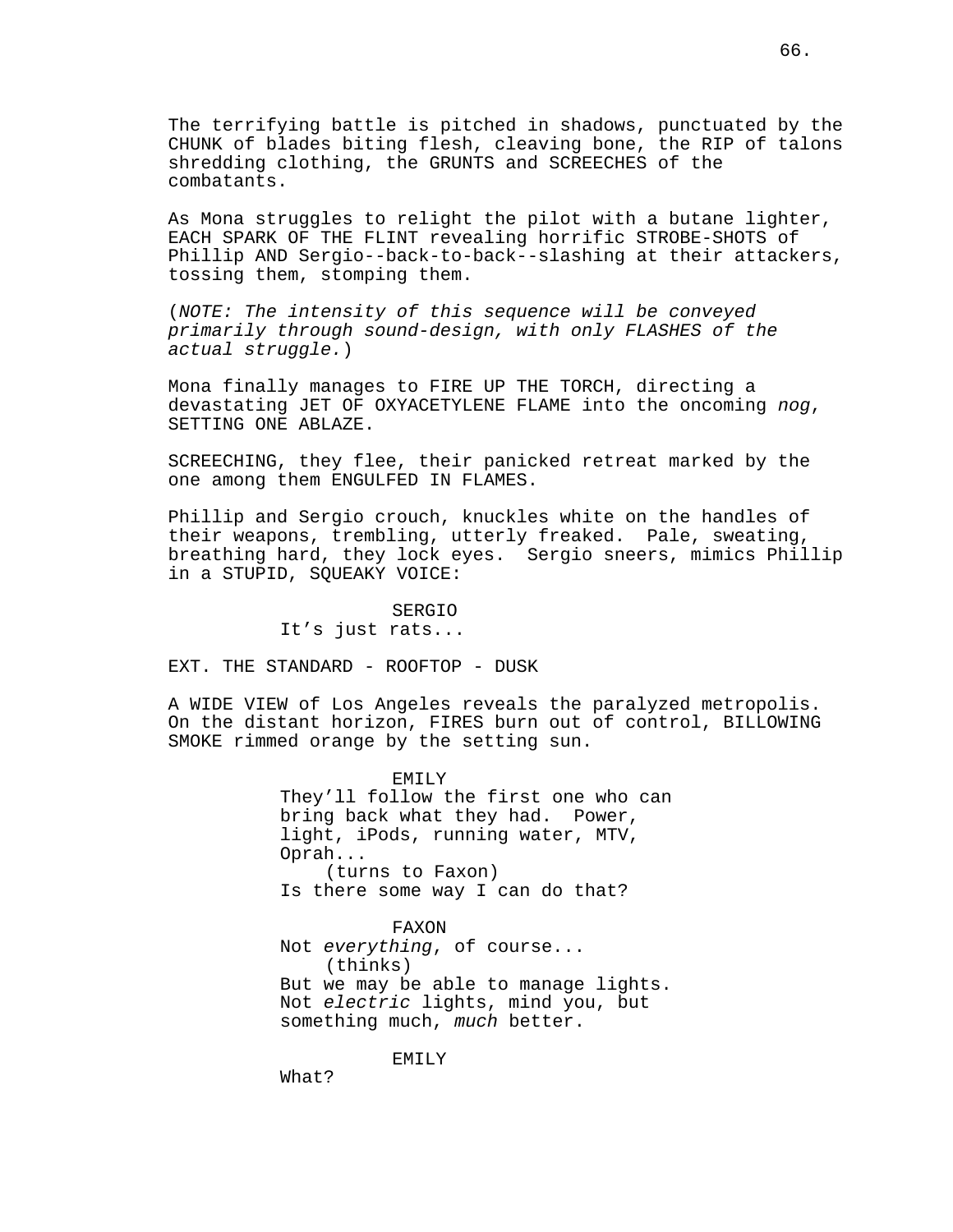The terrifying battle is pitched in shadows, punctuated by the CHUNK of blades biting flesh, cleaving bone, the RIP of talons shredding clothing, the GRUNTS and SCREECHES of the combatants.

As Mona struggles to relight the pilot with a butane lighter, EACH SPARK OF THE FLINT revealing horrific STROBE-SHOTS of Phillip AND Sergio--back-to-back--slashing at their attackers, tossing them, stomping them.

(*NOTE: The intensity of this sequence will be conveyed primarily through sound-design, with only FLASHES of the actual struggle.*)

Mona finally manages to FIRE UP THE TORCH, directing a devastating JET OF OXYACETYLENE FLAME into the oncoming *nog*, SETTING ONE ABLAZE.

SCREECHING, they flee, their panicked retreat marked by the one among them ENGULFED IN FLAMES.

Phillip and Sergio crouch, knuckles white on the handles of their weapons, trembling, utterly freaked. Pale, sweating, breathing hard, they lock eyes. Sergio sneers, mimics Phillip in a STUPID, SQUEAKY VOICE:

SERGIO
It's just rats...

EXT. THE STANDARD - ROOFTOP - DUSK

A WIDE VIEW of Los Angeles reveals the paralyzed metropolis. On the distant horizon, FIRES burn out of control, BILLOWING SMOKE rimmed orange by the setting sun.

EMILY
They'll follow the first one who can bring back what they had. Power, light, iPods, running water, MTV, Oprah...
(turns to Faxon)
Is there some way I can do that?

FAXON
Not *everything*, of course...
(thinks)
But we may be able to manage lights. Not *electric* lights, mind you, but something much, *much* better.

EMILY
What?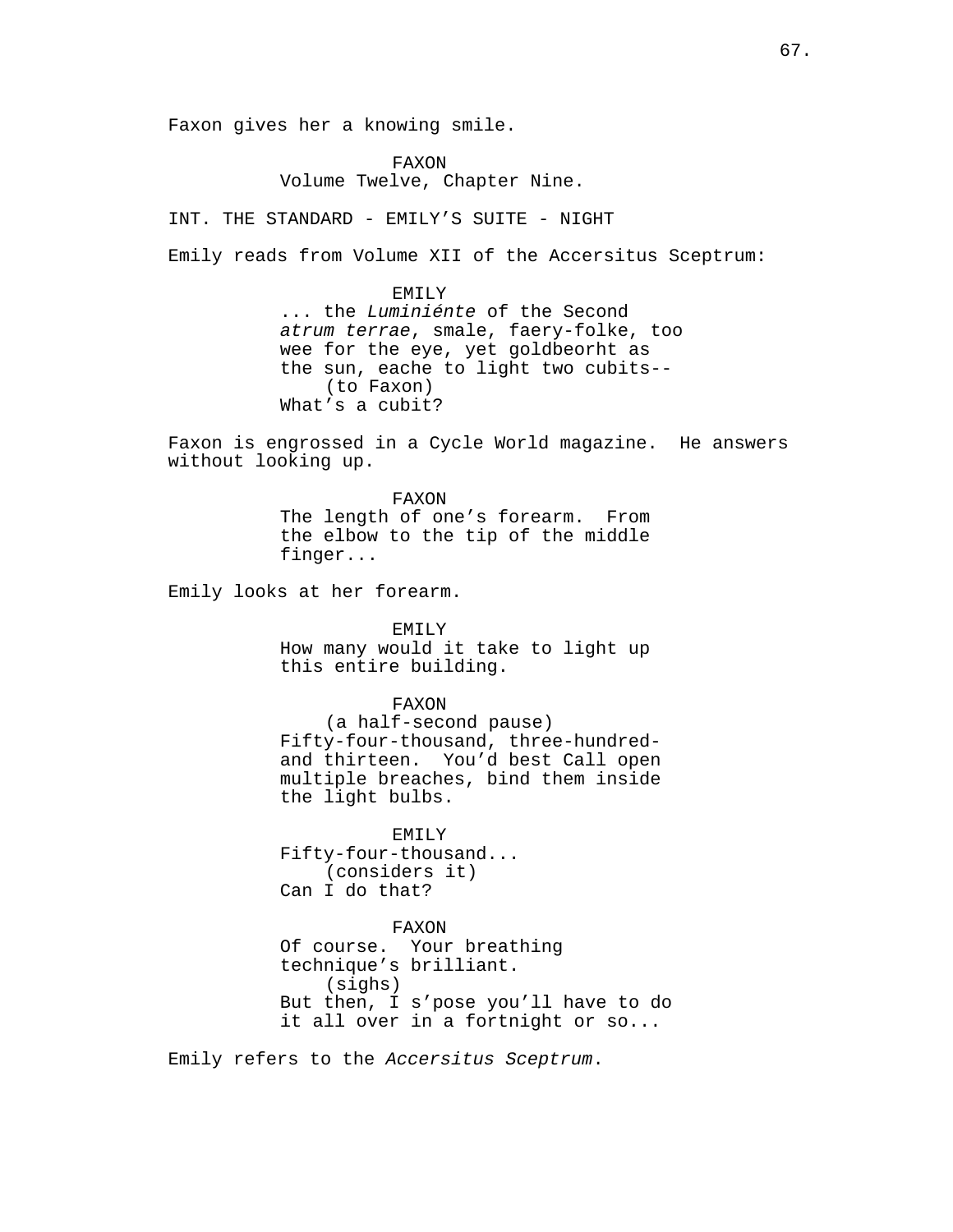Faxon gives her a knowing smile.

FAXON
Volume Twelve, Chapter Nine.

INT. THE STANDARD - EMILY'S SUITE - NIGHT

Emily reads from Volume XII of the Accersitus Sceptrum:

EMILY
... the *Luminiénte* of the Second *atrum terrae*, smale, faery-folke, too wee for the eye, yet goldbeorht as the sun, eache to light two cubits--
(to Faxon)
What's a cubit?

Faxon is engrossed in a Cycle World magazine. He answers without looking up.

FAXON
The length of one's forearm. From the elbow to the tip of the middle finger...

Emily looks at her forearm.

EMILY
How many would it take to light up this entire building.

FAXON
(a half-second pause)
Fifty-four-thousand, three-hundred-and thirteen. You'd best Call open multiple breaches, bind them inside the light bulbs.

EMILY
Fifty-four-thousand...
(considers it)
Can I do that?

FAXON
Of course. Your breathing technique's brilliant.
(sighs)
But then, I s'pose you'll have to do it all over in a fortnight or so...

Emily refers to the *Accersitus Sceptrum*.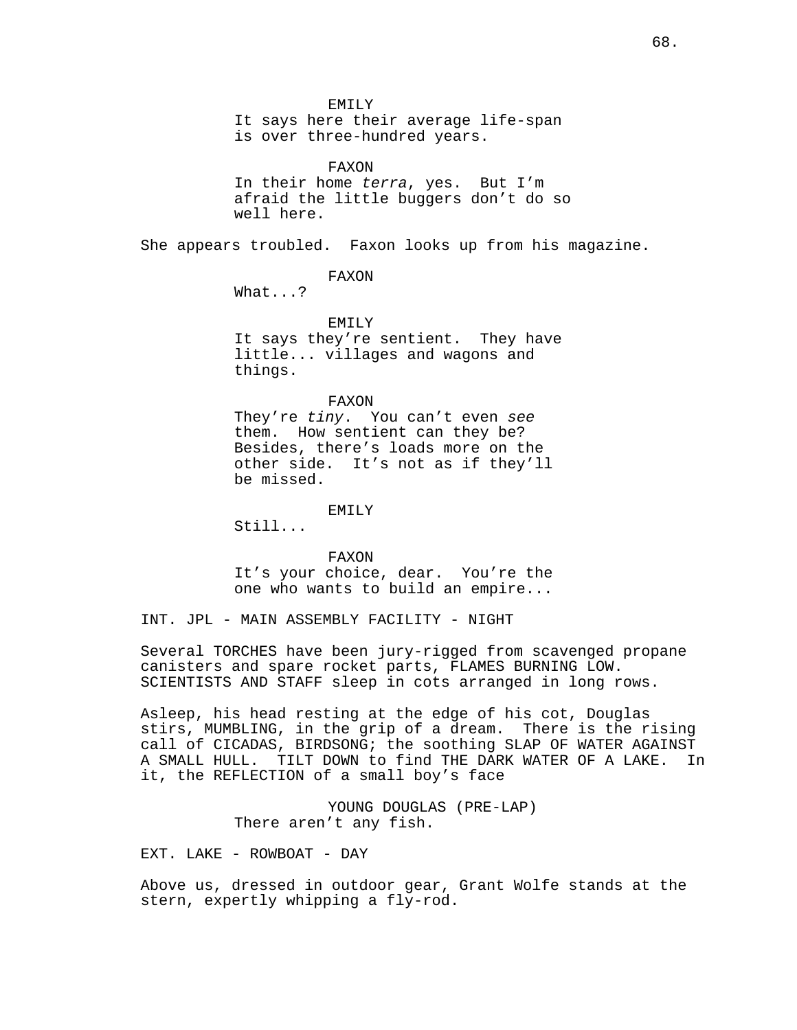EMILY
It says here their average life-span is over three-hundred years.

FAXON
In their home *terra*, yes. But I'm afraid the little buggers don't do so well here.

She appears troubled. Faxon looks up from his magazine.

FAXON
What...?

EMILY
It says they're sentient. They have little... villages and wagons and things.

FAXON
They're *tiny*. You can't even *see* them. How sentient can they be? Besides, there's loads more on the other side. It's not as if they'll be missed.

EMILY
Still...

FAXON
It's your choice, dear. You're the one who wants to build an empire...

INT. JPL - MAIN ASSEMBLY FACILITY - NIGHT

Several TORCHES have been jury-rigged from scavenged propane canisters and spare rocket parts, FLAMES BURNING LOW. SCIENTISTS AND STAFF sleep in cots arranged in long rows.

Asleep, his head resting at the edge of his cot, Douglas stirs, MUMBLING, in the grip of a dream. There is the rising call of CICADAS, BIRDSONG; the soothing SLAP OF WATER AGAINST A SMALL HULL. TILT DOWN to find THE DARK WATER OF A LAKE. In it, the REFLECTION of a small boy's face

YOUNG DOUGLAS (PRE-LAP)
There aren't any fish.

EXT. LAKE - ROWBOAT - DAY

Above us, dressed in outdoor gear, Grant Wolfe stands at the stern, expertly whipping a fly-rod.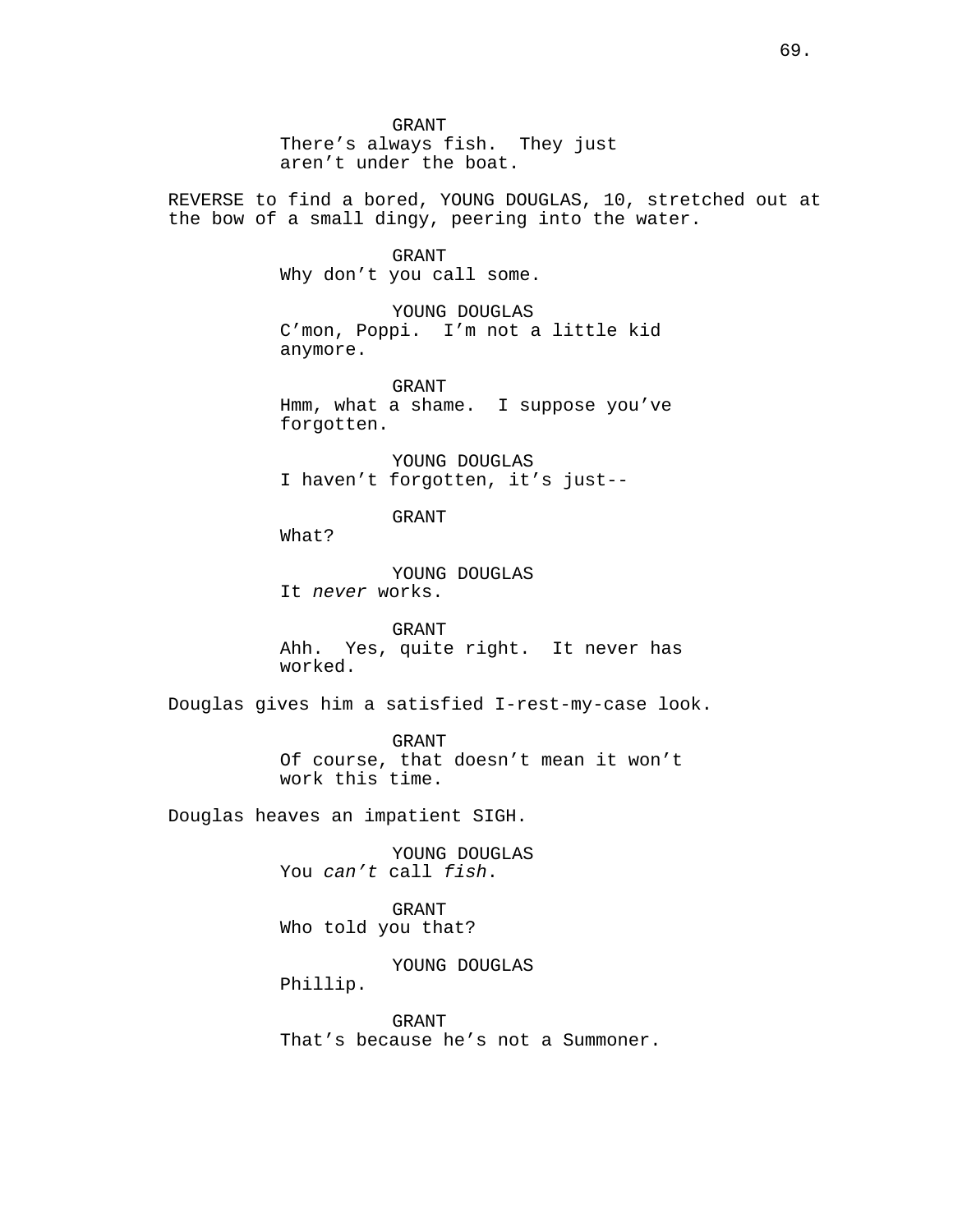GRANT
There's always fish. They just aren't under the boat.

REVERSE to find a bored, YOUNG DOUGLAS, 10, stretched out at the bow of a small dingy, peering into the water.

GRANT
Why don't you call some.

YOUNG DOUGLAS
C'mon, Poppi. I'm not a little kid anymore.

GRANT
Hmm, what a shame. I suppose you've forgotten.

YOUNG DOUGLAS
I haven't forgotten, it's just--

GRANT
What?

YOUNG DOUGLAS
It *never* works.

GRANT
Ahh. Yes, quite right. It never has worked.

Douglas gives him a satisfied I-rest-my-case look.

GRANT
Of course, that doesn't mean it won't work this time.

Douglas heaves an impatient SIGH.

YOUNG DOUGLAS
You *can't* call *fish*.

GRANT
Who told you that?

YOUNG DOUGLAS
Phillip.

GRANT
That's because he's not a Summoner.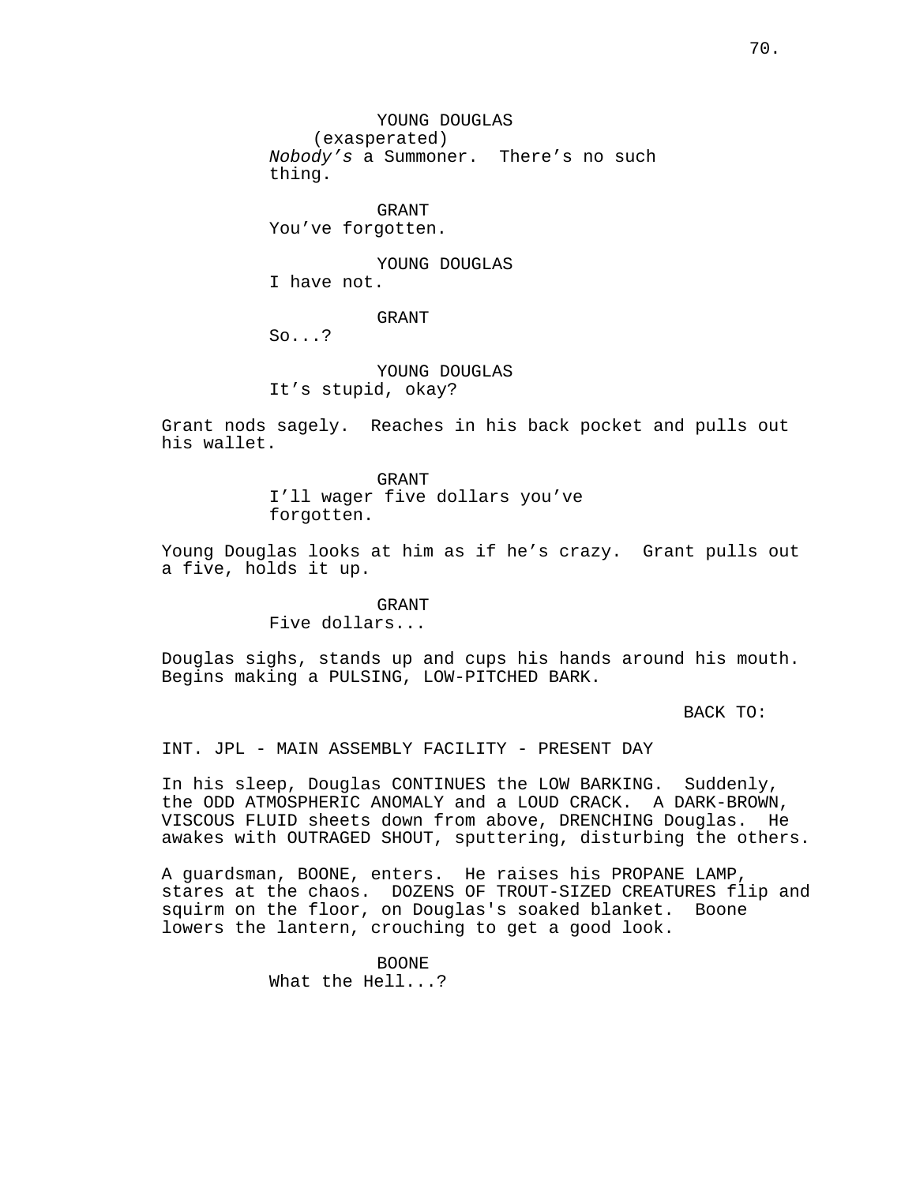YOUNG DOUGLAS
(exasperated)
*Nobody's* a Summoner. There's no such thing.

GRANT
You've forgotten.

YOUNG DOUGLAS
I have not.

GRANT
So...?

YOUNG DOUGLAS
It's stupid, okay?

Grant nods sagely. Reaches in his back pocket and pulls out his wallet.

GRANT
I'll wager five dollars you've forgotten.

Young Douglas looks at him as if he's crazy. Grant pulls out a five, holds it up.

GRANT
Five dollars...

Douglas sighs, stands up and cups his hands around his mouth. Begins making a PULSING, LOW-PITCHED BARK.

BACK TO:

INT. JPL - MAIN ASSEMBLY FACILITY - PRESENT DAY

In his sleep, Douglas CONTINUES the LOW BARKING. Suddenly, the ODD ATMOSPHERIC ANOMALY and a LOUD CRACK. A DARK-BROWN, VISCOUS FLUID sheets down from above, DRENCHING Douglas. He awakes with OUTRAGED SHOUT, sputtering, disturbing the others.

A guardsman, BOONE, enters. He raises his PROPANE LAMP, stares at the chaos. DOZENS OF TROUT-SIZED CREATURES flip and squirm on the floor, on Douglas's soaked blanket. Boone lowers the lantern, crouching to get a good look.

BOONE
What the Hell...?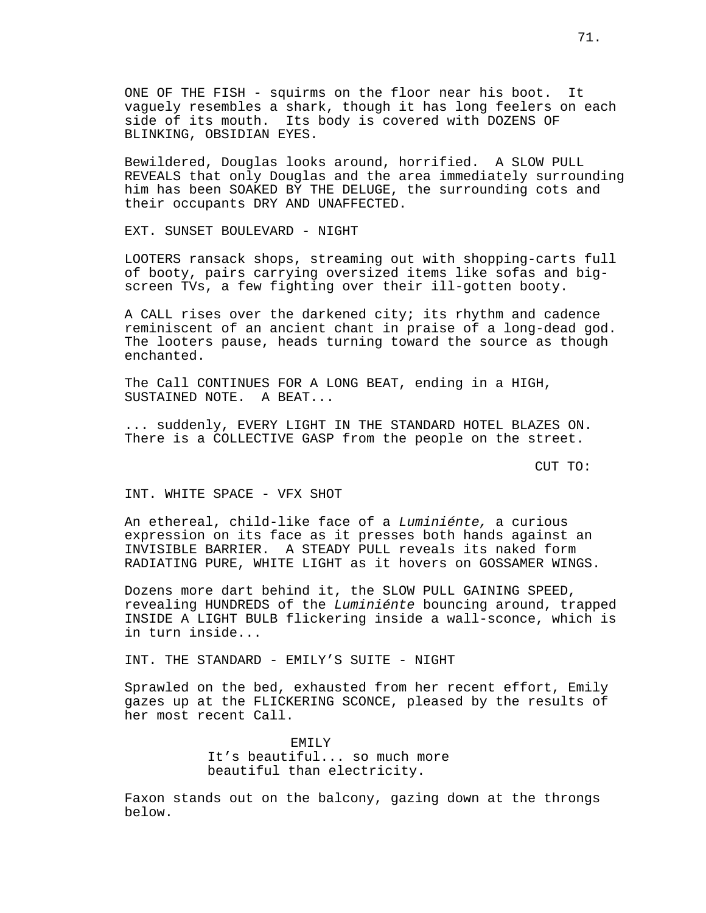ONE OF THE FISH - squirms on the floor near his boot. It vaguely resembles a shark, though it has long feelers on each side of its mouth. Its body is covered with DOZENS OF BLINKING, OBSIDIAN EYES.

Bewildered, Douglas looks around, horrified. A SLOW PULL REVEALS that only Douglas and the area immediately surrounding him has been SOAKED BY THE DELUGE, the surrounding cots and their occupants DRY AND UNAFFECTED.

EXT. SUNSET BOULEVARD - NIGHT

LOOTERS ransack shops, streaming out with shopping-carts full of booty, pairs carrying oversized items like sofas and big-screen TVs, a few fighting over their ill-gotten booty.

A CALL rises over the darkened city; its rhythm and cadence reminiscent of an ancient chant in praise of a long-dead god. The looters pause, heads turning toward the source as though enchanted.

The Call CONTINUES FOR A LONG BEAT, ending in a HIGH, SUSTAINED NOTE. A BEAT...

... suddenly, EVERY LIGHT IN THE STANDARD HOTEL BLAZES ON. There is a COLLECTIVE GASP from the people on the street.

CUT TO:

INT. WHITE SPACE - VFX SHOT

An ethereal, child-like face of a *Luminiénte,* a curious expression on its face as it presses both hands against an INVISIBLE BARRIER. A STEADY PULL reveals its naked form RADIATING PURE, WHITE LIGHT as it hovers on GOSSAMER WINGS.

Dozens more dart behind it, the SLOW PULL GAINING SPEED, revealing HUNDREDS of the *Luminiénte* bouncing around, trapped INSIDE A LIGHT BULB flickering inside a wall-sconce, which is in turn inside...

INT. THE STANDARD - EMILY'S SUITE - NIGHT

Sprawled on the bed, exhausted from her recent effort, Emily gazes up at the FLICKERING SCONCE, pleased by the results of her most recent Call.

EMILY
It's beautiful... so much more beautiful than electricity.

Faxon stands out on the balcony, gazing down at the throngs below.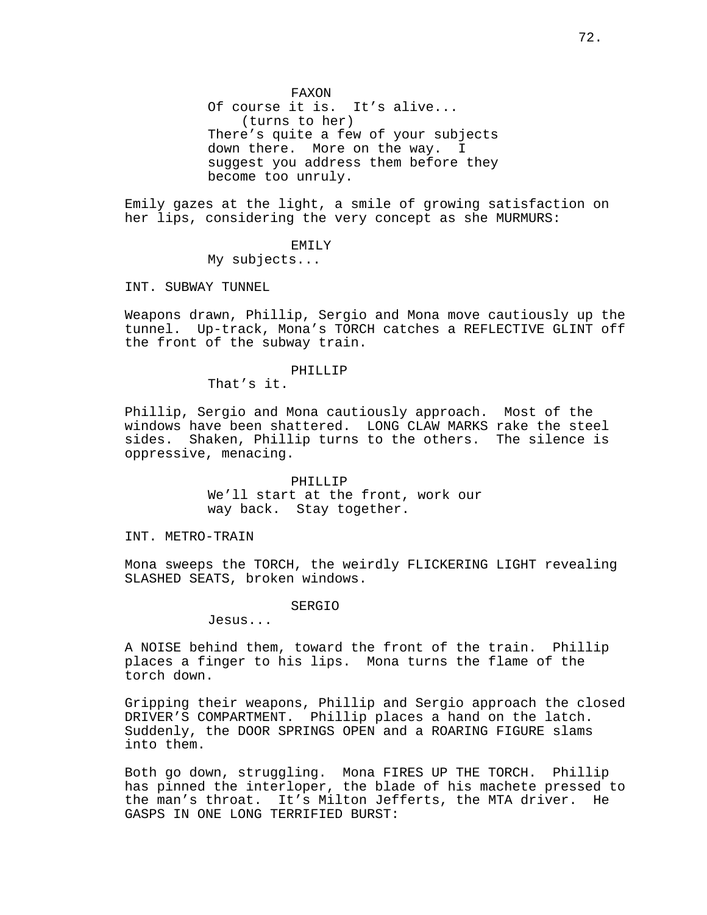FAXON
Of course it is. It's alive...
(turns to her)
There's quite a few of your subjects down there. More on the way. I suggest you address them before they become too unruly.

Emily gazes at the light, a smile of growing satisfaction on her lips, considering the very concept as she MURMURS:

EMILY
My subjects...

INT. SUBWAY TUNNEL

Weapons drawn, Phillip, Sergio and Mona move cautiously up the tunnel. Up-track, Mona's TORCH catches a REFLECTIVE GLINT off the front of the subway train.

PHILLIP
That's it.

Phillip, Sergio and Mona cautiously approach. Most of the windows have been shattered. LONG CLAW MARKS rake the steel sides. Shaken, Phillip turns to the others. The silence is oppressive, menacing.

PHILLIP
We'll start at the front, work our way back. Stay together.

INT. METRO-TRAIN

Mona sweeps the TORCH, the weirdly FLICKERING LIGHT revealing SLASHED SEATS, broken windows.

SERGIO
Jesus...

A NOISE behind them, toward the front of the train. Phillip places a finger to his lips. Mona turns the flame of the torch down.

Gripping their weapons, Phillip and Sergio approach the closed DRIVER'S COMPARTMENT. Phillip places a hand on the latch. Suddenly, the DOOR SPRINGS OPEN and a ROARING FIGURE slams into them.

Both go down, struggling. Mona FIRES UP THE TORCH. Phillip has pinned the interloper, the blade of his machete pressed to the man's throat. It's Milton Jefferts, the MTA driver. He GASPS IN ONE LONG TERRIFIED BURST: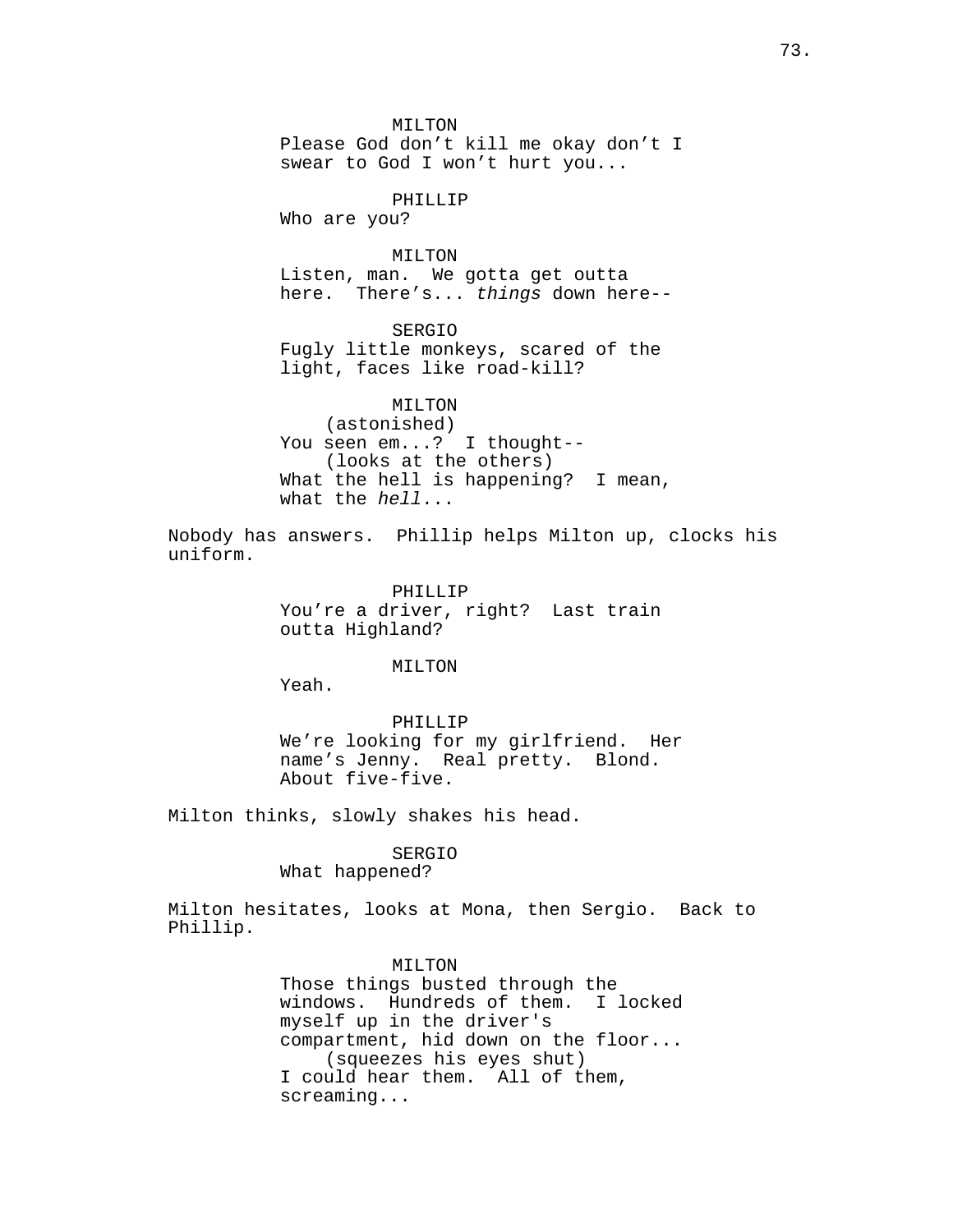MILTON
Please God don't kill me okay don't I swear to God I won't hurt you...

PHILLIP
Who are you?

MILTON
Listen, man. We gotta get outta here. There's... *things* down here--

SERGIO
Fugly little monkeys, scared of the light, faces like road-kill?

MILTON
(astonished)
You seen em...? I thought--
(looks at the others)
What the hell is happening? I mean, what the *hell*...

Nobody has answers. Phillip helps Milton up, clocks his uniform.

PHILLIP
You're a driver, right? Last train outta Highland?

MILTON
Yeah.

PHILLIP
We're looking for my girlfriend. Her name's Jenny. Real pretty. Blond. About five-five.

Milton thinks, slowly shakes his head.

SERGIO
What happened?

Milton hesitates, looks at Mona, then Sergio. Back to Phillip.

MILTON
Those things busted through the windows. Hundreds of them. I locked myself up in the driver's compartment, hid down on the floor...
(squeezes his eyes shut)
I could hear them. All of them, screaming...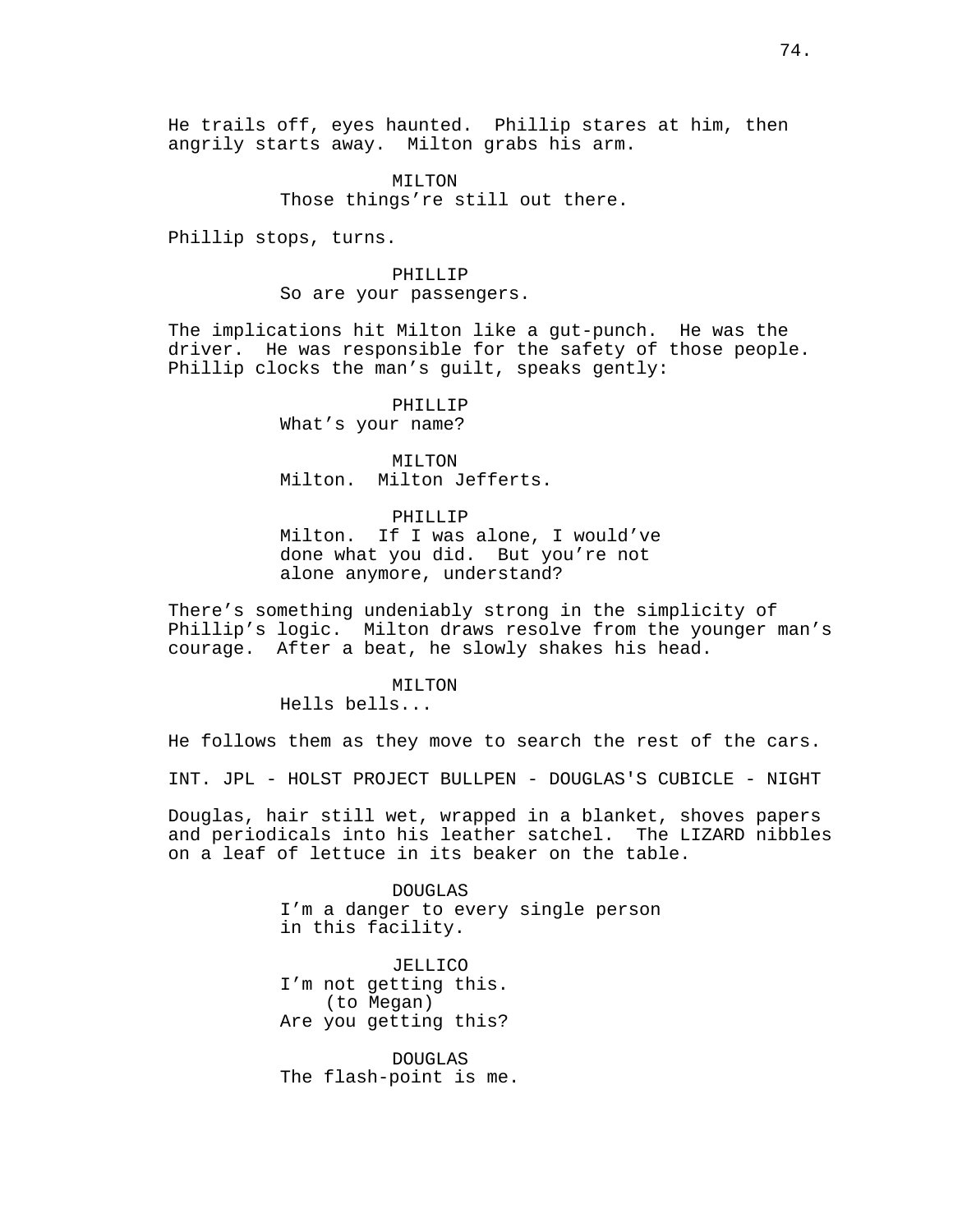He trails off, eyes haunted. Phillip stares at him, then angrily starts away. Milton grabs his arm.

MILTON
Those things're still out there.

Phillip stops, turns.

PHILLIP
So are your passengers.

The implications hit Milton like a gut-punch. He was the driver. He was responsible for the safety of those people. Phillip clocks the man's guilt, speaks gently:

PHILLIP
What's your name?

MILTON
Milton. Milton Jefferts.

PHILLIP
Milton. If I was alone, I would've done what you did. But you're not alone anymore, understand?

There's something undeniably strong in the simplicity of Phillip's logic. Milton draws resolve from the younger man's courage. After a beat, he slowly shakes his head.

MILTON
Hells bells...

He follows them as they move to search the rest of the cars.

INT. JPL - HOLST PROJECT BULLPEN - DOUGLAS'S CUBICLE - NIGHT

Douglas, hair still wet, wrapped in a blanket, shoves papers and periodicals into his leather satchel. The LIZARD nibbles on a leaf of lettuce in its beaker on the table.

DOUGLAS
I'm a danger to every single person in this facility.

JELLICO
I'm not getting this.
(to Megan)
Are you getting this?

DOUGLAS
The flash-point is me.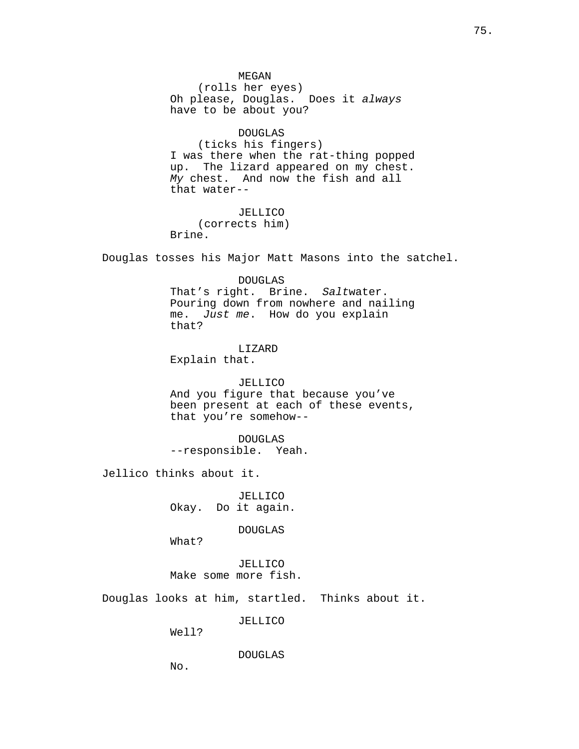MEGAN
(rolls her eyes)
Oh please, Douglas. Does it *always* have to be about you?

DOUGLAS
(ticks his fingers)
I was there when the rat-thing popped up. The lizard appeared on my chest. *My* chest. And now the fish and all that water--

JELLICO
(corrects him)
Brine.

Douglas tosses his Major Matt Masons into the satchel.

DOUGLAS
That's right. Brine. *Salt*water. Pouring down from nowhere and nailing me. *Just me*. How do you explain that?

LIZARD
Explain that.

JELLICO
And you figure that because you've been present at each of these events, that you're somehow--

DOUGLAS
--responsible. Yeah.

Jellico thinks about it.

JELLICO
Okay. Do it again.

DOUGLAS
What?

JELLICO
Make some more fish.

Douglas looks at him, startled. Thinks about it.

JELLICO
Well?

DOUGLAS
No.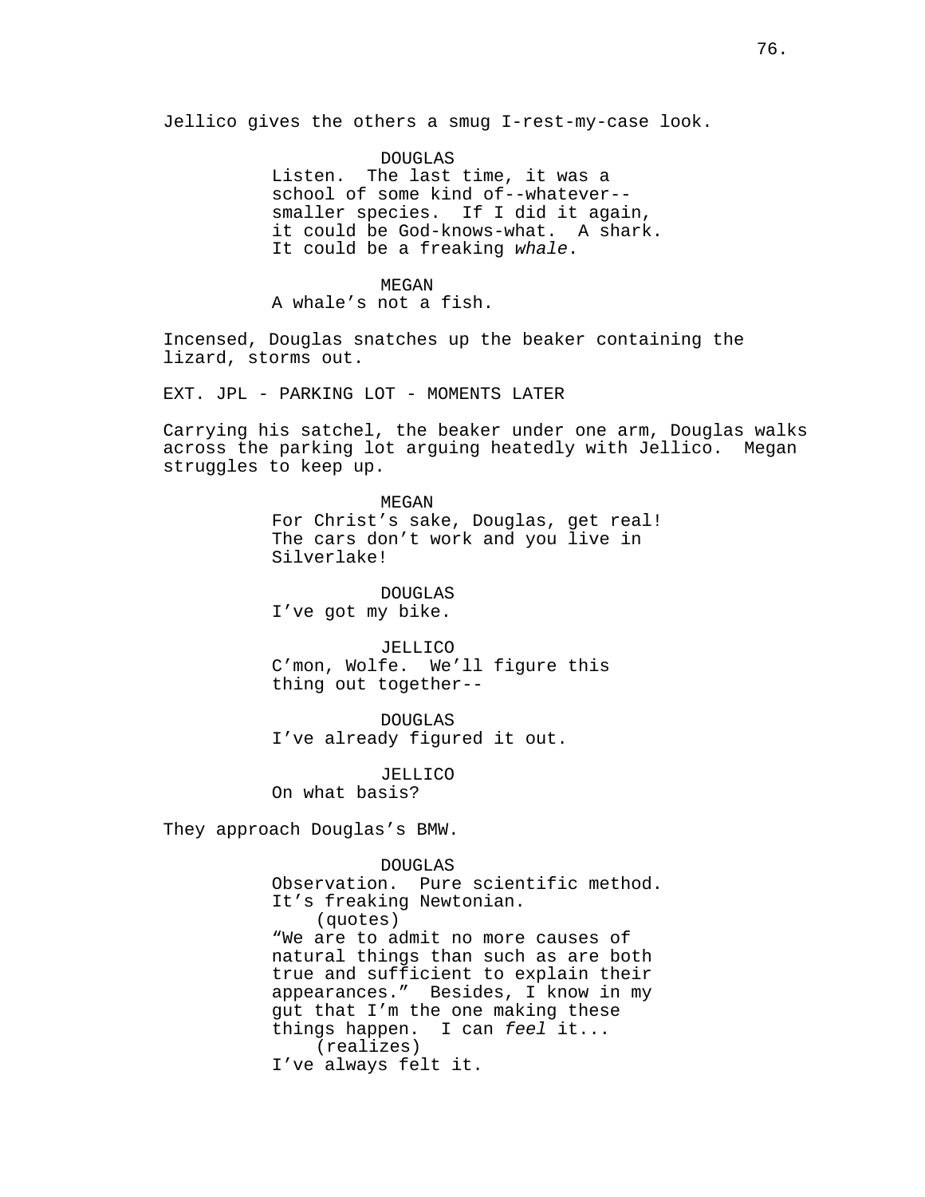Jellico gives the others a smug I-rest-my-case look.

DOUGLAS
Listen. The last time, it was a school of some kind of--whatever-- smaller species. If I did it again, it could be God-knows-what. A shark. It could be a freaking *whale*.

MEGAN
A whale's not a fish.

Incensed, Douglas snatches up the beaker containing the lizard, storms out.

EXT. JPL - PARKING LOT - MOMENTS LATER

Carrying his satchel, the beaker under one arm, Douglas walks across the parking lot arguing heatedly with Jellico. Megan struggles to keep up.

MEGAN
For Christ's sake, Douglas, get real! The cars don't work and you live in Silverlake!

DOUGLAS
I've got my bike.

JELLICO
C'mon, Wolfe. We'll figure this thing out together--

DOUGLAS
I've already figured it out.

JELLICO
On what basis?

They approach Douglas's BMW.

DOUGLAS
Observation. Pure scientific method. It's freaking Newtonian.
(quotes)
"We are to admit no more causes of natural things than such as are both true and sufficient to explain their appearances." Besides, I know in my gut that I'm the one making these things happen. I can *feel* it...
(realizes)
I've always felt it.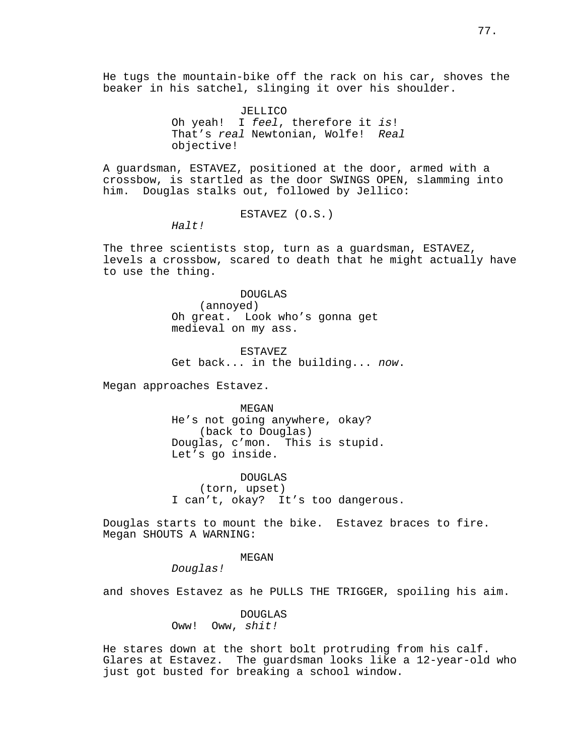He tugs the mountain-bike off the rack on his car, shoves the beaker in his satchel, slinging it over his shoulder.

JELLICO
Oh yeah! I *feel*, therefore it *is*! That's *real* Newtonian, Wolfe! *Real* objective!

A guardsman, ESTAVEZ, positioned at the door, armed with a crossbow, is startled as the door SWINGS OPEN, slamming into him. Douglas stalks out, followed by Jellico:

ESTAVEZ (O.S.)
*Halt!*

The three scientists stop, turn as a guardsman, ESTAVEZ, levels a crossbow, scared to death that he might actually have to use the thing.

DOUGLAS
(annoyed)
Oh great. Look who's gonna get medieval on my ass.

ESTAVEZ
Get back... in the building... *now*.

Megan approaches Estavez.

MEGAN
He's not going anywhere, okay?
(back to Douglas)
Douglas, c'mon. This is stupid. Let's go inside.

DOUGLAS
(torn, upset)
I can't, okay? It's too dangerous.

Douglas starts to mount the bike. Estavez braces to fire. Megan SHOUTS A WARNING:

MEGAN
*Douglas!*

and shoves Estavez as he PULLS THE TRIGGER, spoiling his aim.

DOUGLAS
Oww! Oww, *shit!*

He stares down at the short bolt protruding from his calf. Glares at Estavez. The guardsman looks like a 12-year-old who just got busted for breaking a school window.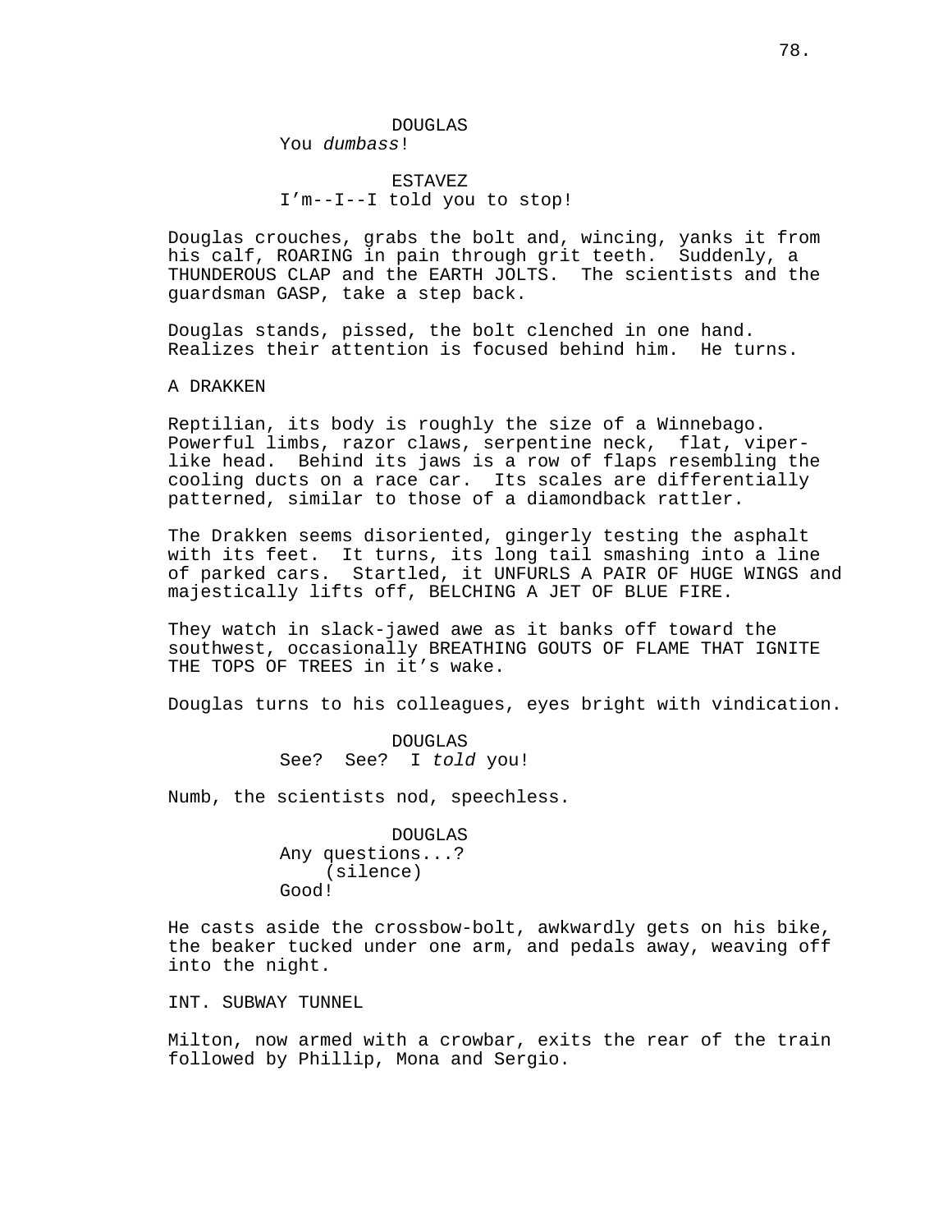DOUGLAS
You *dumbass*!

ESTAVEZ
I'm--I--I told you to stop!

Douglas crouches, grabs the bolt and, wincing, yanks it from his calf, ROARING in pain through grit teeth. Suddenly, a THUNDEROUS CLAP and the EARTH JOLTS. The scientists and the guardsman GASP, take a step back.

Douglas stands, pissed, the bolt clenched in one hand. Realizes their attention is focused behind him. He turns.

A DRAKKEN

Reptilian, its body is roughly the size of a Winnebago. Powerful limbs, razor claws, serpentine neck, flat, viper-like head. Behind its jaws is a row of flaps resembling the cooling ducts on a race car. Its scales are differentially patterned, similar to those of a diamondback rattler.

The Drakken seems disoriented, gingerly testing the asphalt with its feet. It turns, its long tail smashing into a line of parked cars. Startled, it UNFURLS A PAIR OF HUGE WINGS and majestically lifts off, BELCHING A JET OF BLUE FIRE.

They watch in slack-jawed awe as it banks off toward the southwest, occasionally BREATHING GOUTS OF FLAME THAT IGNITE THE TOPS OF TREES in it's wake.

Douglas turns to his colleagues, eyes bright with vindication.

DOUGLAS
See? See? I *told* you!

Numb, the scientists nod, speechless.

DOUGLAS
Any questions...?
(silence)
Good!

He casts aside the crossbow-bolt, awkwardly gets on his bike, the beaker tucked under one arm, and pedals away, weaving off into the night.

INT. SUBWAY TUNNEL

Milton, now armed with a crowbar, exits the rear of the train followed by Phillip, Mona and Sergio.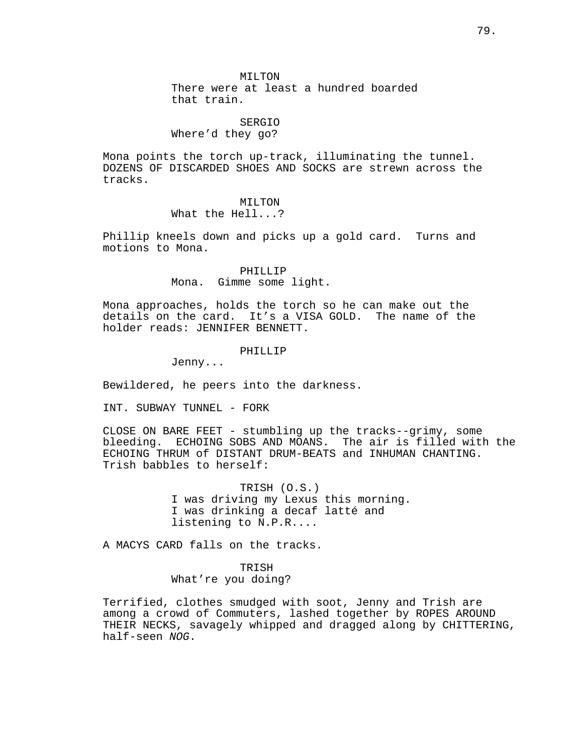MILTON
There were at least a hundred boarded that train.

SERGIO
Where'd they go?

Mona points the torch up-track, illuminating the tunnel. DOZENS OF DISCARDED SHOES AND SOCKS are strewn across the tracks.

MILTON
What the Hell...?

Phillip kneels down and picks up a gold card. Turns and motions to Mona.

PHILLIP
Mona. Gimme some light.

Mona approaches, holds the torch so he can make out the details on the card. It's a VISA GOLD. The name of the holder reads: JENNIFER BENNETT.

PHILLIP
Jenny...

Bewildered, he peers into the darkness.

INT. SUBWAY TUNNEL - FORK

CLOSE ON BARE FEET - stumbling up the tracks--grimy, some bleeding. ECHOING SOBS AND MOANS. The air is filled with the ECHOING THRUM of DISTANT DRUM-BEATS and INHUMAN CHANTING. Trish babbles to herself:

TRISH (O.S.)
I was driving my Lexus this morning. I was drinking a decaf latté and listening to N.P.R....

A MACYS CARD falls on the tracks.

TRISH
What're you doing?

Terrified, clothes smudged with soot, Jenny and Trish are among a crowd of Commuters, lashed together by ROPES AROUND THEIR NECKS, savagely whipped and dragged along by CHITTERING, half-seen *NOG*.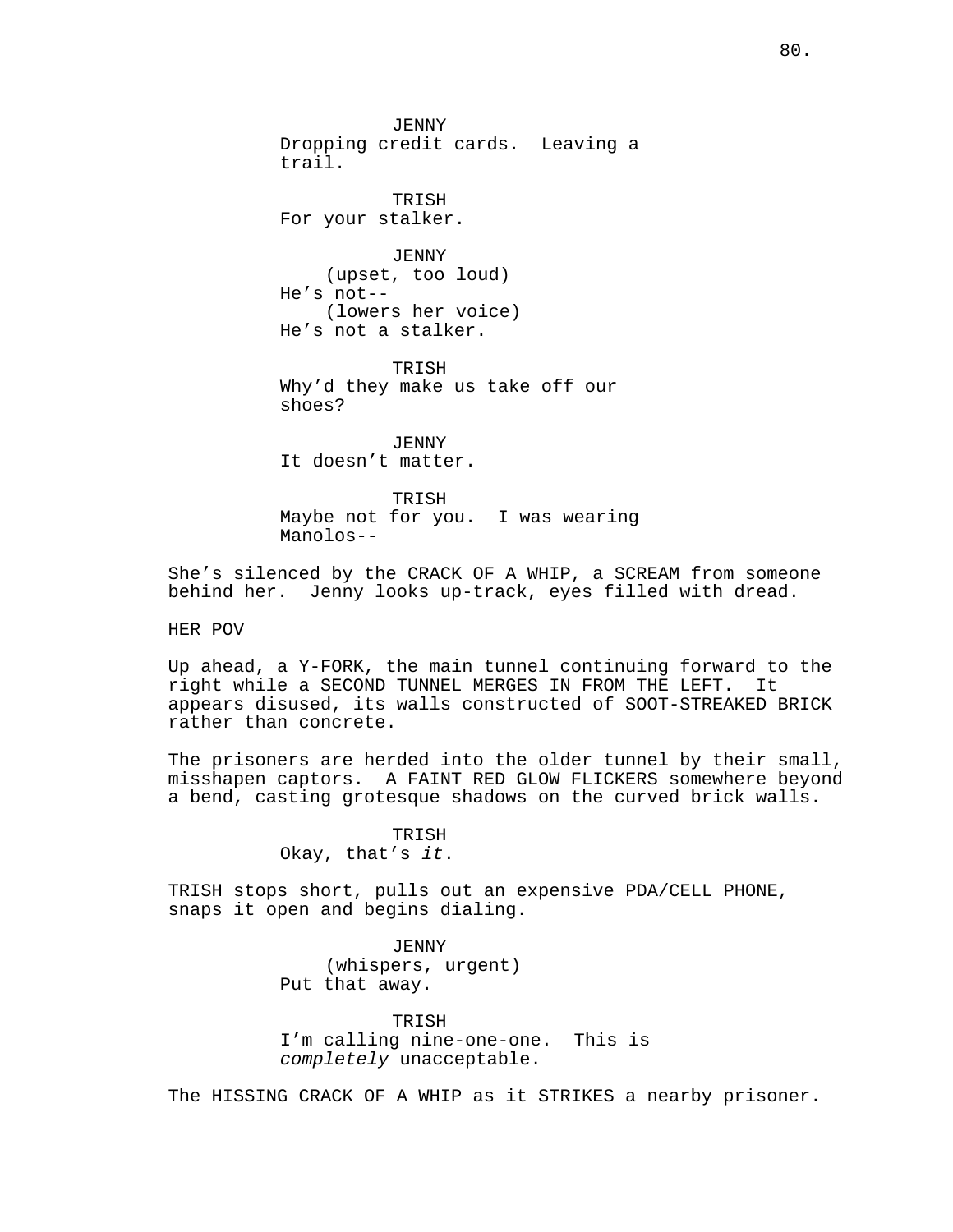JENNY
Dropping credit cards. Leaving a trail.

TRISH
For your stalker.

JENNY
(upset, too loud)
He's not--
(lowers her voice)
He's not a stalker.

TRISH
Why'd they make us take off our shoes?

JENNY
It doesn't matter.

TRISH
Maybe not for you. I was wearing Manolos--

She's silenced by the CRACK OF A WHIP, a SCREAM from someone behind her. Jenny looks up-track, eyes filled with dread.

HER POV

Up ahead, a Y-FORK, the main tunnel continuing forward to the right while a SECOND TUNNEL MERGES IN FROM THE LEFT. It appears disused, its walls constructed of SOOT-STREAKED BRICK rather than concrete.

The prisoners are herded into the older tunnel by their small, misshapen captors. A FAINT RED GLOW FLICKERS somewhere beyond a bend, casting grotesque shadows on the curved brick walls.

TRISH
Okay, that's *it*.

TRISH stops short, pulls out an expensive PDA/CELL PHONE, snaps it open and begins dialing.

JENNY
(whispers, urgent)
Put that away.

TRISH
I'm calling nine-one-one. This is *completely* unacceptable.

The HISSING CRACK OF A WHIP as it STRIKES a nearby prisoner.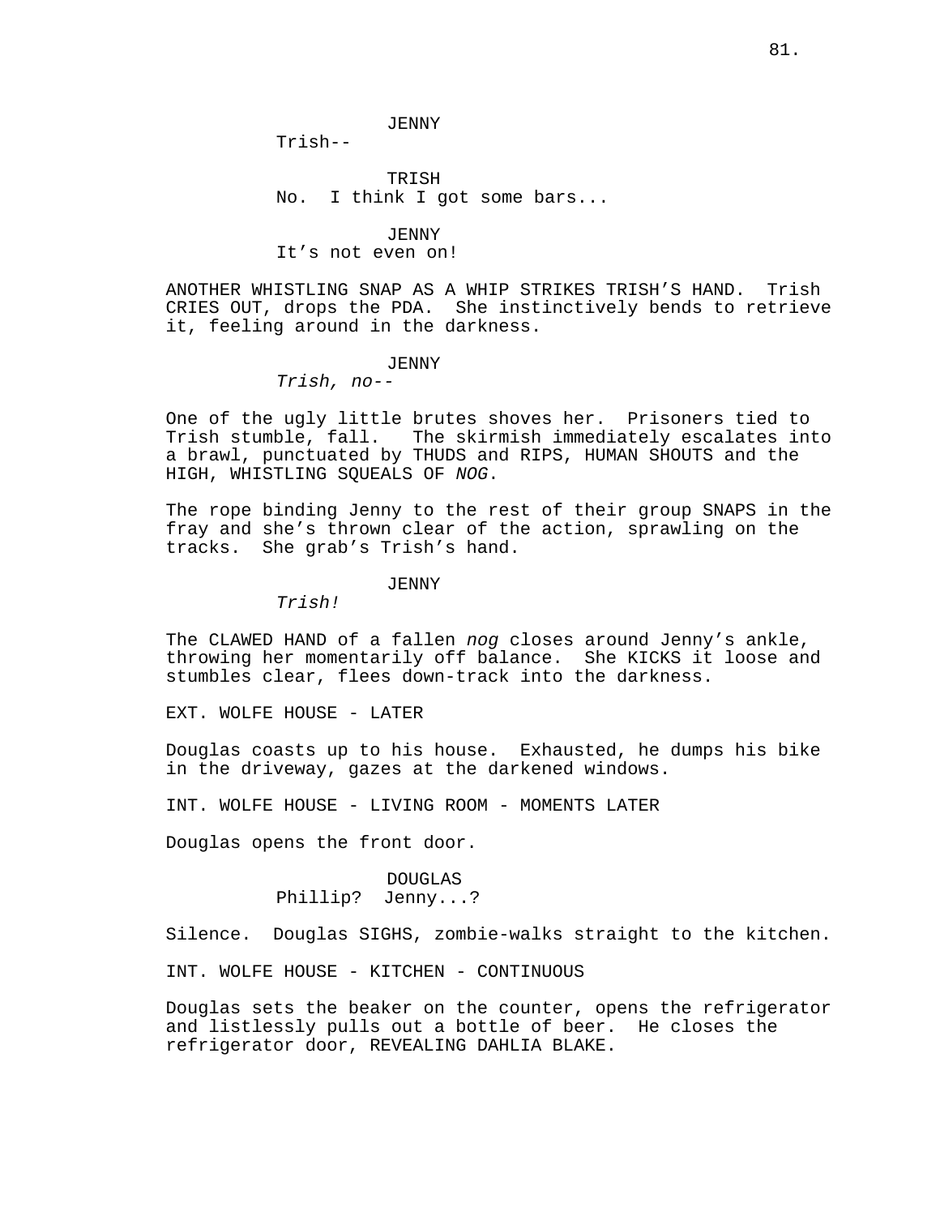JENNY

Trish--

TRISH

No.  I think I got some bars...

JENNY

It's not even on!

ANOTHER WHISTLING SNAP AS A WHIP STRIKES TRISH'S HAND.  Trish CRIES OUT, drops the PDA.  She instinctively bends to retrieve it, feeling around in the darkness.

JENNY

*Trish, no--*

One of the ugly little brutes shoves her.  Prisoners tied to Trish stumble, fall.   The skirmish immediately escalates into a brawl, punctuated by THUDS and RIPS, HUMAN SHOUTS and the HIGH, WHISTLING SQUEALS OF *NOG*.

The rope binding Jenny to the rest of their group SNAPS in the fray and she's thrown clear of the action, sprawling on the tracks.  She grab's Trish's hand.

JENNY

*Trish!*

The CLAWED HAND of a fallen *nog* closes around Jenny's ankle, throwing her momentarily off balance.  She KICKS it loose and stumbles clear, flees down-track into the darkness.

EXT. WOLFE HOUSE - LATER

Douglas coasts up to his house.  Exhausted, he dumps his bike in the driveway, gazes at the darkened windows.

INT. WOLFE HOUSE - LIVING ROOM - MOMENTS LATER

Douglas opens the front door.

DOUGLAS

Phillip?  Jenny...?

Silence.  Douglas SIGHS, zombie-walks straight to the kitchen.

INT. WOLFE HOUSE - KITCHEN - CONTINUOUS

Douglas sets the beaker on the counter, opens the refrigerator and listlessly pulls out a bottle of beer.  He closes the refrigerator door, REVEALING DAHLIA BLAKE.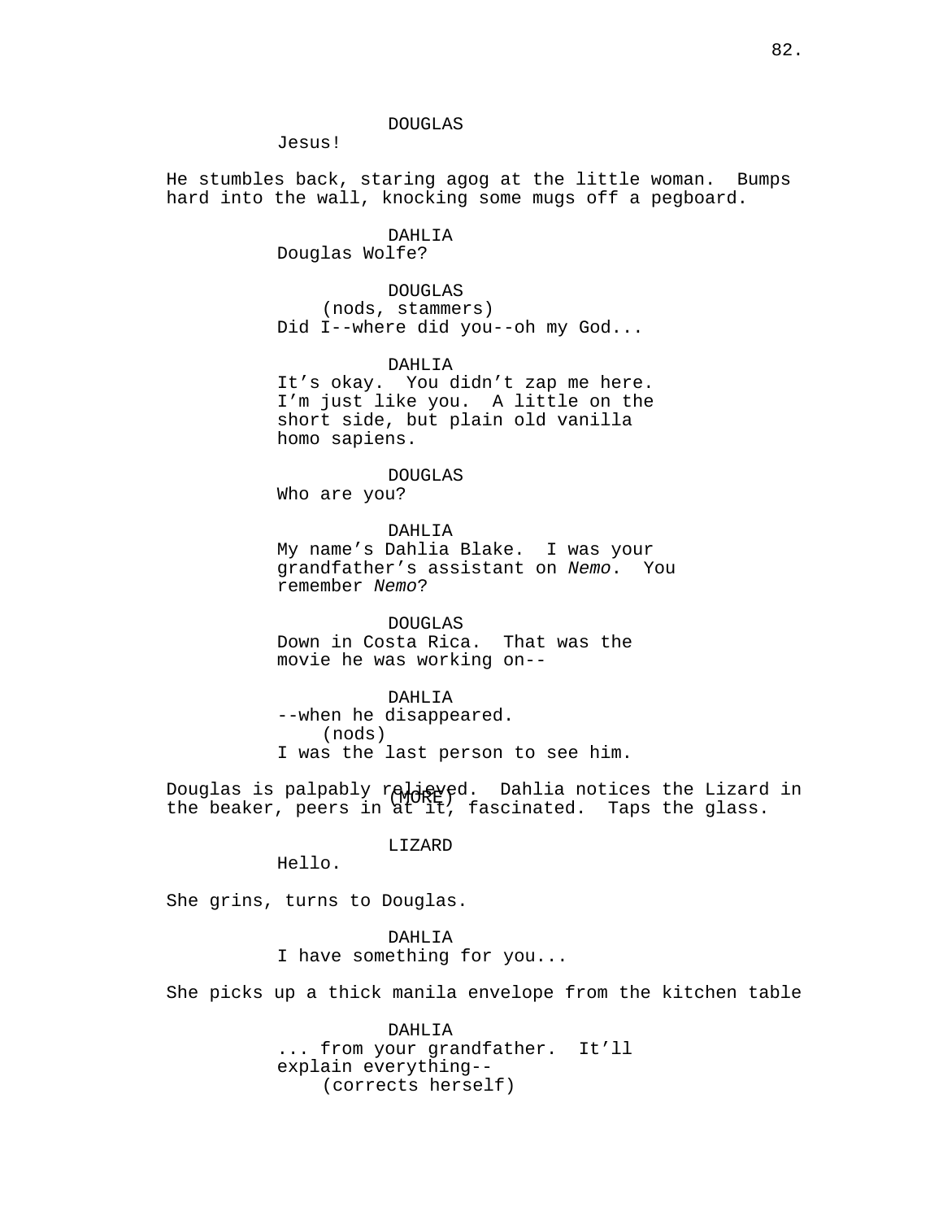DOUGLAS
Jesus!

He stumbles back, staring agog at the little woman. Bumps hard into the wall, knocking some mugs off a pegboard.

DAHLIA
Douglas Wolfe?

DOUGLAS
(nods, stammers)
Did I--where did you--oh my God...

DAHLIA
It's okay. You didn't zap me here. I'm just like you. A little on the short side, but plain old vanilla homo sapiens.

DOUGLAS
Who are you?

DAHLIA
My name's Dahlia Blake. I was your grandfather's assistant on *Nemo*. You remember *Nemo*?

DOUGLAS
Down in Costa Rica. That was the movie he was working on--

DAHLIA
--when he disappeared.
(nods)
I was the last person to see him.

Douglas is palpably relieved. Dahlia notices the Lizard in the beaker, peers in at it, fascinated. Taps the glass.

LIZARD
Hello.

She grins, turns to Douglas.

DAHLIA
I have something for you...

She picks up a thick manila envelope from the kitchen table

DAHLIA
... from your grandfather. It'll explain everything--
(corrects herself)
(MORE)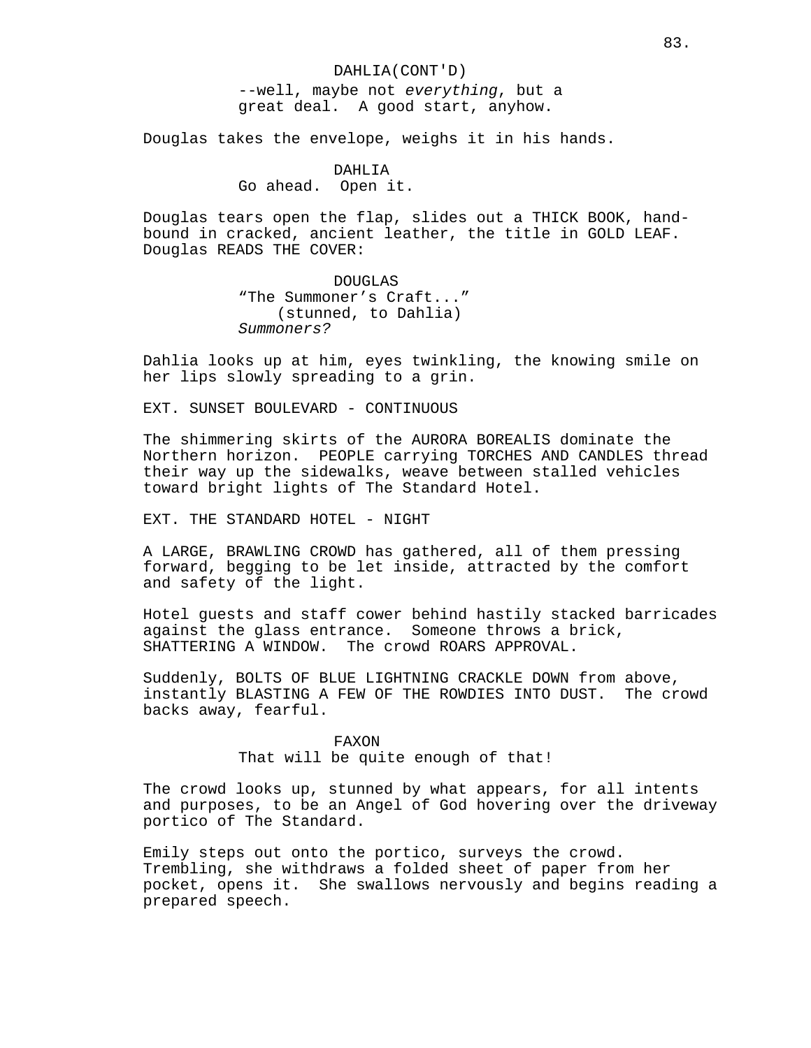DAHLIA(CONT'D)
--well, maybe not *everything*, but a great deal. A good start, anyhow.

Douglas takes the envelope, weighs it in his hands.

DAHLIA
Go ahead. Open it.

Douglas tears open the flap, slides out a THICK BOOK, hand-bound in cracked, ancient leather, the title in GOLD LEAF. Douglas READS THE COVER:

DOUGLAS
"The Summoner's Craft..."
(stunned, to Dahlia)
*Summoners?*

Dahlia looks up at him, eyes twinkling, the knowing smile on her lips slowly spreading to a grin.

EXT. SUNSET BOULEVARD - CONTINUOUS

The shimmering skirts of the AURORA BOREALIS dominate the Northern horizon. PEOPLE carrying TORCHES AND CANDLES thread their way up the sidewalks, weave between stalled vehicles toward bright lights of The Standard Hotel.

EXT. THE STANDARD HOTEL - NIGHT

A LARGE, BRAWLING CROWD has gathered, all of them pressing forward, begging to be let inside, attracted by the comfort and safety of the light.

Hotel guests and staff cower behind hastily stacked barricades against the glass entrance. Someone throws a brick, SHATTERING A WINDOW. The crowd ROARS APPROVAL.

Suddenly, BOLTS OF BLUE LIGHTNING CRACKLE DOWN from above, instantly BLASTING A FEW OF THE ROWDIES INTO DUST. The crowd backs away, fearful.

FAXON
That will be quite enough of that!

The crowd looks up, stunned by what appears, for all intents and purposes, to be an Angel of God hovering over the driveway portico of The Standard.

Emily steps out onto the portico, surveys the crowd. Trembling, she withdraws a folded sheet of paper from her pocket, opens it. She swallows nervously and begins reading a prepared speech.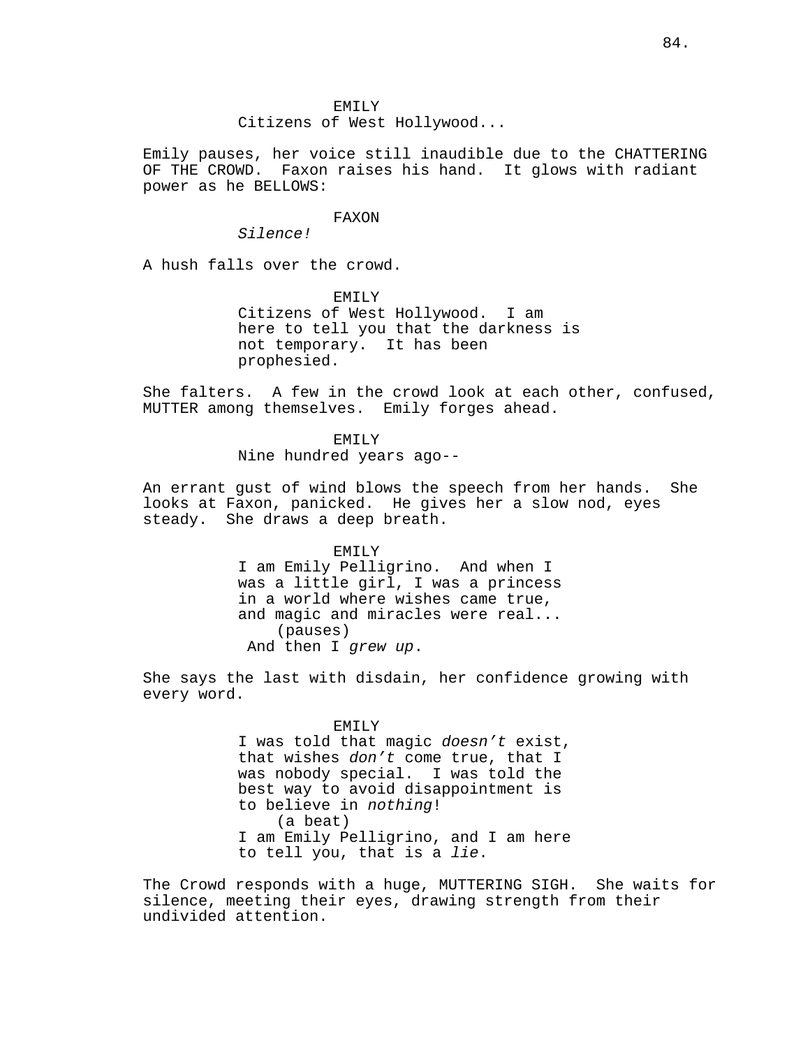EMILY
Citizens of West Hollywood...

Emily pauses, her voice still inaudible due to the CHATTERING OF THE CROWD. Faxon raises his hand. It glows with radiant power as he BELLOWS:

FAXON
*Silence!*

A hush falls over the crowd.

EMILY
Citizens of West Hollywood. I am here to tell you that the darkness is not temporary. It has been prophesied.

She falters. A few in the crowd look at each other, confused, MUTTER among themselves. Emily forges ahead.

EMILY
Nine hundred years ago--

An errant gust of wind blows the speech from her hands. She looks at Faxon, panicked. He gives her a slow nod, eyes steady. She draws a deep breath.

EMILY
I am Emily Pelligrino. And when I was a little girl, I was a princess in a world where wishes came true, and magic and miracles were real...
(pauses)
And then I *grew up*.

She says the last with disdain, her confidence growing with every word.

EMILY
I was told that magic *doesn't* exist, that wishes *don't* come true, that I was nobody special. I was told the best way to avoid disappointment is to believe in *nothing*!
(a beat)
I am Emily Pelligrino, and I am here to tell you, that is a *lie*.

The Crowd responds with a huge, MUTTERING SIGH. She waits for silence, meeting their eyes, drawing strength from their undivided attention.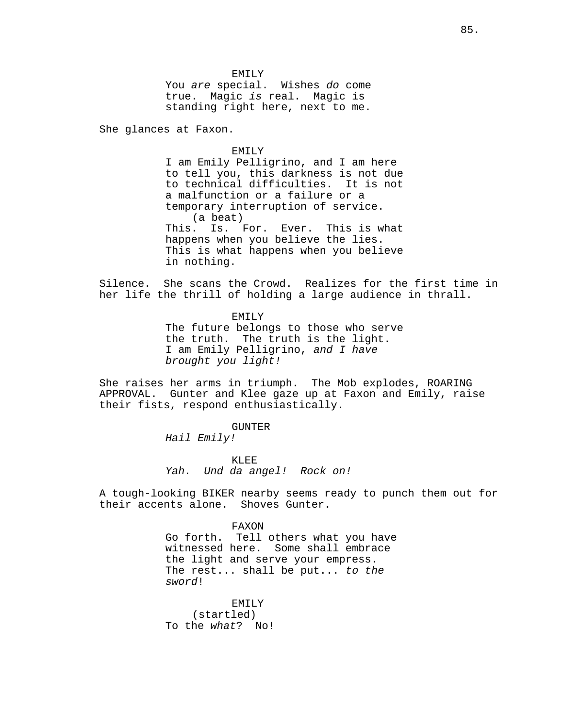EMILY
You *are* special. Wishes *do* come true. Magic *is* real. Magic is standing right here, next to me.

She glances at Faxon.

EMILY
I am Emily Pelligrino, and I am here to tell you, this darkness is not due to technical difficulties. It is not a malfunction or a failure or a temporary interruption of service.
(a beat)
This. Is. For. Ever. This is what happens when you believe the lies. This is what happens when you believe in nothing.

Silence. She scans the Crowd. Realizes for the first time in her life the thrill of holding a large audience in thrall.

EMILY
The future belongs to those who serve the truth. The truth is the light. I am Emily Pelligrino, *and I have brought you light!*

She raises her arms in triumph. The Mob explodes, ROARING APPROVAL. Gunter and Klee gaze up at Faxon and Emily, raise their fists, respond enthusiastically.

GUNTER
*Hail Emily!*

KLEE
*Yah. Und da angel! Rock on!*

A tough-looking BIKER nearby seems ready to punch them out for their accents alone. Shoves Gunter.

FAXON
Go forth. Tell others what you have witnessed here. Some shall embrace the light and serve your empress. The rest... shall be put... *to the sword*!

EMILY
(startled)
To the *what*? No!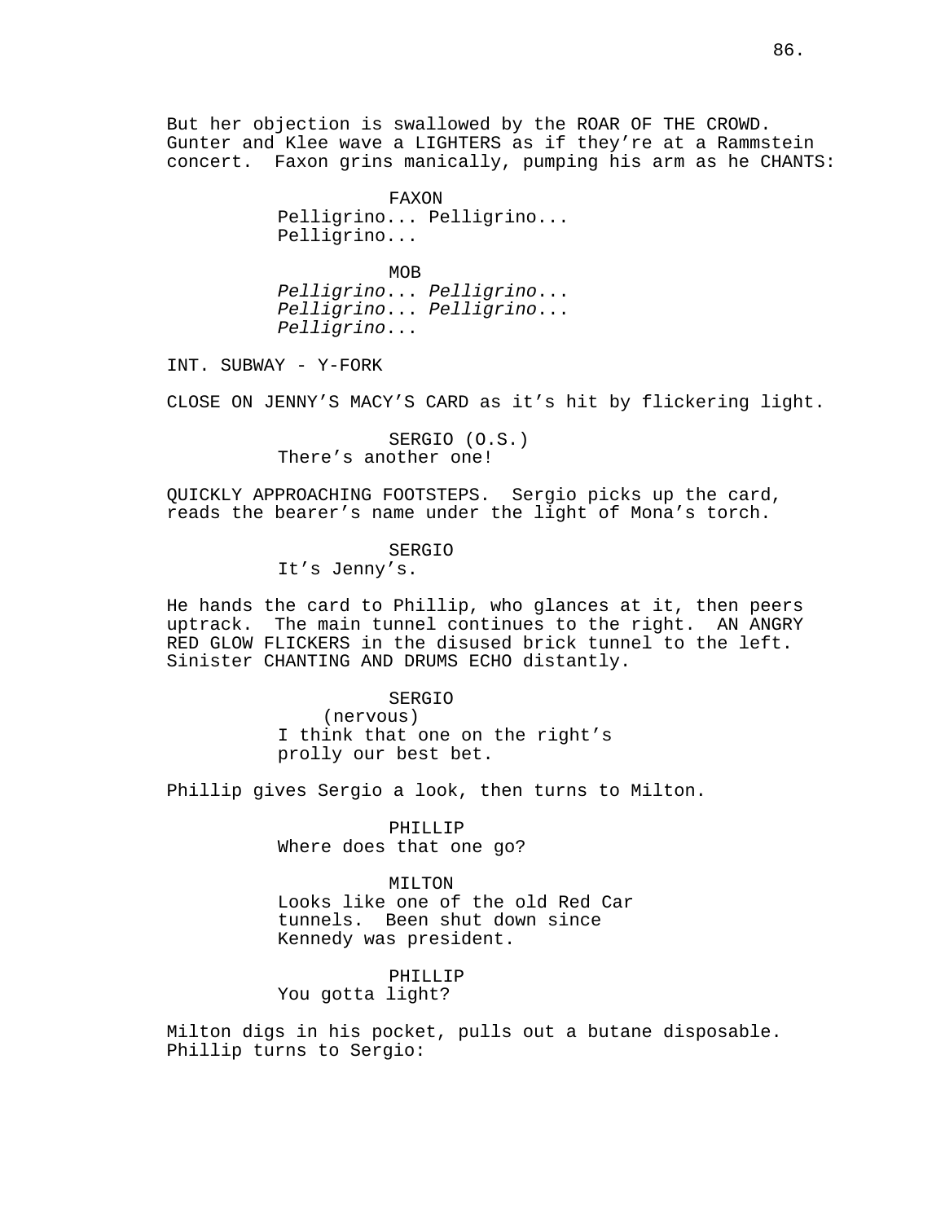But her objection is swallowed by the ROAR OF THE CROWD. Gunter and Klee wave a LIGHTERS as if they're at a Rammstein concert. Faxon grins manically, pumping his arm as he CHANTS:

FAXON
Pelligrino... Pelligrino... Pelligrino...

MOB
*Pelligrino*... *Pelligrino*... *Pelligrino*... *Pelligrino*... *Pelligrino*...

INT. SUBWAY - Y-FORK

CLOSE ON JENNY'S MACY'S CARD as it's hit by flickering light.

SERGIO (O.S.)
There's another one!

QUICKLY APPROACHING FOOTSTEPS. Sergio picks up the card, reads the bearer's name under the light of Mona's torch.

SERGIO
It's Jenny's.

He hands the card to Phillip, who glances at it, then peers uptrack. The main tunnel continues to the right. AN ANGRY RED GLOW FLICKERS in the disused brick tunnel to the left. Sinister CHANTING AND DRUMS ECHO distantly.

SERGIO
(nervous)
I think that one on the right's prolly our best bet.

Phillip gives Sergio a look, then turns to Milton.

PHILLIP
Where does that one go?

MILTON
Looks like one of the old Red Car tunnels. Been shut down since Kennedy was president.

PHILLIP
You gotta light?

Milton digs in his pocket, pulls out a butane disposable. Phillip turns to Sergio: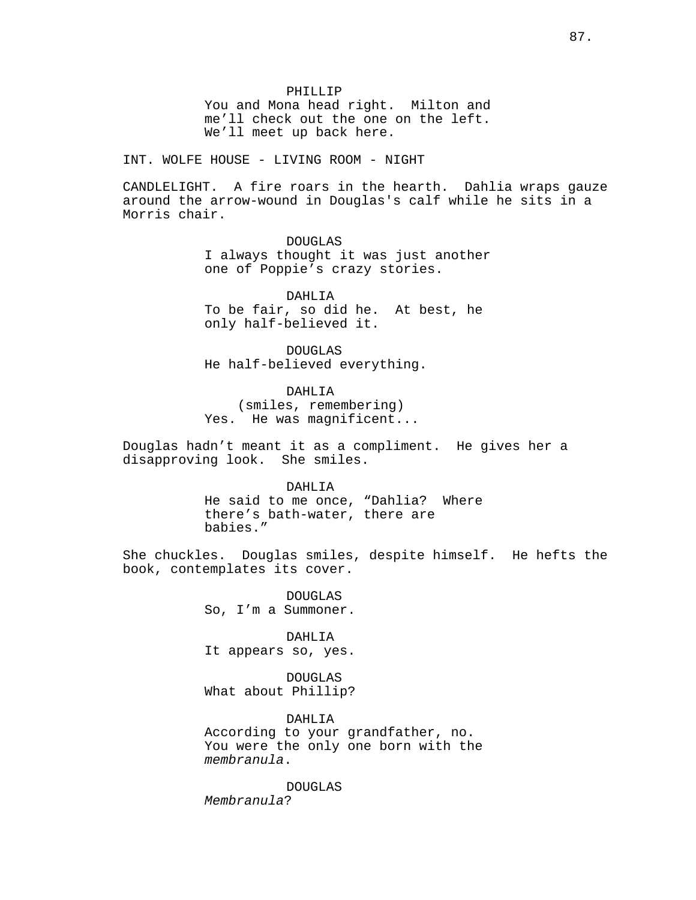PHILLIP
You and Mona head right.  Milton and me'll check out the one on the left. We'll meet up back here.

INT. WOLFE HOUSE - LIVING ROOM - NIGHT

CANDLELIGHT.  A fire roars in the hearth.  Dahlia wraps gauze around the arrow-wound in Douglas's calf while he sits in a Morris chair.

DOUGLAS
I always thought it was just another one of Poppie's crazy stories.

DAHLIA
To be fair, so did he.  At best, he only half-believed it.

DOUGLAS
He half-believed everything.

DAHLIA
(smiles, remembering)
Yes.  He was magnificent...

Douglas hadn't meant it as a compliment.  He gives her a disapproving look.  She smiles.

DAHLIA
He said to me once, "Dahlia?  Where there's bath-water, there are babies."

She chuckles.  Douglas smiles, despite himself.  He hefts the book, contemplates its cover.

DOUGLAS
So, I'm a Summoner.

DAHLIA
It appears so, yes.

DOUGLAS
What about Phillip?

DAHLIA
According to your grandfather, no. You were the only one born with the *membranula*.

DOUGLAS
*Membranula*?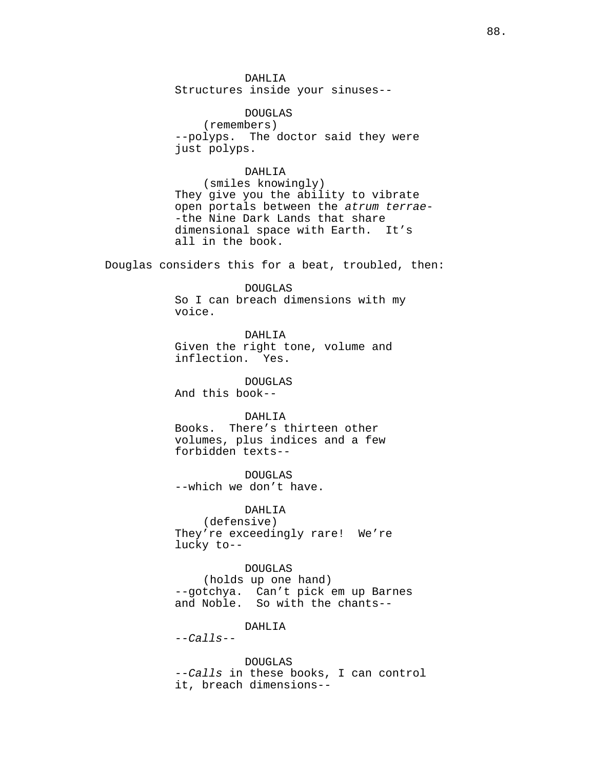DAHLIA
Structures inside your sinuses--

DOUGLAS
(remembers)
--polyps. The doctor said they were just polyps.

DAHLIA
(smiles knowingly)
They give you the ability to vibrate open portals between the *atrum terrae*--the Nine Dark Lands that share dimensional space with Earth. It's all in the book.

Douglas considers this for a beat, troubled, then:

DOUGLAS
So I can breach dimensions with my voice.

DAHLIA
Given the right tone, volume and inflection. Yes.

DOUGLAS
And this book--

DAHLIA
Books. There's thirteen other volumes, plus indices and a few forbidden texts--

DOUGLAS
--which we don't have.

DAHLIA
(defensive)
They're exceedingly rare! We're lucky to--

DOUGLAS
(holds up one hand)
--gotchya. Can't pick em up Barnes and Noble. So with the chants--

DAHLIA
--*Calls*--

DOUGLAS
--*Calls* in these books, I can control it, breach dimensions--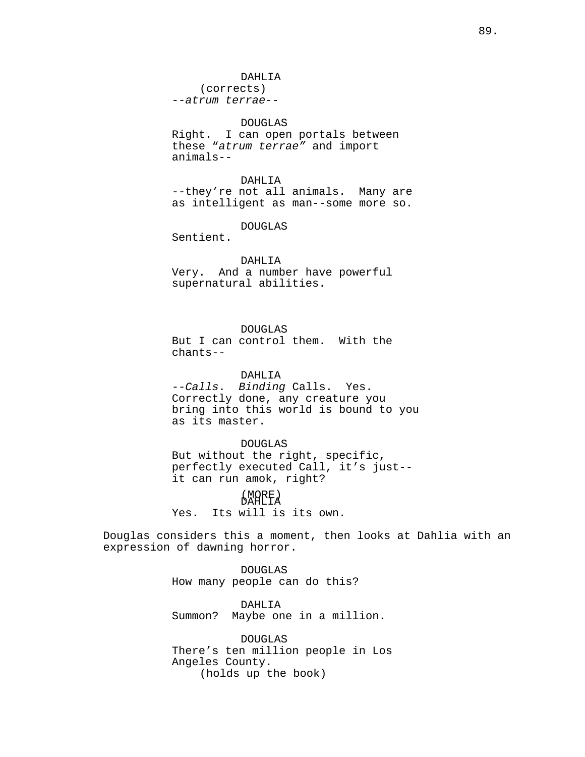DAHLIA
(corrects)
--*atrum terrae*--

DOUGLAS
Right. I can open portals between these "*atrum terrae*" and import animals--

DAHLIA
--they're not all animals. Many are as intelligent as man--some more so.

DOUGLAS
Sentient.

DAHLIA
Very. And a number have powerful supernatural abilities.

DOUGLAS
But I can control them. With the chants--

DAHLIA
--*Calls*. *Binding* Calls. Yes. Correctly done, any creature you bring into this world is bound to you as its master.

DOUGLAS
But without the right, specific, perfectly executed Call, it's just--it can run amok, right?

(MORE)

DAHLIA
Yes. Its will is its own.

Douglas considers this a moment, then looks at Dahlia with an expression of dawning horror.

DOUGLAS
How many people can do this?

DAHLIA
Summon? Maybe one in a million.

DOUGLAS
There's ten million people in Los Angeles County.
(holds up the book)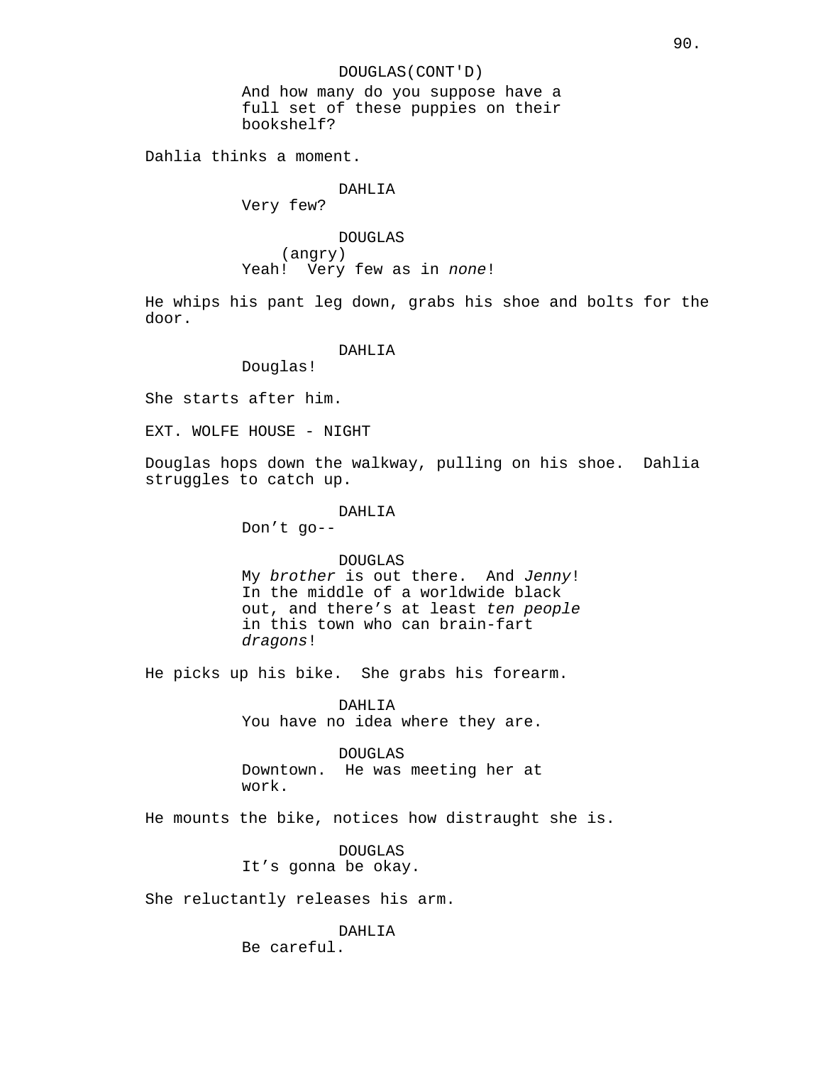DOUGLAS(CONT'D)
And how many do you suppose have a full set of these puppies on their bookshelf?

Dahlia thinks a moment.

DAHLIA
Very few?

DOUGLAS
(angry)
Yeah! Very few as in *none*!

He whips his pant leg down, grabs his shoe and bolts for the door.

DAHLIA
Douglas!

She starts after him.

EXT. WOLFE HOUSE - NIGHT

Douglas hops down the walkway, pulling on his shoe. Dahlia struggles to catch up.

DAHLIA
Don't go--

DOUGLAS
My *brother* is out there. And *Jenny*! In the middle of a worldwide black out, and there's at least *ten people* in this town who can brain-fart *dragons*!

He picks up his bike. She grabs his forearm.

DAHLIA
You have no idea where they are.

DOUGLAS
Downtown. He was meeting her at work.

He mounts the bike, notices how distraught she is.

DOUGLAS
It's gonna be okay.

She reluctantly releases his arm.

DAHLIA
Be careful.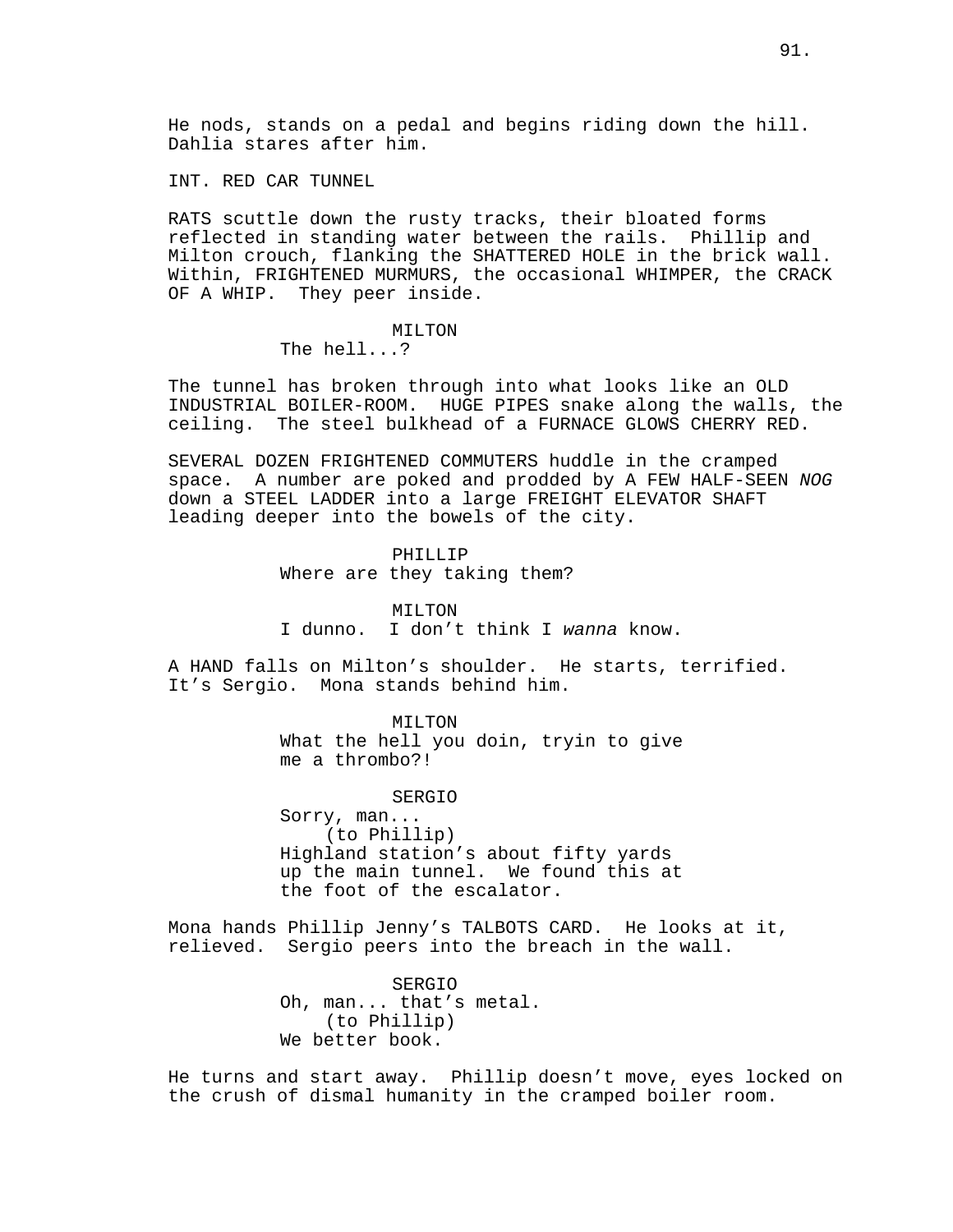He nods, stands on a pedal and begins riding down the hill. Dahlia stares after him.

INT. RED CAR TUNNEL

RATS scuttle down the rusty tracks, their bloated forms reflected in standing water between the rails. Phillip and Milton crouch, flanking the SHATTERED HOLE in the brick wall. Within, FRIGHTENED MURMURS, the occasional WHIMPER, the CRACK OF A WHIP. They peer inside.

MILTON
The hell...?

The tunnel has broken through into what looks like an OLD INDUSTRIAL BOILER-ROOM. HUGE PIPES snake along the walls, the ceiling. The steel bulkhead of a FURNACE GLOWS CHERRY RED.

SEVERAL DOZEN FRIGHTENED COMMUTERS huddle in the cramped space. A number are poked and prodded by A FEW HALF-SEEN *NOG* down a STEEL LADDER into a large FREIGHT ELEVATOR SHAFT leading deeper into the bowels of the city.

PHILLIP
Where are they taking them?

MILTON
I dunno. I don't think I *wanna* know.

A HAND falls on Milton's shoulder. He starts, terrified. It's Sergio. Mona stands behind him.

MILTON
What the hell you doin, tryin to give me a thrombo?!

SERGIO
Sorry, man...
(to Phillip)
Highland station's about fifty yards up the main tunnel. We found this at the foot of the escalator.

Mona hands Phillip Jenny's TALBOTS CARD. He looks at it, relieved. Sergio peers into the breach in the wall.

SERGIO
Oh, man... that's metal.
(to Phillip)
We better book.

He turns and start away. Phillip doesn't move, eyes locked on the crush of dismal humanity in the cramped boiler room.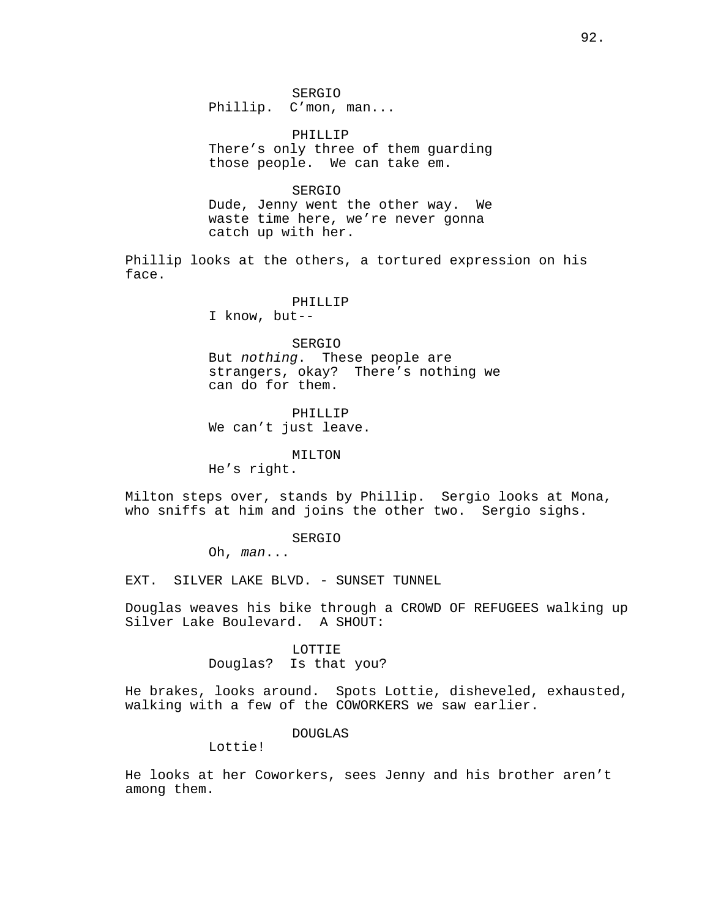SERGIO
Phillip.  C'mon, man...

PHILLIP
There's only three of them guarding those people.  We can take em.

SERGIO
Dude, Jenny went the other way.  We waste time here, we're never gonna catch up with her.

Phillip looks at the others, a tortured expression on his face.

PHILLIP
I know, but--

SERGIO
But *nothing*.  These people are strangers, okay?  There's nothing we can do for them.

PHILLIP
We can't just leave.

MILTON
He's right.

Milton steps over, stands by Phillip.  Sergio looks at Mona, who sniffs at him and joins the other two.  Sergio sighs.

SERGIO
Oh, *man*...

EXT.  SILVER LAKE BLVD. - SUNSET TUNNEL

Douglas weaves his bike through a CROWD OF REFUGEES walking up Silver Lake Boulevard.  A SHOUT:

LOTTIE
Douglas?  Is that you?

He brakes, looks around.  Spots Lottie, disheveled, exhausted, walking with a few of the COWORKERS we saw earlier.

DOUGLAS
Lottie!

He looks at her Coworkers, sees Jenny and his brother aren't among them.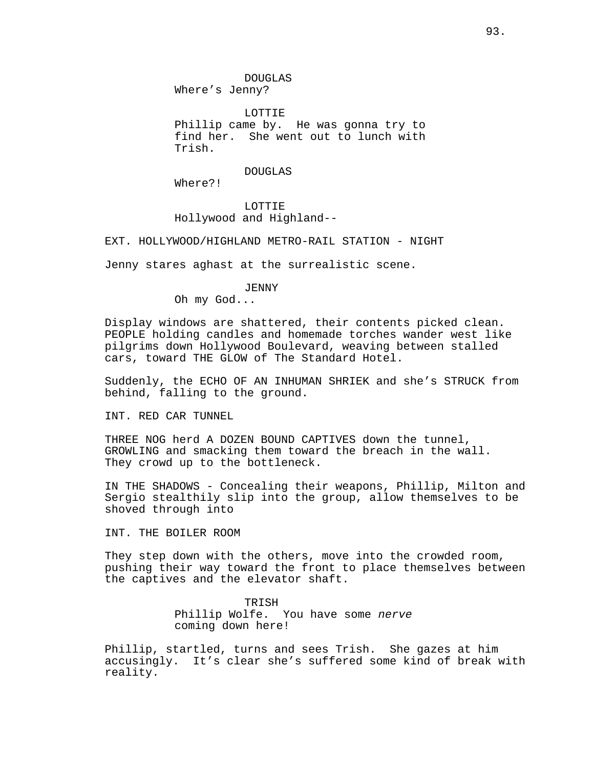DOUGLAS
Where's Jenny?

LOTTIE
Phillip came by. He was gonna try to find her. She went out to lunch with Trish.

DOUGLAS
Where?!

LOTTIE
Hollywood and Highland--

EXT. HOLLYWOOD/HIGHLAND METRO-RAIL STATION - NIGHT

Jenny stares aghast at the surrealistic scene.

JENNY
Oh my God...

Display windows are shattered, their contents picked clean. PEOPLE holding candles and homemade torches wander west like pilgrims down Hollywood Boulevard, weaving between stalled cars, toward THE GLOW of The Standard Hotel.

Suddenly, the ECHO OF AN INHUMAN SHRIEK and she's STRUCK from behind, falling to the ground.

INT. RED CAR TUNNEL

THREE NOG herd A DOZEN BOUND CAPTIVES down the tunnel, GROWLING and smacking them toward the breach in the wall. They crowd up to the bottleneck.

IN THE SHADOWS - Concealing their weapons, Phillip, Milton and Sergio stealthily slip into the group, allow themselves to be shoved through into

INT. THE BOILER ROOM

They step down with the others, move into the crowded room, pushing their way toward the front to place themselves between the captives and the elevator shaft.

TRISH
Phillip Wolfe. You have some *nerve* coming down here!

Phillip, startled, turns and sees Trish. She gazes at him accusingly. It's clear she's suffered some kind of break with reality.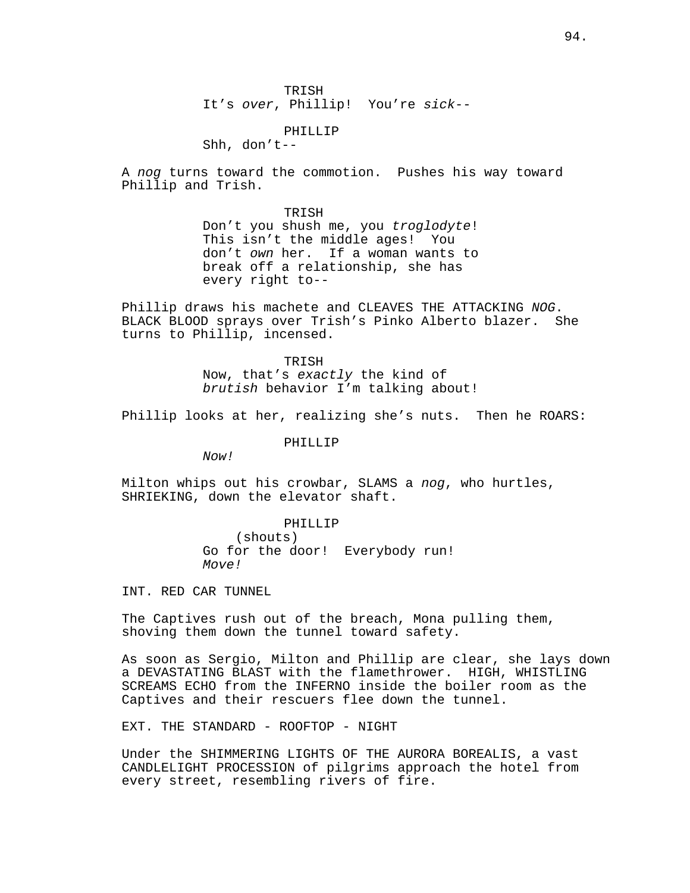TRISH
It's *over*, Phillip! You're *sick*--

PHILLIP
Shh, don't--

A *nog* turns toward the commotion. Pushes his way toward Phillip and Trish.

TRISH
Don't you shush me, you *troglodyte*! This isn't the middle ages! You don't *own* her. If a woman wants to break off a relationship, she has every right to--

Phillip draws his machete and CLEAVES THE ATTACKING *NOG*. BLACK BLOOD sprays over Trish's Pinko Alberto blazer. She turns to Phillip, incensed.

TRISH
Now, that's *exactly* the kind of *brutish* behavior I'm talking about!

Phillip looks at her, realizing she's nuts. Then he ROARS:

PHILLIP
*Now!*

Milton whips out his crowbar, SLAMS a *nog*, who hurtles, SHRIEKING, down the elevator shaft.

PHILLIP
(shouts)
Go for the door! Everybody run! *Move!*

INT. RED CAR TUNNEL

The Captives rush out of the breach, Mona pulling them, shoving them down the tunnel toward safety.

As soon as Sergio, Milton and Phillip are clear, she lays down a DEVASTATING BLAST with the flamethrower. HIGH, WHISTLING SCREAMS ECHO from the INFERNO inside the boiler room as the Captives and their rescuers flee down the tunnel.

EXT. THE STANDARD - ROOFTOP - NIGHT

Under the SHIMMERING LIGHTS OF THE AURORA BOREALIS, a vast CANDLELIGHT PROCESSION of pilgrims approach the hotel from every street, resembling rivers of fire.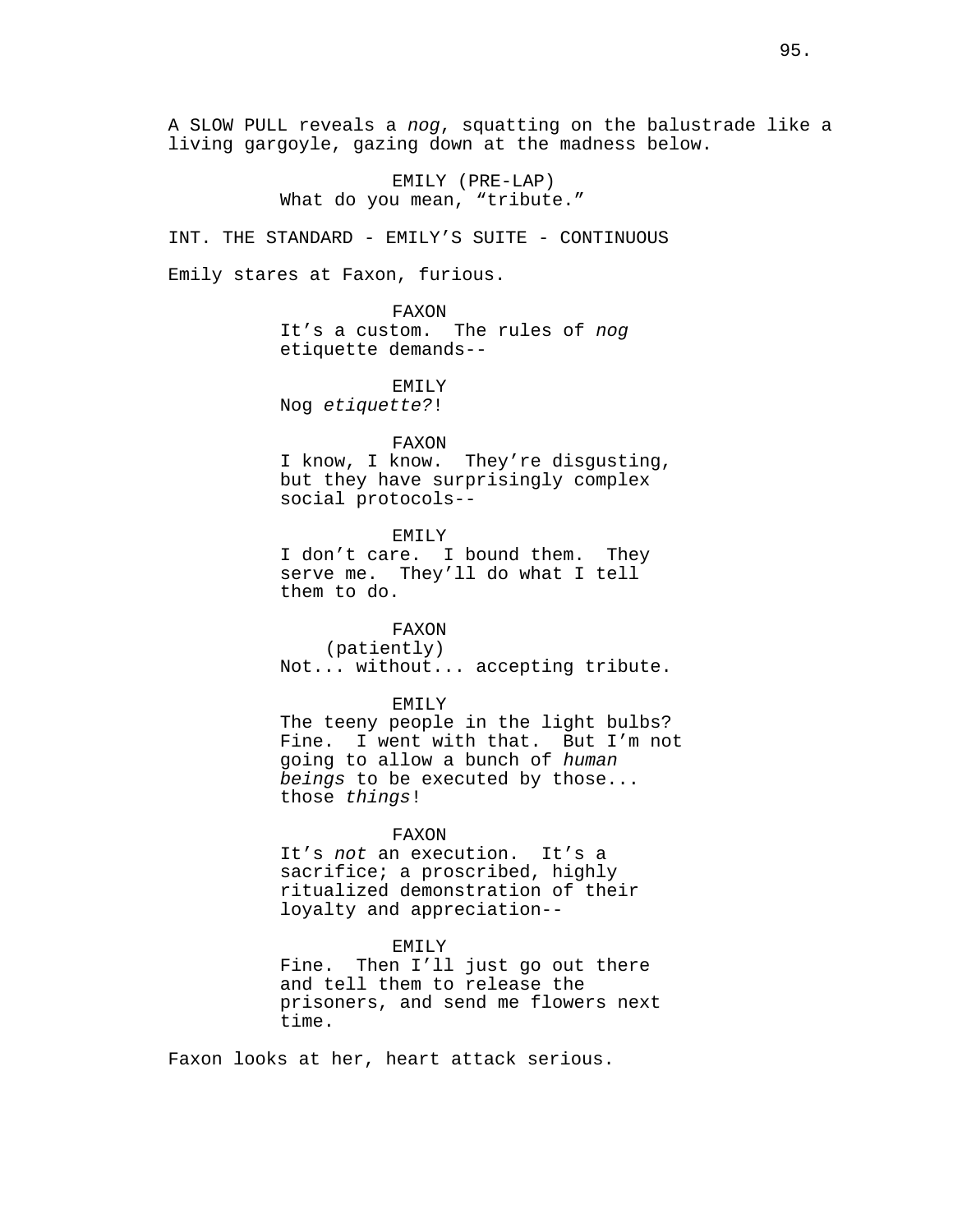A SLOW PULL reveals a *nog*, squatting on the balustrade like a living gargoyle, gazing down at the madness below.

EMILY (PRE-LAP)
What do you mean, "tribute."

INT. THE STANDARD - EMILY'S SUITE - CONTINUOUS

Emily stares at Faxon, furious.

FAXON
It's a custom. The rules of *nog* etiquette demands--

EMILY
Nog *etiquette?!*

FAXON
I know, I know. They're disgusting, but they have surprisingly complex social protocols--

EMILY
I don't care. I bound them. They serve me. They'll do what I tell them to do.

FAXON
(patiently)
Not... without... accepting tribute.

EMILY
The teeny people in the light bulbs? Fine. I went with that. But I'm not going to allow a bunch of *human beings* to be executed by those... those *things*!

FAXON
It's *not* an execution. It's a sacrifice; a proscribed, highly ritualized demonstration of their loyalty and appreciation--

EMILY
Fine. Then I'll just go out there and tell them to release the prisoners, and send me flowers next time.

Faxon looks at her, heart attack serious.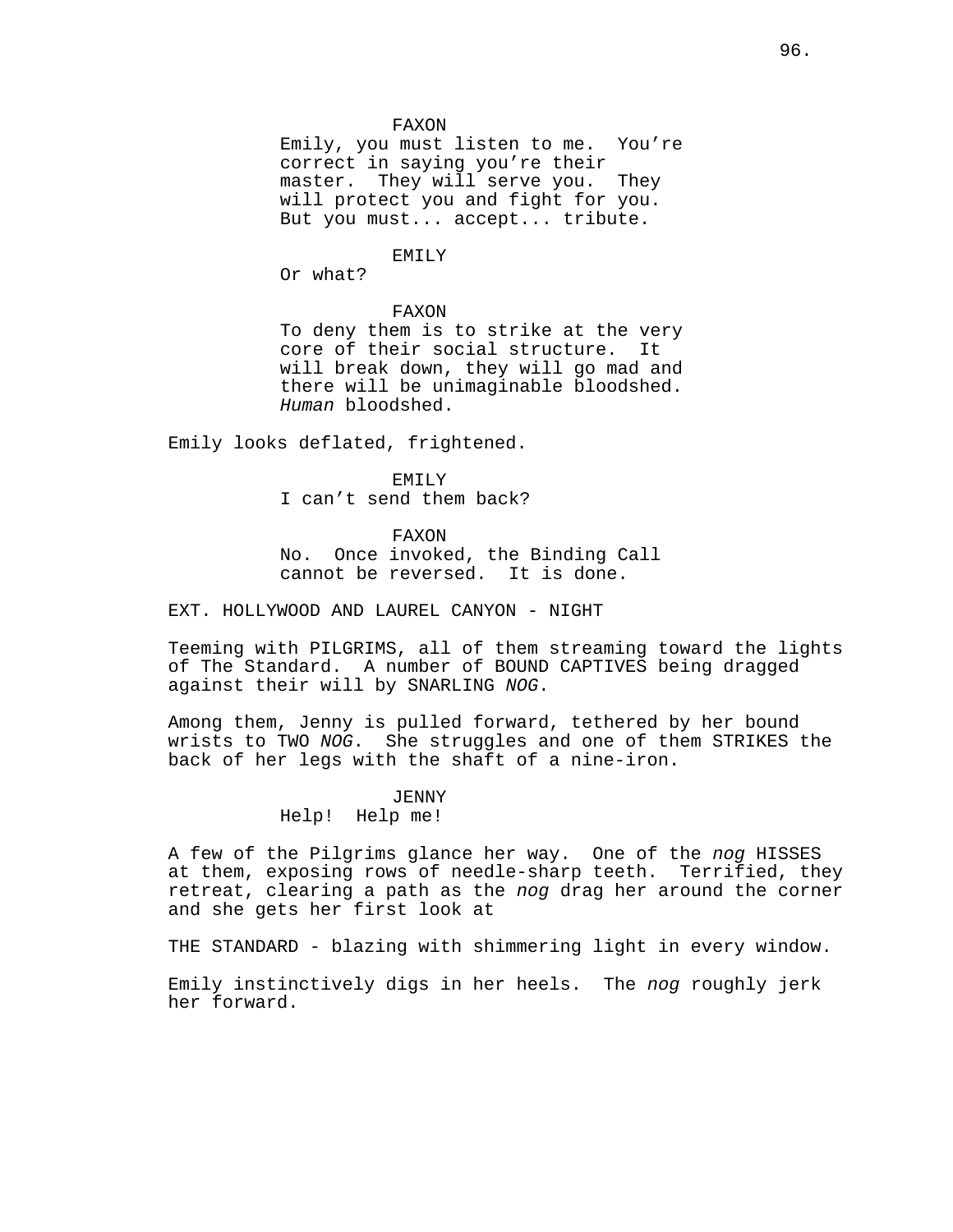FAXON

Emily, you must listen to me. You're correct in saying you're their master. They will serve you. They will protect you and fight for you. But you must... accept... tribute.

EMILY

Or what?

FAXON

To deny them is to strike at the very core of their social structure. It will break down, they will go mad and there will be unimaginable bloodshed. *Human* bloodshed.

Emily looks deflated, frightened.

EMILY

I can't send them back?

FAXON

No. Once invoked, the Binding Call cannot be reversed. It is done.

EXT. HOLLYWOOD AND LAUREL CANYON - NIGHT

Teeming with PILGRIMS, all of them streaming toward the lights of The Standard. A number of BOUND CAPTIVES being dragged against their will by SNARLING *NOG*.

Among them, Jenny is pulled forward, tethered by her bound wrists to TWO *NOG*. She struggles and one of them STRIKES the back of her legs with the shaft of a nine-iron.

JENNY

Help! Help me!

A few of the Pilgrims glance her way. One of the *nog* HISSES at them, exposing rows of needle-sharp teeth. Terrified, they retreat, clearing a path as the *nog* drag her around the corner and she gets her first look at

THE STANDARD - blazing with shimmering light in every window.

Emily instinctively digs in her heels. The *nog* roughly jerk her forward.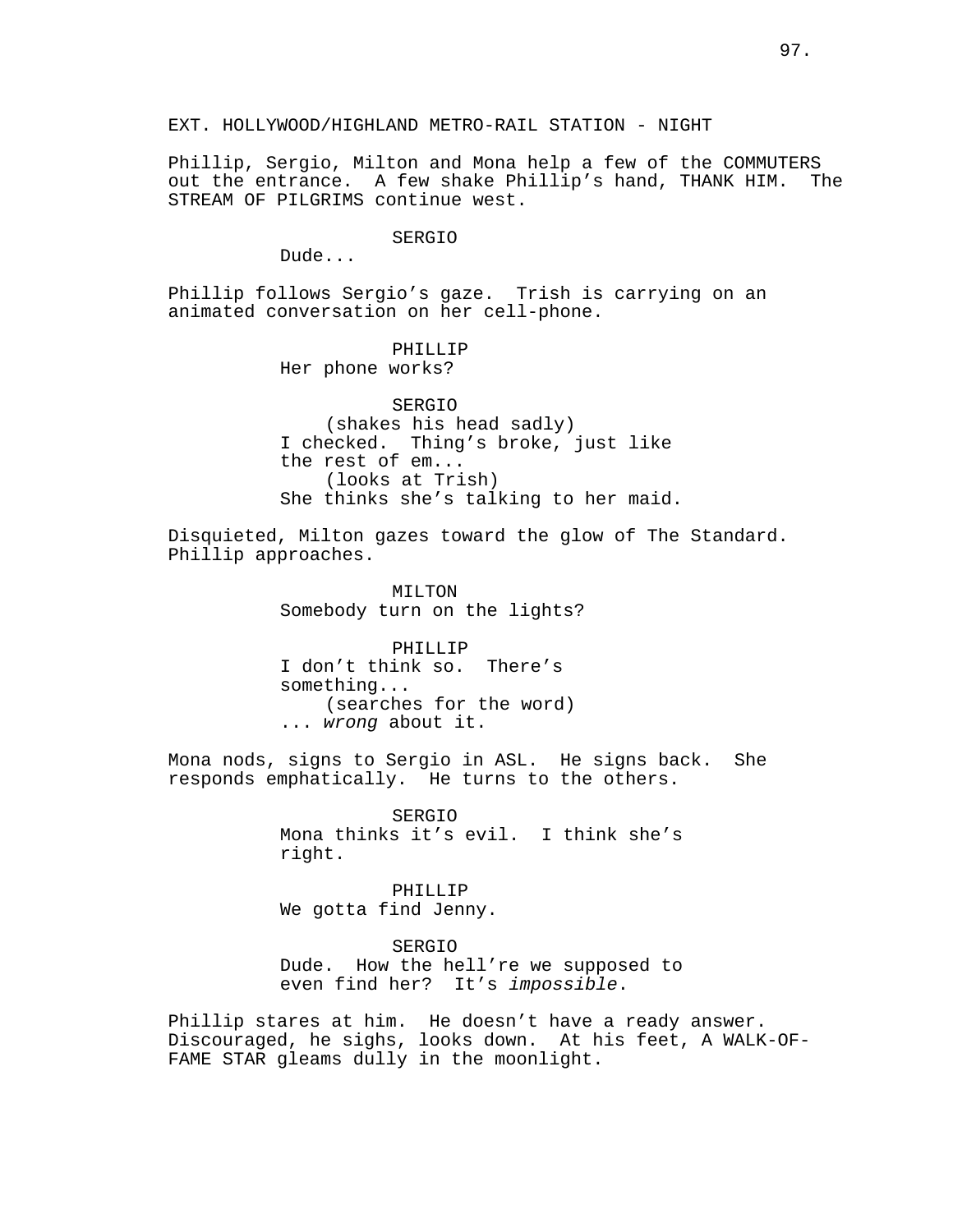EXT. HOLLYWOOD/HIGHLAND METRO-RAIL STATION - NIGHT

Phillip, Sergio, Milton and Mona help a few of the COMMUTERS out the entrance. A few shake Phillip's hand, THANK HIM. The STREAM OF PILGRIMS continue west.

SERGIO
Dude...

Phillip follows Sergio's gaze. Trish is carrying on an animated conversation on her cell-phone.

PHILLIP
Her phone works?

SERGIO
(shakes his head sadly)
I checked. Thing's broke, just like the rest of em...
(looks at Trish)
She thinks she's talking to her maid.

Disquieted, Milton gazes toward the glow of The Standard. Phillip approaches.

MILTON
Somebody turn on the lights?

PHILLIP
I don't think so. There's something...
(searches for the word)
... *wrong* about it.

Mona nods, signs to Sergio in ASL. He signs back. She responds emphatically. He turns to the others.

SERGIO
Mona thinks it's evil. I think she's right.

PHILLIP
We gotta find Jenny.

SERGIO
Dude. How the hell're we supposed to even find her? It's *impossible*.

Phillip stares at him. He doesn't have a ready answer. Discouraged, he sighs, looks down. At his feet, A WALK-OF-FAME STAR gleams dully in the moonlight.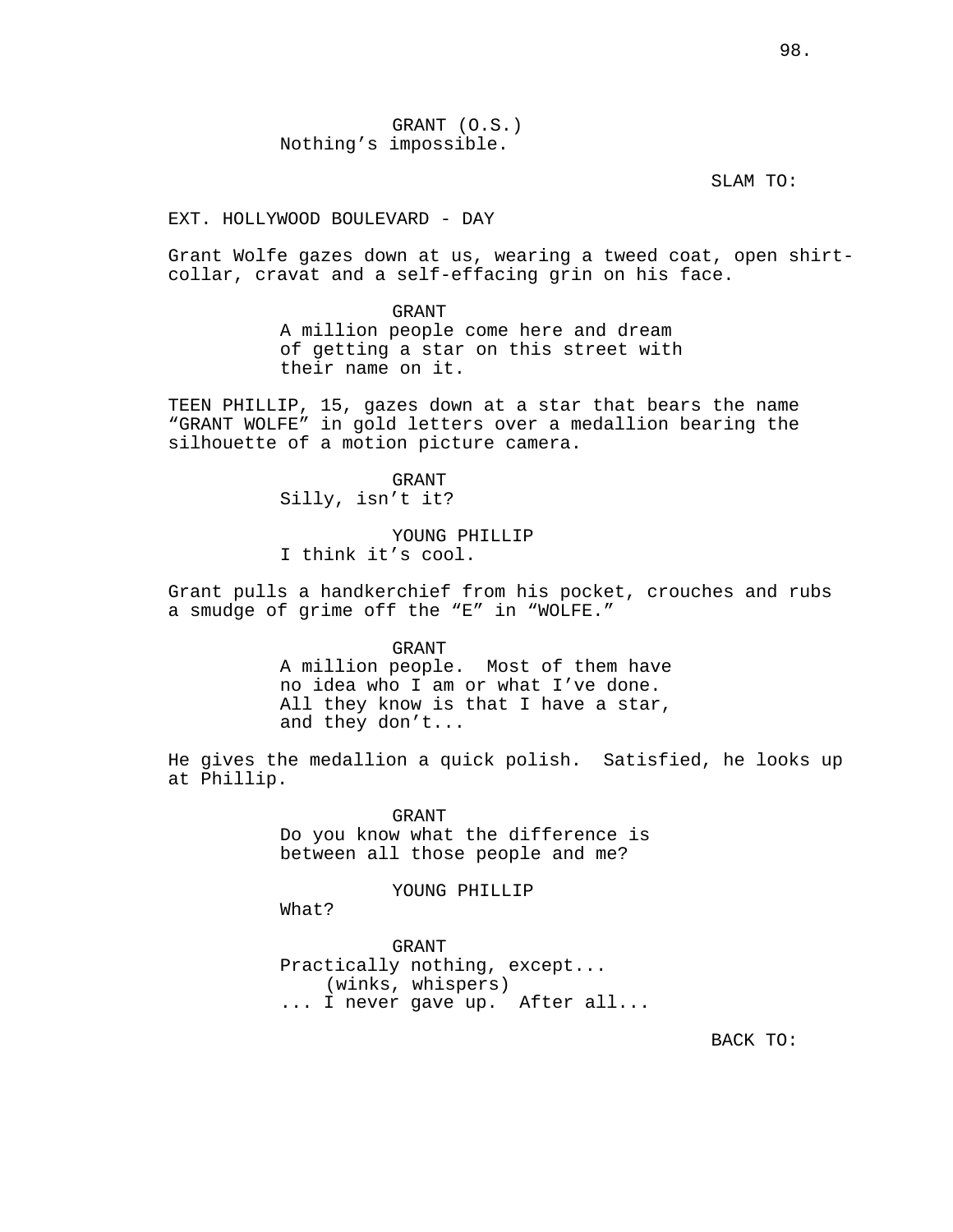GRANT (O.S.)
Nothing's impossible.

SLAM TO:

EXT. HOLLYWOOD BOULEVARD - DAY

Grant Wolfe gazes down at us, wearing a tweed coat, open shirt-collar, cravat and a self-effacing grin on his face.

GRANT
A million people come here and dream of getting a star on this street with their name on it.

TEEN PHILLIP, 15, gazes down at a star that bears the name "GRANT WOLFE" in gold letters over a medallion bearing the silhouette of a motion picture camera.

GRANT
Silly, isn't it?

YOUNG PHILLIP
I think it's cool.

Grant pulls a handkerchief from his pocket, crouches and rubs a smudge of grime off the "E" in "WOLFE."

GRANT
A million people. Most of them have no idea who I am or what I've done. All they know is that I have a star, and they don't...

He gives the medallion a quick polish. Satisfied, he looks up at Phillip.

GRANT
Do you know what the difference is between all those people and me?

YOUNG PHILLIP
What?

GRANT
Practically nothing, except...
(winks, whispers)
... I never gave up. After all...

BACK TO: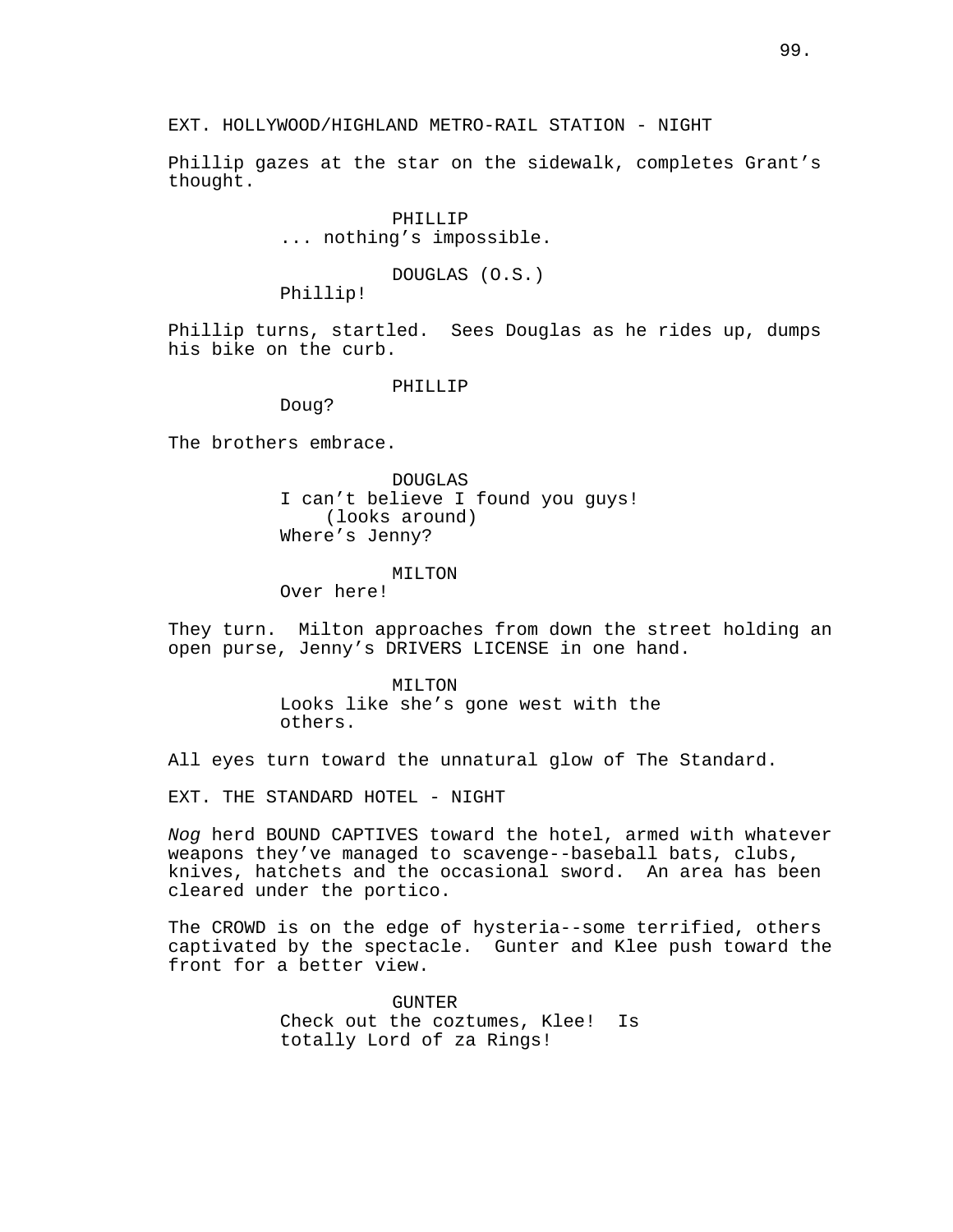EXT. HOLLYWOOD/HIGHLAND METRO-RAIL STATION - NIGHT

Phillip gazes at the star on the sidewalk, completes Grant’s thought.

PHILLIP
... nothing’s impossible.

DOUGLAS (O.S.)
Phillip!

Phillip turns, startled. Sees Douglas as he rides up, dumps his bike on the curb.

PHILLIP
Doug?

The brothers embrace.

DOUGLAS
I can’t believe I found you guys!
(looks around)
Where’s Jenny?

MILTON
Over here!

They turn. Milton approaches from down the street holding an open purse, Jenny’s DRIVERS LICENSE in one hand.

MILTON
Looks like she’s gone west with the others.

All eyes turn toward the unnatural glow of The Standard.

EXT. THE STANDARD HOTEL - NIGHT

*Nog* herd BOUND CAPTIVES toward the hotel, armed with whatever weapons they’ve managed to scavenge--baseball bats, clubs, knives, hatchets and the occasional sword. An area has been cleared under the portico.

The CROWD is on the edge of hysteria--some terrified, others captivated by the spectacle. Gunter and Klee push toward the front for a better view.

GUNTER
Check out the coztumes, Klee! Is totally Lord of za Rings!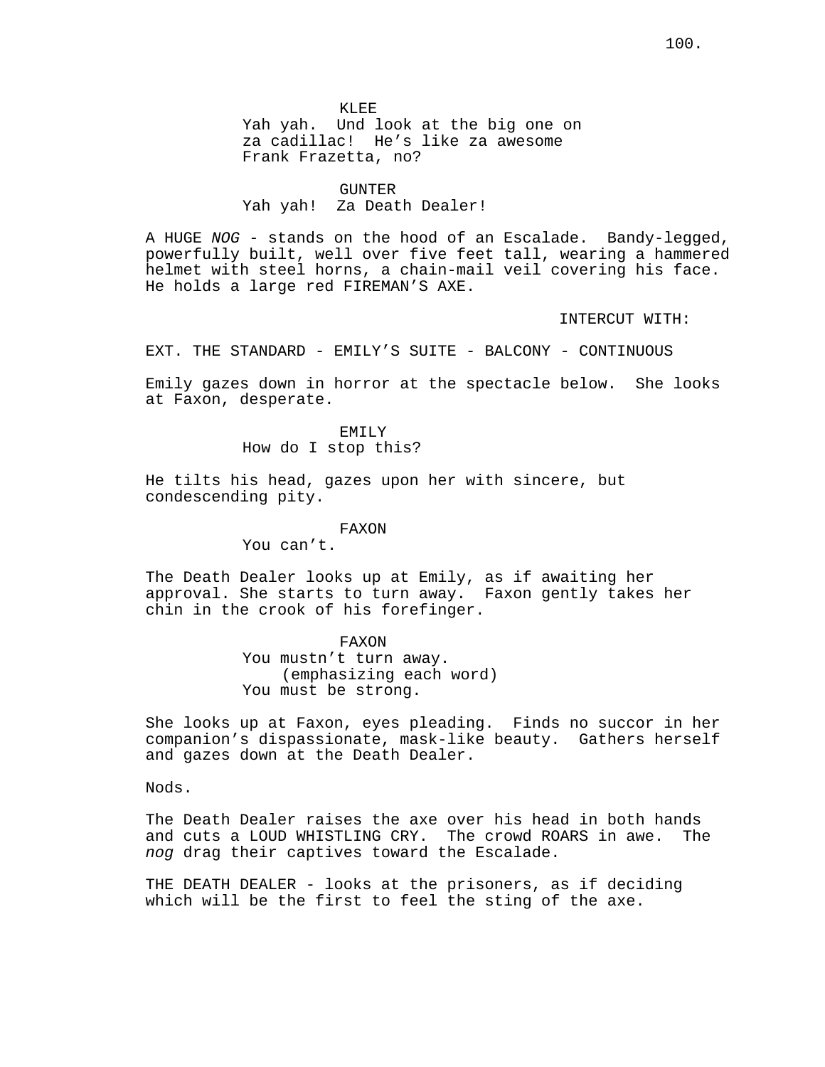KLEE
Yah yah.  Und look at the big one on za cadillac!  He’s like za awesome Frank Frazetta, no?

GUNTER
Yah yah!  Za Death Dealer!

A HUGE *NOG* - stands on the hood of an Escalade.  Bandy-legged, powerfully built, well over five feet tall, wearing a hammered helmet with steel horns, a chain-mail veil covering his face. He holds a large red FIREMAN’S AXE.

INTERCUT WITH:

EXT. THE STANDARD - EMILY’S SUITE - BALCONY - CONTINUOUS

Emily gazes down in horror at the spectacle below.  She looks at Faxon, desperate.

EMILY
How do I stop this?

He tilts his head, gazes upon her with sincere, but condescending pity.

FAXON
You can’t.

The Death Dealer looks up at Emily, as if awaiting her approval. She starts to turn away.  Faxon gently takes her chin in the crook of his forefinger.

FAXON
You mustn’t turn away.
(emphasizing each word)
You must be strong.

She looks up at Faxon, eyes pleading.  Finds no succor in her companion’s dispassionate, mask-like beauty.  Gathers herself and gazes down at the Death Dealer.

Nods.

The Death Dealer raises the axe over his head in both hands and cuts a LOUD WHISTLING CRY.  The crowd ROARS in awe.  The *nog* drag their captives toward the Escalade.

THE DEATH DEALER - looks at the prisoners, as if deciding which will be the first to feel the sting of the axe.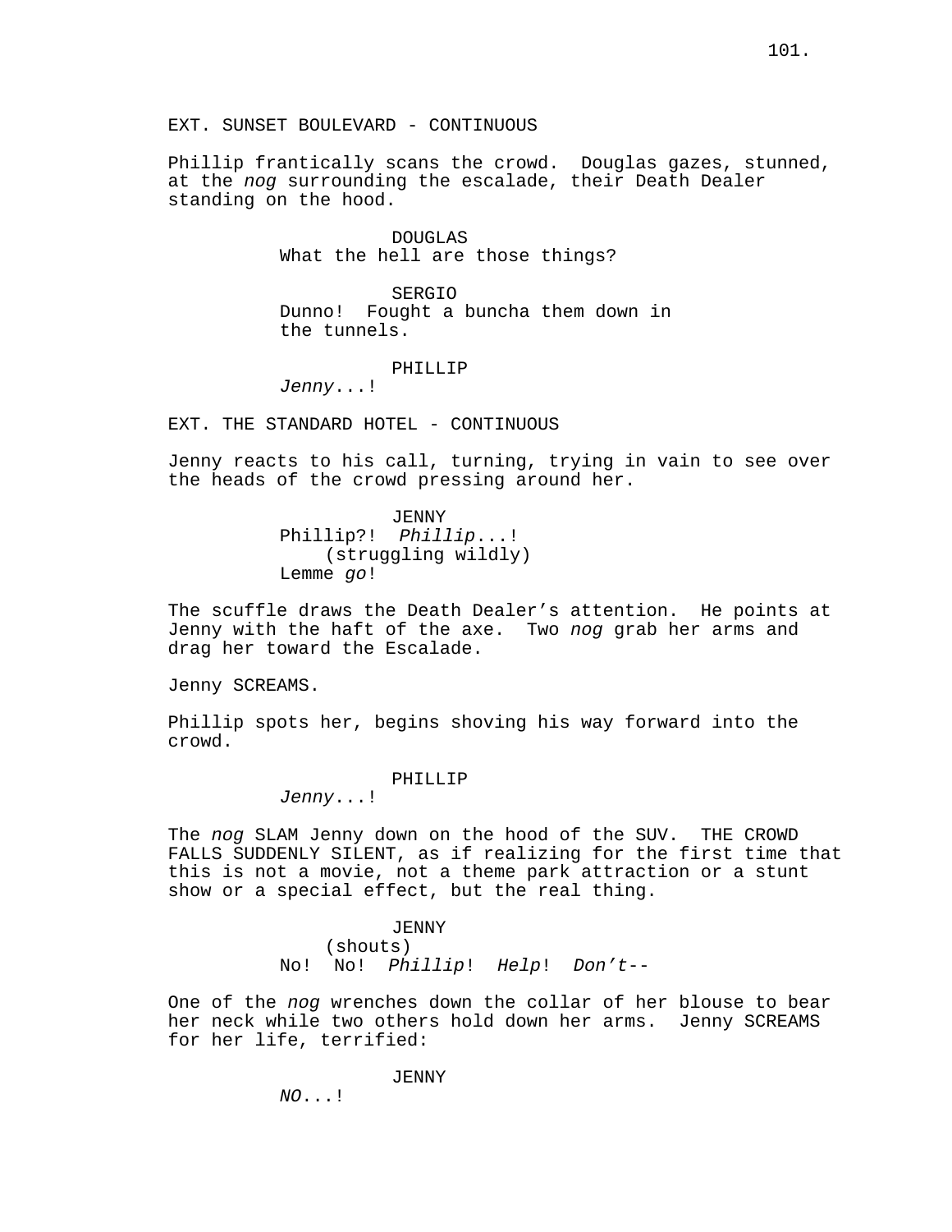EXT. SUNSET BOULEVARD - CONTINUOUS

Phillip frantically scans the crowd. Douglas gazes, stunned, at the *nog* surrounding the escalade, their Death Dealer standing on the hood.

DOUGLAS
What the hell are those things?

SERGIO
Dunno! Fought a buncha them down in the tunnels.

PHILLIP
*Jenny*...!

EXT. THE STANDARD HOTEL - CONTINUOUS

Jenny reacts to his call, turning, trying in vain to see over the heads of the crowd pressing around her.

JENNY
Phillip?! *Phillip*...!
(struggling wildly)
Lemme *go*!

The scuffle draws the Death Dealer's attention. He points at Jenny with the haft of the axe. Two *nog* grab her arms and drag her toward the Escalade.

Jenny SCREAMS.

Phillip spots her, begins shoving his way forward into the crowd.

PHILLIP
*Jenny*...!

The *nog* SLAM Jenny down on the hood of the SUV. THE CROWD FALLS SUDDENLY SILENT, as if realizing for the first time that this is not a movie, not a theme park attraction or a stunt show or a special effect, but the real thing.

JENNY
(shouts)
No! No! *Phillip*! *Help*! *Don't*--

One of the *nog* wrenches down the collar of her blouse to bear her neck while two others hold down her arms. Jenny SCREAMS for her life, terrified:

JENNY
*NO*...!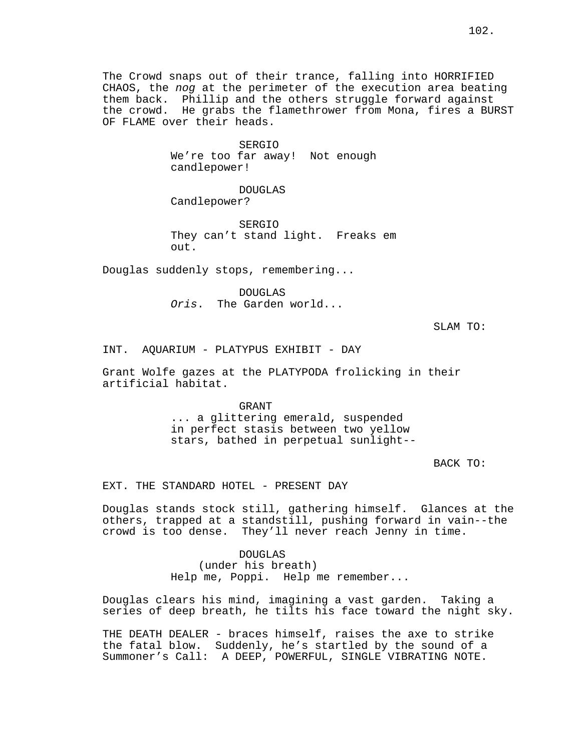The Crowd snaps out of their trance, falling into HORRIFIED CHAOS, the *nog* at the perimeter of the execution area beating them back. Phillip and the others struggle forward against the crowd. He grabs the flamethrower from Mona, fires a BURST OF FLAME over their heads.

SERGIO
We're too far away! Not enough candlepower!

DOUGLAS
Candlepower?

SERGIO
They can't stand light. Freaks em out.

Douglas suddenly stops, remembering...

DOUGLAS
*Oris*. The Garden world...

SLAM TO:

INT. AQUARIUM - PLATYPUS EXHIBIT - DAY

Grant Wolfe gazes at the PLATYPODA frolicking in their artificial habitat.

GRANT
... a glittering emerald, suspended in perfect stasis between two yellow stars, bathed in perpetual sunlight--

BACK TO:

EXT. THE STANDARD HOTEL - PRESENT DAY

Douglas stands stock still, gathering himself. Glances at the others, trapped at a standstill, pushing forward in vain--the crowd is too dense. They'll never reach Jenny in time.

DOUGLAS
(under his breath)
Help me, Poppi. Help me remember...

Douglas clears his mind, imagining a vast garden. Taking a series of deep breath, he tilts his face toward the night sky.

THE DEATH DEALER - braces himself, raises the axe to strike the fatal blow. Suddenly, he's startled by the sound of a Summoner's Call: A DEEP, POWERFUL, SINGLE VIBRATING NOTE.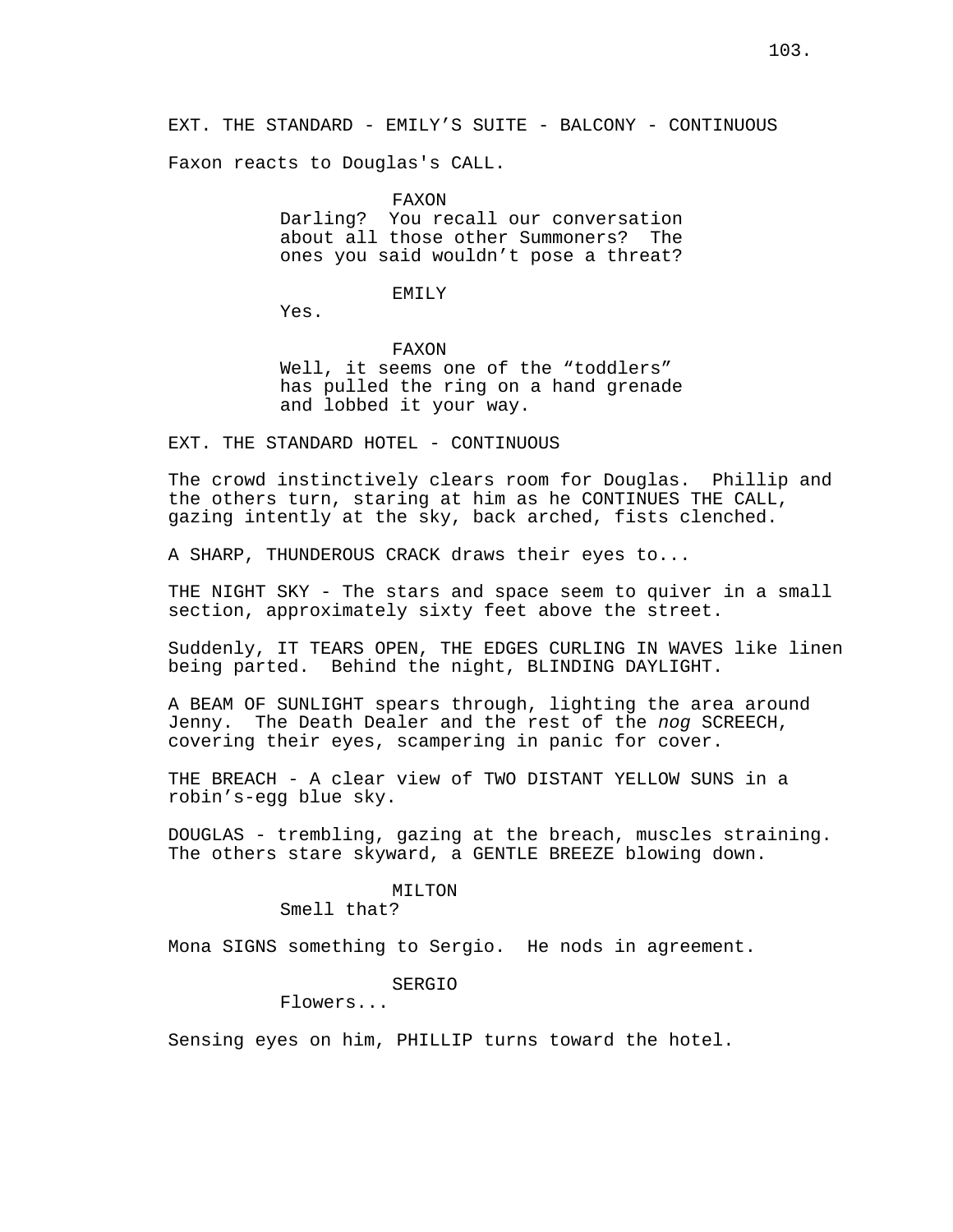EXT. THE STANDARD - EMILY'S SUITE - BALCONY - CONTINUOUS

Faxon reacts to Douglas's CALL.

FAXON
Darling? You recall our conversation about all those other Summoners? The ones you said wouldn't pose a threat?

EMILY
Yes.

FAXON
Well, it seems one of the "toddlers" has pulled the ring on a hand grenade and lobbed it your way.

EXT. THE STANDARD HOTEL - CONTINUOUS

The crowd instinctively clears room for Douglas. Phillip and the others turn, staring at him as he CONTINUES THE CALL, gazing intently at the sky, back arched, fists clenched.

A SHARP, THUNDEROUS CRACK draws their eyes to...

THE NIGHT SKY - The stars and space seem to quiver in a small section, approximately sixty feet above the street.

Suddenly, IT TEARS OPEN, THE EDGES CURLING IN WAVES like linen being parted. Behind the night, BLINDING DAYLIGHT.

A BEAM OF SUNLIGHT spears through, lighting the area around Jenny. The Death Dealer and the rest of the *nog* SCREECH, covering their eyes, scampering in panic for cover.

THE BREACH - A clear view of TWO DISTANT YELLOW SUNS in a robin's-egg blue sky.

DOUGLAS - trembling, gazing at the breach, muscles straining. The others stare skyward, a GENTLE BREEZE blowing down.

MILTON
Smell that?

Mona SIGNS something to Sergio. He nods in agreement.

SERGIO
Flowers...

Sensing eyes on him, PHILLIP turns toward the hotel.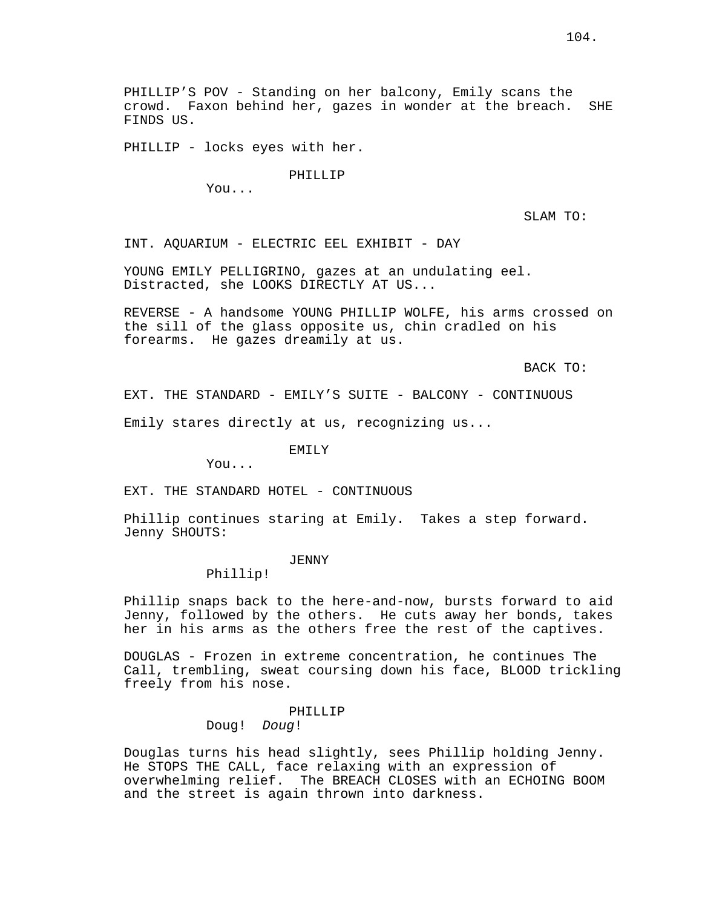PHILLIP'S POV - Standing on her balcony, Emily scans the crowd. Faxon behind her, gazes in wonder at the breach. SHE FINDS US.

PHILLIP - locks eyes with her.

PHILLIP

You...

SLAM TO:

INT. AQUARIUM - ELECTRIC EEL EXHIBIT - DAY

YOUNG EMILY PELLIGRINO, gazes at an undulating eel. Distracted, she LOOKS DIRECTLY AT US...

REVERSE - A handsome YOUNG PHILLIP WOLFE, his arms crossed on the sill of the glass opposite us, chin cradled on his forearms. He gazes dreamily at us.

BACK TO:

EXT. THE STANDARD - EMILY'S SUITE - BALCONY - CONTINUOUS

Emily stares directly at us, recognizing us...

EMILY

You...

EXT. THE STANDARD HOTEL - CONTINUOUS

Phillip continues staring at Emily. Takes a step forward. Jenny SHOUTS:

JENNY

Phillip!

Phillip snaps back to the here-and-now, bursts forward to aid Jenny, followed by the others. He cuts away her bonds, takes her in his arms as the others free the rest of the captives.

DOUGLAS - Frozen in extreme concentration, he continues The Call, trembling, sweat coursing down his face, BLOOD trickling freely from his nose.

PHILLIP

Doug! *Doug*!

Douglas turns his head slightly, sees Phillip holding Jenny. He STOPS THE CALL, face relaxing with an expression of overwhelming relief. The BREACH CLOSES with an ECHOING BOOM and the street is again thrown into darkness.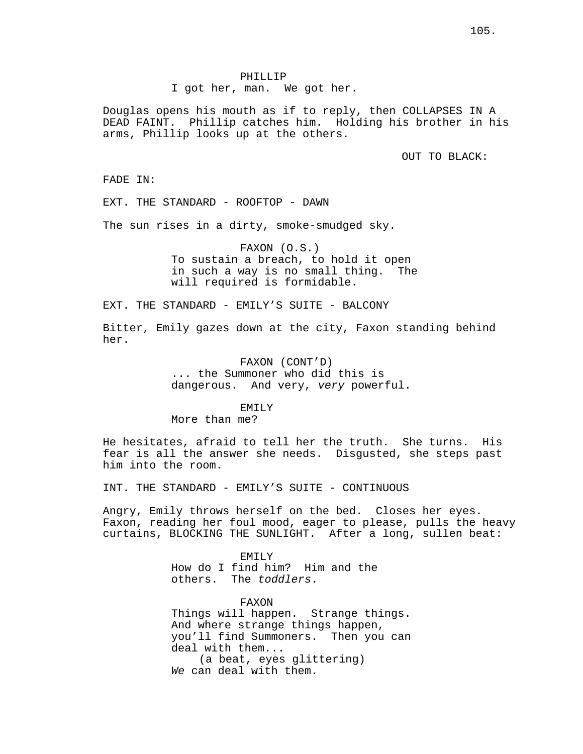PHILLIP
I got her, man. We got her.

Douglas opens his mouth as if to reply, then COLLAPSES IN A DEAD FAINT. Phillip catches him. Holding his brother in his arms, Phillip looks up at the others.

OUT TO BLACK:

FADE IN:

EXT. THE STANDARD - ROOFTOP - DAWN

The sun rises in a dirty, smoke-smudged sky.

FAXON (O.S.)
To sustain a breach, to hold it open in such a way is no small thing. The will required is formidable.

EXT. THE STANDARD - EMILY'S SUITE - BALCONY

Bitter, Emily gazes down at the city, Faxon standing behind her.

FAXON (CONT'D)
... the Summoner who did this is dangerous. And very, *very* powerful.

EMILY
More than me?

He hesitates, afraid to tell her the truth. She turns. His fear is all the answer she needs. Disgusted, she steps past him into the room.

INT. THE STANDARD - EMILY'S SUITE - CONTINUOUS

Angry, Emily throws herself on the bed. Closes her eyes. Faxon, reading her foul mood, eager to please, pulls the heavy curtains, BLOCKING THE SUNLIGHT. After a long, sullen beat:

EMILY
How do I find him? Him and the others. The *toddlers*.

FAXON
Things will happen. Strange things. And where strange things happen, you'll find Summoners. Then you can deal with them...
(a beat, eyes glittering)
*We* can deal with them.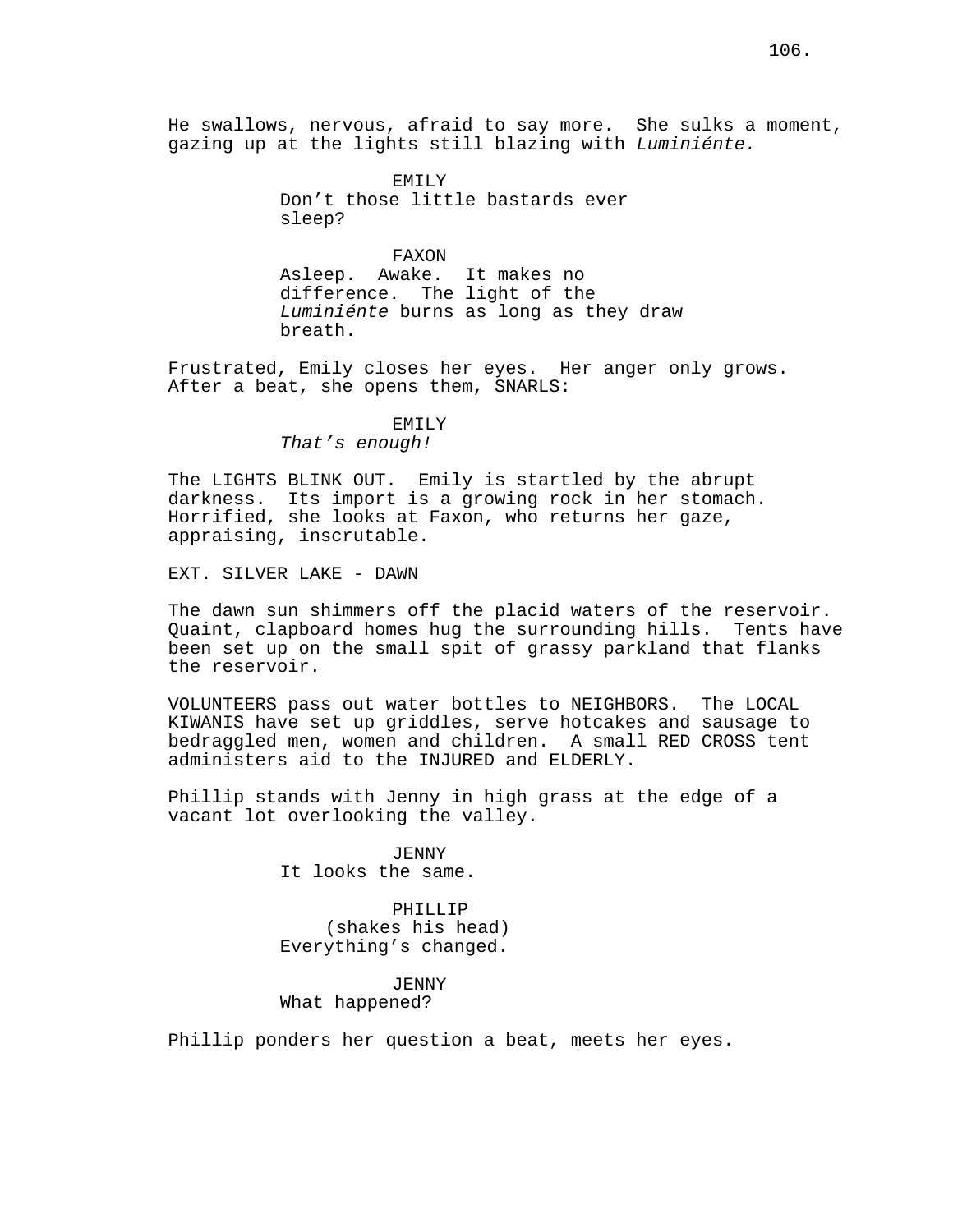He swallows, nervous, afraid to say more. She sulks a moment, gazing up at the lights still blazing with *Luminiénte.*

EMILY
Don't those little bastards ever sleep?

FAXON
Asleep. Awake. It makes no difference. The light of the *Luminiénte* burns as long as they draw breath.

Frustrated, Emily closes her eyes. Her anger only grows. After a beat, she opens them, SNARLS:

EMILY
*That's enough!*

The LIGHTS BLINK OUT. Emily is startled by the abrupt darkness. Its import is a growing rock in her stomach. Horrified, she looks at Faxon, who returns her gaze, appraising, inscrutable.

EXT. SILVER LAKE - DAWN

The dawn sun shimmers off the placid waters of the reservoir. Quaint, clapboard homes hug the surrounding hills. Tents have been set up on the small spit of grassy parkland that flanks the reservoir.

VOLUNTEERS pass out water bottles to NEIGHBORS. The LOCAL KIWANIS have set up griddles, serve hotcakes and sausage to bedraggled men, women and children. A small RED CROSS tent administers aid to the INJURED and ELDERLY.

Phillip stands with Jenny in high grass at the edge of a vacant lot overlooking the valley.

JENNY
It looks the same.

PHILLIP
(shakes his head)
Everything's changed.

JENNY
What happened?

Phillip ponders her question a beat, meets her eyes.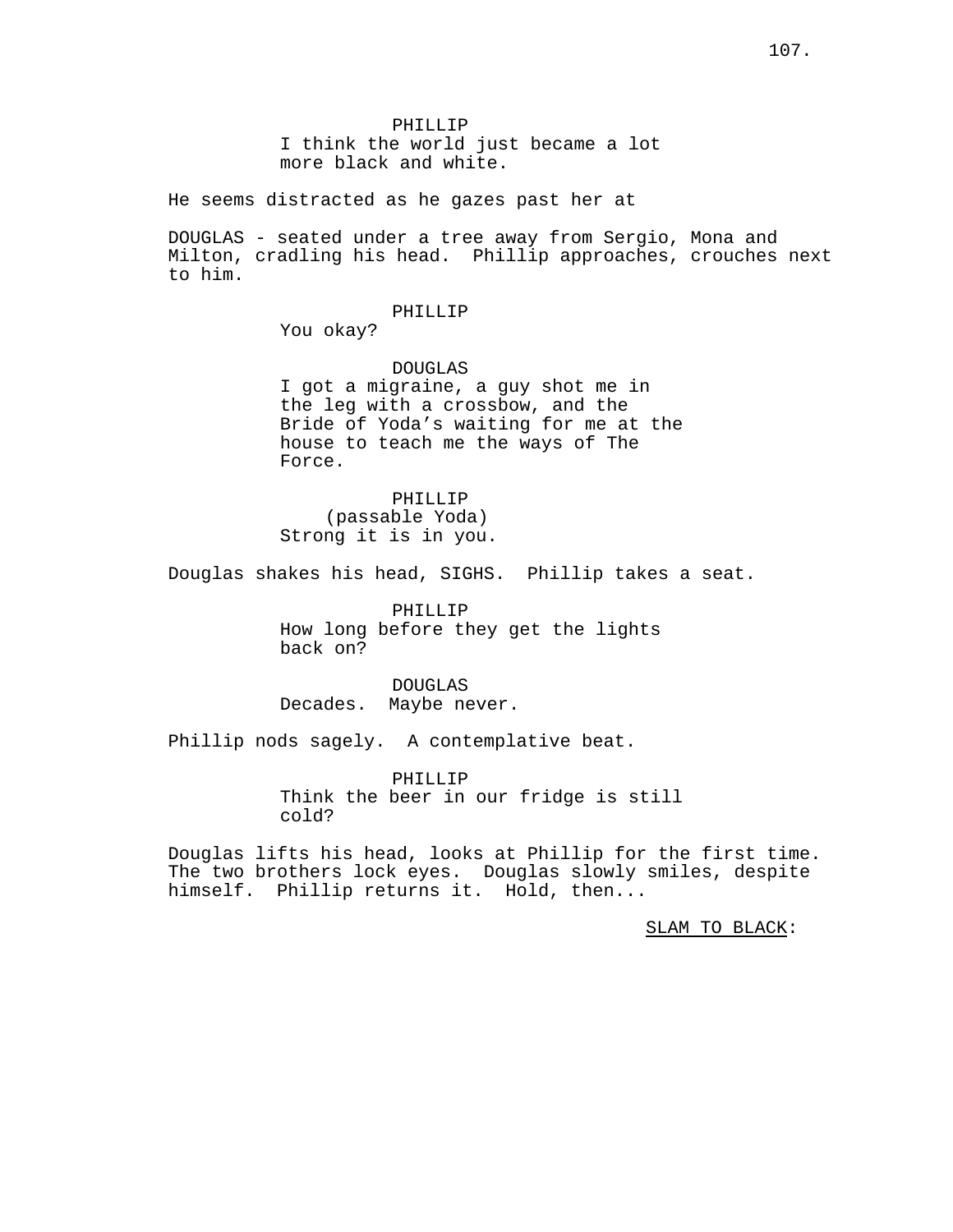PHILLIP
I think the world just became a lot more black and white.

He seems distracted as he gazes past her at

DOUGLAS - seated under a tree away from Sergio, Mona and Milton, cradling his head. Phillip approaches, crouches next to him.

PHILLIP
You okay?

DOUGLAS
I got a migraine, a guy shot me in the leg with a crossbow, and the Bride of Yoda's waiting for me at the house to teach me the ways of The Force.

PHILLIP
(passable Yoda)
Strong it is in you.

Douglas shakes his head, SIGHS. Phillip takes a seat.

PHILLIP
How long before they get the lights back on?

DOUGLAS
Decades. Maybe never.

Phillip nods sagely. A contemplative beat.

PHILLIP
Think the beer in our fridge is still cold?

Douglas lifts his head, looks at Phillip for the first time. The two brothers lock eyes. Douglas slowly smiles, despite himself. Phillip returns it. Hold, then...

SLAM TO BLACK: